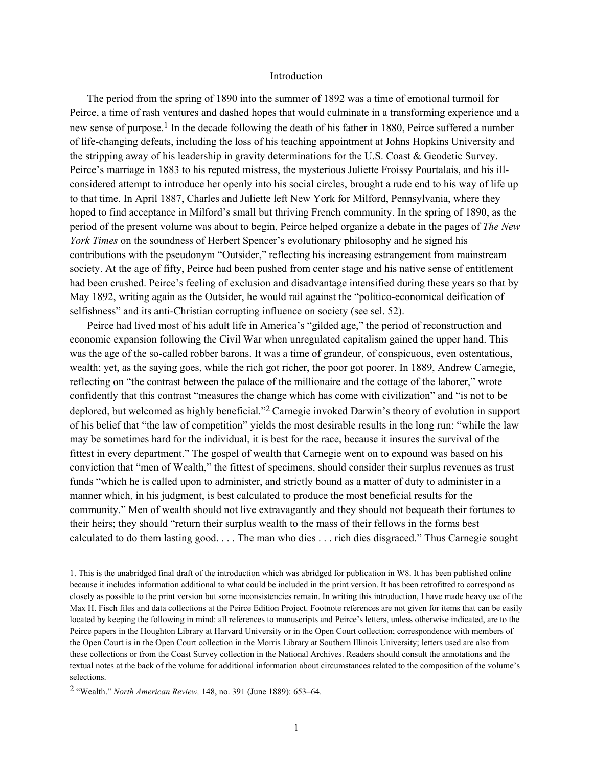# Introduction

The period from the spring of 1890 into the summer of 1892 was a time of emotional turmoil for Peirce, a time of rash ventures and dashed hopes that would culminate in a transforming experience and a new sense of purpose.[1] In the decade following the death of his father in 1880, Peirce suffered a number of life-changing defeats, including the loss of his teaching appointment at Johns Hopkins University and the stripping away of his leadership in gravity determinations for the U.S. Coast & Geodetic Survey. Peirce's marriage in 1883 to his reputed mistress, the mysterious Juliette Froissy Pourtalais, and his ill-considered attempt to introduce her openly into his social circles, brought a rude end to his way of life up to that time. In April 1887, Charles and Juliette left New York for Milford, Pennsylvania, where they hoped to find acceptance in Milford's small but thriving French community. In the spring of 1890, as the period of the present volume was about to begin, Peirce helped organize a debate in the pages of *The New York Times* on the soundness of Herbert Spencer's evolutionary philosophy and he signed his contributions with the pseudonym "Outsider," reflecting his increasing estrangement from mainstream society. At the age of fifty, Peirce had been pushed from center stage and his native sense of entitlement had been crushed. Peirce's feeling of exclusion and disadvantage intensified during these years so that by May 1892, writing again as the Outsider, he would rail against the "politico-economical deification of selfishness" and its anti-Christian corrupting influence on society (see sel. 52).

Peirce had lived most of his adult life in America's "gilded age," the period of reconstruction and economic expansion following the Civil War when unregulated capitalism gained the upper hand. This was the age of the so-called robber barons. It was a time of grandeur, of conspicuous, even ostentatious, wealth; yet, as the saying goes, while the rich got richer, the poor got poorer. In 1889, Andrew Carnegie, reflecting on "the contrast between the palace of the millionaire and the cottage of the laborer," wrote confidently that this contrast "measures the change which has come with civilization" and "is not to be deplored, but welcomed as highly beneficial."[2] Carnegie invoked Darwin's theory of evolution in support of his belief that "the law of competition" yields the most desirable results in the long run: "while the law may be sometimes hard for the individual, it is best for the race, because it insures the survival of the fittest in every department." The gospel of wealth that Carnegie went on to expound was based on his conviction that "men of Wealth," the fittest of specimens, should consider their surplus revenues as trust funds "which he is called upon to administer, and strictly bound as a matter of duty to administer in a manner which, in his judgment, is best calculated to produce the most beneficial results for the community." Men of wealth should not live extravagantly and they should not bequeath their fortunes to their heirs; they should "return their surplus wealth to the mass of their fellows in the forms best calculated to do them lasting good. . . . The man who dies . . . rich dies disgraced." Thus Carnegie sought

---

1. This is the unabridged final draft of the introduction which was abridged for publication in W8. It has been published online because it includes information additional to what could be included in the print version. It has been retrofitted to correspond as closely as possible to the print version but some inconsistencies remain. In writing this introduction, I have made heavy use of the Max H. Fisch files and data collections at the Peirce Edition Project. Footnote references are not given for items that can be easily located by keeping the following in mind: all references to manuscripts and Peirce's letters, unless otherwise indicated, are to the Peirce papers in the Houghton Library at Harvard University or in the Open Court collection; correspondence with members of the Open Court is in the Open Court collection in the Morris Library at Southern Illinois University; letters used are also from these collections or from the Coast Survey collection in the National Archives. Readers should consult the annotations and the textual notes at the back of the volume for additional information about circumstances related to the composition of the volume's selections.

2. "Wealth." *North American Review,* 148, no. 391 (June 1889): 653–64.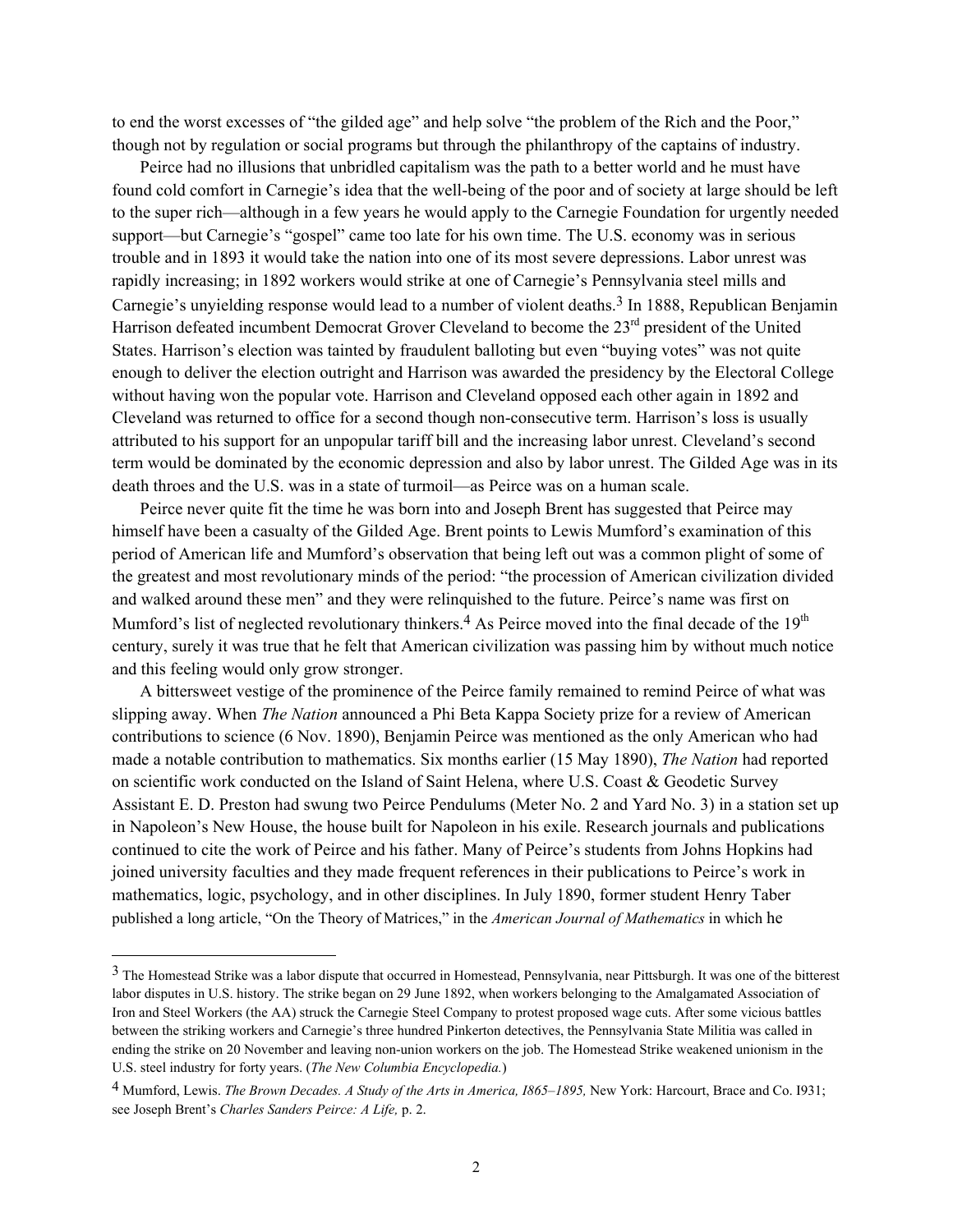to end the worst excesses of "the gilded age" and help solve "the problem of the Rich and the Poor," though not by regulation or social programs but through the philanthropy of the captains of industry.

Peirce had no illusions that unbridled capitalism was the path to a better world and he must have found cold comfort in Carnegie's idea that the well-being of the poor and of society at large should be left to the super rich—although in a few years he would apply to the Carnegie Foundation for urgently needed support—but Carnegie's "gospel" came too late for his own time. The U.S. economy was in serious trouble and in 1893 it would take the nation into one of its most severe depressions. Labor unrest was rapidly increasing; in 1892 workers would strike at one of Carnegie's Pennsylvania steel mills and Carnegie's unyielding response would lead to a number of violent deaths.[3] In 1888, Republican Benjamin Harrison defeated incumbent Democrat Grover Cleveland to become the 23rd president of the United States. Harrison's election was tainted by fraudulent balloting but even "buying votes" was not quite enough to deliver the election outright and Harrison was awarded the presidency by the Electoral College without having won the popular vote. Harrison and Cleveland opposed each other again in 1892 and Cleveland was returned to office for a second though non-consecutive term. Harrison's loss is usually attributed to his support for an unpopular tariff bill and the increasing labor unrest. Cleveland's second term would be dominated by the economic depression and also by labor unrest. The Gilded Age was in its death throes and the U.S. was in a state of turmoil—as Peirce was on a human scale.

Peirce never quite fit the time he was born into and Joseph Brent has suggested that Peirce may himself have been a casualty of the Gilded Age. Brent points to Lewis Mumford's examination of this period of American life and Mumford's observation that being left out was a common plight of some of the greatest and most revolutionary minds of the period: "the procession of American civilization divided and walked around these men" and they were relinquished to the future. Peirce's name was first on Mumford's list of neglected revolutionary thinkers.[4] As Peirce moved into the final decade of the 19th century, surely it was true that he felt that American civilization was passing him by without much notice and this feeling would only grow stronger.

A bittersweet vestige of the prominence of the Peirce family remained to remind Peirce of what was slipping away. When *The Nation* announced a Phi Beta Kappa Society prize for a review of American contributions to science (6 Nov. 1890), Benjamin Peirce was mentioned as the only American who had made a notable contribution to mathematics. Six months earlier (15 May 1890), *The Nation* had reported on scientific work conducted on the Island of Saint Helena, where U.S. Coast & Geodetic Survey Assistant E. D. Preston had swung two Peirce Pendulums (Meter No. 2 and Yard No. 3) in a station set up in Napoleon's New House, the house built for Napoleon in his exile. Research journals and publications continued to cite the work of Peirce and his father. Many of Peirce's students from Johns Hopkins had joined university faculties and they made frequent references in their publications to Peirce's work in mathematics, logic, psychology, and in other disciplines. In July 1890, former student Henry Taber published a long article, "On the Theory of Matrices," in the *American Journal of Mathematics* in which he

---

[3] The Homestead Strike was a labor dispute that occurred in Homestead, Pennsylvania, near Pittsburgh. It was one of the bitterest labor disputes in U.S. history. The strike began on 29 June 1892, when workers belonging to the Amalgamated Association of Iron and Steel Workers (the AA) struck the Carnegie Steel Company to protest proposed wage cuts. After some vicious battles between the striking workers and Carnegie's three hundred Pinkerton detectives, the Pennsylvania State Militia was called in ending the strike on 20 November and leaving non-union workers on the job. The Homestead Strike weakened unionism in the U.S. steel industry for forty years. (*The New Columbia Encyclopedia.*)

[4] Mumford, Lewis. *The Brown Decades. A Study of the Arts in America, 1865–1895,* New York: Harcourt, Brace and Co. I931; see Joseph Brent's *Charles Sanders Peirce: A Life,* p. 2.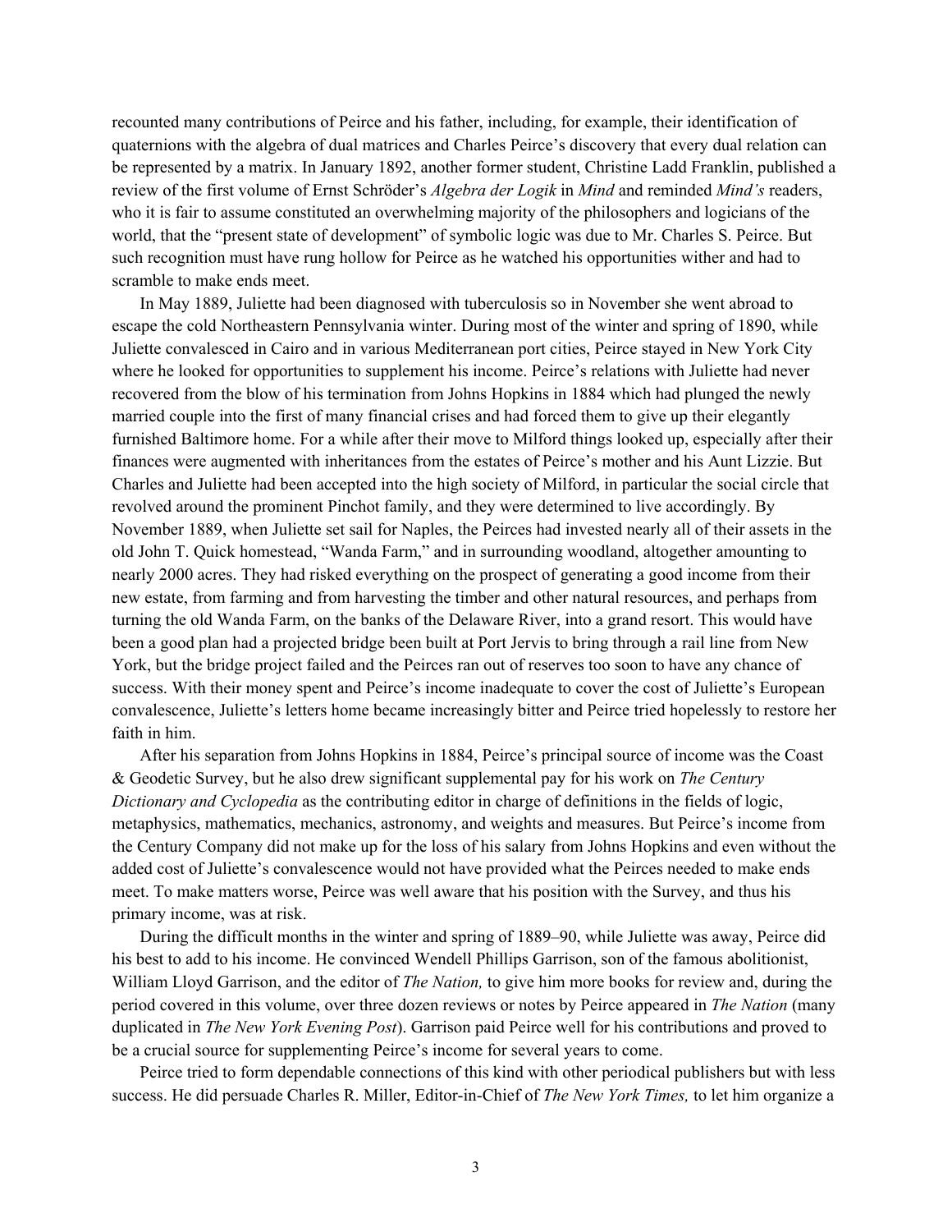recounted many contributions of Peirce and his father, including, for example, their identification of quaternions with the algebra of dual matrices and Charles Peirce's discovery that every dual relation can be represented by a matrix. In January 1892, another former student, Christine Ladd Franklin, published a review of the first volume of Ernst Schröder's *Algebra der Logik* in *Mind* and reminded *Mind's* readers, who it is fair to assume constituted an overwhelming majority of the philosophers and logicians of the world, that the "present state of development" of symbolic logic was due to Mr. Charles S. Peirce. But such recognition must have rung hollow for Peirce as he watched his opportunities wither and had to scramble to make ends meet.

In May 1889, Juliette had been diagnosed with tuberculosis so in November she went abroad to escape the cold Northeastern Pennsylvania winter. During most of the winter and spring of 1890, while Juliette convalesced in Cairo and in various Mediterranean port cities, Peirce stayed in New York City where he looked for opportunities to supplement his income. Peirce's relations with Juliette had never recovered from the blow of his termination from Johns Hopkins in 1884 which had plunged the newly married couple into the first of many financial crises and had forced them to give up their elegantly furnished Baltimore home. For a while after their move to Milford things looked up, especially after their finances were augmented with inheritances from the estates of Peirce's mother and his Aunt Lizzie. But Charles and Juliette had been accepted into the high society of Milford, in particular the social circle that revolved around the prominent Pinchot family, and they were determined to live accordingly. By November 1889, when Juliette set sail for Naples, the Peirces had invested nearly all of their assets in the old John T. Quick homestead, "Wanda Farm," and in surrounding woodland, altogether amounting to nearly 2000 acres. They had risked everything on the prospect of generating a good income from their new estate, from farming and from harvesting the timber and other natural resources, and perhaps from turning the old Wanda Farm, on the banks of the Delaware River, into a grand resort. This would have been a good plan had a projected bridge been built at Port Jervis to bring through a rail line from New York, but the bridge project failed and the Peirces ran out of reserves too soon to have any chance of success. With their money spent and Peirce's income inadequate to cover the cost of Juliette's European convalescence, Juliette's letters home became increasingly bitter and Peirce tried hopelessly to restore her faith in him.

After his separation from Johns Hopkins in 1884, Peirce's principal source of income was the Coast & Geodetic Survey, but he also drew significant supplemental pay for his work on *The Century Dictionary and Cyclopedia* as the contributing editor in charge of definitions in the fields of logic, metaphysics, mathematics, mechanics, astronomy, and weights and measures. But Peirce's income from the Century Company did not make up for the loss of his salary from Johns Hopkins and even without the added cost of Juliette's convalescence would not have provided what the Peirces needed to make ends meet. To make matters worse, Peirce was well aware that his position with the Survey, and thus his primary income, was at risk.

During the difficult months in the winter and spring of 1889–90, while Juliette was away, Peirce did his best to add to his income. He convinced Wendell Phillips Garrison, son of the famous abolitionist, William Lloyd Garrison, and the editor of *The Nation,* to give him more books for review and, during the period covered in this volume, over three dozen reviews or notes by Peirce appeared in *The Nation* (many duplicated in *The New York Evening Post*). Garrison paid Peirce well for his contributions and proved to be a crucial source for supplementing Peirce's income for several years to come.

Peirce tried to form dependable connections of this kind with other periodical publishers but with less success. He did persuade Charles R. Miller, Editor-in-Chief of *The New York Times,* to let him organize a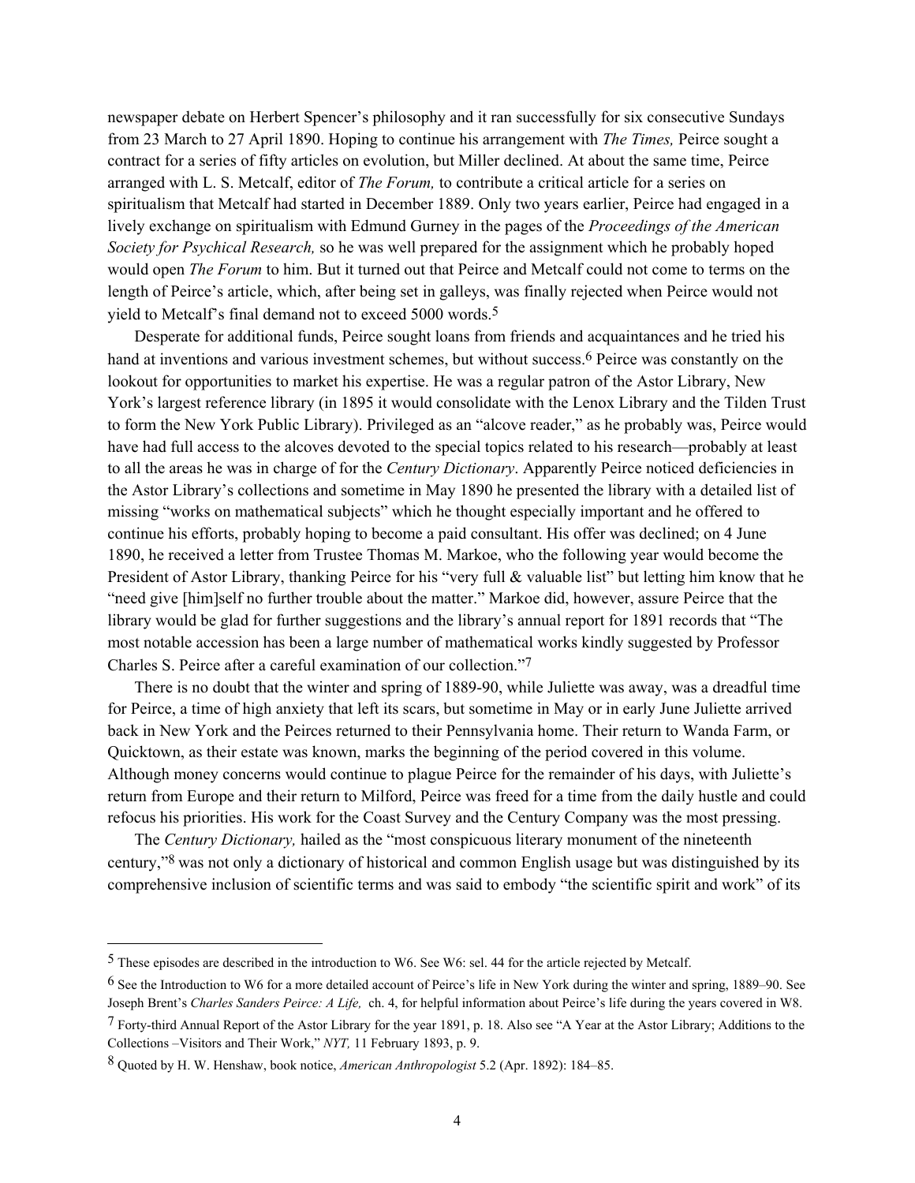newspaper debate on Herbert Spencer's philosophy and it ran successfully for six consecutive Sundays from 23 March to 27 April 1890. Hoping to continue his arrangement with *The Times,* Peirce sought a contract for a series of fifty articles on evolution, but Miller declined. At about the same time, Peirce arranged with L. S. Metcalf, editor of *The Forum,* to contribute a critical article for a series on spiritualism that Metcalf had started in December 1889. Only two years earlier, Peirce had engaged in a lively exchange on spiritualism with Edmund Gurney in the pages of the *Proceedings of the American Society for Psychical Research,* so he was well prepared for the assignment which he probably hoped would open *The Forum* to him. But it turned out that Peirce and Metcalf could not come to terms on the length of Peirce's article, which, after being set in galleys, was finally rejected when Peirce would not yield to Metcalf's final demand not to exceed 5000 words.[5]

Desperate for additional funds, Peirce sought loans from friends and acquaintances and he tried his hand at inventions and various investment schemes, but without success.[6] Peirce was constantly on the lookout for opportunities to market his expertise. He was a regular patron of the Astor Library, New York's largest reference library (in 1895 it would consolidate with the Lenox Library and the Tilden Trust to form the New York Public Library). Privileged as an "alcove reader," as he probably was, Peirce would have had full access to the alcoves devoted to the special topics related to his research—probably at least to all the areas he was in charge of for the *Century Dictionary*. Apparently Peirce noticed deficiencies in the Astor Library's collections and sometime in May 1890 he presented the library with a detailed list of missing "works on mathematical subjects" which he thought especially important and he offered to continue his efforts, probably hoping to become a paid consultant. His offer was declined; on 4 June 1890, he received a letter from Trustee Thomas M. Markoe, who the following year would become the President of Astor Library, thanking Peirce for his "very full & valuable list" but letting him know that he "need give [him]self no further trouble about the matter." Markoe did, however, assure Peirce that the library would be glad for further suggestions and the library's annual report for 1891 records that "The most notable accession has been a large number of mathematical works kindly suggested by Professor Charles S. Peirce after a careful examination of our collection."[7]

There is no doubt that the winter and spring of 1889-90, while Juliette was away, was a dreadful time for Peirce, a time of high anxiety that left its scars, but sometime in May or in early June Juliette arrived back in New York and the Peirces returned to their Pennsylvania home. Their return to Wanda Farm, or Quicktown, as their estate was known, marks the beginning of the period covered in this volume. Although money concerns would continue to plague Peirce for the remainder of his days, with Juliette's return from Europe and their return to Milford, Peirce was freed for a time from the daily hustle and could refocus his priorities. His work for the Coast Survey and the Century Company was the most pressing.

The *Century Dictionary,* hailed as the "most conspicuous literary monument of the nineteenth century,"[8] was not only a dictionary of historical and common English usage but was distinguished by its comprehensive inclusion of scientific terms and was said to embody "the scientific spirit and work" of its

---

[5] These episodes are described in the introduction to W6. See W6: sel. 44 for the article rejected by Metcalf.

[6] See the Introduction to W6 for a more detailed account of Peirce's life in New York during the winter and spring, 1889–90. See Joseph Brent's *Charles Sanders Peirce: A Life,* ch. 4, for helpful information about Peirce's life during the years covered in W8.

[7] Forty-third Annual Report of the Astor Library for the year 1891, p. 18. Also see "A Year at the Astor Library; Additions to the Collections –Visitors and Their Work," *NYT,* 11 February 1893, p. 9.

[8] Quoted by H. W. Henshaw, book notice, *American Anthropologist* 5.2 (Apr. 1892): 184–85.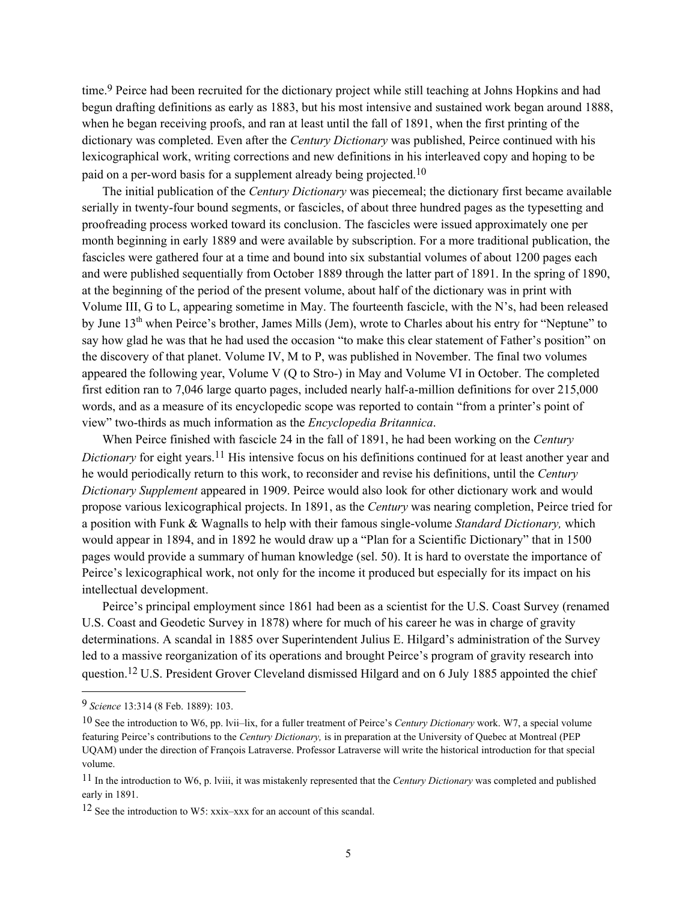time.[9] Peirce had been recruited for the dictionary project while still teaching at Johns Hopkins and had begun drafting definitions as early as 1883, but his most intensive and sustained work began around 1888, when he began receiving proofs, and ran at least until the fall of 1891, when the first printing of the dictionary was completed. Even after the *Century Dictionary* was published, Peirce continued with his lexicographical work, writing corrections and new definitions in his interleaved copy and hoping to be paid on a per-word basis for a supplement already being projected.[10]

The initial publication of the *Century Dictionary* was piecemeal; the dictionary first became available serially in twenty-four bound segments, or fascicles, of about three hundred pages as the typesetting and proofreading process worked toward its conclusion. The fascicles were issued approximately one per month beginning in early 1889 and were available by subscription. For a more traditional publication, the fascicles were gathered four at a time and bound into six substantial volumes of about 1200 pages each and were published sequentially from October 1889 through the latter part of 1891. In the spring of 1890, at the beginning of the period of the present volume, about half of the dictionary was in print with Volume III, G to L, appearing sometime in May. The fourteenth fascicle, with the N's, had been released by June 13th when Peirce's brother, James Mills (Jem), wrote to Charles about his entry for "Neptune" to say how glad he was that he had used the occasion "to make this clear statement of Father's position" on the discovery of that planet. Volume IV, M to P, was published in November. The final two volumes appeared the following year, Volume V (Q to Stro-) in May and Volume VI in October. The completed first edition ran to 7,046 large quarto pages, included nearly half-a-million definitions for over 215,000 words, and as a measure of its encyclopedic scope was reported to contain "from a printer's point of view" two-thirds as much information as the *Encyclopedia Britannica*.

When Peirce finished with fascicle 24 in the fall of 1891, he had been working on the *Century Dictionary* for eight years.[11] His intensive focus on his definitions continued for at least another year and he would periodically return to this work, to reconsider and revise his definitions, until the *Century Dictionary Supplement* appeared in 1909. Peirce would also look for other dictionary work and would propose various lexicographical projects. In 1891, as the *Century* was nearing completion, Peirce tried for a position with Funk & Wagnalls to help with their famous single-volume *Standard Dictionary,* which would appear in 1894, and in 1892 he would draw up a "Plan for a Scientific Dictionary" that in 1500 pages would provide a summary of human knowledge (sel. 50). It is hard to overstate the importance of Peirce's lexicographical work, not only for the income it produced but especially for its impact on his intellectual development.

Peirce's principal employment since 1861 had been as a scientist for the U.S. Coast Survey (renamed U.S. Coast and Geodetic Survey in 1878) where for much of his career he was in charge of gravity determinations. A scandal in 1885 over Superintendent Julius E. Hilgard's administration of the Survey led to a massive reorganization of its operations and brought Peirce's program of gravity research into question.[12] U.S. President Grover Cleveland dismissed Hilgard and on 6 July 1885 appointed the chief

---

[9] *Science* 13:314 (8 Feb. 1889): 103.

[10] See the introduction to W6, pp. lvii–lix, for a fuller treatment of Peirce's *Century Dictionary* work. W7, a special volume featuring Peirce's contributions to the *Century Dictionary,* is in preparation at the University of Quebec at Montreal (PEP UQAM) under the direction of François Latraverse. Professor Latraverse will write the historical introduction for that special volume.

[11] In the introduction to W6, p. lviii, it was mistakenly represented that the *Century Dictionary* was completed and published early in 1891.

[12] See the introduction to W5: xxix–xxx for an account of this scandal.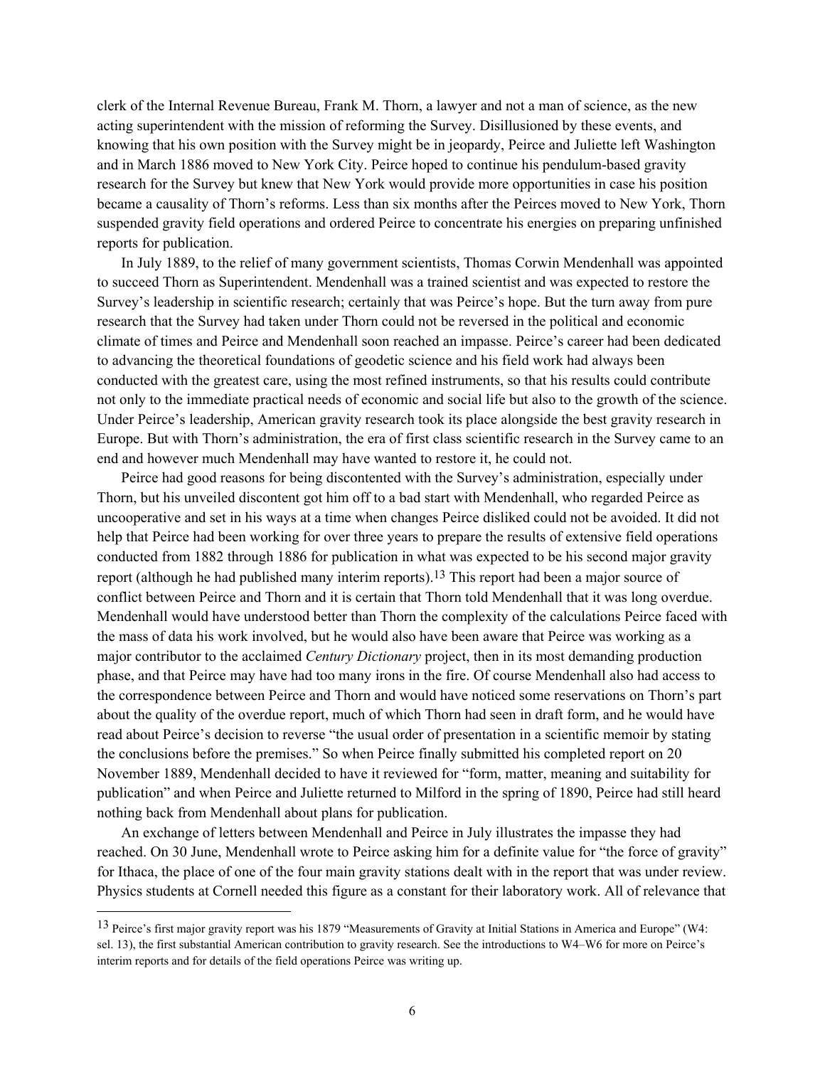clerk of the Internal Revenue Bureau, Frank M. Thorn, a lawyer and not a man of science, as the new acting superintendent with the mission of reforming the Survey. Disillusioned by these events, and knowing that his own position with the Survey might be in jeopardy, Peirce and Juliette left Washington and in March 1886 moved to New York City. Peirce hoped to continue his pendulum-based gravity research for the Survey but knew that New York would provide more opportunities in case his position became a causality of Thorn's reforms. Less than six months after the Peirces moved to New York, Thorn suspended gravity field operations and ordered Peirce to concentrate his energies on preparing unfinished reports for publication.

In July 1889, to the relief of many government scientists, Thomas Corwin Mendenhall was appointed to succeed Thorn as Superintendent. Mendenhall was a trained scientist and was expected to restore the Survey's leadership in scientific research; certainly that was Peirce's hope. But the turn away from pure research that the Survey had taken under Thorn could not be reversed in the political and economic climate of times and Peirce and Mendenhall soon reached an impasse. Peirce's career had been dedicated to advancing the theoretical foundations of geodetic science and his field work had always been conducted with the greatest care, using the most refined instruments, so that his results could contribute not only to the immediate practical needs of economic and social life but also to the growth of the science. Under Peirce's leadership, American gravity research took its place alongside the best gravity research in Europe. But with Thorn's administration, the era of first class scientific research in the Survey came to an end and however much Mendenhall may have wanted to restore it, he could not.

Peirce had good reasons for being discontented with the Survey's administration, especially under Thorn, but his unveiled discontent got him off to a bad start with Mendenhall, who regarded Peirce as uncooperative and set in his ways at a time when changes Peirce disliked could not be avoided. It did not help that Peirce had been working for over three years to prepare the results of extensive field operations conducted from 1882 through 1886 for publication in what was expected to be his second major gravity report (although he had published many interim reports).[13] This report had been a major source of conflict between Peirce and Thorn and it is certain that Thorn told Mendenhall that it was long overdue. Mendenhall would have understood better than Thorn the complexity of the calculations Peirce faced with the mass of data his work involved, but he would also have been aware that Peirce was working as a major contributor to the acclaimed *Century Dictionary* project, then in its most demanding production phase, and that Peirce may have had too many irons in the fire. Of course Mendenhall also had access to the correspondence between Peirce and Thorn and would have noticed some reservations on Thorn's part about the quality of the overdue report, much of which Thorn had seen in draft form, and he would have read about Peirce's decision to reverse "the usual order of presentation in a scientific memoir by stating the conclusions before the premises." So when Peirce finally submitted his completed report on 20 November 1889, Mendenhall decided to have it reviewed for "form, matter, meaning and suitability for publication" and when Peirce and Juliette returned to Milford in the spring of 1890, Peirce had still heard nothing back from Mendenhall about plans for publication.

An exchange of letters between Mendenhall and Peirce in July illustrates the impasse they had reached. On 30 June, Mendenhall wrote to Peirce asking him for a definite value for "the force of gravity" for Ithaca, the place of one of the four main gravity stations dealt with in the report that was under review. Physics students at Cornell needed this figure as a constant for their laboratory work. All of relevance that

---

[13] Peirce's first major gravity report was his 1879 "Measurements of Gravity at Initial Stations in America and Europe" (W4: sel. 13), the first substantial American contribution to gravity research. See the introductions to W4–W6 for more on Peirce's interim reports and for details of the field operations Peirce was writing up.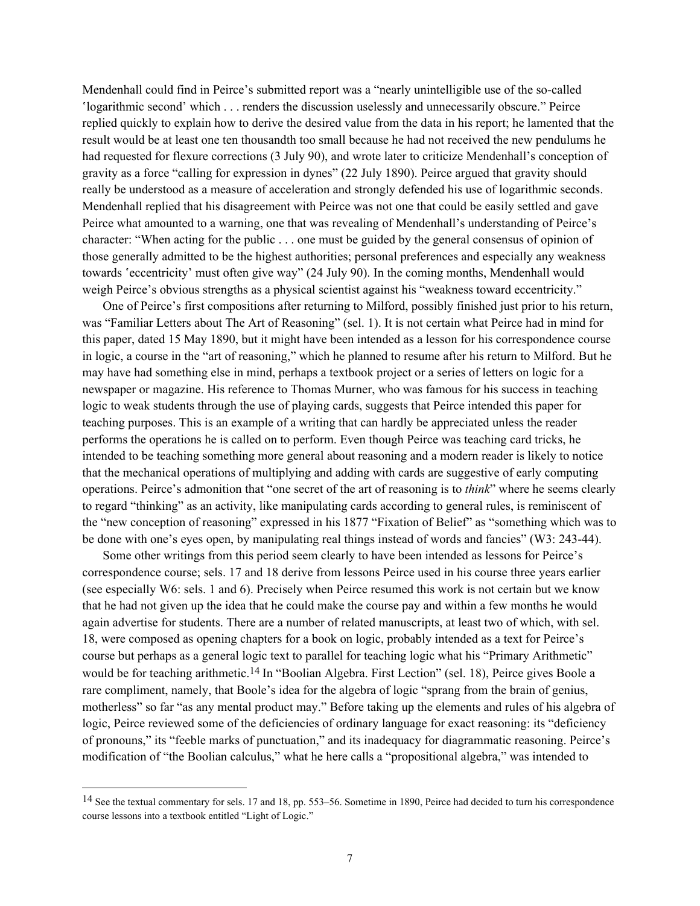Mendenhall could find in Peirce's submitted report was a "nearly unintelligible use of the so-called 'logarithmic second' which . . . renders the discussion uselessly and unnecessarily obscure." Peirce replied quickly to explain how to derive the desired value from the data in his report; he lamented that the result would be at least one ten thousandth too small because he had not received the new pendulums he had requested for flexure corrections (3 July 90), and wrote later to criticize Mendenhall's conception of gravity as a force "calling for expression in dynes" (22 July 1890). Peirce argued that gravity should really be understood as a measure of acceleration and strongly defended his use of logarithmic seconds. Mendenhall replied that his disagreement with Peirce was not one that could be easily settled and gave Peirce what amounted to a warning, one that was revealing of Mendenhall's understanding of Peirce's character: "When acting for the public . . . one must be guided by the general consensus of opinion of those generally admitted to be the highest authorities; personal preferences and especially any weakness towards 'eccentricity' must often give way" (24 July 90). In the coming months, Mendenhall would weigh Peirce's obvious strengths as a physical scientist against his "weakness toward eccentricity."

One of Peirce's first compositions after returning to Milford, possibly finished just prior to his return, was "Familiar Letters about The Art of Reasoning" (sel. 1). It is not certain what Peirce had in mind for this paper, dated 15 May 1890, but it might have been intended as a lesson for his correspondence course in logic, a course in the "art of reasoning," which he planned to resume after his return to Milford. But he may have had something else in mind, perhaps a textbook project or a series of letters on logic for a newspaper or magazine. His reference to Thomas Murner, who was famous for his success in teaching logic to weak students through the use of playing cards, suggests that Peirce intended this paper for teaching purposes. This is an example of a writing that can hardly be appreciated unless the reader performs the operations he is called on to perform. Even though Peirce was teaching card tricks, he intended to be teaching something more general about reasoning and a modern reader is likely to notice that the mechanical operations of multiplying and adding with cards are suggestive of early computing operations. Peirce's admonition that "one secret of the art of reasoning is to *think*" where he seems clearly to regard "thinking" as an activity, like manipulating cards according to general rules, is reminiscent of the "new conception of reasoning" expressed in his 1877 "Fixation of Belief" as "something which was to be done with one's eyes open, by manipulating real things instead of words and fancies" (W3: 243-44).

Some other writings from this period seem clearly to have been intended as lessons for Peirce's correspondence course; sels. 17 and 18 derive from lessons Peirce used in his course three years earlier (see especially W6: sels. 1 and 6). Precisely when Peirce resumed this work is not certain but we know that he had not given up the idea that he could make the course pay and within a few months he would again advertise for students. There are a number of related manuscripts, at least two of which, with sel. 18, were composed as opening chapters for a book on logic, probably intended as a text for Peirce's course but perhaps as a general logic text to parallel for teaching logic what his "Primary Arithmetic" would be for teaching arithmetic.[14] In "Boolian Algebra. First Lection" (sel. 18), Peirce gives Boole a rare compliment, namely, that Boole's idea for the algebra of logic "sprang from the brain of genius, motherless" so far "as any mental product may." Before taking up the elements and rules of his algebra of logic, Peirce reviewed some of the deficiencies of ordinary language for exact reasoning: its "deficiency of pronouns," its "feeble marks of punctuation," and its inadequacy for diagrammatic reasoning. Peirce's modification of "the Boolian calculus," what he here calls a "propositional algebra," was intended to

---

[14] See the textual commentary for sels. 17 and 18, pp. 553–56. Sometime in 1890, Peirce had decided to turn his correspondence course lessons into a textbook entitled "Light of Logic."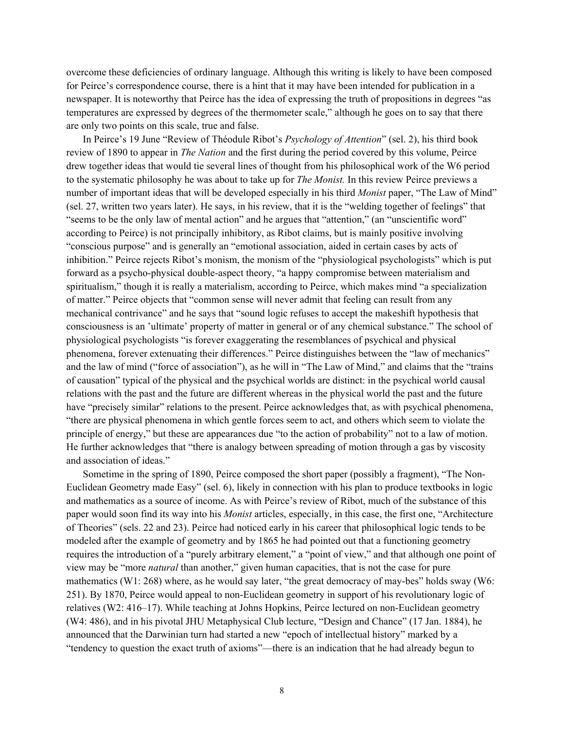overcome these deficiencies of ordinary language. Although this writing is likely to have been composed for Peirce's correspondence course, there is a hint that it may have been intended for publication in a newspaper. It is noteworthy that Peirce has the idea of expressing the truth of propositions in degrees "as temperatures are expressed by degrees of the thermometer scale," although he goes on to say that there are only two points on this scale, true and false.

In Peirce's 19 June "Review of Théodule Ribot's *Psychology of Attention*" (sel. 2), his third book review of 1890 to appear in *The Nation* and the first during the period covered by this volume, Peirce drew together ideas that would tie several lines of thought from his philosophical work of the W6 period to the systematic philosophy he was about to take up for *The Monist.* In this review Peirce previews a number of important ideas that will be developed especially in his third *Monist* paper, "The Law of Mind" (sel. 27, written two years later). He says, in his review, that it is the "welding together of feelings" that "seems to be the only law of mental action" and he argues that "attention," (an "unscientific word" according to Peirce) is not principally inhibitory, as Ribot claims, but is mainly positive involving "conscious purpose" and is generally an "emotional association, aided in certain cases by acts of inhibition." Peirce rejects Ribot's monism, the monism of the "physiological psychologists" which is put forward as a psycho-physical double-aspect theory, "a happy compromise between materialism and spiritualism," though it is really a materialism, according to Peirce, which makes mind "a specialization of matter." Peirce objects that "common sense will never admit that feeling can result from any mechanical contrivance" and he says that "sound logic refuses to accept the makeshift hypothesis that consciousness is an 'ultimate' property of matter in general or of any chemical substance." The school of physiological psychologists "is forever exaggerating the resemblances of psychical and physical phenomena, forever extenuating their differences." Peirce distinguishes between the "law of mechanics" and the law of mind ("force of association"), as he will in "The Law of Mind," and claims that the "trains of causation" typical of the physical and the psychical worlds are distinct: in the psychical world causal relations with the past and the future are different whereas in the physical world the past and the future have "precisely similar" relations to the present. Peirce acknowledges that, as with psychical phenomena, "there are physical phenomena in which gentle forces seem to act, and others which seem to violate the principle of energy," but these are appearances due "to the action of probability" not to a law of motion. He further acknowledges that "there is analogy between spreading of motion through a gas by viscosity and association of ideas."

Sometime in the spring of 1890, Peirce composed the short paper (possibly a fragment), "The Non-Euclidean Geometry made Easy" (sel. 6), likely in connection with his plan to produce textbooks in logic and mathematics as a source of income. As with Peirce's review of Ribot, much of the substance of this paper would soon find its way into his *Monist* articles, especially, in this case, the first one, "Architecture of Theories" (sels. 22 and 23). Peirce had noticed early in his career that philosophical logic tends to be modeled after the example of geometry and by 1865 he had pointed out that a functioning geometry requires the introduction of a "purely arbitrary element," a "point of view," and that although one point of view may be "more *natural* than another," given human capacities, that is not the case for pure mathematics (W1: 268) where, as he would say later, "the great democracy of may-bes" holds sway (W6: 251). By 1870, Peirce would appeal to non-Euclidean geometry in support of his revolutionary logic of relatives (W2: 416–17). While teaching at Johns Hopkins, Peirce lectured on non-Euclidean geometry (W4: 486), and in his pivotal JHU Metaphysical Club lecture, "Design and Chance" (17 Jan. 1884), he announced that the Darwinian turn had started a new "epoch of intellectual history" marked by a "tendency to question the exact truth of axioms"—there is an indication that he had already begun to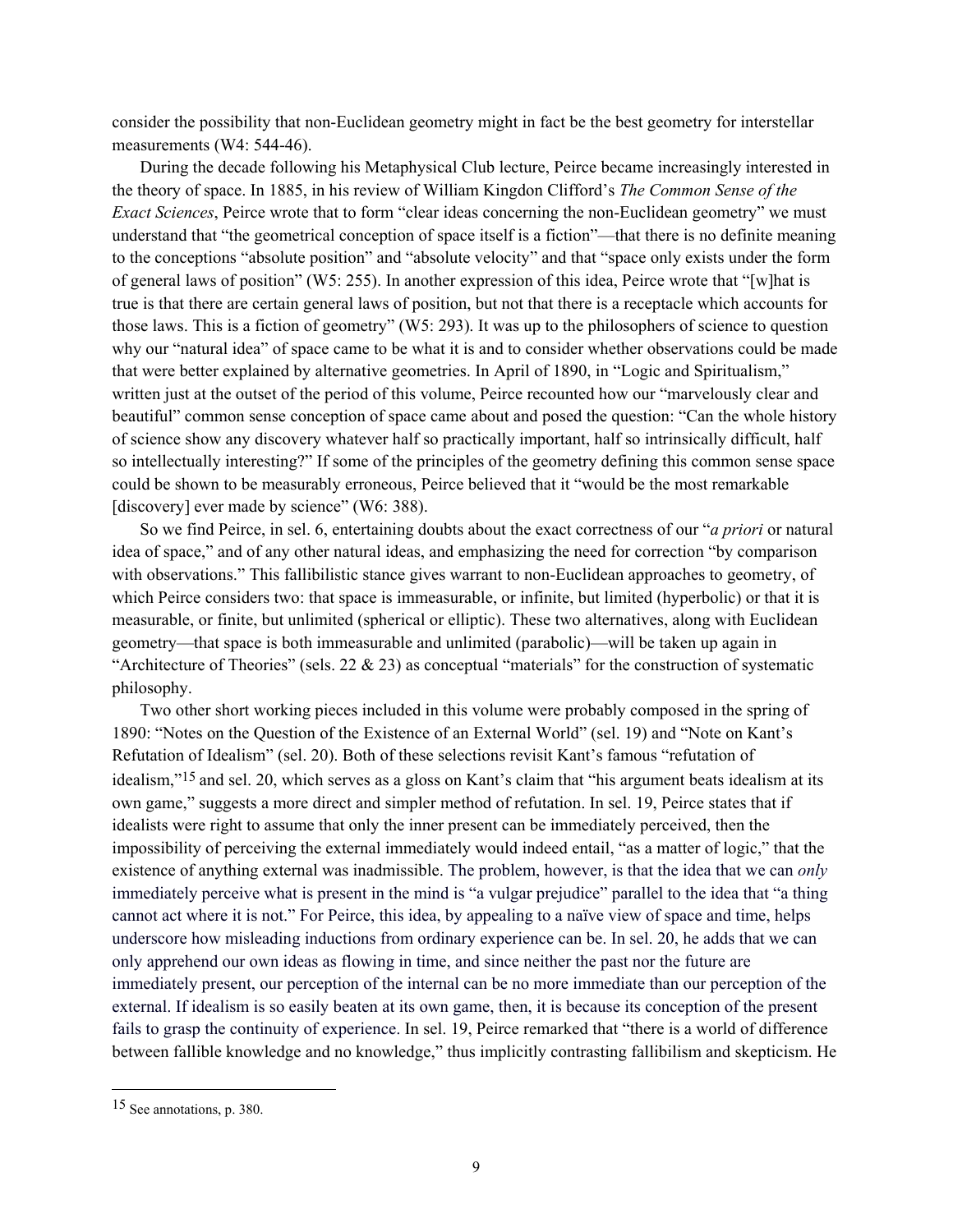consider the possibility that non-Euclidean geometry might in fact be the best geometry for interstellar measurements (W4: 544-46).

During the decade following his Metaphysical Club lecture, Peirce became increasingly interested in the theory of space. In 1885, in his review of William Kingdon Clifford's *The Common Sense of the Exact Sciences*, Peirce wrote that to form "clear ideas concerning the non-Euclidean geometry" we must understand that "the geometrical conception of space itself is a fiction"—that there is no definite meaning to the conceptions "absolute position" and "absolute velocity" and that "space only exists under the form of general laws of position" (W5: 255). In another expression of this idea, Peirce wrote that "[w]hat is true is that there are certain general laws of position, but not that there is a receptacle which accounts for those laws. This is a fiction of geometry" (W5: 293). It was up to the philosophers of science to question why our "natural idea" of space came to be what it is and to consider whether observations could be made that were better explained by alternative geometries. In April of 1890, in "Logic and Spiritualism," written just at the outset of the period of this volume, Peirce recounted how our "marvelously clear and beautiful" common sense conception of space came about and posed the question: "Can the whole history of science show any discovery whatever half so practically important, half so intrinsically difficult, half so intellectually interesting?" If some of the principles of the geometry defining this common sense space could be shown to be measurably erroneous, Peirce believed that it "would be the most remarkable [discovery] ever made by science" (W6: 388).

So we find Peirce, in sel. 6, entertaining doubts about the exact correctness of our "*a priori* or natural idea of space," and of any other natural ideas, and emphasizing the need for correction "by comparison with observations." This fallibilistic stance gives warrant to non-Euclidean approaches to geometry, of which Peirce considers two: that space is immeasurable, or infinite, but limited (hyperbolic) or that it is measurable, or finite, but unlimited (spherical or elliptic). These two alternatives, along with Euclidean geometry—that space is both immeasurable and unlimited (parabolic)—will be taken up again in "Architecture of Theories" (sels. 22 & 23) as conceptual "materials" for the construction of systematic philosophy.

Two other short working pieces included in this volume were probably composed in the spring of 1890: "Notes on the Question of the Existence of an External World" (sel. 19) and "Note on Kant's Refutation of Idealism" (sel. 20). Both of these selections revisit Kant's famous "refutation of idealism,"[15] and sel. 20, which serves as a gloss on Kant's claim that "his argument beats idealism at its own game," suggests a more direct and simpler method of refutation. In sel. 19, Peirce states that if idealists were right to assume that only the inner present can be immediately perceived, then the impossibility of perceiving the external immediately would indeed entail, "as a matter of logic," that the existence of anything external was inadmissible. The problem, however, is that the idea that we can *only* immediately perceive what is present in the mind is "a vulgar prejudice" parallel to the idea that "a thing cannot act where it is not." For Peirce, this idea, by appealing to a naïve view of space and time, helps underscore how misleading inductions from ordinary experience can be. In sel. 20, he adds that we can only apprehend our own ideas as flowing in time, and since neither the past nor the future are immediately present, our perception of the internal can be no more immediate than our perception of the external. If idealism is so easily beaten at its own game, then, it is because its conception of the present fails to grasp the continuity of experience. In sel. 19, Peirce remarked that "there is a world of difference between fallible knowledge and no knowledge," thus implicitly contrasting fallibilism and skepticism. He

[15] See annotations, p. 380.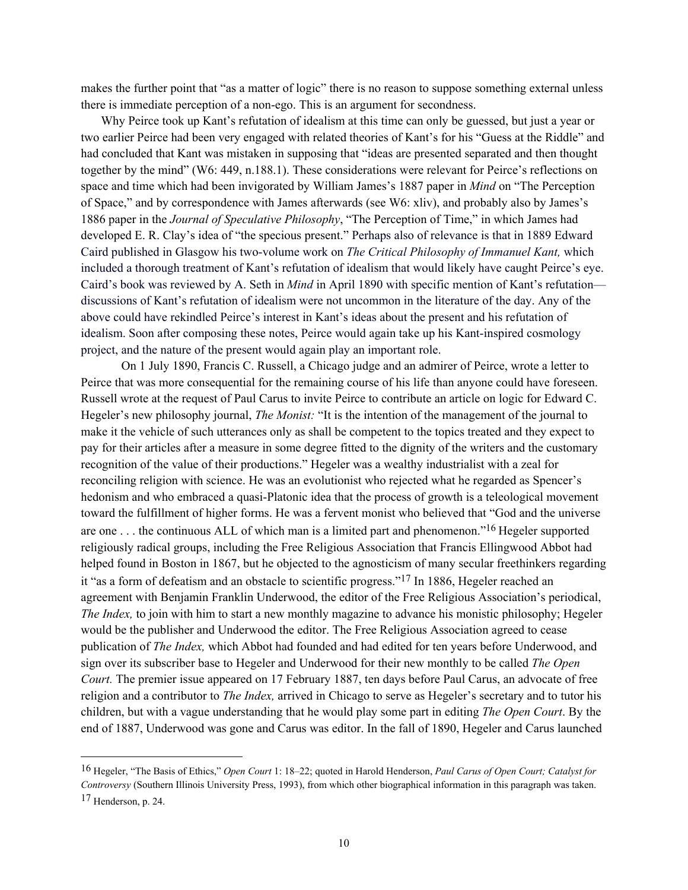makes the further point that "as a matter of logic" there is no reason to suppose something external unless there is immediate perception of a non-ego. This is an argument for secondness.

Why Peirce took up Kant's refutation of idealism at this time can only be guessed, but just a year or two earlier Peirce had been very engaged with related theories of Kant's for his "Guess at the Riddle" and had concluded that Kant was mistaken in supposing that "ideas are presented separated and then thought together by the mind" (W6: 449, n.188.1). These considerations were relevant for Peirce's reflections on space and time which had been invigorated by William James's 1887 paper in *Mind* on "The Perception of Space," and by correspondence with James afterwards (see W6: xliv), and probably also by James's 1886 paper in the *Journal of Speculative Philosophy*, "The Perception of Time," in which James had developed E. R. Clay's idea of "the specious present." Perhaps also of relevance is that in 1889 Edward Caird published in Glasgow his two-volume work on *The Critical Philosophy of Immanuel Kant,* which included a thorough treatment of Kant's refutation of idealism that would likely have caught Peirce's eye. Caird's book was reviewed by A. Seth in *Mind* in April 1890 with specific mention of Kant's refutation—discussions of Kant's refutation of idealism were not uncommon in the literature of the day. Any of the above could have rekindled Peirce's interest in Kant's ideas about the present and his refutation of idealism. Soon after composing these notes, Peirce would again take up his Kant-inspired cosmology project, and the nature of the present would again play an important role.

On 1 July 1890, Francis C. Russell, a Chicago judge and an admirer of Peirce, wrote a letter to Peirce that was more consequential for the remaining course of his life than anyone could have foreseen. Russell wrote at the request of Paul Carus to invite Peirce to contribute an article on logic for Edward C. Hegeler's new philosophy journal, *The Monist:* "It is the intention of the management of the journal to make it the vehicle of such utterances only as shall be competent to the topics treated and they expect to pay for their articles after a measure in some degree fitted to the dignity of the writers and the customary recognition of the value of their productions." Hegeler was a wealthy industrialist with a zeal for reconciling religion with science. He was an evolutionist who rejected what he regarded as Spencer's hedonism and who embraced a quasi-Platonic idea that the process of growth is a teleological movement toward the fulfillment of higher forms. He was a fervent monist who believed that "God and the universe are one . . . the continuous ALL of which man is a limited part and phenomenon."[16] Hegeler supported religiously radical groups, including the Free Religious Association that Francis Ellingwood Abbot had helped found in Boston in 1867, but he objected to the agnosticism of many secular freethinkers regarding it "as a form of defeatism and an obstacle to scientific progress."[17] In 1886, Hegeler reached an agreement with Benjamin Franklin Underwood, the editor of the Free Religious Association's periodical, *The Index,* to join with him to start a new monthly magazine to advance his monistic philosophy; Hegeler would be the publisher and Underwood the editor. The Free Religious Association agreed to cease publication of *The Index,* which Abbot had founded and had edited for ten years before Underwood, and sign over its subscriber base to Hegeler and Underwood for their new monthly to be called *The Open Court.* The premier issue appeared on 17 February 1887, ten days before Paul Carus, an advocate of free religion and a contributor to *The Index,* arrived in Chicago to serve as Hegeler's secretary and to tutor his children, but with a vague understanding that he would play some part in editing *The Open Court*. By the end of 1887, Underwood was gone and Carus was editor. In the fall of 1890, Hegeler and Carus launched

---

[16] Hegeler, "The Basis of Ethics," *Open Court* 1: 18–22; quoted in Harold Henderson, *Paul Carus of Open Court; Catalyst for Controversy* (Southern Illinois University Press, 1993), from which other biographical information in this paragraph was taken.

[17] Henderson, p. 24.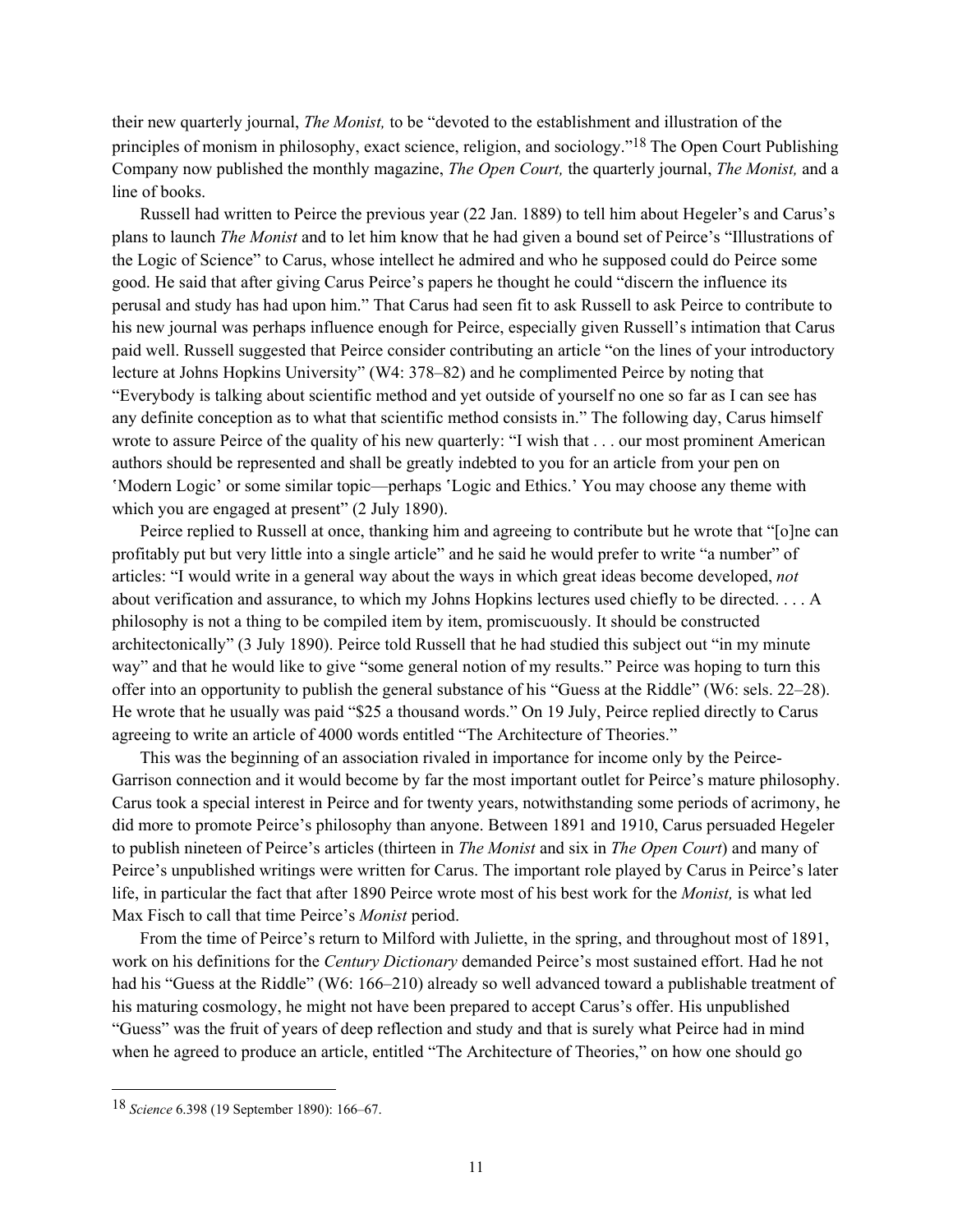their new quarterly journal, *The Monist,* to be "devoted to the establishment and illustration of the principles of monism in philosophy, exact science, religion, and sociology."[18] The Open Court Publishing Company now published the monthly magazine, *The Open Court,* the quarterly journal, *The Monist,* and a line of books.

Russell had written to Peirce the previous year (22 Jan. 1889) to tell him about Hegeler's and Carus's plans to launch *The Monist* and to let him know that he had given a bound set of Peirce's "Illustrations of the Logic of Science" to Carus, whose intellect he admired and who he supposed could do Peirce some good. He said that after giving Carus Peirce's papers he thought he could "discern the influence its perusal and study has had upon him." That Carus had seen fit to ask Russell to ask Peirce to contribute to his new journal was perhaps influence enough for Peirce, especially given Russell's intimation that Carus paid well. Russell suggested that Peirce consider contributing an article "on the lines of your introductory lecture at Johns Hopkins University" (W4: 378–82) and he complimented Peirce by noting that "Everybody is talking about scientific method and yet outside of yourself no one so far as I can see has any definite conception as to what that scientific method consists in." The following day, Carus himself wrote to assure Peirce of the quality of his new quarterly: "I wish that . . . our most prominent American authors should be represented and shall be greatly indebted to you for an article from your pen on ʹModern Logicʹ or some similar topic—perhaps ʹLogic and Ethics.ʹ You may choose any theme with which you are engaged at present" (2 July 1890).

Peirce replied to Russell at once, thanking him and agreeing to contribute but he wrote that "[o]ne can profitably put but very little into a single article" and he said he would prefer to write "a number" of articles: "I would write in a general way about the ways in which great ideas become developed, *not* about verification and assurance, to which my Johns Hopkins lectures used chiefly to be directed. . . . A philosophy is not a thing to be compiled item by item, promiscuously. It should be constructed architectonically" (3 July 1890). Peirce told Russell that he had studied this subject out "in my minute way" and that he would like to give "some general notion of my results." Peirce was hoping to turn this offer into an opportunity to publish the general substance of his "Guess at the Riddle" (W6: sels. 22–28). He wrote that he usually was paid "$25 a thousand words." On 19 July, Peirce replied directly to Carus agreeing to write an article of 4000 words entitled "The Architecture of Theories."

This was the beginning of an association rivaled in importance for income only by the Peirce-Garrison connection and it would become by far the most important outlet for Peirce's mature philosophy. Carus took a special interest in Peirce and for twenty years, notwithstanding some periods of acrimony, he did more to promote Peirce's philosophy than anyone. Between 1891 and 1910, Carus persuaded Hegeler to publish nineteen of Peirce's articles (thirteen in *The Monist* and six in *The Open Court*) and many of Peirce's unpublished writings were written for Carus. The important role played by Carus in Peirce's later life, in particular the fact that after 1890 Peirce wrote most of his best work for the *Monist,* is what led Max Fisch to call that time Peirce's *Monist* period.

From the time of Peirce's return to Milford with Juliette, in the spring, and throughout most of 1891, work on his definitions for the *Century Dictionary* demanded Peirce's most sustained effort. Had he not had his "Guess at the Riddle" (W6: 166–210) already so well advanced toward a publishable treatment of his maturing cosmology, he might not have been prepared to accept Carus's offer. His unpublished "Guess" was the fruit of years of deep reflection and study and that is surely what Peirce had in mind when he agreed to produce an article, entitled "The Architecture of Theories," on how one should go

[18] *Science* 6.398 (19 September 1890): 166–67.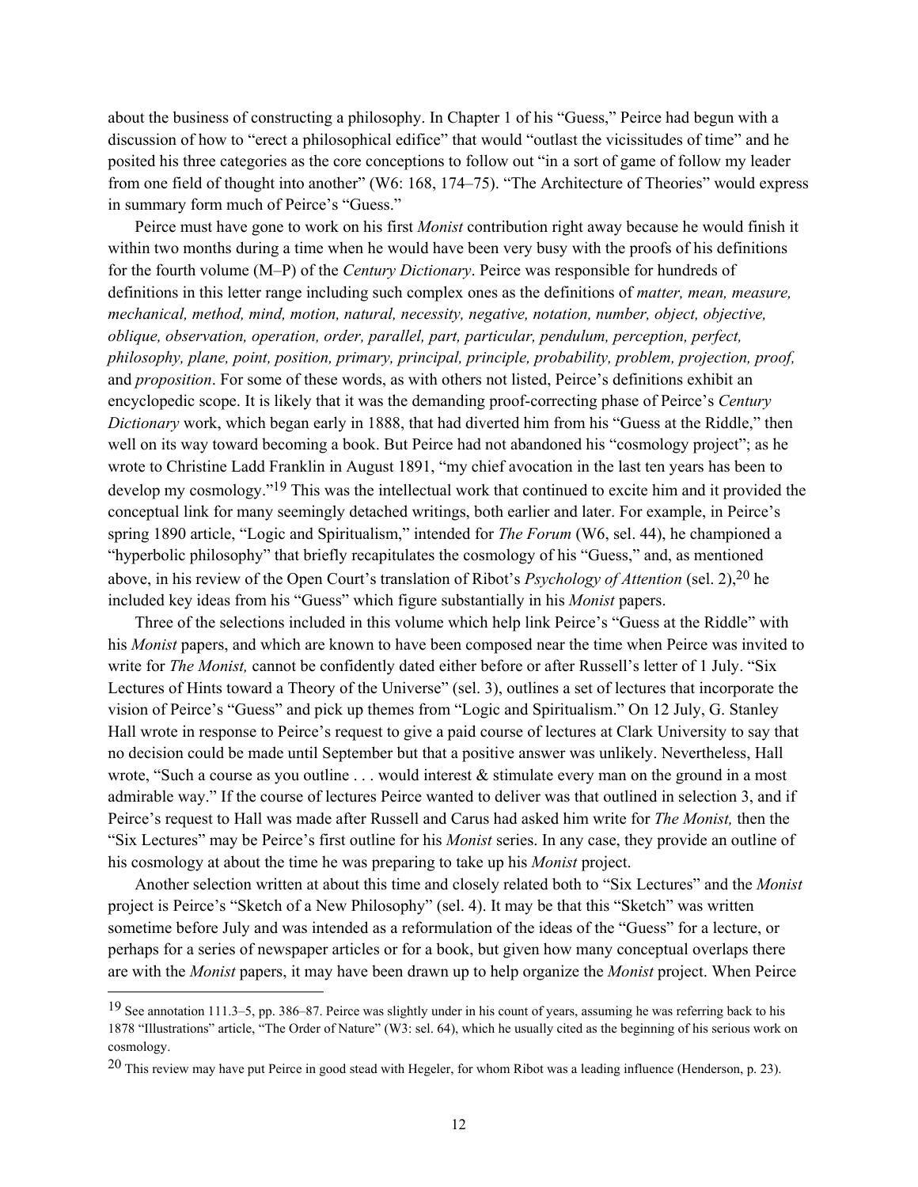about the business of constructing a philosophy. In Chapter 1 of his "Guess," Peirce had begun with a discussion of how to "erect a philosophical edifice" that would "outlast the vicissitudes of time" and he posited his three categories as the core conceptions to follow out "in a sort of game of follow my leader from one field of thought into another" (W6: 168, 174–75). "The Architecture of Theories" would express in summary form much of Peirce's "Guess."

Peirce must have gone to work on his first *Monist* contribution right away because he would finish it within two months during a time when he would have been very busy with the proofs of his definitions for the fourth volume (M–P) of the *Century Dictionary*. Peirce was responsible for hundreds of definitions in this letter range including such complex ones as the definitions of *matter, mean, measure, mechanical, method, mind, motion, natural, necessity, negative, notation, number, object, objective, oblique, observation, operation, order, parallel, part, particular, pendulum, perception, perfect, philosophy, plane, point, position, primary, principal, principle, probability, problem, projection, proof,* and *proposition*. For some of these words, as with others not listed, Peirce's definitions exhibit an encyclopedic scope. It is likely that it was the demanding proof-correcting phase of Peirce's *Century Dictionary* work, which began early in 1888, that had diverted him from his "Guess at the Riddle," then well on its way toward becoming a book. But Peirce had not abandoned his "cosmology project"; as he wrote to Christine Ladd Franklin in August 1891, "my chief avocation in the last ten years has been to develop my cosmology."[19] This was the intellectual work that continued to excite him and it provided the conceptual link for many seemingly detached writings, both earlier and later. For example, in Peirce's spring 1890 article, "Logic and Spiritualism," intended for *The Forum* (W6, sel. 44), he championed a "hyperbolic philosophy" that briefly recapitulates the cosmology of his "Guess," and, as mentioned above, in his review of the Open Court's translation of Ribot's *Psychology of Attention* (sel. 2),[20] he included key ideas from his "Guess" which figure substantially in his *Monist* papers.

Three of the selections included in this volume which help link Peirce's "Guess at the Riddle" with his *Monist* papers, and which are known to have been composed near the time when Peirce was invited to write for *The Monist,* cannot be confidently dated either before or after Russell's letter of 1 July. "Six Lectures of Hints toward a Theory of the Universe" (sel. 3), outlines a set of lectures that incorporate the vision of Peirce's "Guess" and pick up themes from "Logic and Spiritualism." On 12 July, G. Stanley Hall wrote in response to Peirce's request to give a paid course of lectures at Clark University to say that no decision could be made until September but that a positive answer was unlikely. Nevertheless, Hall wrote, "Such a course as you outline . . . would interest & stimulate every man on the ground in a most admirable way." If the course of lectures Peirce wanted to deliver was that outlined in selection 3, and if Peirce's request to Hall was made after Russell and Carus had asked him write for *The Monist,* then the "Six Lectures" may be Peirce's first outline for his *Monist* series. In any case, they provide an outline of his cosmology at about the time he was preparing to take up his *Monist* project.

Another selection written at about this time and closely related both to "Six Lectures" and the *Monist* project is Peirce's "Sketch of a New Philosophy" (sel. 4). It may be that this "Sketch" was written sometime before July and was intended as a reformulation of the ideas of the "Guess" for a lecture, or perhaps for a series of newspaper articles or for a book, but given how many conceptual overlaps there are with the *Monist* papers, it may have been drawn up to help organize the *Monist* project. When Peirce

---

[19] See annotation 111.3–5, pp. 386–87. Peirce was slightly under in his count of years, assuming he was referring back to his 1878 "Illustrations" article, "The Order of Nature" (W3: sel. 64), which he usually cited as the beginning of his serious work on cosmology.

[20] This review may have put Peirce in good stead with Hegeler, for whom Ribot was a leading influence (Henderson, p. 23).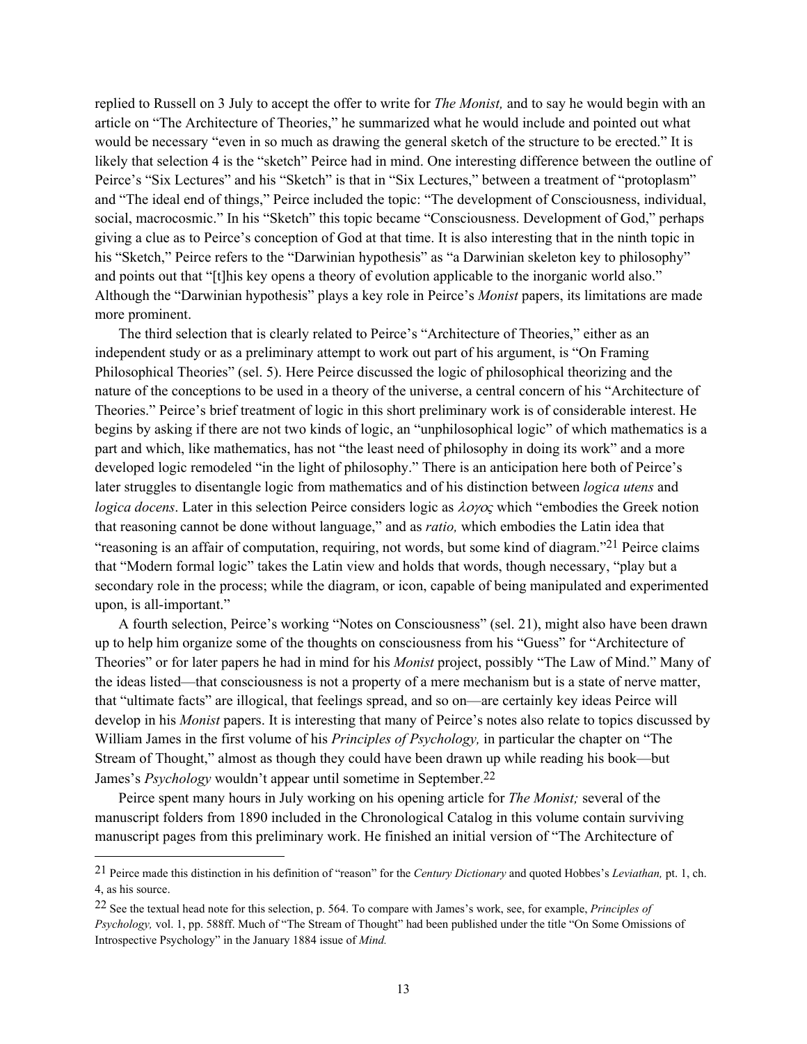replied to Russell on 3 July to accept the offer to write for *The Monist,* and to say he would begin with an article on "The Architecture of Theories," he summarized what he would include and pointed out what would be necessary "even in so much as drawing the general sketch of the structure to be erected." It is likely that selection 4 is the "sketch" Peirce had in mind. One interesting difference between the outline of Peirce's "Six Lectures" and his "Sketch" is that in "Six Lectures," between a treatment of "protoplasm" and "The ideal end of things," Peirce included the topic: "The development of Consciousness, individual, social, macrocosmic." In his "Sketch" this topic became "Consciousness. Development of God," perhaps giving a clue as to Peirce's conception of God at that time. It is also interesting that in the ninth topic in his "Sketch," Peirce refers to the "Darwinian hypothesis" as "a Darwinian skeleton key to philosophy" and points out that "[t]his key opens a theory of evolution applicable to the inorganic world also." Although the "Darwinian hypothesis" plays a key role in Peirce's *Monist* papers, its limitations are made more prominent.

The third selection that is clearly related to Peirce's "Architecture of Theories," either as an independent study or as a preliminary attempt to work out part of his argument, is "On Framing Philosophical Theories" (sel. 5). Here Peirce discussed the logic of philosophical theorizing and the nature of the conceptions to be used in a theory of the universe, a central concern of his "Architecture of Theories." Peirce's brief treatment of logic in this short preliminary work is of considerable interest. He begins by asking if there are not two kinds of logic, an "unphilosophical logic" of which mathematics is a part and which, like mathematics, has not "the least need of philosophy in doing its work" and a more developed logic remodeled "in the light of philosophy." There is an anticipation here both of Peirce's later struggles to disentangle logic from mathematics and of his distinction between *logica utens* and *logica docens*. Later in this selection Peirce considers logic as *λογος* which "embodies the Greek notion that reasoning cannot be done without language," and as *ratio,* which embodies the Latin idea that "reasoning is an affair of computation, requiring, not words, but some kind of diagram."[21] Peirce claims that "Modern formal logic" takes the Latin view and holds that words, though necessary, "play but a secondary role in the process; while the diagram, or icon, capable of being manipulated and experimented upon, is all-important."

A fourth selection, Peirce's working "Notes on Consciousness" (sel. 21), might also have been drawn up to help him organize some of the thoughts on consciousness from his "Guess" for "Architecture of Theories" or for later papers he had in mind for his *Monist* project, possibly "The Law of Mind." Many of the ideas listed—that consciousness is not a property of a mere mechanism but is a state of nerve matter, that "ultimate facts" are illogical, that feelings spread, and so on—are certainly key ideas Peirce will develop in his *Monist* papers. It is interesting that many of Peirce's notes also relate to topics discussed by William James in the first volume of his *Principles of Psychology,* in particular the chapter on "The Stream of Thought," almost as though they could have been drawn up while reading his book—but James's *Psychology* wouldn't appear until sometime in September.[22]

Peirce spent many hours in July working on his opening article for *The Monist;* several of the manuscript folders from 1890 included in the Chronological Catalog in this volume contain surviving manuscript pages from this preliminary work. He finished an initial version of "The Architecture of

---

[21] Peirce made this distinction in his definition of "reason" for the *Century Dictionary* and quoted Hobbes's *Leviathan,* pt. 1, ch. 4, as his source.

[22] See the textual head note for this selection, p. 564. To compare with James's work, see, for example, *Principles of Psychology,* vol. 1, pp. 588ff. Much of "The Stream of Thought" had been published under the title "On Some Omissions of Introspective Psychology" in the January 1884 issue of *Mind.*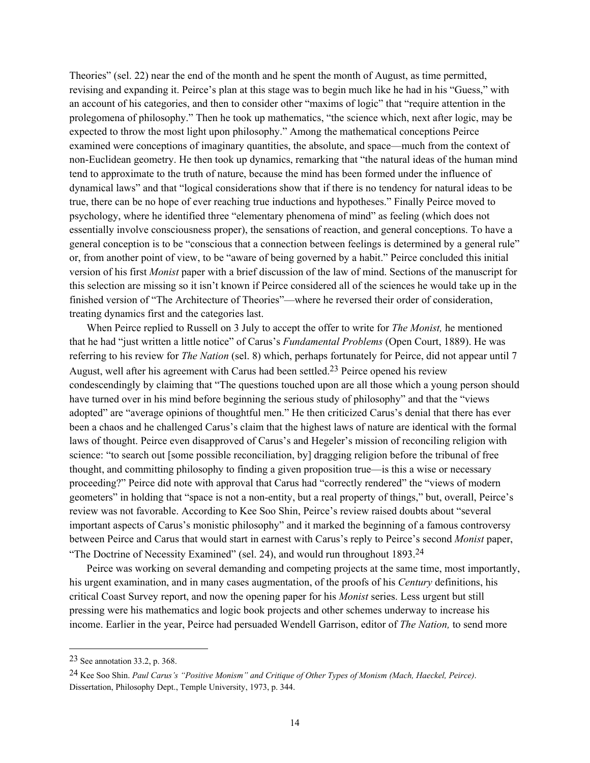Theories" (sel. 22) near the end of the month and he spent the month of August, as time permitted, revising and expanding it. Peirce's plan at this stage was to begin much like he had in his "Guess," with an account of his categories, and then to consider other "maxims of logic" that "require attention in the prolegomena of philosophy." Then he took up mathematics, "the science which, next after logic, may be expected to throw the most light upon philosophy." Among the mathematical conceptions Peirce examined were conceptions of imaginary quantities, the absolute, and space—much from the context of non-Euclidean geometry. He then took up dynamics, remarking that "the natural ideas of the human mind tend to approximate to the truth of nature, because the mind has been formed under the influence of dynamical laws" and that "logical considerations show that if there is no tendency for natural ideas to be true, there can be no hope of ever reaching true inductions and hypotheses." Finally Peirce moved to psychology, where he identified three "elementary phenomena of mind" as feeling (which does not essentially involve consciousness proper), the sensations of reaction, and general conceptions. To have a general conception is to be "conscious that a connection between feelings is determined by a general rule" or, from another point of view, to be "aware of being governed by a habit." Peirce concluded this initial version of his first *Monist* paper with a brief discussion of the law of mind. Sections of the manuscript for this selection are missing so it isn't known if Peirce considered all of the sciences he would take up in the finished version of "The Architecture of Theories"—where he reversed their order of consideration, treating dynamics first and the categories last.

When Peirce replied to Russell on 3 July to accept the offer to write for *The Monist,* he mentioned that he had "just written a little notice" of Carus's *Fundamental Problems* (Open Court, 1889). He was referring to his review for *The Nation* (sel. 8) which, perhaps fortunately for Peirce, did not appear until 7 August, well after his agreement with Carus had been settled.[23] Peirce opened his review condescendingly by claiming that "The questions touched upon are all those which a young person should have turned over in his mind before beginning the serious study of philosophy" and that the "views adopted" are "average opinions of thoughtful men." He then criticized Carus's denial that there has ever been a chaos and he challenged Carus's claim that the highest laws of nature are identical with the formal laws of thought. Peirce even disapproved of Carus's and Hegeler's mission of reconciling religion with science: "to search out [some possible reconciliation, by] dragging religion before the tribunal of free thought, and committing philosophy to finding a given proposition true—is this a wise or necessary proceeding?" Peirce did note with approval that Carus had "correctly rendered" the "views of modern geometers" in holding that "space is not a non-entity, but a real property of things," but, overall, Peirce's review was not favorable. According to Kee Soo Shin, Peirce's review raised doubts about "several important aspects of Carus's monistic philosophy" and it marked the beginning of a famous controversy between Peirce and Carus that would start in earnest with Carus's reply to Peirce's second *Monist* paper, "The Doctrine of Necessity Examined" (sel. 24), and would run throughout 1893.[24]

Peirce was working on several demanding and competing projects at the same time, most importantly, his urgent examination, and in many cases augmentation, of the proofs of his *Century* definitions, his critical Coast Survey report, and now the opening paper for his *Monist* series. Less urgent but still pressing were his mathematics and logic book projects and other schemes underway to increase his income. Earlier in the year, Peirce had persuaded Wendell Garrison, editor of *The Nation,* to send more

---

[23] See annotation 33.2, p. 368.

[24] Kee Soo Shin. *Paul Carus's "Positive Monism" and Critique of Other Types of Monism (Mach, Haeckel, Peirce)*. Dissertation, Philosophy Dept., Temple University, 1973, p. 344.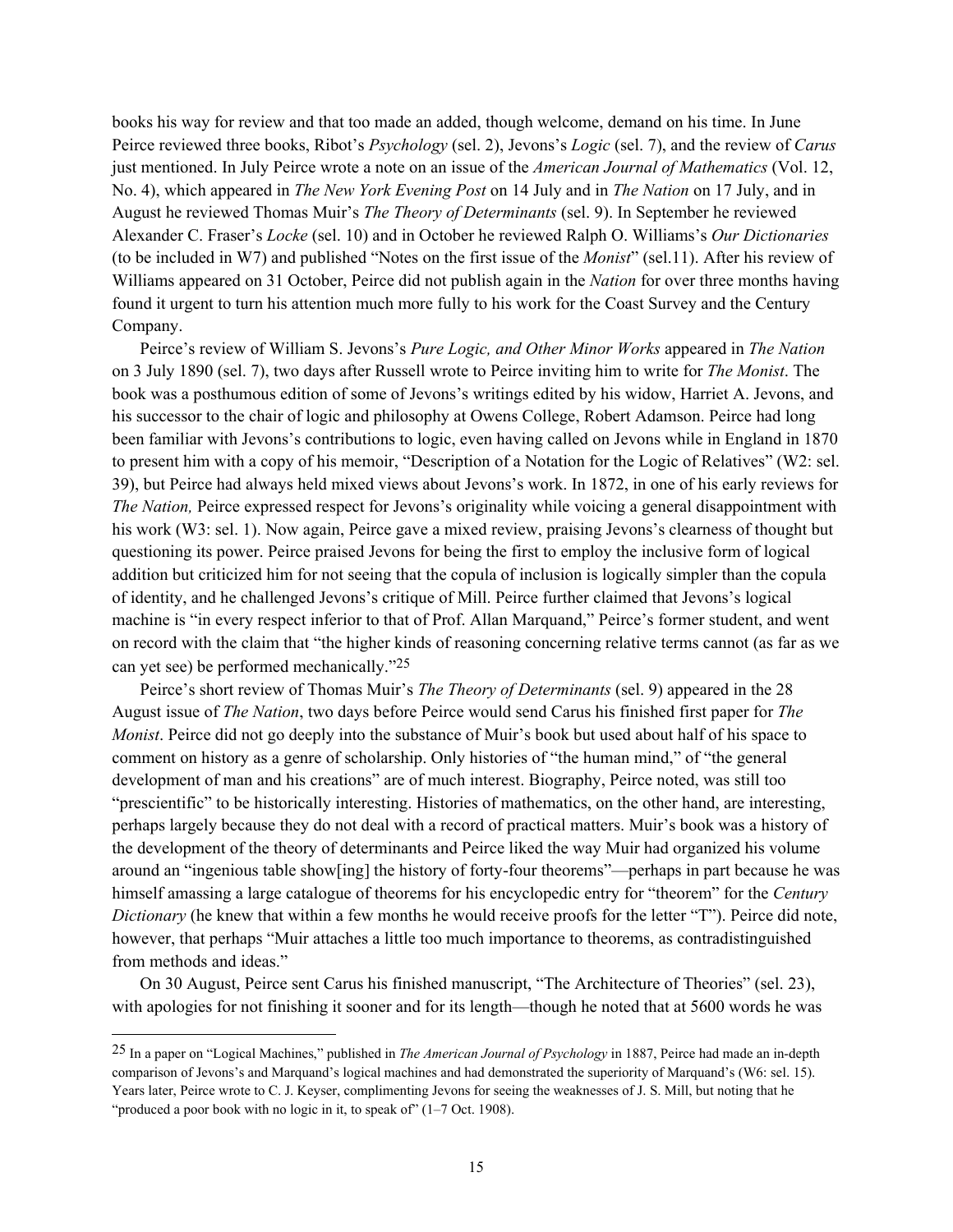books his way for review and that too made an added, though welcome, demand on his time. In June Peirce reviewed three books, Ribot's *Psychology* (sel. 2), Jevons's *Logic* (sel. 7), and the review of *Carus* just mentioned. In July Peirce wrote a note on an issue of the *American Journal of Mathematics* (Vol. 12, No. 4), which appeared in *The New York Evening Post* on 14 July and in *The Nation* on 17 July, and in August he reviewed Thomas Muir's *The Theory of Determinants* (sel. 9). In September he reviewed Alexander C. Fraser's *Locke* (sel. 10) and in October he reviewed Ralph O. Williams's *Our Dictionaries* (to be included in W7) and published "Notes on the first issue of the *Monist*" (sel.11). After his review of Williams appeared on 31 October, Peirce did not publish again in the *Nation* for over three months having found it urgent to turn his attention much more fully to his work for the Coast Survey and the Century Company.

Peirce's review of William S. Jevons's *Pure Logic, and Other Minor Works* appeared in *The Nation* on 3 July 1890 (sel. 7), two days after Russell wrote to Peirce inviting him to write for *The Monist*. The book was a posthumous edition of some of Jevons's writings edited by his widow, Harriet A. Jevons, and his successor to the chair of logic and philosophy at Owens College, Robert Adamson. Peirce had long been familiar with Jevons's contributions to logic, even having called on Jevons while in England in 1870 to present him with a copy of his memoir, "Description of a Notation for the Logic of Relatives" (W2: sel. 39), but Peirce had always held mixed views about Jevons's work. In 1872, in one of his early reviews for *The Nation,* Peirce expressed respect for Jevons's originality while voicing a general disappointment with his work (W3: sel. 1). Now again, Peirce gave a mixed review, praising Jevons's clearness of thought but questioning its power. Peirce praised Jevons for being the first to employ the inclusive form of logical addition but criticized him for not seeing that the copula of inclusion is logically simpler than the copula of identity, and he challenged Jevons's critique of Mill. Peirce further claimed that Jevons's logical machine is "in every respect inferior to that of Prof. Allan Marquand," Peirce's former student, and went on record with the claim that "the higher kinds of reasoning concerning relative terms cannot (as far as we can yet see) be performed mechanically."[25]

Peirce's short review of Thomas Muir's *The Theory of Determinants* (sel. 9) appeared in the 28 August issue of *The Nation*, two days before Peirce would send Carus his finished first paper for *The Monist*. Peirce did not go deeply into the substance of Muir's book but used about half of his space to comment on history as a genre of scholarship. Only histories of "the human mind," of "the general development of man and his creations" are of much interest. Biography, Peirce noted, was still too "prescientific" to be historically interesting. Histories of mathematics, on the other hand, are interesting, perhaps largely because they do not deal with a record of practical matters. Muir's book was a history of the development of the theory of determinants and Peirce liked the way Muir had organized his volume around an "ingenious table show[ing] the history of forty-four theorems"—perhaps in part because he was himself amassing a large catalogue of theorems for his encyclopedic entry for "theorem" for the *Century Dictionary* (he knew that within a few months he would receive proofs for the letter "T"). Peirce did note, however, that perhaps "Muir attaches a little too much importance to theorems, as contradistinguished from methods and ideas."

On 30 August, Peirce sent Carus his finished manuscript, "The Architecture of Theories" (sel. 23), with apologies for not finishing it sooner and for its length—though he noted that at 5600 words he was

---

[25] In a paper on "Logical Machines," published in *The American Journal of Psychology* in 1887, Peirce had made an in-depth comparison of Jevons's and Marquand's logical machines and had demonstrated the superiority of Marquand's (W6: sel. 15). Years later, Peirce wrote to C. J. Keyser, complimenting Jevons for seeing the weaknesses of J. S. Mill, but noting that he "produced a poor book with no logic in it, to speak of" (1–7 Oct. 1908).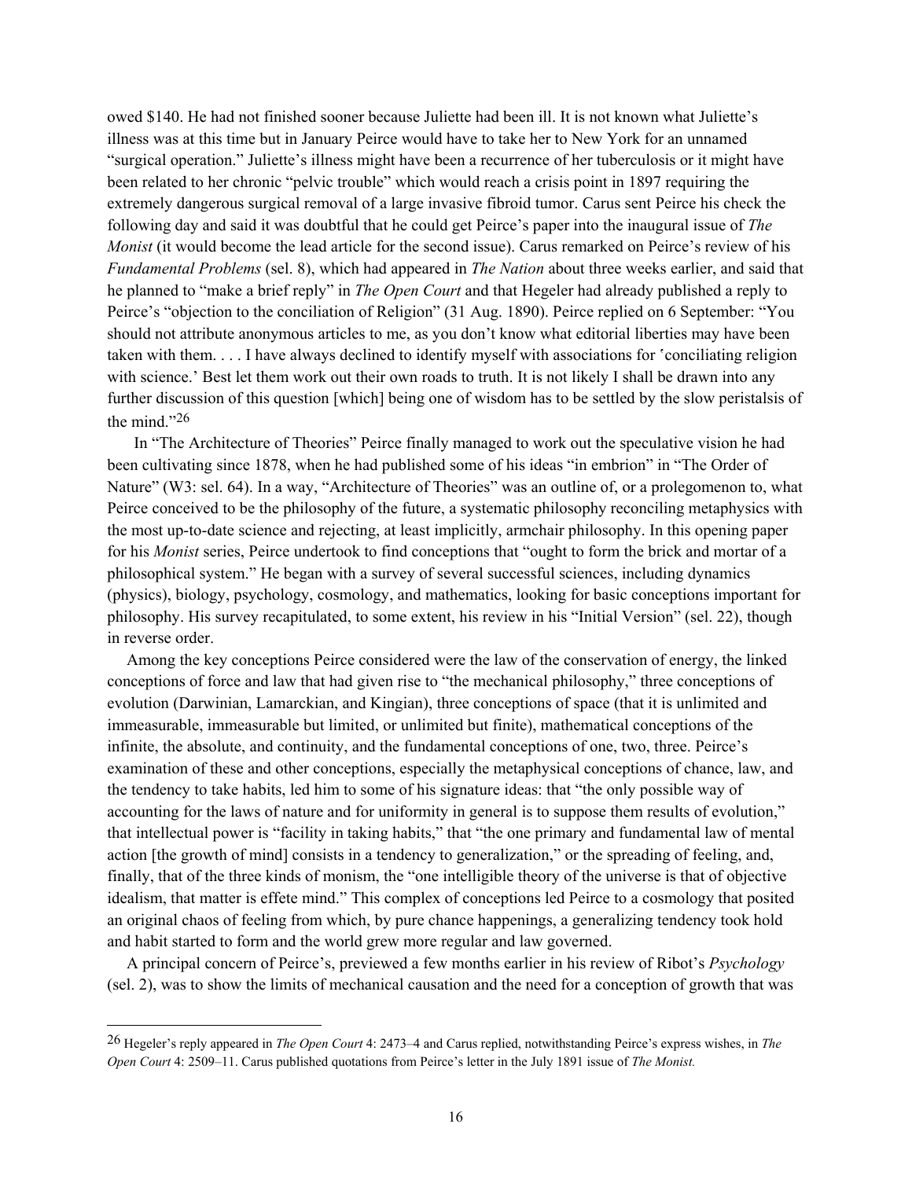owed $140. He had not finished sooner because Juliette had been ill. It is not known what Juliette's illness was at this time but in January Peirce would have to take her to New York for an unnamed "surgical operation." Juliette's illness might have been a recurrence of her tuberculosis or it might have been related to her chronic "pelvic trouble" which would reach a crisis point in 1897 requiring the extremely dangerous surgical removal of a large invasive fibroid tumor. Carus sent Peirce his check the following day and said it was doubtful that he could get Peirce's paper into the inaugural issue of *The Monist* (it would become the lead article for the second issue). Carus remarked on Peirce's review of his *Fundamental Problems* (sel. 8), which had appeared in *The Nation* about three weeks earlier, and said that he planned to "make a brief reply" in *The Open Court* and that Hegeler had already published a reply to Peirce's "objection to the conciliation of Religion" (31 Aug. 1890). Peirce replied on 6 September: "You should not attribute anonymous articles to me, as you don't know what editorial liberties may have been taken with them. . . . I have always declined to identify myself with associations for 'conciliating religion with science.' Best let them work out their own roads to truth. It is not likely I shall be drawn into any further discussion of this question [which] being one of wisdom has to be settled by the slow peristalsis of the mind."[26]

In "The Architecture of Theories" Peirce finally managed to work out the speculative vision he had been cultivating since 1878, when he had published some of his ideas "in embrion" in "The Order of Nature" (W3: sel. 64). In a way, "Architecture of Theories" was an outline of, or a prolegomenon to, what Peirce conceived to be the philosophy of the future, a systematic philosophy reconciling metaphysics with the most up-to-date science and rejecting, at least implicitly, armchair philosophy. In this opening paper for his *Monist* series, Peirce undertook to find conceptions that "ought to form the brick and mortar of a philosophical system." He began with a survey of several successful sciences, including dynamics (physics), biology, psychology, cosmology, and mathematics, looking for basic conceptions important for philosophy. His survey recapitulated, to some extent, his review in his "Initial Version" (sel. 22), though in reverse order.

Among the key conceptions Peirce considered were the law of the conservation of energy, the linked conceptions of force and law that had given rise to "the mechanical philosophy," three conceptions of evolution (Darwinian, Lamarckian, and Kingian), three conceptions of space (that it is unlimited and immeasurable, immeasurable but limited, or unlimited but finite), mathematical conceptions of the infinite, the absolute, and continuity, and the fundamental conceptions of one, two, three. Peirce's examination of these and other conceptions, especially the metaphysical conceptions of chance, law, and the tendency to take habits, led him to some of his signature ideas: that "the only possible way of accounting for the laws of nature and for uniformity in general is to suppose them results of evolution," that intellectual power is "facility in taking habits," that "the one primary and fundamental law of mental action [the growth of mind] consists in a tendency to generalization," or the spreading of feeling, and, finally, that of the three kinds of monism, the "one intelligible theory of the universe is that of objective idealism, that matter is effete mind." This complex of conceptions led Peirce to a cosmology that posited an original chaos of feeling from which, by pure chance happenings, a generalizing tendency took hold and habit started to form and the world grew more regular and law governed.

A principal concern of Peirce's, previewed a few months earlier in his review of Ribot's *Psychology* (sel. 2), was to show the limits of mechanical causation and the need for a conception of growth that was

---

[26] Hegeler's reply appeared in *The Open Court* 4: 2473–4 and Carus replied, notwithstanding Peirce's express wishes, in *The Open Court* 4: 2509–11. Carus published quotations from Peirce's letter in the July 1891 issue of *The Monist.*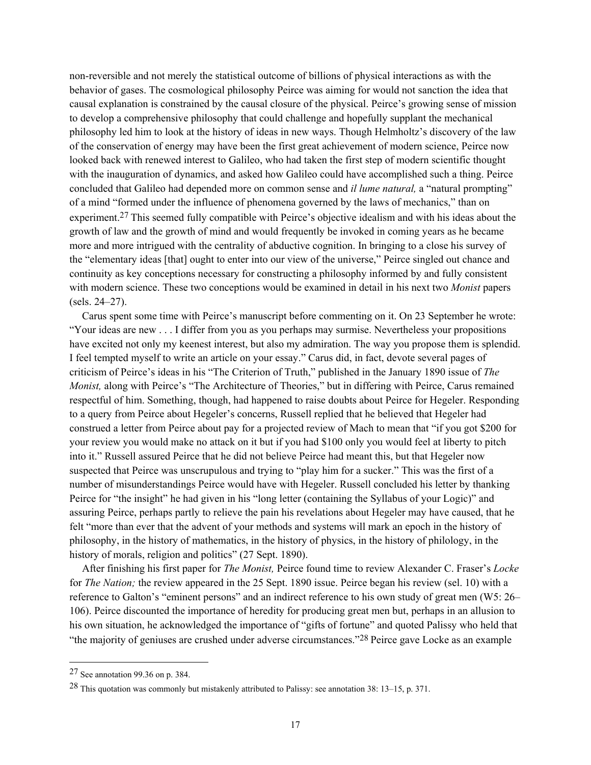non-reversible and not merely the statistical outcome of billions of physical interactions as with the behavior of gases. The cosmological philosophy Peirce was aiming for would not sanction the idea that causal explanation is constrained by the causal closure of the physical. Peirce's growing sense of mission to develop a comprehensive philosophy that could challenge and hopefully supplant the mechanical philosophy led him to look at the history of ideas in new ways. Though Helmholtz's discovery of the law of the conservation of energy may have been the first great achievement of modern science, Peirce now looked back with renewed interest to Galileo, who had taken the first step of modern scientific thought with the inauguration of dynamics, and asked how Galileo could have accomplished such a thing. Peirce concluded that Galileo had depended more on common sense and *il lume natural,* a "natural prompting" of a mind "formed under the influence of phenomena governed by the laws of mechanics," than on experiment.[27] This seemed fully compatible with Peirce's objective idealism and with his ideas about the growth of law and the growth of mind and would frequently be invoked in coming years as he became more and more intrigued with the centrality of abductive cognition. In bringing to a close his survey of the "elementary ideas [that] ought to enter into our view of the universe," Peirce singled out chance and continuity as key conceptions necessary for constructing a philosophy informed by and fully consistent with modern science. These two conceptions would be examined in detail in his next two *Monist* papers (sels. 24–27).

Carus spent some time with Peirce's manuscript before commenting on it. On 23 September he wrote: "Your ideas are new . . . I differ from you as you perhaps may surmise. Nevertheless your propositions have excited not only my keenest interest, but also my admiration. The way you propose them is splendid. I feel tempted myself to write an article on your essay." Carus did, in fact, devote several pages of criticism of Peirce's ideas in his "The Criterion of Truth," published in the January 1890 issue of *The Monist,* along with Peirce's "The Architecture of Theories," but in differing with Peirce, Carus remained respectful of him. Something, though, had happened to raise doubts about Peirce for Hegeler. Responding to a query from Peirce about Hegeler's concerns, Russell replied that he believed that Hegeler had construed a letter from Peirce about pay for a projected review of Mach to mean that "if you got $200 for your review you would make no attack on it but if you had $100 only you would feel at liberty to pitch into it." Russell assured Peirce that he did not believe Peirce had meant this, but that Hegeler now suspected that Peirce was unscrupulous and trying to "play him for a sucker." This was the first of a number of misunderstandings Peirce would have with Hegeler. Russell concluded his letter by thanking Peirce for "the insight" he had given in his "long letter (containing the Syllabus of your Logic)" and assuring Peirce, perhaps partly to relieve the pain his revelations about Hegeler may have caused, that he felt "more than ever that the advent of your methods and systems will mark an epoch in the history of philosophy, in the history of mathematics, in the history of physics, in the history of philology, in the history of morals, religion and politics" (27 Sept. 1890).

After finishing his first paper for *The Monist,* Peirce found time to review Alexander C. Fraser's *Locke* for *The Nation;* the review appeared in the 25 Sept. 1890 issue. Peirce began his review (sel. 10) with a reference to Galton's "eminent persons" and an indirect reference to his own study of great men (W5: 26–106). Peirce discounted the importance of heredity for producing great men but, perhaps in an allusion to his own situation, he acknowledged the importance of "gifts of fortune" and quoted Palissy who held that "the majority of geniuses are crushed under adverse circumstances."[28] Peirce gave Locke as an example

---

[27] See annotation 99.36 on p. 384.

[28] This quotation was commonly but mistakenly attributed to Palissy: see annotation 38: 13–15, p. 371.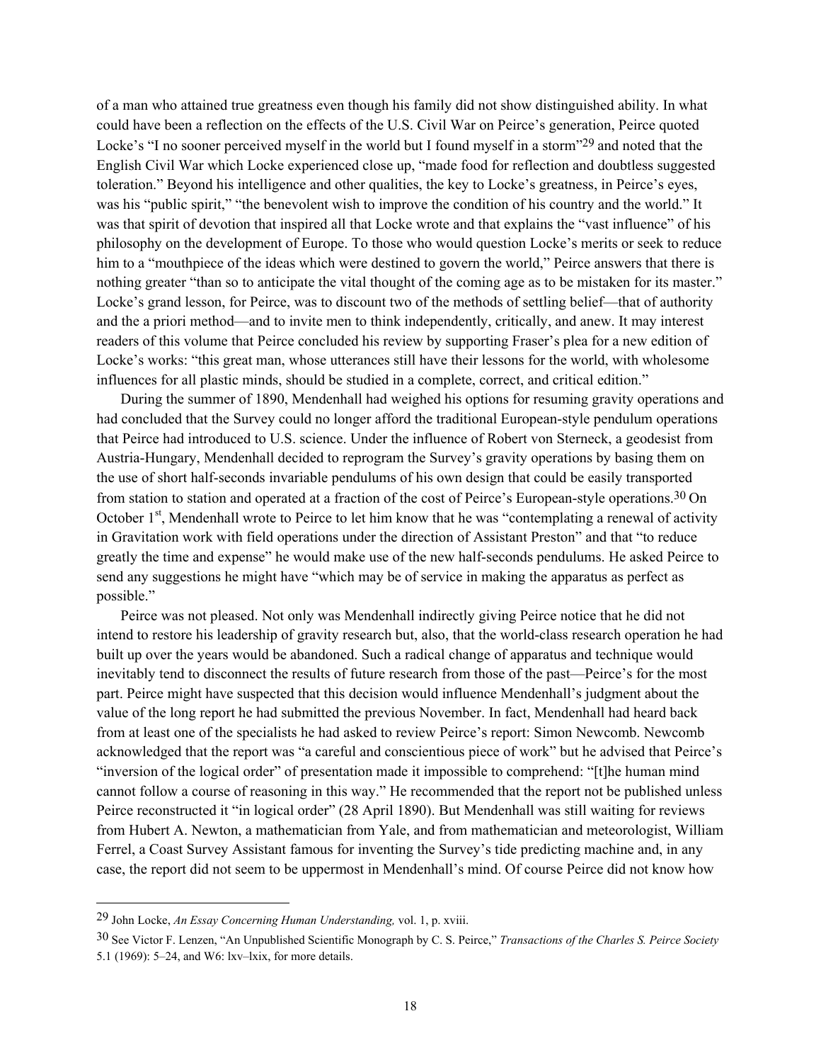of a man who attained true greatness even though his family did not show distinguished ability. In what could have been a reflection on the effects of the U.S. Civil War on Peirce's generation, Peirce quoted Locke's "I no sooner perceived myself in the world but I found myself in a storm"[29] and noted that the English Civil War which Locke experienced close up, "made food for reflection and doubtless suggested toleration." Beyond his intelligence and other qualities, the key to Locke's greatness, in Peirce's eyes, was his "public spirit," "the benevolent wish to improve the condition of his country and the world." It was that spirit of devotion that inspired all that Locke wrote and that explains the "vast influence" of his philosophy on the development of Europe. To those who would question Locke's merits or seek to reduce him to a "mouthpiece of the ideas which were destined to govern the world," Peirce answers that there is nothing greater "than so to anticipate the vital thought of the coming age as to be mistaken for its master." Locke's grand lesson, for Peirce, was to discount two of the methods of settling belief—that of authority and the a priori method—and to invite men to think independently, critically, and anew. It may interest readers of this volume that Peirce concluded his review by supporting Fraser's plea for a new edition of Locke's works: "this great man, whose utterances still have their lessons for the world, with wholesome influences for all plastic minds, should be studied in a complete, correct, and critical edition."

During the summer of 1890, Mendenhall had weighed his options for resuming gravity operations and had concluded that the Survey could no longer afford the traditional European-style pendulum operations that Peirce had introduced to U.S. science. Under the influence of Robert von Sterneck, a geodesist from Austria-Hungary, Mendenhall decided to reprogram the Survey's gravity operations by basing them on the use of short half-seconds invariable pendulums of his own design that could be easily transported from station to station and operated at a fraction of the cost of Peirce's European-style operations.[30] On October 1st, Mendenhall wrote to Peirce to let him know that he was "contemplating a renewal of activity in Gravitation work with field operations under the direction of Assistant Preston" and that "to reduce greatly the time and expense" he would make use of the new half-seconds pendulums. He asked Peirce to send any suggestions he might have "which may be of service in making the apparatus as perfect as possible."

Peirce was not pleased. Not only was Mendenhall indirectly giving Peirce notice that he did not intend to restore his leadership of gravity research but, also, that the world-class research operation he had built up over the years would be abandoned. Such a radical change of apparatus and technique would inevitably tend to disconnect the results of future research from those of the past—Peirce's for the most part. Peirce might have suspected that this decision would influence Mendenhall's judgment about the value of the long report he had submitted the previous November. In fact, Mendenhall had heard back from at least one of the specialists he had asked to review Peirce's report: Simon Newcomb. Newcomb acknowledged that the report was "a careful and conscientious piece of work" but he advised that Peirce's "inversion of the logical order" of presentation made it impossible to comprehend: "[t]he human mind cannot follow a course of reasoning in this way." He recommended that the report not be published unless Peirce reconstructed it "in logical order" (28 April 1890). But Mendenhall was still waiting for reviews from Hubert A. Newton, a mathematician from Yale, and from mathematician and meteorologist, William Ferrel, a Coast Survey Assistant famous for inventing the Survey's tide predicting machine and, in any case, the report did not seem to be uppermost in Mendenhall's mind. Of course Peirce did not know how

---

29 John Locke, *An Essay Concerning Human Understanding,* vol. 1, p. xviii.

30 See Victor F. Lenzen, "An Unpublished Scientific Monograph by C. S. Peirce," *Transactions of the Charles S. Peirce Society* 5.1 (1969): 5–24, and W6: lxv–lxix, for more details.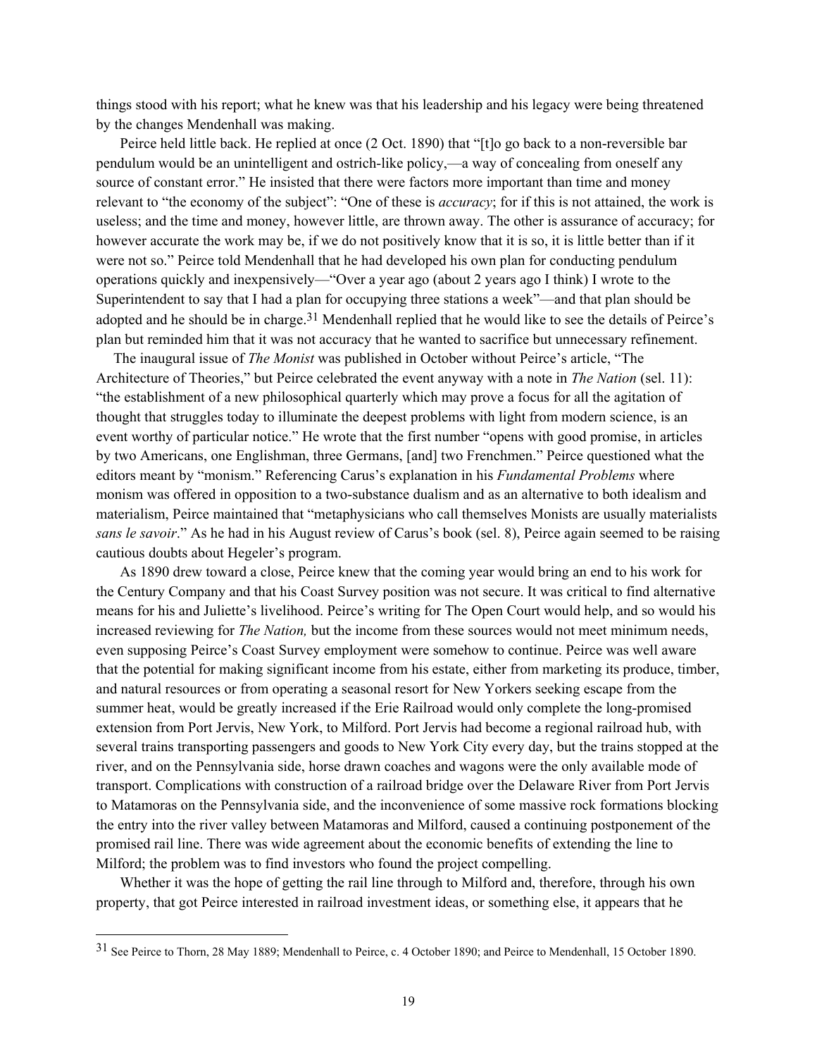things stood with his report; what he knew was that his leadership and his legacy were being threatened by the changes Mendenhall was making.

Peirce held little back. He replied at once (2 Oct. 1890) that "[t]o go back to a non-reversible bar pendulum would be an unintelligent and ostrich-like policy,—a way of concealing from oneself any source of constant error." He insisted that there were factors more important than time and money relevant to "the economy of the subject": "One of these is *accuracy*; for if this is not attained, the work is useless; and the time and money, however little, are thrown away. The other is assurance of accuracy; for however accurate the work may be, if we do not positively know that it is so, it is little better than if it were not so." Peirce told Mendenhall that he had developed his own plan for conducting pendulum operations quickly and inexpensively—"Over a year ago (about 2 years ago I think) I wrote to the Superintendent to say that I had a plan for occupying three stations a week"—and that plan should be adopted and he should be in charge.[31] Mendenhall replied that he would like to see the details of Peirce's plan but reminded him that it was not accuracy that he wanted to sacrifice but unnecessary refinement.

The inaugural issue of *The Monist* was published in October without Peirce's article, "The Architecture of Theories," but Peirce celebrated the event anyway with a note in *The Nation* (sel. 11): "the establishment of a new philosophical quarterly which may prove a focus for all the agitation of thought that struggles today to illuminate the deepest problems with light from modern science, is an event worthy of particular notice." He wrote that the first number "opens with good promise, in articles by two Americans, one Englishman, three Germans, [and] two Frenchmen." Peirce questioned what the editors meant by "monism." Referencing Carus's explanation in his *Fundamental Problems* where monism was offered in opposition to a two-substance dualism and as an alternative to both idealism and materialism, Peirce maintained that "metaphysicians who call themselves Monists are usually materialists *sans le savoir*." As he had in his August review of Carus's book (sel. 8), Peirce again seemed to be raising cautious doubts about Hegeler's program.

As 1890 drew toward a close, Peirce knew that the coming year would bring an end to his work for the Century Company and that his Coast Survey position was not secure. It was critical to find alternative means for his and Juliette's livelihood. Peirce's writing for The Open Court would help, and so would his increased reviewing for *The Nation,* but the income from these sources would not meet minimum needs, even supposing Peirce's Coast Survey employment were somehow to continue. Peirce was well aware that the potential for making significant income from his estate, either from marketing its produce, timber, and natural resources or from operating a seasonal resort for New Yorkers seeking escape from the summer heat, would be greatly increased if the Erie Railroad would only complete the long-promised extension from Port Jervis, New York, to Milford. Port Jervis had become a regional railroad hub, with several trains transporting passengers and goods to New York City every day, but the trains stopped at the river, and on the Pennsylvania side, horse drawn coaches and wagons were the only available mode of transport. Complications with construction of a railroad bridge over the Delaware River from Port Jervis to Matamoras on the Pennsylvania side, and the inconvenience of some massive rock formations blocking the entry into the river valley between Matamoras and Milford, caused a continuing postponement of the promised rail line. There was wide agreement about the economic benefits of extending the line to Milford; the problem was to find investors who found the project compelling.

Whether it was the hope of getting the rail line through to Milford and, therefore, through his own property, that got Peirce interested in railroad investment ideas, or something else, it appears that he

[31] See Peirce to Thorn, 28 May 1889; Mendenhall to Peirce, c. 4 October 1890; and Peirce to Mendenhall, 15 October 1890.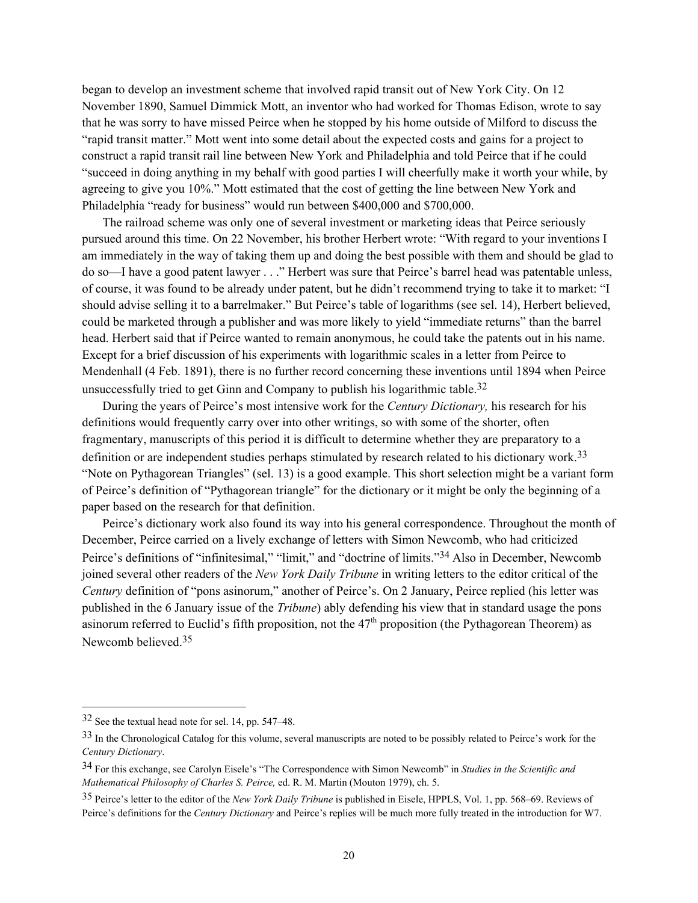began to develop an investment scheme that involved rapid transit out of New York City. On 12 November 1890, Samuel Dimmick Mott, an inventor who had worked for Thomas Edison, wrote to say that he was sorry to have missed Peirce when he stopped by his home outside of Milford to discuss the "rapid transit matter." Mott went into some detail about the expected costs and gains for a project to construct a rapid transit rail line between New York and Philadelphia and told Peirce that if he could "succeed in doing anything in my behalf with good parties I will cheerfully make it worth your while, by agreeing to give you 10%." Mott estimated that the cost of getting the line between New York and Philadelphia "ready for business" would run between $400,000 and $700,000.

The railroad scheme was only one of several investment or marketing ideas that Peirce seriously pursued around this time. On 22 November, his brother Herbert wrote: "With regard to your inventions I am immediately in the way of taking them up and doing the best possible with them and should be glad to do so—I have a good patent lawyer . . ." Herbert was sure that Peirce's barrel head was patentable unless, of course, it was found to be already under patent, but he didn't recommend trying to take it to market: "I should advise selling it to a barrelmaker." But Peirce's table of logarithms (see sel. 14), Herbert believed, could be marketed through a publisher and was more likely to yield "immediate returns" than the barrel head. Herbert said that if Peirce wanted to remain anonymous, he could take the patents out in his name. Except for a brief discussion of his experiments with logarithmic scales in a letter from Peirce to Mendenhall (4 Feb. 1891), there is no further record concerning these inventions until 1894 when Peirce unsuccessfully tried to get Ginn and Company to publish his logarithmic table.[32]

During the years of Peirce's most intensive work for the *Century Dictionary,* his research for his definitions would frequently carry over into other writings, so with some of the shorter, often fragmentary, manuscripts of this period it is difficult to determine whether they are preparatory to a definition or are independent studies perhaps stimulated by research related to his dictionary work.[33] "Note on Pythagorean Triangles" (sel. 13) is a good example. This short selection might be a variant form of Peirce's definition of "Pythagorean triangle" for the dictionary or it might be only the beginning of a paper based on the research for that definition.

Peirce's dictionary work also found its way into his general correspondence. Throughout the month of December, Peirce carried on a lively exchange of letters with Simon Newcomb, who had criticized Peirce's definitions of "infinitesimal," "limit," and "doctrine of limits."[34] Also in December, Newcomb joined several other readers of the *New York Daily Tribune* in writing letters to the editor critical of the *Century* definition of "pons asinorum," another of Peirce's. On 2 January, Peirce replied (his letter was published in the 6 January issue of the *Tribune*) ably defending his view that in standard usage the pons asinorum referred to Euclid's fifth proposition, not the 47th proposition (the Pythagorean Theorem) as Newcomb believed.[35]

---

[32] See the textual head note for sel. 14, pp. 547–48.

[33] In the Chronological Catalog for this volume, several manuscripts are noted to be possibly related to Peirce's work for the *Century Dictionary*.

[34] For this exchange, see Carolyn Eisele's "The Correspondence with Simon Newcomb" in *Studies in the Scientific and Mathematical Philosophy of Charles S. Peirce,* ed. R. M. Martin (Mouton 1979), ch. 5.

[35] Peirce's letter to the editor of the *New York Daily Tribune* is published in Eisele, HPPLS, Vol. 1, pp. 568–69. Reviews of Peirce's definitions for the *Century Dictionary* and Peirce's replies will be much more fully treated in the introduction for W7.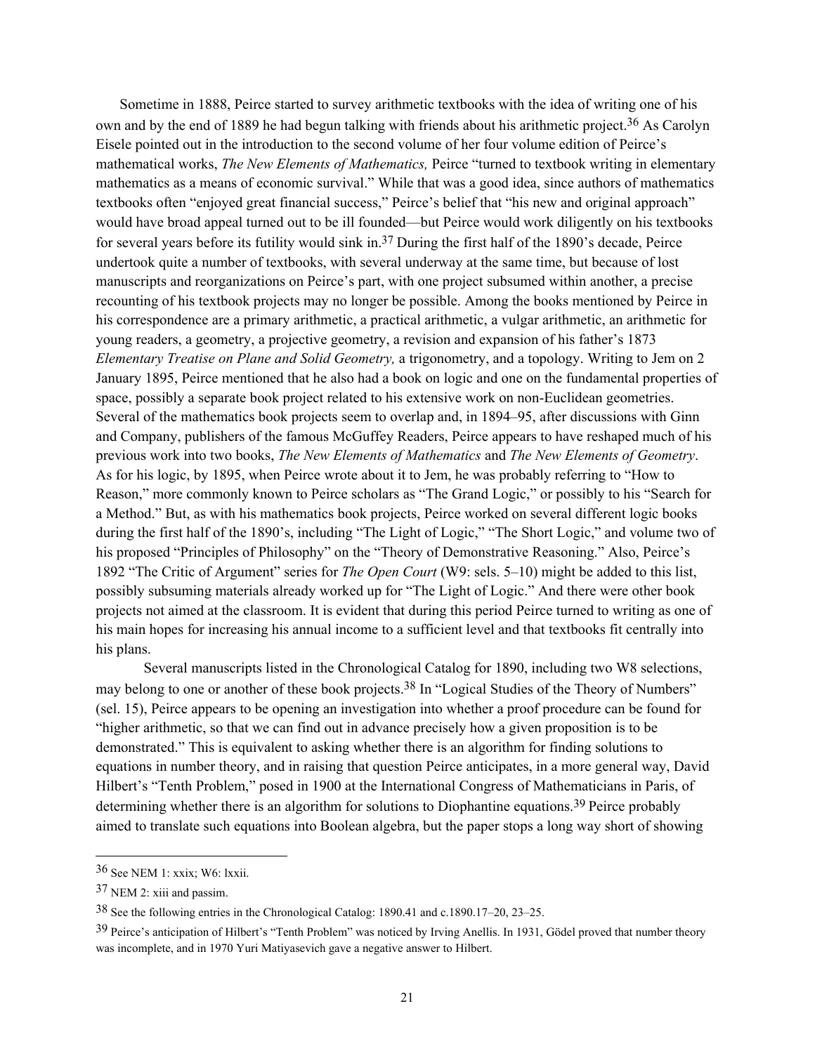Sometime in 1888, Peirce started to survey arithmetic textbooks with the idea of writing one of his own and by the end of 1889 he had begun talking with friends about his arithmetic project.[36] As Carolyn Eisele pointed out in the introduction to the second volume of her four volume edition of Peirce's mathematical works, *The New Elements of Mathematics,* Peirce "turned to textbook writing in elementary mathematics as a means of economic survival." While that was a good idea, since authors of mathematics textbooks often "enjoyed great financial success," Peirce's belief that "his new and original approach" would have broad appeal turned out to be ill founded—but Peirce would work diligently on his textbooks for several years before its futility would sink in.[37] During the first half of the 1890's decade, Peirce undertook quite a number of textbooks, with several underway at the same time, but because of lost manuscripts and reorganizations on Peirce's part, with one project subsumed within another, a precise recounting of his textbook projects may no longer be possible. Among the books mentioned by Peirce in his correspondence are a primary arithmetic, a practical arithmetic, a vulgar arithmetic, an arithmetic for young readers, a geometry, a projective geometry, a revision and expansion of his father's 1873 *Elementary Treatise on Plane and Solid Geometry,* a trigonometry, and a topology. Writing to Jem on 2 January 1895, Peirce mentioned that he also had a book on logic and one on the fundamental properties of space, possibly a separate book project related to his extensive work on non-Euclidean geometries. Several of the mathematics book projects seem to overlap and, in 1894–95, after discussions with Ginn and Company, publishers of the famous McGuffey Readers, Peirce appears to have reshaped much of his previous work into two books, *The New Elements of Mathematics* and *The New Elements of Geometry*. As for his logic, by 1895, when Peirce wrote about it to Jem, he was probably referring to "How to Reason," more commonly known to Peirce scholars as "The Grand Logic," or possibly to his "Search for a Method." But, as with his mathematics book projects, Peirce worked on several different logic books during the first half of the 1890's, including "The Light of Logic," "The Short Logic," and volume two of his proposed "Principles of Philosophy" on the "Theory of Demonstrative Reasoning." Also, Peirce's 1892 "The Critic of Argument" series for *The Open Court* (W9: sels. 5–10) might be added to this list, possibly subsuming materials already worked up for "The Light of Logic." And there were other book projects not aimed at the classroom. It is evident that during this period Peirce turned to writing as one of his main hopes for increasing his annual income to a sufficient level and that textbooks fit centrally into his plans.

Several manuscripts listed in the Chronological Catalog for 1890, including two W8 selections, may belong to one or another of these book projects.[38] In "Logical Studies of the Theory of Numbers" (sel. 15), Peirce appears to be opening an investigation into whether a proof procedure can be found for "higher arithmetic, so that we can find out in advance precisely how a given proposition is to be demonstrated." This is equivalent to asking whether there is an algorithm for finding solutions to equations in number theory, and in raising that question Peirce anticipates, in a more general way, David Hilbert's "Tenth Problem," posed in 1900 at the International Congress of Mathematicians in Paris, of determining whether there is an algorithm for solutions to Diophantine equations.[39] Peirce probably aimed to translate such equations into Boolean algebra, but the paper stops a long way short of showing

---

[36] See NEM 1: xxix; W6: lxxii.

[37] NEM 2: xiii and passim.

[38] See the following entries in the Chronological Catalog: 1890.41 and c.1890.17–20, 23–25.

[39] Peirce's anticipation of Hilbert's "Tenth Problem" was noticed by Irving Anellis. In 1931, Gödel proved that number theory was incomplete, and in 1970 Yuri Matiyasevich gave a negative answer to Hilbert.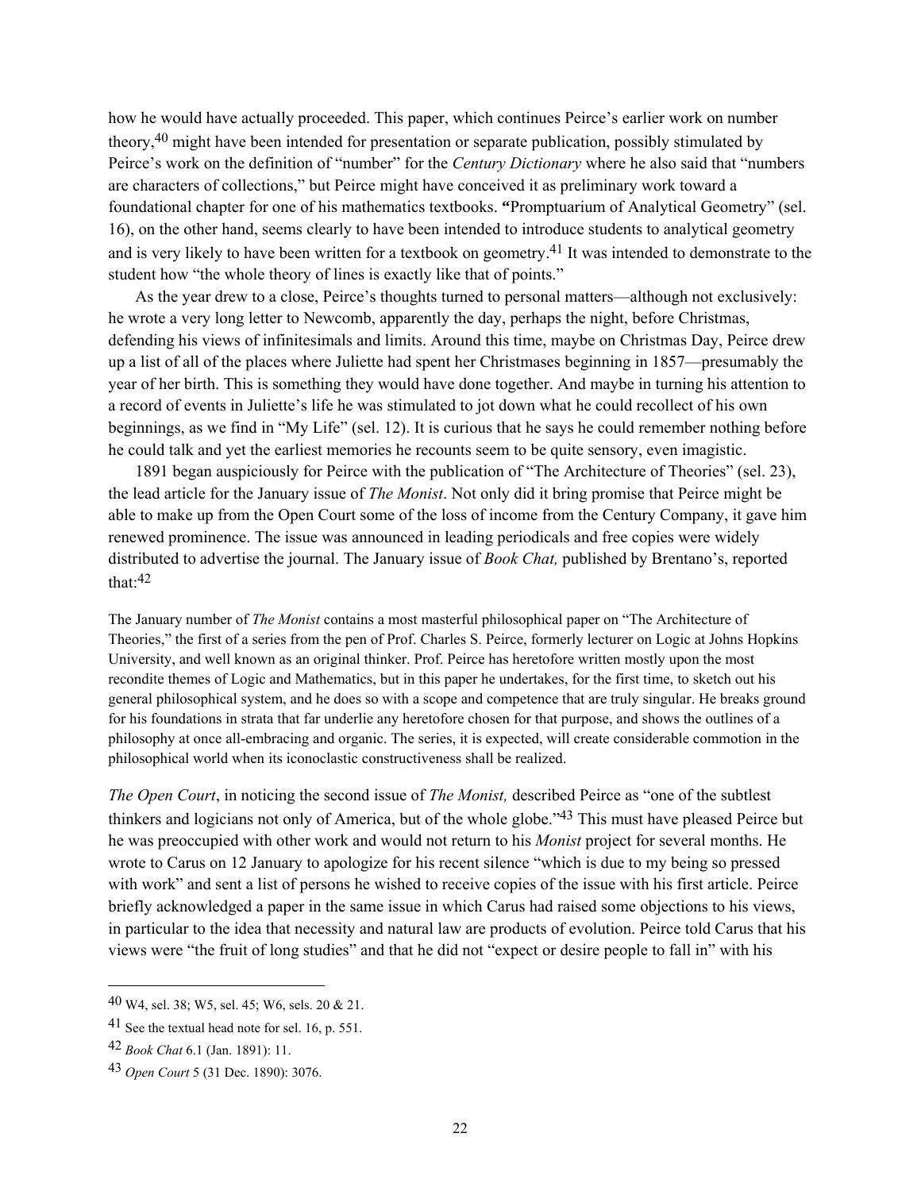how he would have actually proceeded. This paper, which continues Peirce's earlier work on number theory,[40] might have been intended for presentation or separate publication, possibly stimulated by Peirce's work on the definition of "number" for the *Century Dictionary* where he also said that "numbers are characters of collections," but Peirce might have conceived it as preliminary work toward a foundational chapter for one of his mathematics textbooks. **"**Promptuarium of Analytical Geometry" (sel. 16), on the other hand, seems clearly to have been intended to introduce students to analytical geometry and is very likely to have been written for a textbook on geometry.[41] It was intended to demonstrate to the student how "the whole theory of lines is exactly like that of points."

As the year drew to a close, Peirce's thoughts turned to personal matters—although not exclusively: he wrote a very long letter to Newcomb, apparently the day, perhaps the night, before Christmas, defending his views of infinitesimals and limits. Around this time, maybe on Christmas Day, Peirce drew up a list of all of the places where Juliette had spent her Christmases beginning in 1857—presumably the year of her birth. This is something they would have done together. And maybe in turning his attention to a record of events in Juliette's life he was stimulated to jot down what he could recollect of his own beginnings, as we find in "My Life" (sel. 12). It is curious that he says he could remember nothing before he could talk and yet the earliest memories he recounts seem to be quite sensory, even imagistic.

1891 began auspiciously for Peirce with the publication of "The Architecture of Theories" (sel. 23), the lead article for the January issue of *The Monist*. Not only did it bring promise that Peirce might be able to make up from the Open Court some of the loss of income from the Century Company, it gave him renewed prominence. The issue was announced in leading periodicals and free copies were widely distributed to advertise the journal. The January issue of *Book Chat,* published by Brentano's, reported that:[42]

> The January number of *The Monist* contains a most masterful philosophical paper on "The Architecture of Theories," the first of a series from the pen of Prof. Charles S. Peirce, formerly lecturer on Logic at Johns Hopkins University, and well known as an original thinker. Prof. Peirce has heretofore written mostly upon the most recondite themes of Logic and Mathematics, but in this paper he undertakes, for the first time, to sketch out his general philosophical system, and he does so with a scope and competence that are truly singular. He breaks ground for his foundations in strata that far underlie any heretofore chosen for that purpose, and shows the outlines of a philosophy at once all-embracing and organic. The series, it is expected, will create considerable commotion in the philosophical world when its iconoclastic constructiveness shall be realized.

*The Open Court*, in noticing the second issue of *The Monist,* described Peirce as "one of the subtlest thinkers and logicians not only of America, but of the whole globe."[43] This must have pleased Peirce but he was preoccupied with other work and would not return to his *Monist* project for several months. He wrote to Carus on 12 January to apologize for his recent silence "which is due to my being so pressed with work" and sent a list of persons he wished to receive copies of the issue with his first article. Peirce briefly acknowledged a paper in the same issue in which Carus had raised some objections to his views, in particular to the idea that necessity and natural law are products of evolution. Peirce told Carus that his views were "the fruit of long studies" and that he did not "expect or desire people to fall in" with his

---

[40] W4, sel. 38; W5, sel. 45; W6, sels. 20 & 21.

[41] See the textual head note for sel. 16, p. 551.

[42] *Book Chat* 6.1 (Jan. 1891): 11.

[43] *Open Court* 5 (31 Dec. 1890): 3076.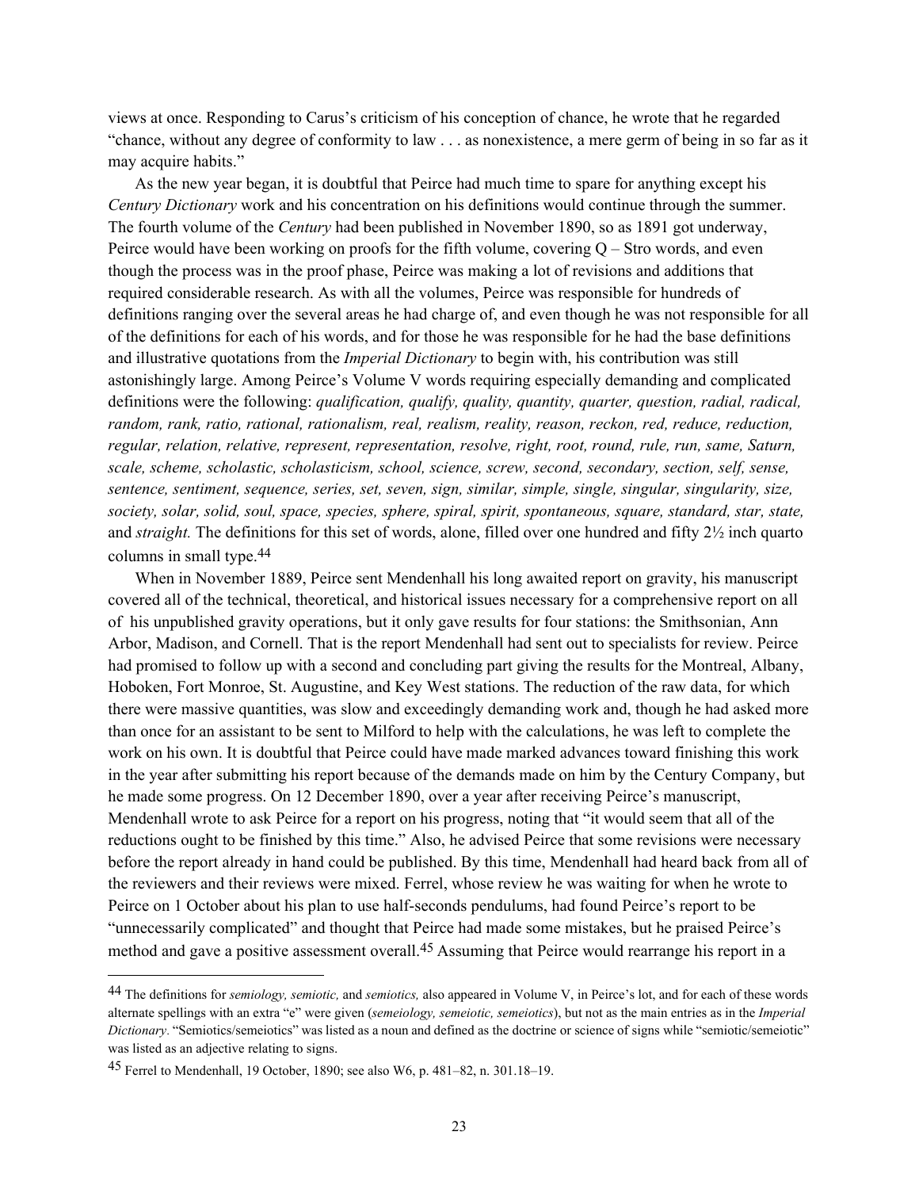views at once. Responding to Carus's criticism of his conception of chance, he wrote that he regarded "chance, without any degree of conformity to law . . . as nonexistence, a mere germ of being in so far as it may acquire habits."

As the new year began, it is doubtful that Peirce had much time to spare for anything except his *Century Dictionary* work and his concentration on his definitions would continue through the summer. The fourth volume of the *Century* had been published in November 1890, so as 1891 got underway, Peirce would have been working on proofs for the fifth volume, covering Q – Stro words, and even though the process was in the proof phase, Peirce was making a lot of revisions and additions that required considerable research. As with all the volumes, Peirce was responsible for hundreds of definitions ranging over the several areas he had charge of, and even though he was not responsible for all of the definitions for each of his words, and for those he was responsible for he had the base definitions and illustrative quotations from the *Imperial Dictionary* to begin with, his contribution was still astonishingly large. Among Peirce's Volume V words requiring especially demanding and complicated definitions were the following: *qualification, qualify, quality, quantity, quarter, question, radial, radical, random, rank, ratio, rational, rationalism, real, realism, reality, reason, reckon, red, reduce, reduction, regular, relation, relative, represent, representation, resolve, right, root, round, rule, run, same, Saturn, scale, scheme, scholastic, scholasticism, school, science, screw, second, secondary, section, self, sense, sentence, sentiment, sequence, series, set, seven, sign, similar, simple, single, singular, singularity, size, society, solar, solid, soul, space, species, sphere, spiral, spirit, spontaneous, square, standard, star, state,* and *straight.* The definitions for this set of words, alone, filled over one hundred and fifty 2½ inch quarto columns in small type.[44]

When in November 1889, Peirce sent Mendenhall his long awaited report on gravity, his manuscript covered all of the technical, theoretical, and historical issues necessary for a comprehensive report on all of his unpublished gravity operations, but it only gave results for four stations: the Smithsonian, Ann Arbor, Madison, and Cornell. That is the report Mendenhall had sent out to specialists for review. Peirce had promised to follow up with a second and concluding part giving the results for the Montreal, Albany, Hoboken, Fort Monroe, St. Augustine, and Key West stations. The reduction of the raw data, for which there were massive quantities, was slow and exceedingly demanding work and, though he had asked more than once for an assistant to be sent to Milford to help with the calculations, he was left to complete the work on his own. It is doubtful that Peirce could have made marked advances toward finishing this work in the year after submitting his report because of the demands made on him by the Century Company, but he made some progress. On 12 December 1890, over a year after receiving Peirce's manuscript, Mendenhall wrote to ask Peirce for a report on his progress, noting that "it would seem that all of the reductions ought to be finished by this time." Also, he advised Peirce that some revisions were necessary before the report already in hand could be published. By this time, Mendenhall had heard back from all of the reviewers and their reviews were mixed. Ferrel, whose review he was waiting for when he wrote to Peirce on 1 October about his plan to use half-seconds pendulums, had found Peirce's report to be "unnecessarily complicated" and thought that Peirce had made some mistakes, but he praised Peirce's method and gave a positive assessment overall.[45] Assuming that Peirce would rearrange his report in a

---

[44] The definitions for *semiology, semiotic,* and *semiotics,* also appeared in Volume V, in Peirce's lot, and for each of these words alternate spellings with an extra "e" were given (*semeiology, semeiotic, semeiotics*), but not as the main entries as in the *Imperial Dictionary*. "Semiotics/semeiotics" was listed as a noun and defined as the doctrine or science of signs while "semiotic/semeiotic" was listed as an adjective relating to signs.

[45] Ferrel to Mendenhall, 19 October, 1890; see also W6, p. 481–82, n. 301.18–19.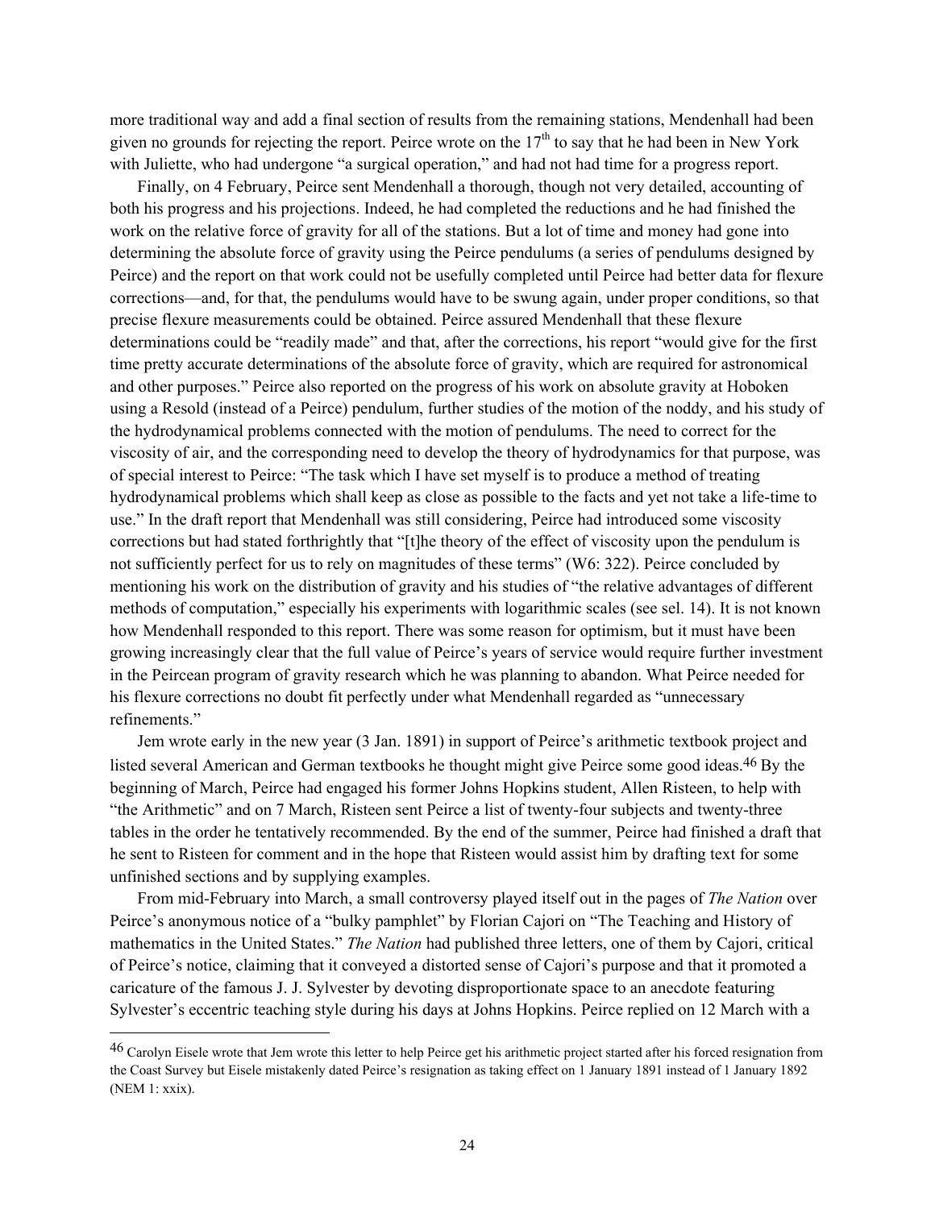more traditional way and add a final section of results from the remaining stations, Mendenhall had been given no grounds for rejecting the report. Peirce wrote on the 17th to say that he had been in New York with Juliette, who had undergone "a surgical operation," and had not had time for a progress report.

Finally, on 4 February, Peirce sent Mendenhall a thorough, though not very detailed, accounting of both his progress and his projections. Indeed, he had completed the reductions and he had finished the work on the relative force of gravity for all of the stations. But a lot of time and money had gone into determining the absolute force of gravity using the Peirce pendulums (a series of pendulums designed by Peirce) and the report on that work could not be usefully completed until Peirce had better data for flexure corrections—and, for that, the pendulums would have to be swung again, under proper conditions, so that precise flexure measurements could be obtained. Peirce assured Mendenhall that these flexure determinations could be "readily made" and that, after the corrections, his report "would give for the first time pretty accurate determinations of the absolute force of gravity, which are required for astronomical and other purposes." Peirce also reported on the progress of his work on absolute gravity at Hoboken using a Resold (instead of a Peirce) pendulum, further studies of the motion of the noddy, and his study of the hydrodynamical problems connected with the motion of pendulums. The need to correct for the viscosity of air, and the corresponding need to develop the theory of hydrodynamics for that purpose, was of special interest to Peirce: "The task which I have set myself is to produce a method of treating hydrodynamical problems which shall keep as close as possible to the facts and yet not take a life-time to use." In the draft report that Mendenhall was still considering, Peirce had introduced some viscosity corrections but had stated forthrightly that "[t]he theory of the effect of viscosity upon the pendulum is not sufficiently perfect for us to rely on magnitudes of these terms" (W6: 322). Peirce concluded by mentioning his work on the distribution of gravity and his studies of "the relative advantages of different methods of computation," especially his experiments with logarithmic scales (see sel. 14). It is not known how Mendenhall responded to this report. There was some reason for optimism, but it must have been growing increasingly clear that the full value of Peirce's years of service would require further investment in the Peircean program of gravity research which he was planning to abandon. What Peirce needed for his flexure corrections no doubt fit perfectly under what Mendenhall regarded as "unnecessary refinements."

Jem wrote early in the new year (3 Jan. 1891) in support of Peirce's arithmetic textbook project and listed several American and German textbooks he thought might give Peirce some good ideas.[46] By the beginning of March, Peirce had engaged his former Johns Hopkins student, Allen Risteen, to help with "the Arithmetic" and on 7 March, Risteen sent Peirce a list of twenty-four subjects and twenty-three tables in the order he tentatively recommended. By the end of the summer, Peirce had finished a draft that he sent to Risteen for comment and in the hope that Risteen would assist him by drafting text for some unfinished sections and by supplying examples.

From mid-February into March, a small controversy played itself out in the pages of *The Nation* over Peirce's anonymous notice of a "bulky pamphlet" by Florian Cajori on "The Teaching and History of mathematics in the United States." *The Nation* had published three letters, one of them by Cajori, critical of Peirce's notice, claiming that it conveyed a distorted sense of Cajori's purpose and that it promoted a caricature of the famous J. J. Sylvester by devoting disproportionate space to an anecdote featuring Sylvester's eccentric teaching style during his days at Johns Hopkins. Peirce replied on 12 March with a

---

[46] Carolyn Eisele wrote that Jem wrote this letter to help Peirce get his arithmetic project started after his forced resignation from the Coast Survey but Eisele mistakenly dated Peirce's resignation as taking effect on 1 January 1891 instead of 1 January 1892 (NEM 1: xxix).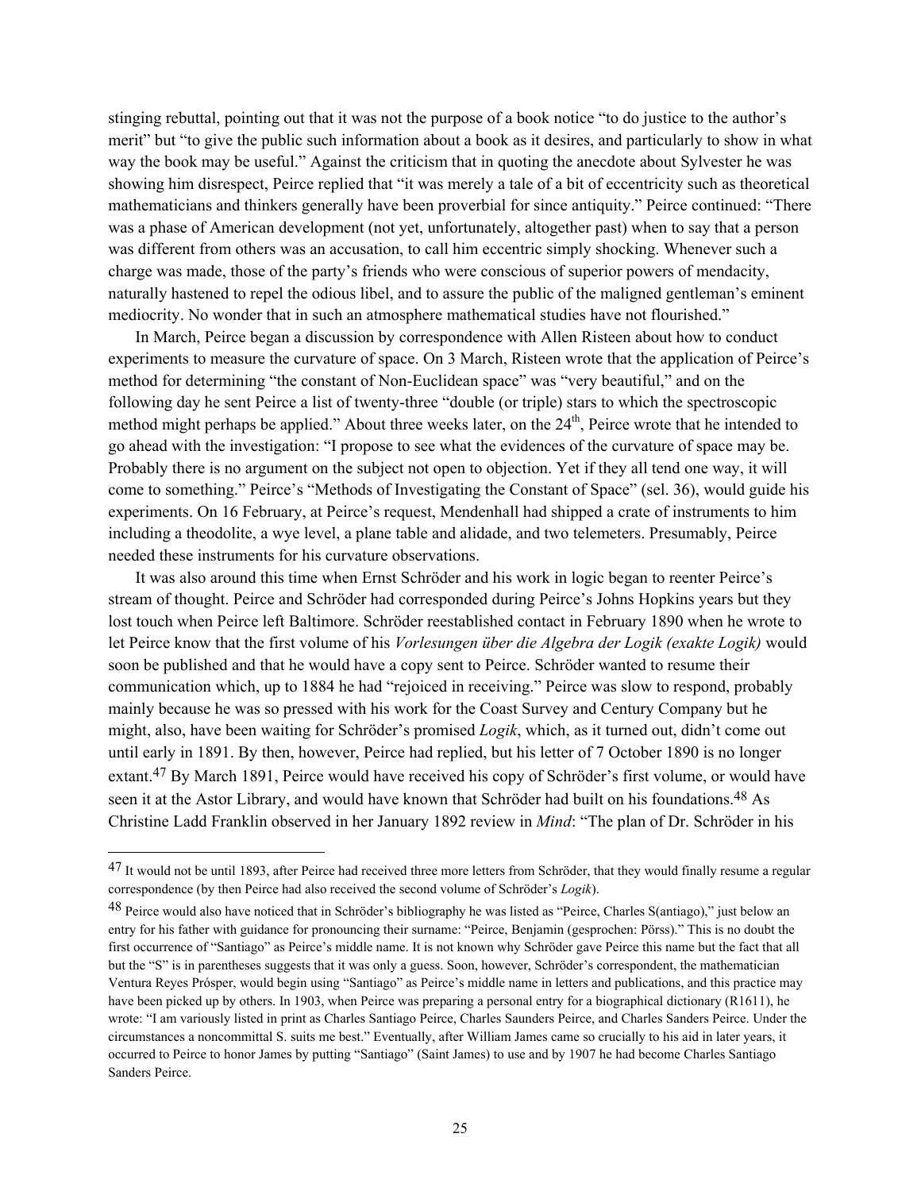stinging rebuttal, pointing out that it was not the purpose of a book notice "to do justice to the author's merit" but "to give the public such information about a book as it desires, and particularly to show in what way the book may be useful." Against the criticism that in quoting the anecdote about Sylvester he was showing him disrespect, Peirce replied that "it was merely a tale of a bit of eccentricity such as theoretical mathematicians and thinkers generally have been proverbial for since antiquity." Peirce continued: "There was a phase of American development (not yet, unfortunately, altogether past) when to say that a person was different from others was an accusation, to call him eccentric simply shocking. Whenever such a charge was made, those of the party's friends who were conscious of superior powers of mendacity, naturally hastened to repel the odious libel, and to assure the public of the maligned gentleman's eminent mediocrity. No wonder that in such an atmosphere mathematical studies have not flourished."

In March, Peirce began a discussion by correspondence with Allen Risteen about how to conduct experiments to measure the curvature of space. On 3 March, Risteen wrote that the application of Peirce's method for determining "the constant of Non-Euclidean space" was "very beautiful," and on the following day he sent Peirce a list of twenty-three "double (or triple) stars to which the spectroscopic method might perhaps be applied." About three weeks later, on the 24th, Peirce wrote that he intended to go ahead with the investigation: "I propose to see what the evidences of the curvature of space may be. Probably there is no argument on the subject not open to objection. Yet if they all tend one way, it will come to something." Peirce's "Methods of Investigating the Constant of Space" (sel. 36), would guide his experiments. On 16 February, at Peirce's request, Mendenhall had shipped a crate of instruments to him including a theodolite, a wye level, a plane table and alidade, and two telemeters. Presumably, Peirce needed these instruments for his curvature observations.

It was also around this time when Ernst Schröder and his work in logic began to reenter Peirce's stream of thought. Peirce and Schröder had corresponded during Peirce's Johns Hopkins years but they lost touch when Peirce left Baltimore. Schröder reestablished contact in February 1890 when he wrote to let Peirce know that the first volume of his *Vorlesungen über die Algebra der Logik (exakte Logik)* would soon be published and that he would have a copy sent to Peirce. Schröder wanted to resume their communication which, up to 1884 he had "rejoiced in receiving." Peirce was slow to respond, probably mainly because he was so pressed with his work for the Coast Survey and Century Company but he might, also, have been waiting for Schröder's promised *Logik*, which, as it turned out, didn't come out until early in 1891. By then, however, Peirce had replied, but his letter of 7 October 1890 is no longer extant.[47] By March 1891, Peirce would have received his copy of Schröder's first volume, or would have seen it at the Astor Library, and would have known that Schröder had built on his foundations.[48] As Christine Ladd Franklin observed in her January 1892 review in *Mind*: "The plan of Dr. Schröder in his

---

[47] It would not be until 1893, after Peirce had received three more letters from Schröder, that they would finally resume a regular correspondence (by then Peirce had also received the second volume of Schröder's *Logik*).

[48] Peirce would also have noticed that in Schröder's bibliography he was listed as "Peirce, Charles S(antiago)," just below an entry for his father with guidance for pronouncing their surname: "Peirce, Benjamin (gesprochen: Pörss)." This is no doubt the first occurrence of "Santiago" as Peirce's middle name. It is not known why Schröder gave Peirce this name but the fact that all but the "S" is in parentheses suggests that it was only a guess. Soon, however, Schröder's correspondent, the mathematician Ventura Reyes Prósper, would begin using "Santiago" as Peirce's middle name in letters and publications, and this practice may have been picked up by others. In 1903, when Peirce was preparing a personal entry for a biographical dictionary (R1611), he wrote: "I am variously listed in print as Charles Santiago Peirce, Charles Saunders Peirce, and Charles Sanders Peirce. Under the circumstances a noncommittal S. suits me best." Eventually, after William James came so crucially to his aid in later years, it occurred to Peirce to honor James by putting "Santiago" (Saint James) to use and by 1907 he had become Charles Santiago Sanders Peirce.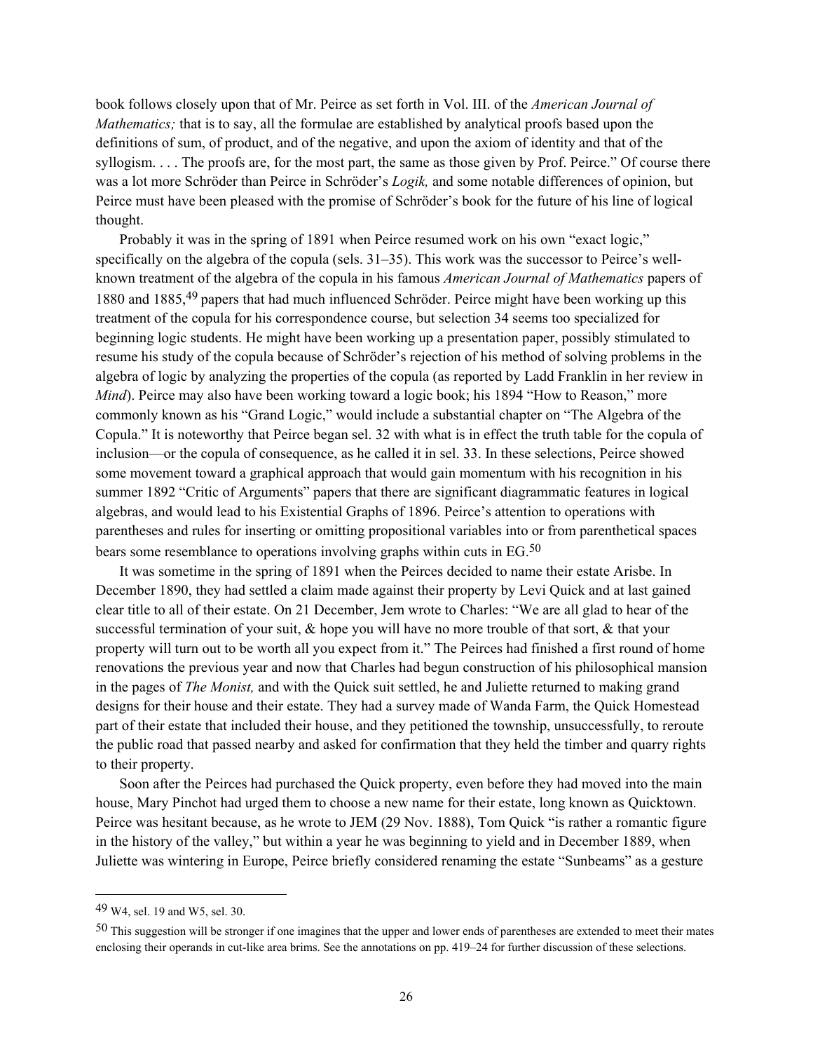book follows closely upon that of Mr. Peirce as set forth in Vol. III. of the *American Journal of Mathematics;* that is to say, all the formulae are established by analytical proofs based upon the definitions of sum, of product, and of the negative, and upon the axiom of identity and that of the syllogism. . . . The proofs are, for the most part, the same as those given by Prof. Peirce." Of course there was a lot more Schröder than Peirce in Schröder's *Logik,* and some notable differences of opinion, but Peirce must have been pleased with the promise of Schröder's book for the future of his line of logical thought.

Probably it was in the spring of 1891 when Peirce resumed work on his own "exact logic," specifically on the algebra of the copula (sels. 31–35). This work was the successor to Peirce's well-known treatment of the algebra of the copula in his famous *American Journal of Mathematics* papers of 1880 and 1885,[49] papers that had much influenced Schröder. Peirce might have been working up this treatment of the copula for his correspondence course, but selection 34 seems too specialized for beginning logic students. He might have been working up a presentation paper, possibly stimulated to resume his study of the copula because of Schröder's rejection of his method of solving problems in the algebra of logic by analyzing the properties of the copula (as reported by Ladd Franklin in her review in *Mind*). Peirce may also have been working toward a logic book; his 1894 "How to Reason," more commonly known as his "Grand Logic," would include a substantial chapter on "The Algebra of the Copula." It is noteworthy that Peirce began sel. 32 with what is in effect the truth table for the copula of inclusion—or the copula of consequence, as he called it in sel. 33. In these selections, Peirce showed some movement toward a graphical approach that would gain momentum with his recognition in his summer 1892 "Critic of Arguments" papers that there are significant diagrammatic features in logical algebras, and would lead to his Existential Graphs of 1896. Peirce's attention to operations with parentheses and rules for inserting or omitting propositional variables into or from parenthetical spaces bears some resemblance to operations involving graphs within cuts in EG.[50]

It was sometime in the spring of 1891 when the Peirces decided to name their estate Arisbe. In December 1890, they had settled a claim made against their property by Levi Quick and at last gained clear title to all of their estate. On 21 December, Jem wrote to Charles: "We are all glad to hear of the successful termination of your suit, & hope you will have no more trouble of that sort, & that your property will turn out to be worth all you expect from it." The Peirces had finished a first round of home renovations the previous year and now that Charles had begun construction of his philosophical mansion in the pages of *The Monist,* and with the Quick suit settled, he and Juliette returned to making grand designs for their house and their estate. They had a survey made of Wanda Farm, the Quick Homestead part of their estate that included their house, and they petitioned the township, unsuccessfully, to reroute the public road that passed nearby and asked for confirmation that they held the timber and quarry rights to their property.

Soon after the Peirces had purchased the Quick property, even before they had moved into the main house, Mary Pinchot had urged them to choose a new name for their estate, long known as Quicktown. Peirce was hesitant because, as he wrote to JEM (29 Nov. 1888), Tom Quick "is rather a romantic figure in the history of the valley," but within a year he was beginning to yield and in December 1889, when Juliette was wintering in Europe, Peirce briefly considered renaming the estate "Sunbeams" as a gesture

---

[49] W4, sel. 19 and W5, sel. 30.

[50] This suggestion will be stronger if one imagines that the upper and lower ends of parentheses are extended to meet their mates enclosing their operands in cut-like area brims. See the annotations on pp. 419–24 for further discussion of these selections.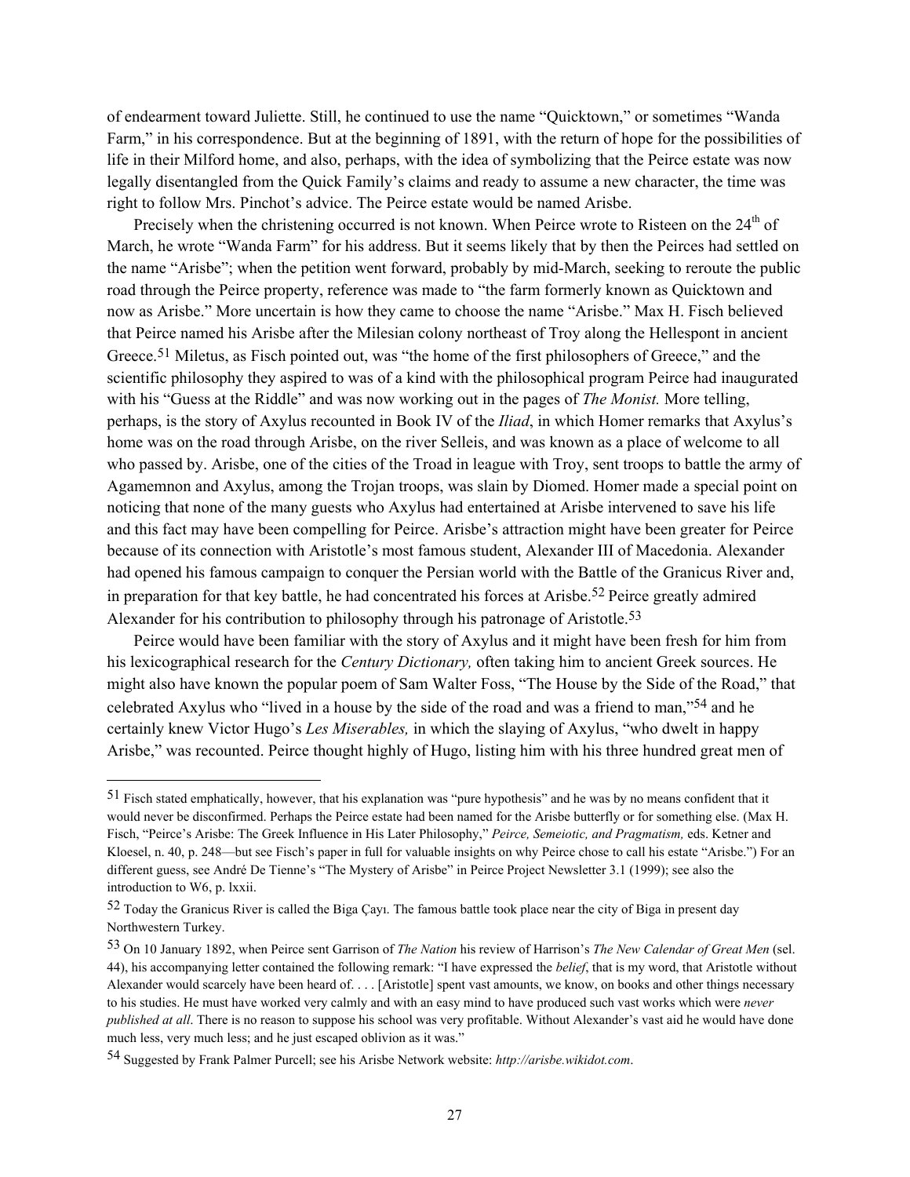of endearment toward Juliette. Still, he continued to use the name "Quicktown," or sometimes "Wanda Farm," in his correspondence. But at the beginning of 1891, with the return of hope for the possibilities of life in their Milford home, and also, perhaps, with the idea of symbolizing that the Peirce estate was now legally disentangled from the Quick Family's claims and ready to assume a new character, the time was right to follow Mrs. Pinchot's advice. The Peirce estate would be named Arisbe.

Precisely when the christening occurred is not known. When Peirce wrote to Risteen on the 24th of March, he wrote "Wanda Farm" for his address. But it seems likely that by then the Peirces had settled on the name "Arisbe"; when the petition went forward, probably by mid-March, seeking to reroute the public road through the Peirce property, reference was made to "the farm formerly known as Quicktown and now as Arisbe." More uncertain is how they came to choose the name "Arisbe." Max H. Fisch believed that Peirce named his Arisbe after the Milesian colony northeast of Troy along the Hellespont in ancient Greece.[51] Miletus, as Fisch pointed out, was "the home of the first philosophers of Greece," and the scientific philosophy they aspired to was of a kind with the philosophical program Peirce had inaugurated with his "Guess at the Riddle" and was now working out in the pages of *The Monist.* More telling, perhaps, is the story of Axylus recounted in Book IV of the *Iliad*, in which Homer remarks that Axylus's home was on the road through Arisbe, on the river Selleis, and was known as a place of welcome to all who passed by. Arisbe, one of the cities of the Troad in league with Troy, sent troops to battle the army of Agamemnon and Axylus, among the Trojan troops, was slain by Diomed. Homer made a special point on noticing that none of the many guests who Axylus had entertained at Arisbe intervened to save his life and this fact may have been compelling for Peirce. Arisbe's attraction might have been greater for Peirce because of its connection with Aristotle's most famous student, Alexander III of Macedonia. Alexander had opened his famous campaign to conquer the Persian world with the Battle of the Granicus River and, in preparation for that key battle, he had concentrated his forces at Arisbe.[52] Peirce greatly admired Alexander for his contribution to philosophy through his patronage of Aristotle.[53]

Peirce would have been familiar with the story of Axylus and it might have been fresh for him from his lexicographical research for the *Century Dictionary,* often taking him to ancient Greek sources. He might also have known the popular poem of Sam Walter Foss, "The House by the Side of the Road," that celebrated Axylus who "lived in a house by the side of the road and was a friend to man,"[54] and he certainly knew Victor Hugo's *Les Miserables,* in which the slaying of Axylus, "who dwelt in happy Arisbe," was recounted. Peirce thought highly of Hugo, listing him with his three hundred great men of

---

[51] Fisch stated emphatically, however, that his explanation was "pure hypothesis" and he was by no means confident that it would never be disconfirmed. Perhaps the Peirce estate had been named for the Arisbe butterfly or for something else. (Max H. Fisch, "Peirce's Arisbe: The Greek Influence in His Later Philosophy," *Peirce, Semeiotic, and Pragmatism,* eds. Ketner and Kloesel, n. 40, p. 248—but see Fisch's paper in full for valuable insights on why Peirce chose to call his estate "Arisbe.") For an different guess, see André De Tienne's "The Mystery of Arisbe" in Peirce Project Newsletter 3.1 (1999); see also the introduction to W6, p. lxxii.

[52] Today the Granicus River is called the Biga Çayı. The famous battle took place near the city of Biga in present day Northwestern Turkey.

[53] On 10 January 1892, when Peirce sent Garrison of *The Nation* his review of Harrison's *The New Calendar of Great Men* (sel. 44), his accompanying letter contained the following remark: "I have expressed the *belief*, that is my word, that Aristotle without Alexander would scarcely have been heard of. . . . [Aristotle] spent vast amounts, we know, on books and other things necessary to his studies. He must have worked very calmly and with an easy mind to have produced such vast works which were *never published at all*. There is no reason to suppose his school was very profitable. Without Alexander's vast aid he would have done much less, very much less; and he just escaped oblivion as it was."

[54] Suggested by Frank Palmer Purcell; see his Arisbe Network website: *http://arisbe.wikidot.com*.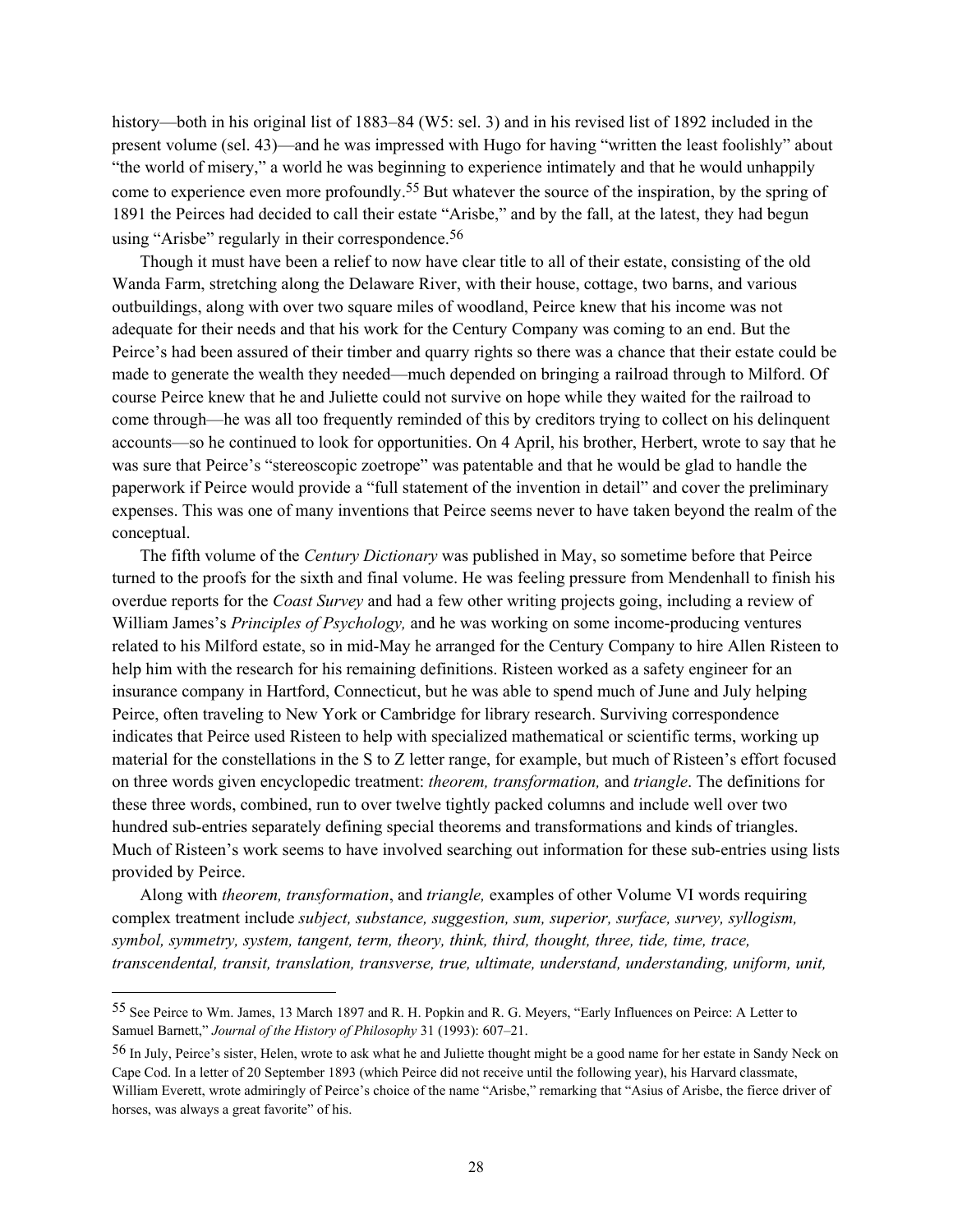history—both in his original list of 1883–84 (W5: sel. 3) and in his revised list of 1892 included in the present volume (sel. 43)—and he was impressed with Hugo for having "written the least foolishly" about "the world of misery," a world he was beginning to experience intimately and that he would unhappily come to experience even more profoundly.[55] But whatever the source of the inspiration, by the spring of 1891 the Peirces had decided to call their estate "Arisbe," and by the fall, at the latest, they had begun using "Arisbe" regularly in their correspondence.[56]

Though it must have been a relief to now have clear title to all of their estate, consisting of the old Wanda Farm, stretching along the Delaware River, with their house, cottage, two barns, and various outbuildings, along with over two square miles of woodland, Peirce knew that his income was not adequate for their needs and that his work for the Century Company was coming to an end. But the Peirce's had been assured of their timber and quarry rights so there was a chance that their estate could be made to generate the wealth they needed—much depended on bringing a railroad through to Milford. Of course Peirce knew that he and Juliette could not survive on hope while they waited for the railroad to come through—he was all too frequently reminded of this by creditors trying to collect on his delinquent accounts—so he continued to look for opportunities. On 4 April, his brother, Herbert, wrote to say that he was sure that Peirce's "stereoscopic zoetrope" was patentable and that he would be glad to handle the paperwork if Peirce would provide a "full statement of the invention in detail" and cover the preliminary expenses. This was one of many inventions that Peirce seems never to have taken beyond the realm of the conceptual.

The fifth volume of the *Century Dictionary* was published in May, so sometime before that Peirce turned to the proofs for the sixth and final volume. He was feeling pressure from Mendenhall to finish his overdue reports for the *Coast Survey* and had a few other writing projects going, including a review of William James's *Principles of Psychology,* and he was working on some income-producing ventures related to his Milford estate, so in mid-May he arranged for the Century Company to hire Allen Risteen to help him with the research for his remaining definitions. Risteen worked as a safety engineer for an insurance company in Hartford, Connecticut, but he was able to spend much of June and July helping Peirce, often traveling to New York or Cambridge for library research. Surviving correspondence indicates that Peirce used Risteen to help with specialized mathematical or scientific terms, working up material for the constellations in the S to Z letter range, for example, but much of Risteen's effort focused on three words given encyclopedic treatment: *theorem, transformation,* and *triangle*. The definitions for these three words, combined, run to over twelve tightly packed columns and include well over two hundred sub-entries separately defining special theorems and transformations and kinds of triangles. Much of Risteen's work seems to have involved searching out information for these sub-entries using lists provided by Peirce.

Along with *theorem, transformation*, and *triangle,* examples of other Volume VI words requiring complex treatment include *subject, substance, suggestion, sum, superior, surface, survey, syllogism, symbol, symmetry, system, tangent, term, theory, think, third, thought, three, tide, time, trace, transcendental, transit, translation, transverse, true, ultimate, understand, understanding, uniform, unit,*

---

[55] See Peirce to Wm. James, 13 March 1897 and R. H. Popkin and R. G. Meyers, "Early Influences on Peirce: A Letter to Samuel Barnett," *Journal of the History of Philosophy* 31 (1993): 607–21.

[56] In July, Peirce's sister, Helen, wrote to ask what he and Juliette thought might be a good name for her estate in Sandy Neck on Cape Cod. In a letter of 20 September 1893 (which Peirce did not receive until the following year), his Harvard classmate, William Everett, wrote admiringly of Peirce's choice of the name "Arisbe," remarking that "Asius of Arisbe, the fierce driver of horses, was always a great favorite" of his.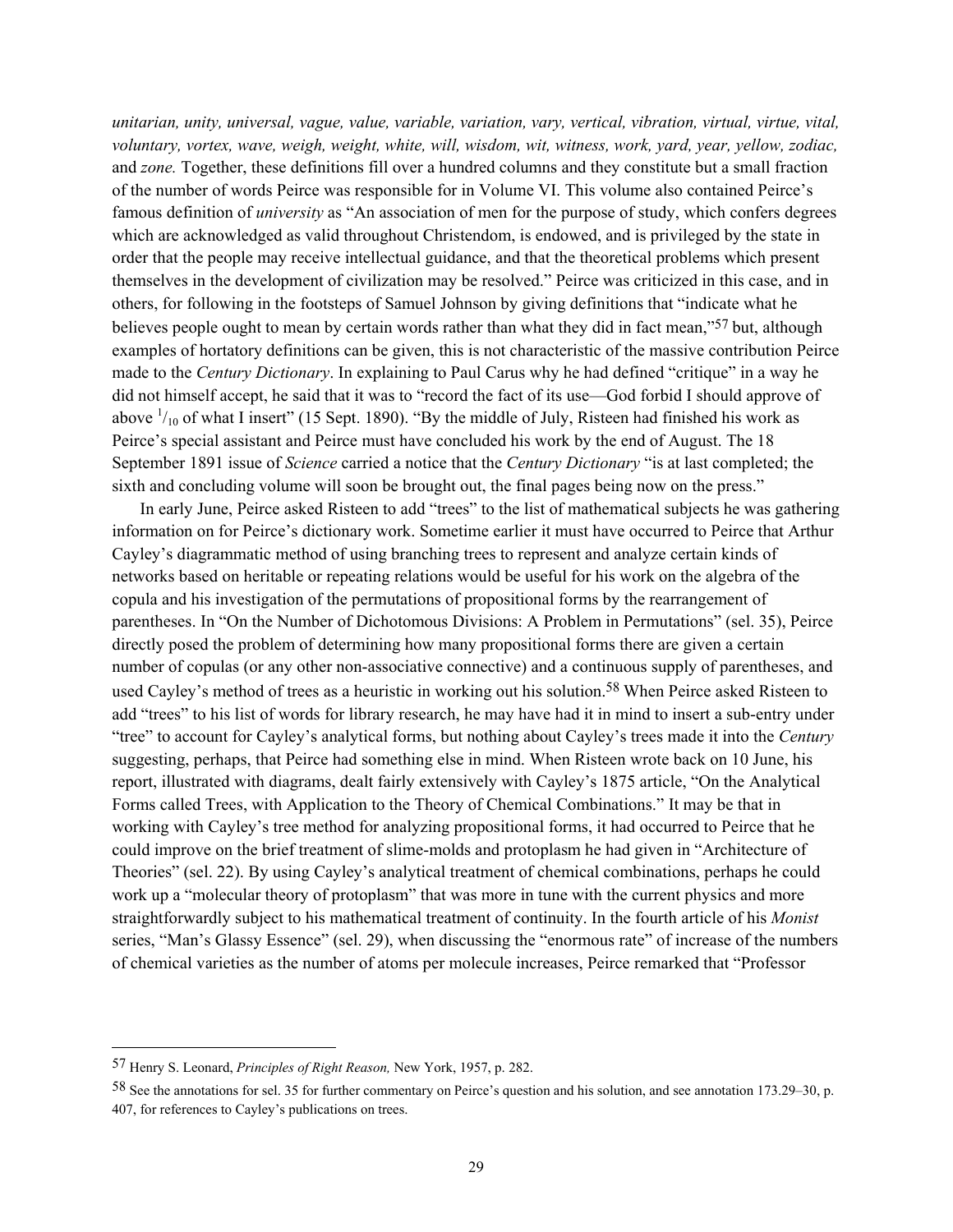*unitarian, unity, universal, vague, value, variable, variation, vary, vertical, vibration, virtual, virtue, vital, voluntary, vortex, wave, weigh, weight, white, will, wisdom, wit, witness, work, yard, year, yellow, zodiac,* and *zone.* Together, these definitions fill over a hundred columns and they constitute but a small fraction of the number of words Peirce was responsible for in Volume VI. This volume also contained Peirce's famous definition of *university* as "An association of men for the purpose of study, which confers degrees which are acknowledged as valid throughout Christendom, is endowed, and is privileged by the state in order that the people may receive intellectual guidance, and that the theoretical problems which present themselves in the development of civilization may be resolved." Peirce was criticized in this case, and in others, for following in the footsteps of Samuel Johnson by giving definitions that "indicate what he believes people ought to mean by certain words rather than what they did in fact mean,"[57] but, although examples of hortatory definitions can be given, this is not characteristic of the massive contribution Peirce made to the *Century Dictionary*. In explaining to Paul Carus why he had defined "critique" in a way he did not himself accept, he said that it was to "record the fact of its use—God forbid I should approve of above $^{1}/_{10}$ of what I insert" (15 Sept. 1890). "By the middle of July, Risteen had finished his work as Peirce's special assistant and Peirce must have concluded his work by the end of August. The 18 September 1891 issue of *Science* carried a notice that the *Century Dictionary* "is at last completed; the sixth and concluding volume will soon be brought out, the final pages being now on the press."

In early June, Peirce asked Risteen to add "trees" to the list of mathematical subjects he was gathering information on for Peirce's dictionary work. Sometime earlier it must have occurred to Peirce that Arthur Cayley's diagrammatic method of using branching trees to represent and analyze certain kinds of networks based on heritable or repeating relations would be useful for his work on the algebra of the copula and his investigation of the permutations of propositional forms by the rearrangement of parentheses. In "On the Number of Dichotomous Divisions: A Problem in Permutations" (sel. 35), Peirce directly posed the problem of determining how many propositional forms there are given a certain number of copulas (or any other non-associative connective) and a continuous supply of parentheses, and used Cayley's method of trees as a heuristic in working out his solution.[58] When Peirce asked Risteen to add "trees" to his list of words for library research, he may have had it in mind to insert a sub-entry under "tree" to account for Cayley's analytical forms, but nothing about Cayley's trees made it into the *Century* suggesting, perhaps, that Peirce had something else in mind. When Risteen wrote back on 10 June, his report, illustrated with diagrams, dealt fairly extensively with Cayley's 1875 article, "On the Analytical Forms called Trees, with Application to the Theory of Chemical Combinations." It may be that in working with Cayley's tree method for analyzing propositional forms, it had occurred to Peirce that he could improve on the brief treatment of slime-molds and protoplasm he had given in "Architecture of Theories" (sel. 22). By using Cayley's analytical treatment of chemical combinations, perhaps he could work up a "molecular theory of protoplasm" that was more in tune with the current physics and more straightforwardly subject to his mathematical treatment of continuity. In the fourth article of his *Monist* series, "Man's Glassy Essence" (sel. 29), when discussing the "enormous rate" of increase of the numbers of chemical varieties as the number of atoms per molecule increases, Peirce remarked that "Professor

---

[57] Henry S. Leonard, *Principles of Right Reason,* New York, 1957, p. 282.

[58] See the annotations for sel. 35 for further commentary on Peirce's question and his solution, and see annotation 173.29–30, p. 407, for references to Cayley's publications on trees.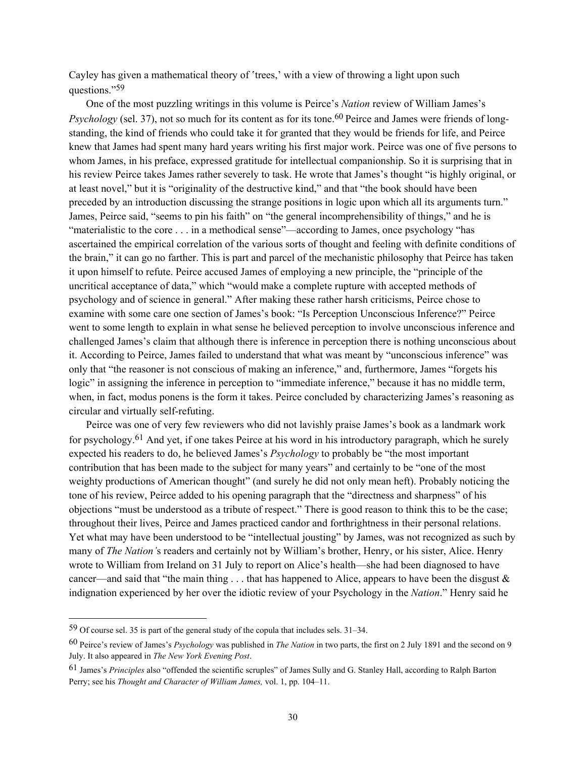Cayley has given a mathematical theory of 'trees,' with a view of throwing a light upon such questions."[59]

One of the most puzzling writings in this volume is Peirce's *Nation* review of William James's *Psychology* (sel. 37), not so much for its content as for its tone.[60] Peirce and James were friends of long-standing, the kind of friends who could take it for granted that they would be friends for life, and Peirce knew that James had spent many hard years writing his first major work. Peirce was one of five persons to whom James, in his preface, expressed gratitude for intellectual companionship. So it is surprising that in his review Peirce takes James rather severely to task. He wrote that James's thought "is highly original, or at least novel," but it is "originality of the destructive kind," and that "the book should have been preceded by an introduction discussing the strange positions in logic upon which all its arguments turn." James, Peirce said, "seems to pin his faith" on "the general incomprehensibility of things," and he is "materialistic to the core . . . in a methodical sense"—according to James, once psychology "has ascertained the empirical correlation of the various sorts of thought and feeling with definite conditions of the brain," it can go no farther. This is part and parcel of the mechanistic philosophy that Peirce has taken it upon himself to refute. Peirce accused James of employing a new principle, the "principle of the uncritical acceptance of data," which "would make a complete rupture with accepted methods of psychology and of science in general." After making these rather harsh criticisms, Peirce chose to examine with some care one section of James's book: "Is Perception Unconscious Inference?" Peirce went to some length to explain in what sense he believed perception to involve unconscious inference and challenged James's claim that although there is inference in perception there is nothing unconscious about it. According to Peirce, James failed to understand that what was meant by "unconscious inference" was only that "the reasoner is not conscious of making an inference," and, furthermore, James "forgets his logic" in assigning the inference in perception to "immediate inference," because it has no middle term, when, in fact, modus ponens is the form it takes. Peirce concluded by characterizing James's reasoning as circular and virtually self-refuting.

Peirce was one of very few reviewers who did not lavishly praise James's book as a landmark work for psychology.[61] And yet, if one takes Peirce at his word in his introductory paragraph, which he surely expected his readers to do, he believed James's *Psychology* to probably be "the most important contribution that has been made to the subject for many years" and certainly to be "one of the most weighty productions of American thought" (and surely he did not only mean heft). Probably noticing the tone of his review, Peirce added to his opening paragraph that the "directness and sharpness" of his objections "must be understood as a tribute of respect." There is good reason to think this to be the case; throughout their lives, Peirce and James practiced candor and forthrightness in their personal relations. Yet what may have been understood to be "intellectual jousting" by James, was not recognized as such by many of *The Nation'*s readers and certainly not by William's brother, Henry, or his sister, Alice. Henry wrote to William from Ireland on 31 July to report on Alice's health—she had been diagnosed to have cancer—and said that "the main thing . . . that has happened to Alice, appears to have been the disgust & indignation experienced by her over the idiotic review of your Psychology in the *Nation*." Henry said he

---

[59] Of course sel. 35 is part of the general study of the copula that includes sels. 31–34.

[60] Peirce's review of James's *Psychology* was published in *The Nation* in two parts, the first on 2 July 1891 and the second on 9 July. It also appeared in *The New York Evening Post*.

[61] James's *Principles* also "offended the scientific scruples" of James Sully and G. Stanley Hall, according to Ralph Barton Perry; see his *Thought and Character of William James,* vol. 1, pp. 104–11.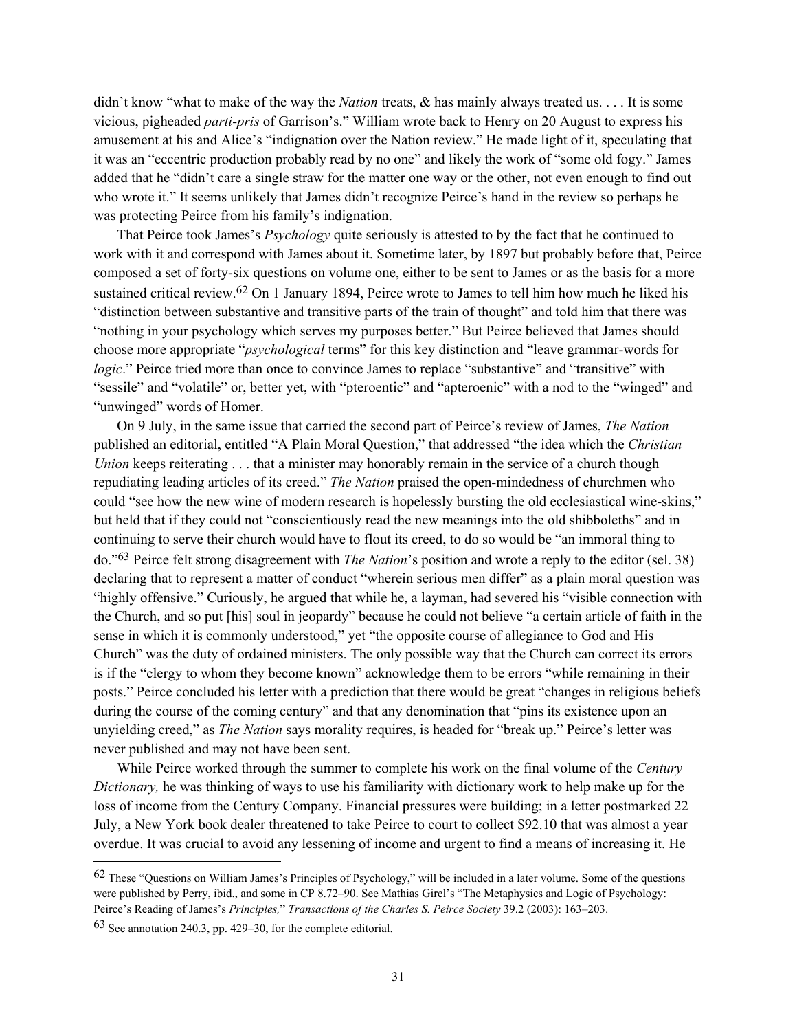didn't know "what to make of the way the *Nation* treats, & has mainly always treated us. . . . It is some vicious, pigheaded *parti-pris* of Garrison's." William wrote back to Henry on 20 August to express his amusement at his and Alice's "indignation over the Nation review." He made light of it, speculating that it was an "eccentric production probably read by no one" and likely the work of "some old fogy." James added that he "didn't care a single straw for the matter one way or the other, not even enough to find out who wrote it." It seems unlikely that James didn't recognize Peirce's hand in the review so perhaps he was protecting Peirce from his family's indignation.

That Peirce took James's *Psychology* quite seriously is attested to by the fact that he continued to work with it and correspond with James about it. Sometime later, by 1897 but probably before that, Peirce composed a set of forty-six questions on volume one, either to be sent to James or as the basis for a more sustained critical review.[62] On 1 January 1894, Peirce wrote to James to tell him how much he liked his "distinction between substantive and transitive parts of the train of thought" and told him that there was "nothing in your psychology which serves my purposes better." But Peirce believed that James should choose more appropriate "*psychological* terms" for this key distinction and "leave grammar-words for *logic*." Peirce tried more than once to convince James to replace "substantive" and "transitive" with "sessile" and "volatile" or, better yet, with "pteroentic" and "apteroenic" with a nod to the "winged" and "unwinged" words of Homer.

On 9 July, in the same issue that carried the second part of Peirce's review of James, *The Nation* published an editorial, entitled "A Plain Moral Question," that addressed "the idea which the *Christian Union* keeps reiterating . . . that a minister may honorably remain in the service of a church though repudiating leading articles of its creed." *The Nation* praised the open-mindedness of churchmen who could "see how the new wine of modern research is hopelessly bursting the old ecclesiastical wine-skins," but held that if they could not "conscientiously read the new meanings into the old shibboleths" and in continuing to serve their church would have to flout its creed, to do so would be "an immoral thing to do."[63] Peirce felt strong disagreement with *The Nation*'s position and wrote a reply to the editor (sel. 38) declaring that to represent a matter of conduct "wherein serious men differ" as a plain moral question was "highly offensive." Curiously, he argued that while he, a layman, had severed his "visible connection with the Church, and so put [his] soul in jeopardy" because he could not believe "a certain article of faith in the sense in which it is commonly understood," yet "the opposite course of allegiance to God and His Church" was the duty of ordained ministers. The only possible way that the Church can correct its errors is if the "clergy to whom they become known" acknowledge them to be errors "while remaining in their posts." Peirce concluded his letter with a prediction that there would be great "changes in religious beliefs during the course of the coming century" and that any denomination that "pins its existence upon an unyielding creed," as *The Nation* says morality requires, is headed for "break up." Peirce's letter was never published and may not have been sent.

While Peirce worked through the summer to complete his work on the final volume of the *Century Dictionary,* he was thinking of ways to use his familiarity with dictionary work to help make up for the loss of income from the Century Company. Financial pressures were building; in a letter postmarked 22 July, a New York book dealer threatened to take Peirce to court to collect $92.10 that was almost a year overdue. It was crucial to avoid any lessening of income and urgent to find a means of increasing it. He

---

[62] These "Questions on William James's Principles of Psychology," will be included in a later volume. Some of the questions were published by Perry, ibid., and some in CP 8.72–90. See Mathias Girel's "The Metaphysics and Logic of Psychology: Peirce's Reading of James's *Principles,*" *Transactions of the Charles S. Peirce Society* 39.2 (2003): 163–203.

[63] See annotation 240.3, pp. 429–30, for the complete editorial.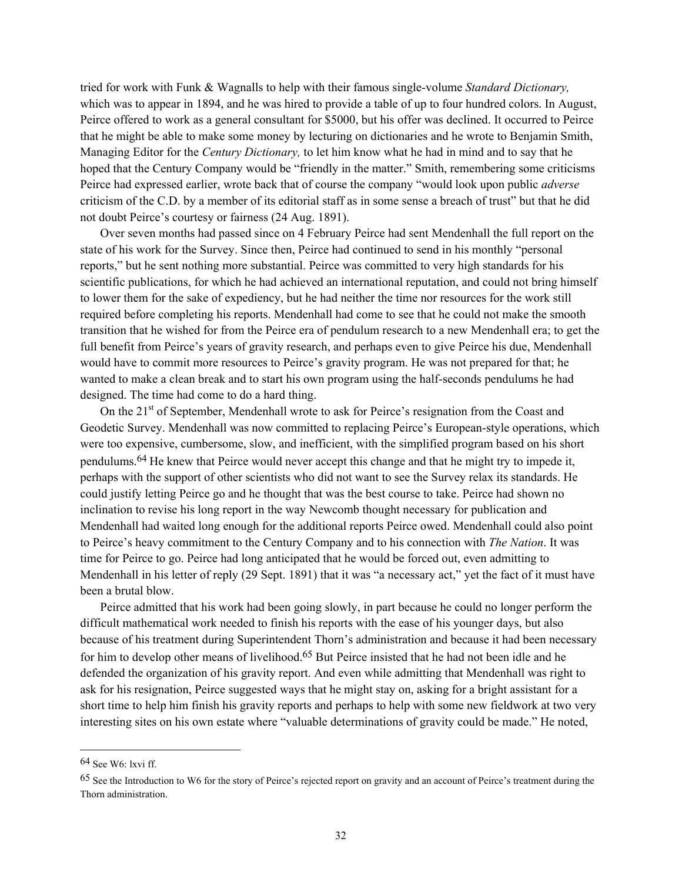tried for work with Funk & Wagnalls to help with their famous single-volume *Standard Dictionary,* which was to appear in 1894, and he was hired to provide a table of up to four hundred colors. In August, Peirce offered to work as a general consultant for $5000, but his offer was declined. It occurred to Peirce that he might be able to make some money by lecturing on dictionaries and he wrote to Benjamin Smith, Managing Editor for the *Century Dictionary,* to let him know what he had in mind and to say that he hoped that the Century Company would be "friendly in the matter." Smith, remembering some criticisms Peirce had expressed earlier, wrote back that of course the company "would look upon public *adverse* criticism of the C.D. by a member of its editorial staff as in some sense a breach of trust" but that he did not doubt Peirce's courtesy or fairness (24 Aug. 1891).

Over seven months had passed since on 4 February Peirce had sent Mendenhall the full report on the state of his work for the Survey. Since then, Peirce had continued to send in his monthly "personal reports," but he sent nothing more substantial. Peirce was committed to very high standards for his scientific publications, for which he had achieved an international reputation, and could not bring himself to lower them for the sake of expediency, but he had neither the time nor resources for the work still required before completing his reports. Mendenhall had come to see that he could not make the smooth transition that he wished for from the Peirce era of pendulum research to a new Mendenhall era; to get the full benefit from Peirce's years of gravity research, and perhaps even to give Peirce his due, Mendenhall would have to commit more resources to Peirce's gravity program. He was not prepared for that; he wanted to make a clean break and to start his own program using the half-seconds pendulums he had designed. The time had come to do a hard thing.

On the 21st of September, Mendenhall wrote to ask for Peirce's resignation from the Coast and Geodetic Survey. Mendenhall was now committed to replacing Peirce's European-style operations, which were too expensive, cumbersome, slow, and inefficient, with the simplified program based on his short pendulums.[64] He knew that Peirce would never accept this change and that he might try to impede it, perhaps with the support of other scientists who did not want to see the Survey relax its standards. He could justify letting Peirce go and he thought that was the best course to take. Peirce had shown no inclination to revise his long report in the way Newcomb thought necessary for publication and Mendenhall had waited long enough for the additional reports Peirce owed. Mendenhall could also point to Peirce's heavy commitment to the Century Company and to his connection with *The Nation*. It was time for Peirce to go. Peirce had long anticipated that he would be forced out, even admitting to Mendenhall in his letter of reply (29 Sept. 1891) that it was "a necessary act," yet the fact of it must have been a brutal blow.

Peirce admitted that his work had been going slowly, in part because he could no longer perform the difficult mathematical work needed to finish his reports with the ease of his younger days, but also because of his treatment during Superintendent Thorn's administration and because it had been necessary for him to develop other means of livelihood.[65] But Peirce insisted that he had not been idle and he defended the organization of his gravity report. And even while admitting that Mendenhall was right to ask for his resignation, Peirce suggested ways that he might stay on, asking for a bright assistant for a short time to help him finish his gravity reports and perhaps to help with some new fieldwork at two very interesting sites on his own estate where "valuable determinations of gravity could be made." He noted,

---

[64] See W6: lxvi ff.

[65] See the Introduction to W6 for the story of Peirce's rejected report on gravity and an account of Peirce's treatment during the Thorn administration.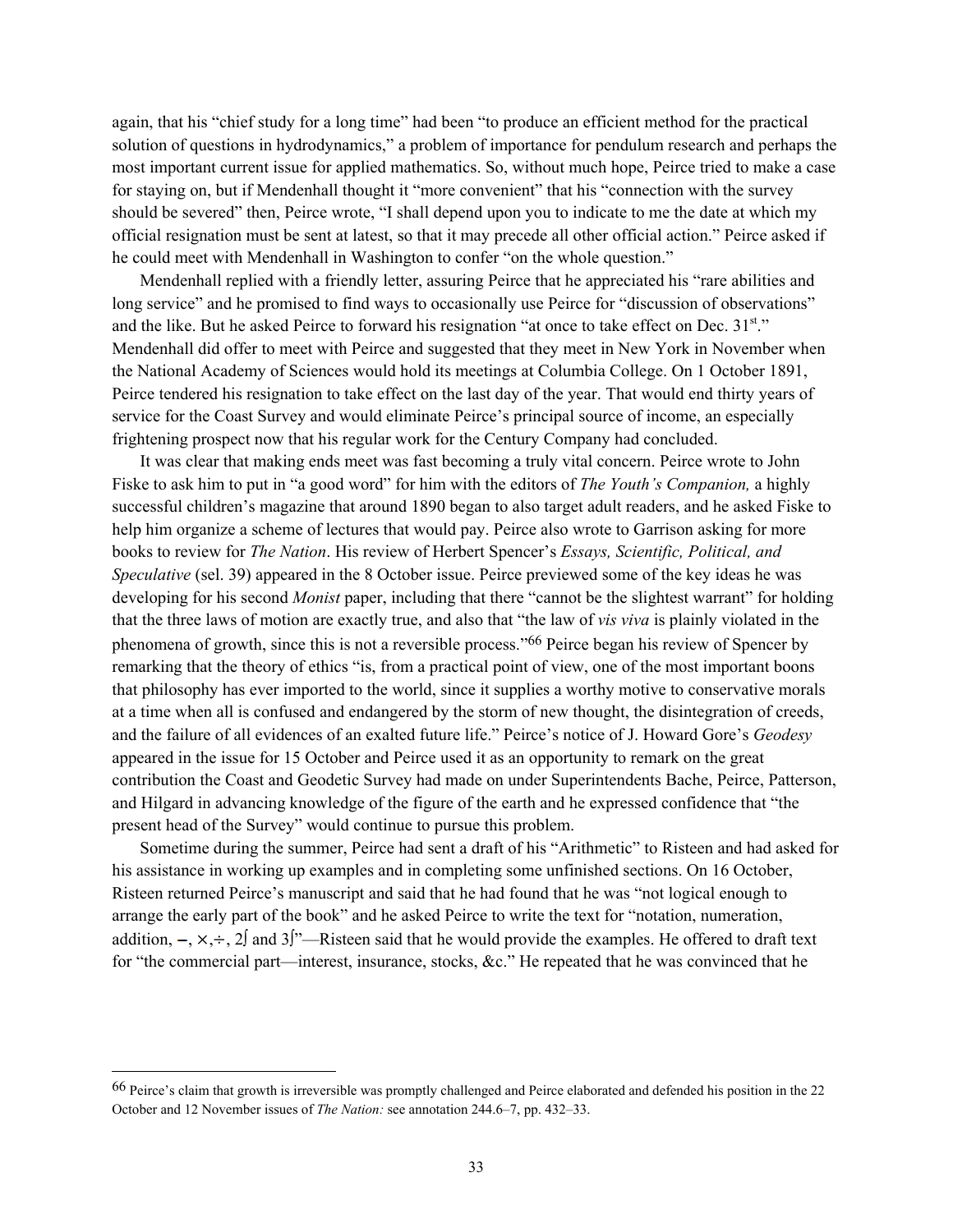again, that his "chief study for a long time" had been "to produce an efficient method for the practical solution of questions in hydrodynamics," a problem of importance for pendulum research and perhaps the most important current issue for applied mathematics. So, without much hope, Peirce tried to make a case for staying on, but if Mendenhall thought it "more convenient" that his "connection with the survey should be severed" then, Peirce wrote, "I shall depend upon you to indicate to me the date at which my official resignation must be sent at latest, so that it may precede all other official action." Peirce asked if he could meet with Mendenhall in Washington to confer "on the whole question."

Mendenhall replied with a friendly letter, assuring Peirce that he appreciated his "rare abilities and long service" and he promised to find ways to occasionally use Peirce for "discussion of observations" and the like. But he asked Peirce to forward his resignation "at once to take effect on Dec. 31st." Mendenhall did offer to meet with Peirce and suggested that they meet in New York in November when the National Academy of Sciences would hold its meetings at Columbia College. On 1 October 1891, Peirce tendered his resignation to take effect on the last day of the year. That would end thirty years of service for the Coast Survey and would eliminate Peirce's principal source of income, an especially frightening prospect now that his regular work for the Century Company had concluded.

It was clear that making ends meet was fast becoming a truly vital concern. Peirce wrote to John Fiske to ask him to put in "a good word" for him with the editors of *The Youth's Companion,* a highly successful children's magazine that around 1890 began to also target adult readers, and he asked Fiske to help him organize a scheme of lectures that would pay. Peirce also wrote to Garrison asking for more books to review for *The Nation*. His review of Herbert Spencer's *Essays, Scientific, Political, and Speculative* (sel. 39) appeared in the 8 October issue. Peirce previewed some of the key ideas he was developing for his second *Monist* paper, including that there "cannot be the slightest warrant" for holding that the three laws of motion are exactly true, and also that "the law of *vis viva* is plainly violated in the phenomena of growth, since this is not a reversible process."[66] Peirce began his review of Spencer by remarking that the theory of ethics "is, from a practical point of view, one of the most important boons that philosophy has ever imported to the world, since it supplies a worthy motive to conservative morals at a time when all is confused and endangered by the storm of new thought, the disintegration of creeds, and the failure of all evidences of an exalted future life." Peirce's notice of J. Howard Gore's *Geodesy* appeared in the issue for 15 October and Peirce used it as an opportunity to remark on the great contribution the Coast and Geodetic Survey had made on under Superintendents Bache, Peirce, Patterson, and Hilgard in advancing knowledge of the figure of the earth and he expressed confidence that "the present head of the Survey" would continue to pursue this problem.

Sometime during the summer, Peirce had sent a draft of his "Arithmetic" to Risteen and had asked for his assistance in working up examples and in completing some unfinished sections. On 16 October, Risteen returned Peirce's manuscript and said that he had found that he was "not logical enough to arrange the early part of the book" and he asked Peirce to write the text for "notation, numeration, addition, –, ×, ÷, 2∫ and 3∫"—Risteen said that he would provide the examples. He offered to draft text for "the commercial part—interest, insurance, stocks, &c." He repeated that he was convinced that he

[66] Peirce's claim that growth is irreversible was promptly challenged and Peirce elaborated and defended his position in the 22 October and 12 November issues of *The Nation:* see annotation 244.6–7, pp. 432–33.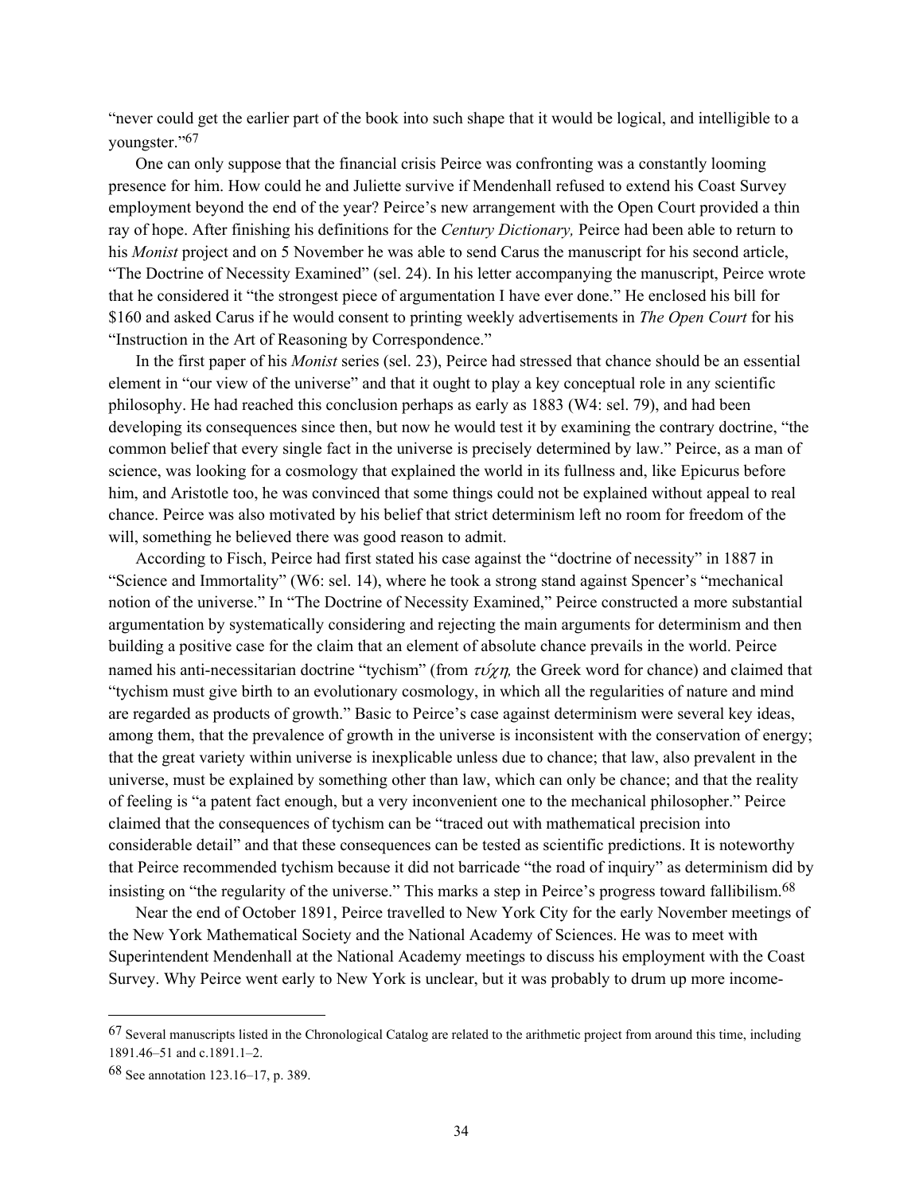"never could get the earlier part of the book into such shape that it would be logical, and intelligible to a youngster."[67]

One can only suppose that the financial crisis Peirce was confronting was a constantly looming presence for him. How could he and Juliette survive if Mendenhall refused to extend his Coast Survey employment beyond the end of the year? Peirce's new arrangement with the Open Court provided a thin ray of hope. After finishing his definitions for the *Century Dictionary,* Peirce had been able to return to his *Monist* project and on 5 November he was able to send Carus the manuscript for his second article, "The Doctrine of Necessity Examined" (sel. 24). In his letter accompanying the manuscript, Peirce wrote that he considered it "the strongest piece of argumentation I have ever done." He enclosed his bill for \$160 and asked Carus if he would consent to printing weekly advertisements in *The Open Court* for his "Instruction in the Art of Reasoning by Correspondence."

In the first paper of his *Monist* series (sel. 23), Peirce had stressed that chance should be an essential element in "our view of the universe" and that it ought to play a key conceptual role in any scientific philosophy. He had reached this conclusion perhaps as early as 1883 (W4: sel. 79), and had been developing its consequences since then, but now he would test it by examining the contrary doctrine, "the common belief that every single fact in the universe is precisely determined by law." Peirce, as a man of science, was looking for a cosmology that explained the world in its fullness and, like Epicurus before him, and Aristotle too, he was convinced that some things could not be explained without appeal to real chance. Peirce was also motivated by his belief that strict determinism left no room for freedom of the will, something he believed there was good reason to admit.

According to Fisch, Peirce had first stated his case against the "doctrine of necessity" in 1887 in "Science and Immortality" (W6: sel. 14), where he took a strong stand against Spencer's "mechanical notion of the universe." In "The Doctrine of Necessity Examined," Peirce constructed a more substantial argumentation by systematically considering and rejecting the main arguments for determinism and then building a positive case for the claim that an element of absolute chance prevails in the world. Peirce named his anti-necessitarian doctrine "tychism" (from *τύχη,* the Greek word for chance) and claimed that "tychism must give birth to an evolutionary cosmology, in which all the regularities of nature and mind are regarded as products of growth." Basic to Peirce's case against determinism were several key ideas, among them, that the prevalence of growth in the universe is inconsistent with the conservation of energy; that the great variety within universe is inexplicable unless due to chance; that law, also prevalent in the universe, must be explained by something other than law, which can only be chance; and that the reality of feeling is "a patent fact enough, but a very inconvenient one to the mechanical philosopher." Peirce claimed that the consequences of tychism can be "traced out with mathematical precision into considerable detail" and that these consequences can be tested as scientific predictions. It is noteworthy that Peirce recommended tychism because it did not barricade "the road of inquiry" as determinism did by insisting on "the regularity of the universe." This marks a step in Peirce's progress toward fallibilism.[68]

Near the end of October 1891, Peirce travelled to New York City for the early November meetings of the New York Mathematical Society and the National Academy of Sciences. He was to meet with Superintendent Mendenhall at the National Academy meetings to discuss his employment with the Coast Survey. Why Peirce went early to New York is unclear, but it was probably to drum up more income-

---

[67] Several manuscripts listed in the Chronological Catalog are related to the arithmetic project from around this time, including 1891.46–51 and c.1891.1–2.

[68] See annotation 123.16–17, p. 389.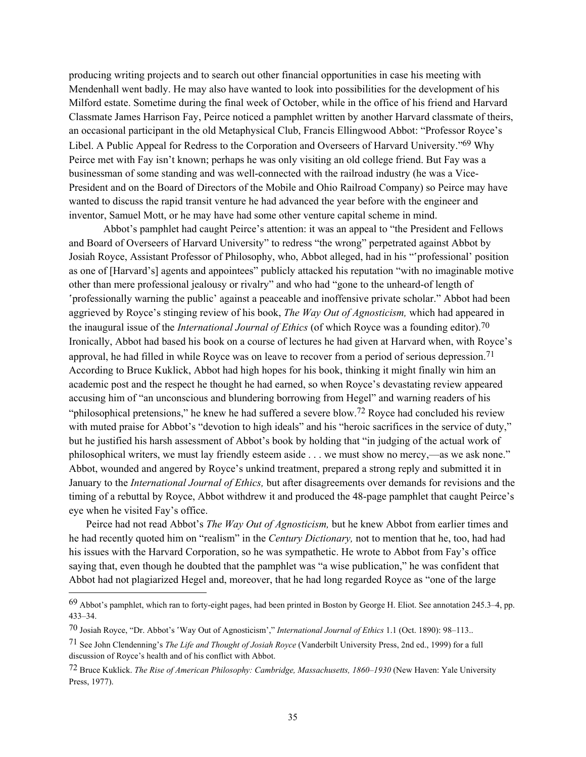producing writing projects and to search out other financial opportunities in case his meeting with Mendenhall went badly. He may also have wanted to look into possibilities for the development of his Milford estate. Sometime during the final week of October, while in the office of his friend and Harvard Classmate James Harrison Fay, Peirce noticed a pamphlet written by another Harvard classmate of theirs, an occasional participant in the old Metaphysical Club, Francis Ellingwood Abbot: "Professor Royce's Libel. A Public Appeal for Redress to the Corporation and Overseers of Harvard University."[69] Why Peirce met with Fay isn't known; perhaps he was only visiting an old college friend. But Fay was a businessman of some standing and was well-connected with the railroad industry (he was a Vice-President and on the Board of Directors of the Mobile and Ohio Railroad Company) so Peirce may have wanted to discuss the rapid transit venture he had advanced the year before with the engineer and inventor, Samuel Mott, or he may have had some other venture capital scheme in mind.

Abbot's pamphlet had caught Peirce's attention: it was an appeal to "the President and Fellows and Board of Overseers of Harvard University" to redress "the wrong" perpetrated against Abbot by Josiah Royce, Assistant Professor of Philosophy, who, Abbot alleged, had in his "ʹprofessional' position as one of [Harvard's] agents and appointees" publicly attacked his reputation "with no imaginable motive other than mere professional jealousy or rivalry" and who had "gone to the unheard-of length of ʹprofessionally warning the public' against a peaceable and inoffensive private scholar." Abbot had been aggrieved by Royce's stinging review of his book, *The Way Out of Agnosticism,* which had appeared in the inaugural issue of the *International Journal of Ethics* (of which Royce was a founding editor).[70] Ironically, Abbot had based his book on a course of lectures he had given at Harvard when, with Royce's approval, he had filled in while Royce was on leave to recover from a period of serious depression.[71] According to Bruce Kuklick, Abbot had high hopes for his book, thinking it might finally win him an academic post and the respect he thought he had earned, so when Royce's devastating review appeared accusing him of "an unconscious and blundering borrowing from Hegel" and warning readers of his "philosophical pretensions," he knew he had suffered a severe blow.[72] Royce had concluded his review with muted praise for Abbot's "devotion to high ideals" and his "heroic sacrifices in the service of duty," but he justified his harsh assessment of Abbot's book by holding that "in judging of the actual work of philosophical writers, we must lay friendly esteem aside . . . we must show no mercy,—as we ask none." Abbot, wounded and angered by Royce's unkind treatment, prepared a strong reply and submitted it in January to the *International Journal of Ethics,* but after disagreements over demands for revisions and the timing of a rebuttal by Royce, Abbot withdrew it and produced the 48-page pamphlet that caught Peirce's eye when he visited Fay's office.

Peirce had not read Abbot's *The Way Out of Agnosticism,* but he knew Abbot from earlier times and he had recently quoted him on "realism" in the *Century Dictionary,* not to mention that he, too, had had his issues with the Harvard Corporation, so he was sympathetic. He wrote to Abbot from Fay's office saying that, even though he doubted that the pamphlet was "a wise publication," he was confident that Abbot had not plagiarized Hegel and, moreover, that he had long regarded Royce as "one of the large

---

[69] Abbot's pamphlet, which ran to forty-eight pages, had been printed in Boston by George H. Eliot. See annotation 245.3–4, pp. 433–34.

[70] Josiah Royce, "Dr. Abbot's ʹWay Out of Agnosticism'," *International Journal of Ethics* 1.1 (Oct. 1890): 98–113..

[71] See John Clendenning's *The Life and Thought of Josiah Royce* (Vanderbilt University Press, 2nd ed., 1999) for a full discussion of Royce's health and of his conflict with Abbot.

[72] Bruce Kuklick. *The Rise of American Philosophy: Cambridge, Massachusetts, 1860–1930* (New Haven: Yale University Press, 1977).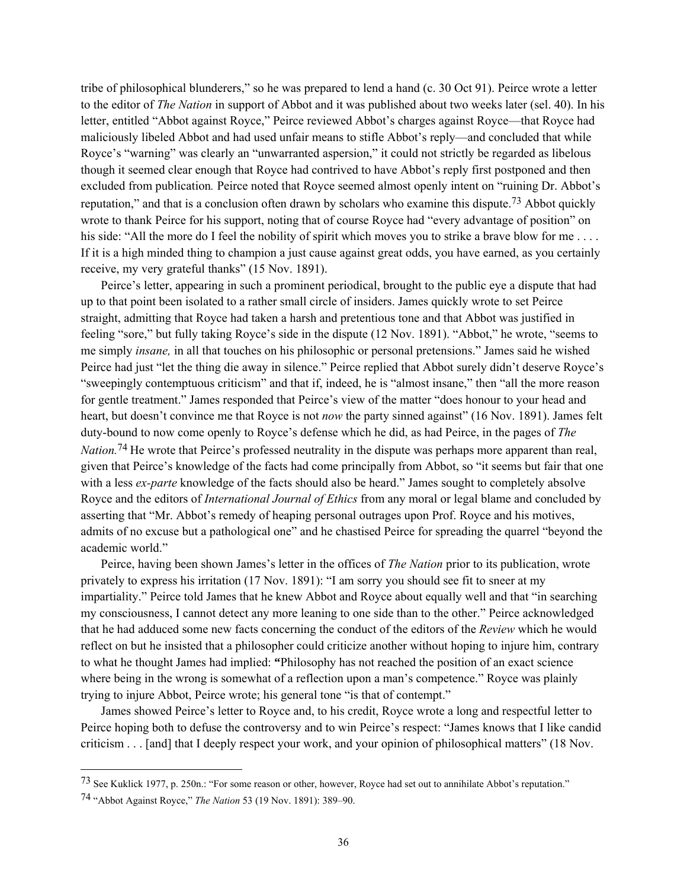tribe of philosophical blunderers," so he was prepared to lend a hand (c. 30 Oct 91). Peirce wrote a letter to the editor of *The Nation* in support of Abbot and it was published about two weeks later (sel. 40). In his letter, entitled "Abbot against Royce," Peirce reviewed Abbot's charges against Royce—that Royce had maliciously libeled Abbot and had used unfair means to stifle Abbot's reply—and concluded that while Royce's "warning" was clearly an "unwarranted aspersion," it could not strictly be regarded as libelous though it seemed clear enough that Royce had contrived to have Abbot's reply first postponed and then excluded from publication*.* Peirce noted that Royce seemed almost openly intent on "ruining Dr. Abbot's reputation," and that is a conclusion often drawn by scholars who examine this dispute.[73] Abbot quickly wrote to thank Peirce for his support, noting that of course Royce had "every advantage of position" on his side: "All the more do I feel the nobility of spirit which moves you to strike a brave blow for me . . . . If it is a high minded thing to champion a just cause against great odds, you have earned, as you certainly receive, my very grateful thanks" (15 Nov. 1891).

Peirce's letter, appearing in such a prominent periodical, brought to the public eye a dispute that had up to that point been isolated to a rather small circle of insiders. James quickly wrote to set Peirce straight, admitting that Royce had taken a harsh and pretentious tone and that Abbot was justified in feeling "sore," but fully taking Royce's side in the dispute (12 Nov. 1891). "Abbot," he wrote, "seems to me simply *insane,* in all that touches on his philosophic or personal pretensions." James said he wished Peirce had just "let the thing die away in silence." Peirce replied that Abbot surely didn't deserve Royce's "sweepingly contemptuous criticism" and that if, indeed, he is "almost insane," then "all the more reason for gentle treatment." James responded that Peirce's view of the matter "does honour to your head and heart, but doesn't convince me that Royce is not *now* the party sinned against" (16 Nov. 1891). James felt duty-bound to now come openly to Royce's defense which he did, as had Peirce, in the pages of *The Nation.*[74] He wrote that Peirce's professed neutrality in the dispute was perhaps more apparent than real, given that Peirce's knowledge of the facts had come principally from Abbot, so "it seems but fair that one with a less *ex-parte* knowledge of the facts should also be heard." James sought to completely absolve Royce and the editors of *International Journal of Ethics* from any moral or legal blame and concluded by asserting that "Mr. Abbot's remedy of heaping personal outrages upon Prof. Royce and his motives, admits of no excuse but a pathological one" and he chastised Peirce for spreading the quarrel "beyond the academic world."

Peirce, having been shown James's letter in the offices of *The Nation* prior to its publication, wrote privately to express his irritation (17 Nov. 1891): "I am sorry you should see fit to sneer at my impartiality." Peirce told James that he knew Abbot and Royce about equally well and that "in searching my consciousness, I cannot detect any more leaning to one side than to the other." Peirce acknowledged that he had adduced some new facts concerning the conduct of the editors of the *Review* which he would reflect on but he insisted that a philosopher could criticize another without hoping to injure him, contrary to what he thought James had implied: **"**Philosophy has not reached the position of an exact science where being in the wrong is somewhat of a reflection upon a man's competence." Royce was plainly trying to injure Abbot, Peirce wrote; his general tone "is that of contempt."

James showed Peirce's letter to Royce and, to his credit, Royce wrote a long and respectful letter to Peirce hoping both to defuse the controversy and to win Peirce's respect: "James knows that I like candid criticism . . . [and] that I deeply respect your work, and your opinion of philosophical matters" (18 Nov.

---

[73] See Kuklick 1977, p. 250n.: "For some reason or other, however, Royce had set out to annihilate Abbot's reputation."

[74] "Abbot Against Royce," *The Nation* 53 (19 Nov. 1891): 389–90.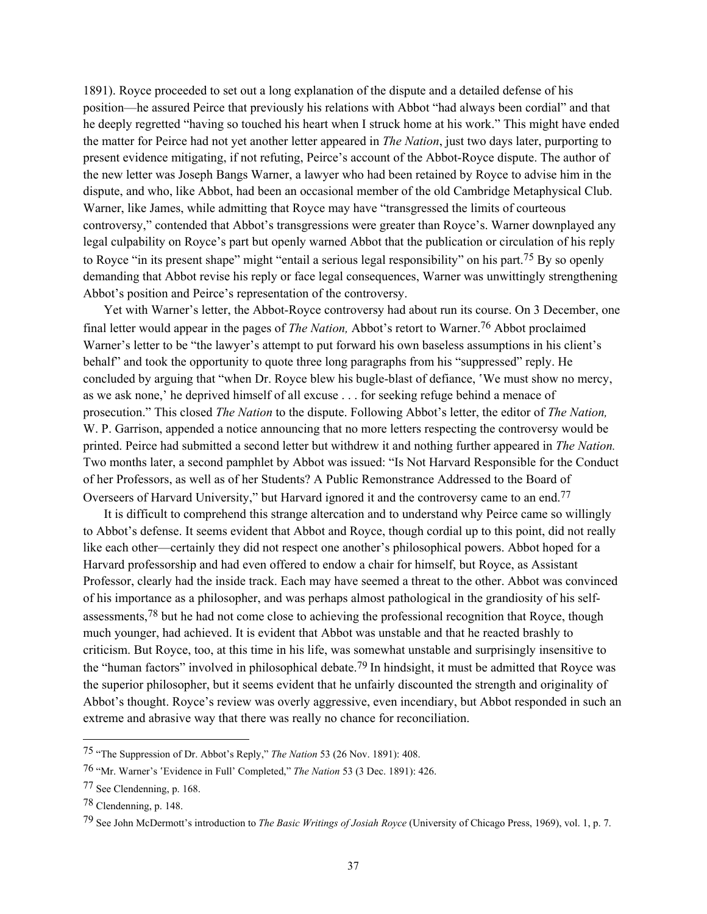1891). Royce proceeded to set out a long explanation of the dispute and a detailed defense of his position—he assured Peirce that previously his relations with Abbot "had always been cordial" and that he deeply regretted "having so touched his heart when I struck home at his work." This might have ended the matter for Peirce had not yet another letter appeared in *The Nation*, just two days later, purporting to present evidence mitigating, if not refuting, Peirce's account of the Abbot-Royce dispute. The author of the new letter was Joseph Bangs Warner, a lawyer who had been retained by Royce to advise him in the dispute, and who, like Abbot, had been an occasional member of the old Cambridge Metaphysical Club. Warner, like James, while admitting that Royce may have "transgressed the limits of courteous controversy," contended that Abbot's transgressions were greater than Royce's. Warner downplayed any legal culpability on Royce's part but openly warned Abbot that the publication or circulation of his reply to Royce "in its present shape" might "entail a serious legal responsibility" on his part.[75] By so openly demanding that Abbot revise his reply or face legal consequences, Warner was unwittingly strengthening Abbot's position and Peirce's representation of the controversy.

Yet with Warner's letter, the Abbot-Royce controversy had about run its course. On 3 December, one final letter would appear in the pages of *The Nation,* Abbot's retort to Warner.[76] Abbot proclaimed Warner's letter to be "the lawyer's attempt to put forward his own baseless assumptions in his client's behalf" and took the opportunity to quote three long paragraphs from his "suppressed" reply. He concluded by arguing that "when Dr. Royce blew his bugle-blast of defiance, 'We must show no mercy, as we ask none,' he deprived himself of all excuse . . . for seeking refuge behind a menace of prosecution." This closed *The Nation* to the dispute. Following Abbot's letter, the editor of *The Nation,* W. P. Garrison, appended a notice announcing that no more letters respecting the controversy would be printed. Peirce had submitted a second letter but withdrew it and nothing further appeared in *The Nation.* Two months later, a second pamphlet by Abbot was issued: "Is Not Harvard Responsible for the Conduct of her Professors, as well as of her Students? A Public Remonstrance Addressed to the Board of Overseers of Harvard University," but Harvard ignored it and the controversy came to an end.[77]

It is difficult to comprehend this strange altercation and to understand why Peirce came so willingly to Abbot's defense. It seems evident that Abbot and Royce, though cordial up to this point, did not really like each other—certainly they did not respect one another's philosophical powers. Abbot hoped for a Harvard professorship and had even offered to endow a chair for himself, but Royce, as Assistant Professor, clearly had the inside track. Each may have seemed a threat to the other. Abbot was convinced of his importance as a philosopher, and was perhaps almost pathological in the grandiosity of his self-assessments,[78] but he had not come close to achieving the professional recognition that Royce, though much younger, had achieved. It is evident that Abbot was unstable and that he reacted brashly to criticism. But Royce, too, at this time in his life, was somewhat unstable and surprisingly insensitive to the "human factors" involved in philosophical debate.[79] In hindsight, it must be admitted that Royce was the superior philosopher, but it seems evident that he unfairly discounted the strength and originality of Abbot's thought. Royce's review was overly aggressive, even incendiary, but Abbot responded in such an extreme and abrasive way that there was really no chance for reconciliation.

---

[75] "The Suppression of Dr. Abbot's Reply," *The Nation* 53 (26 Nov. 1891): 408.

[76] "Mr. Warner's 'Evidence in Full' Completed," *The Nation* 53 (3 Dec. 1891): 426.

[77] See Clendenning, p. 168.

[78] Clendenning, p. 148.

[79] See John McDermott's introduction to *The Basic Writings of Josiah Royce* (University of Chicago Press, 1969), vol. 1, p. 7.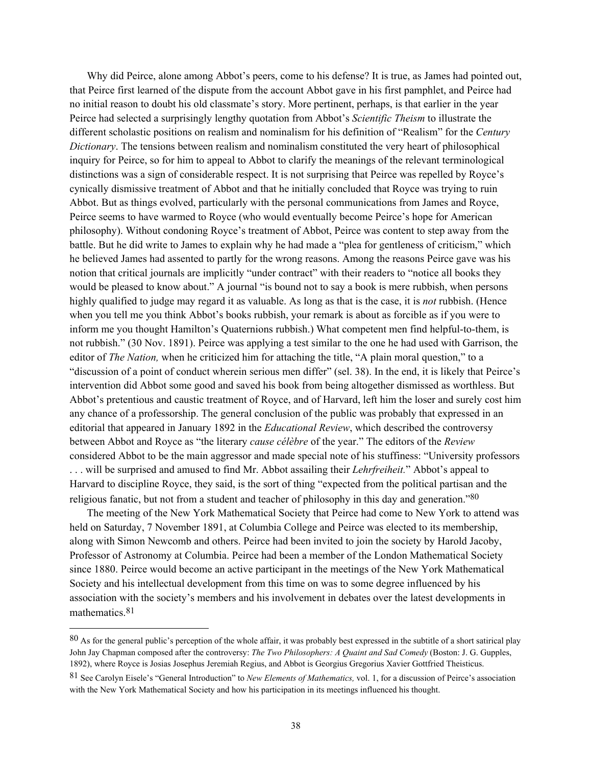Why did Peirce, alone among Abbot's peers, come to his defense? It is true, as James had pointed out, that Peirce first learned of the dispute from the account Abbot gave in his first pamphlet, and Peirce had no initial reason to doubt his old classmate's story. More pertinent, perhaps, is that earlier in the year Peirce had selected a surprisingly lengthy quotation from Abbot's *Scientific Theism* to illustrate the different scholastic positions on realism and nominalism for his definition of "Realism" for the *Century Dictionary*. The tensions between realism and nominalism constituted the very heart of philosophical inquiry for Peirce, so for him to appeal to Abbot to clarify the meanings of the relevant terminological distinctions was a sign of considerable respect. It is not surprising that Peirce was repelled by Royce's cynically dismissive treatment of Abbot and that he initially concluded that Royce was trying to ruin Abbot. But as things evolved, particularly with the personal communications from James and Royce, Peirce seems to have warmed to Royce (who would eventually become Peirce's hope for American philosophy). Without condoning Royce's treatment of Abbot, Peirce was content to step away from the battle. But he did write to James to explain why he had made a "plea for gentleness of criticism," which he believed James had assented to partly for the wrong reasons. Among the reasons Peirce gave was his notion that critical journals are implicitly "under contract" with their readers to "notice all books they would be pleased to know about." A journal "is bound not to say a book is mere rubbish, when persons highly qualified to judge may regard it as valuable. As long as that is the case, it is *not* rubbish. (Hence when you tell me you think Abbot's books rubbish, your remark is about as forcible as if you were to inform me you thought Hamilton's Quaternions rubbish.) What competent men find helpful-to-them, is not rubbish." (30 Nov. 1891). Peirce was applying a test similar to the one he had used with Garrison, the editor of *The Nation,* when he criticized him for attaching the title, "A plain moral question," to a "discussion of a point of conduct wherein serious men differ" (sel. 38). In the end, it is likely that Peirce's intervention did Abbot some good and saved his book from being altogether dismissed as worthless. But Abbot's pretentious and caustic treatment of Royce, and of Harvard, left him the loser and surely cost him any chance of a professorship. The general conclusion of the public was probably that expressed in an editorial that appeared in January 1892 in the *Educational Review*, which described the controversy between Abbot and Royce as "the literary *cause célèbre* of the year." The editors of the *Review* considered Abbot to be the main aggressor and made special note of his stuffiness: "University professors . . . will be surprised and amused to find Mr. Abbot assailing their *Lehrfreiheit.*" Abbot's appeal to Harvard to discipline Royce, they said, is the sort of thing "expected from the political partisan and the religious fanatic, but not from a student and teacher of philosophy in this day and generation."[80]

The meeting of the New York Mathematical Society that Peirce had come to New York to attend was held on Saturday, 7 November 1891, at Columbia College and Peirce was elected to its membership, along with Simon Newcomb and others. Peirce had been invited to join the society by Harold Jacoby, Professor of Astronomy at Columbia. Peirce had been a member of the London Mathematical Society since 1880. Peirce would become an active participant in the meetings of the New York Mathematical Society and his intellectual development from this time on was to some degree influenced by his association with the society's members and his involvement in debates over the latest developments in mathematics.[81]

---

[80] As for the general public's perception of the whole affair, it was probably best expressed in the subtitle of a short satirical play John Jay Chapman composed after the controversy: *The Two Philosophers: A Quaint and Sad Comedy* (Boston: J. G. Gupples, 1892), where Royce is Josias Josephus Jeremiah Regius, and Abbot is Georgius Gregorius Xavier Gottfried Theisticus.

[81] See Carolyn Eisele's "General Introduction" to *New Elements of Mathematics,* vol. 1, for a discussion of Peirce's association with the New York Mathematical Society and how his participation in its meetings influenced his thought.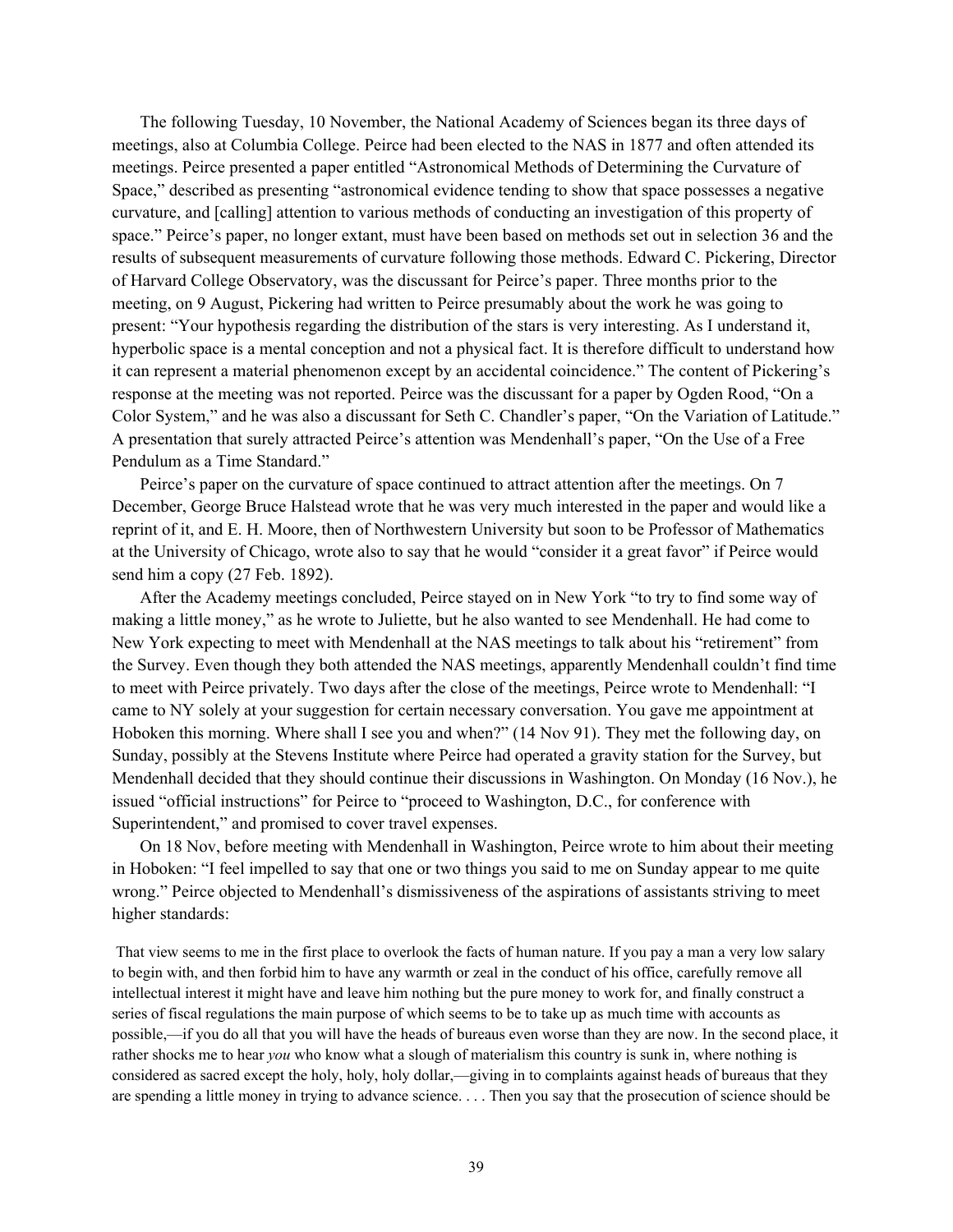The following Tuesday, 10 November, the National Academy of Sciences began its three days of meetings, also at Columbia College. Peirce had been elected to the NAS in 1877 and often attended its meetings. Peirce presented a paper entitled "Astronomical Methods of Determining the Curvature of Space," described as presenting "astronomical evidence tending to show that space possesses a negative curvature, and [calling] attention to various methods of conducting an investigation of this property of space." Peirce's paper, no longer extant, must have been based on methods set out in selection 36 and the results of subsequent measurements of curvature following those methods. Edward C. Pickering, Director of Harvard College Observatory, was the discussant for Peirce's paper. Three months prior to the meeting, on 9 August, Pickering had written to Peirce presumably about the work he was going to present: "Your hypothesis regarding the distribution of the stars is very interesting. As I understand it, hyperbolic space is a mental conception and not a physical fact. It is therefore difficult to understand how it can represent a material phenomenon except by an accidental coincidence." The content of Pickering's response at the meeting was not reported. Peirce was the discussant for a paper by Ogden Rood, "On a Color System," and he was also a discussant for Seth C. Chandler's paper, "On the Variation of Latitude." A presentation that surely attracted Peirce's attention was Mendenhall's paper, "On the Use of a Free Pendulum as a Time Standard."

Peirce's paper on the curvature of space continued to attract attention after the meetings. On 7 December, George Bruce Halstead wrote that he was very much interested in the paper and would like a reprint of it, and E. H. Moore, then of Northwestern University but soon to be Professor of Mathematics at the University of Chicago, wrote also to say that he would "consider it a great favor" if Peirce would send him a copy (27 Feb. 1892).

After the Academy meetings concluded, Peirce stayed on in New York "to try to find some way of making a little money," as he wrote to Juliette, but he also wanted to see Mendenhall. He had come to New York expecting to meet with Mendenhall at the NAS meetings to talk about his "retirement" from the Survey. Even though they both attended the NAS meetings, apparently Mendenhall couldn't find time to meet with Peirce privately. Two days after the close of the meetings, Peirce wrote to Mendenhall: "I came to NY solely at your suggestion for certain necessary conversation. You gave me appointment at Hoboken this morning. Where shall I see you and when?" (14 Nov 91). They met the following day, on Sunday, possibly at the Stevens Institute where Peirce had operated a gravity station for the Survey, but Mendenhall decided that they should continue their discussions in Washington. On Monday (16 Nov.), he issued "official instructions" for Peirce to "proceed to Washington, D.C., for conference with Superintendent," and promised to cover travel expenses.

On 18 Nov, before meeting with Mendenhall in Washington, Peirce wrote to him about their meeting in Hoboken: "I feel impelled to say that one or two things you said to me on Sunday appear to me quite wrong." Peirce objected to Mendenhall's dismissiveness of the aspirations of assistants striving to meet higher standards:

> That view seems to me in the first place to overlook the facts of human nature. If you pay a man a very low salary to begin with, and then forbid him to have any warmth or zeal in the conduct of his office, carefully remove all intellectual interest it might have and leave him nothing but the pure money to work for, and finally construct a series of fiscal regulations the main purpose of which seems to be to take up as much time with accounts as possible,—if you do all that you will have the heads of bureaus even worse than they are now. In the second place, it rather shocks me to hear *you* who know what a slough of materialism this country is sunk in, where nothing is considered as sacred except the holy, holy, holy dollar,—giving in to complaints against heads of bureaus that they are spending a little money in trying to advance science. . . . Then you say that the prosecution of science should be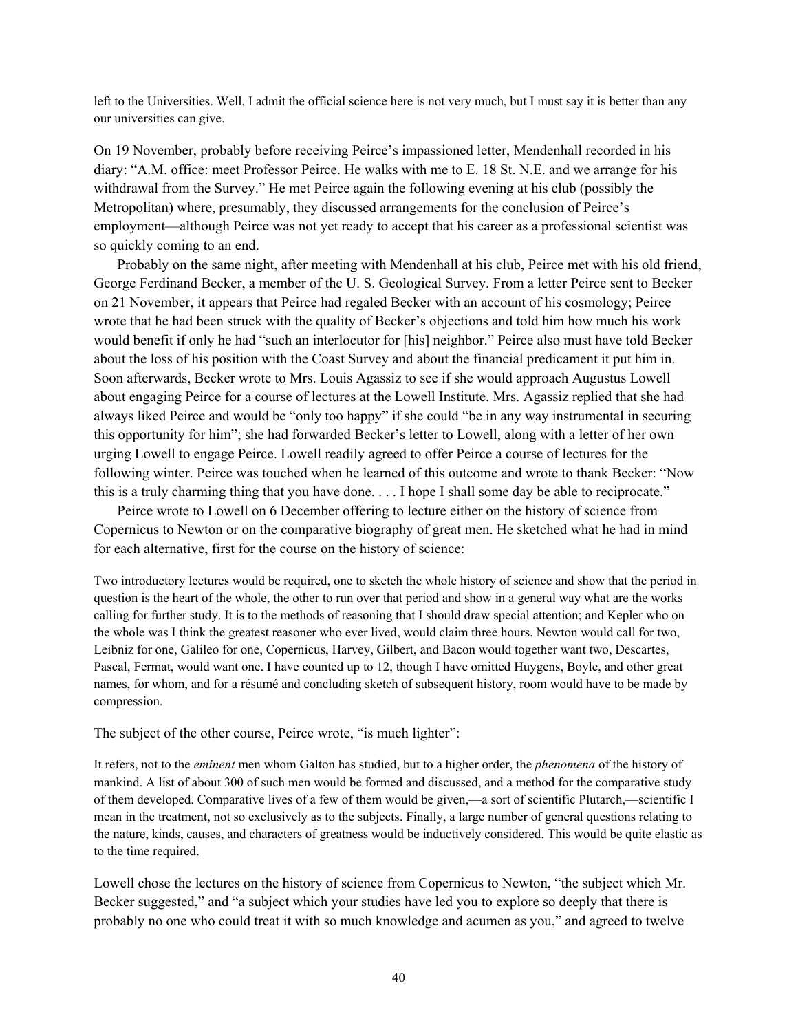left to the Universities. Well, I admit the official science here is not very much, but I must say it is better than any our universities can give.

On 19 November, probably before receiving Peirce's impassioned letter, Mendenhall recorded in his diary: "A.M. office: meet Professor Peirce. He walks with me to E. 18 St. N.E. and we arrange for his withdrawal from the Survey." He met Peirce again the following evening at his club (possibly the Metropolitan) where, presumably, they discussed arrangements for the conclusion of Peirce's employment—although Peirce was not yet ready to accept that his career as a professional scientist was so quickly coming to an end.

Probably on the same night, after meeting with Mendenhall at his club, Peirce met with his old friend, George Ferdinand Becker, a member of the U. S. Geological Survey. From a letter Peirce sent to Becker on 21 November, it appears that Peirce had regaled Becker with an account of his cosmology; Peirce wrote that he had been struck with the quality of Becker's objections and told him how much his work would benefit if only he had "such an interlocutor for [his] neighbor." Peirce also must have told Becker about the loss of his position with the Coast Survey and about the financial predicament it put him in. Soon afterwards, Becker wrote to Mrs. Louis Agassiz to see if she would approach Augustus Lowell about engaging Peirce for a course of lectures at the Lowell Institute. Mrs. Agassiz replied that she had always liked Peirce and would be "only too happy" if she could "be in any way instrumental in securing this opportunity for him"; she had forwarded Becker's letter to Lowell, along with a letter of her own urging Lowell to engage Peirce. Lowell readily agreed to offer Peirce a course of lectures for the following winter. Peirce was touched when he learned of this outcome and wrote to thank Becker: "Now this is a truly charming thing that you have done. . . . I hope I shall some day be able to reciprocate."

Peirce wrote to Lowell on 6 December offering to lecture either on the history of science from Copernicus to Newton or on the comparative biography of great men. He sketched what he had in mind for each alternative, first for the course on the history of science:

Two introductory lectures would be required, one to sketch the whole history of science and show that the period in question is the heart of the whole, the other to run over that period and show in a general way what are the works calling for further study. It is to the methods of reasoning that I should draw special attention; and Kepler who on the whole was I think the greatest reasoner who ever lived, would claim three hours. Newton would call for two, Leibniz for one, Galileo for one, Copernicus, Harvey, Gilbert, and Bacon would together want two, Descartes, Pascal, Fermat, would want one. I have counted up to 12, though I have omitted Huygens, Boyle, and other great names, for whom, and for a résumé and concluding sketch of subsequent history, room would have to be made by compression.

The subject of the other course, Peirce wrote, "is much lighter":

It refers, not to the *eminent* men whom Galton has studied, but to a higher order, the *phenomena* of the history of mankind. A list of about 300 of such men would be formed and discussed, and a method for the comparative study of them developed. Comparative lives of a few of them would be given,—a sort of scientific Plutarch,—scientific I mean in the treatment, not so exclusively as to the subjects. Finally, a large number of general questions relating to the nature, kinds, causes, and characters of greatness would be inductively considered. This would be quite elastic as to the time required.

Lowell chose the lectures on the history of science from Copernicus to Newton, "the subject which Mr. Becker suggested," and "a subject which your studies have led you to explore so deeply that there is probably no one who could treat it with so much knowledge and acumen as you," and agreed to twelve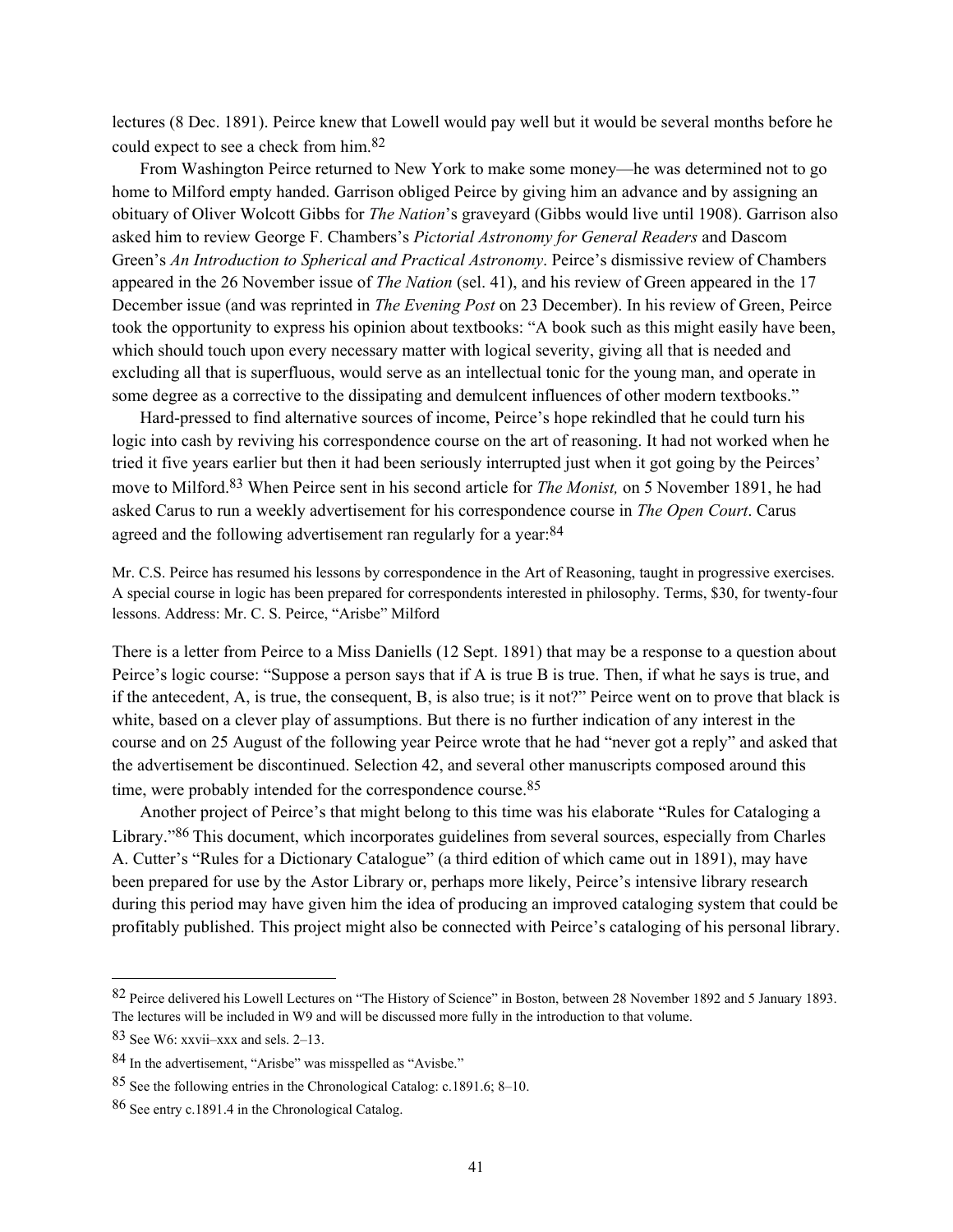lectures (8 Dec. 1891). Peirce knew that Lowell would pay well but it would be several months before he could expect to see a check from him.[82]

From Washington Peirce returned to New York to make some money—he was determined not to go home to Milford empty handed. Garrison obliged Peirce by giving him an advance and by assigning an obituary of Oliver Wolcott Gibbs for *The Nation*'s graveyard (Gibbs would live until 1908). Garrison also asked him to review George F. Chambers's *Pictorial Astronomy for General Readers* and Dascom Green's *An Introduction to Spherical and Practical Astronomy*. Peirce's dismissive review of Chambers appeared in the 26 November issue of *The Nation* (sel. 41), and his review of Green appeared in the 17 December issue (and was reprinted in *The Evening Post* on 23 December). In his review of Green, Peirce took the opportunity to express his opinion about textbooks: "A book such as this might easily have been, which should touch upon every necessary matter with logical severity, giving all that is needed and excluding all that is superfluous, would serve as an intellectual tonic for the young man, and operate in some degree as a corrective to the dissipating and demulcent influences of other modern textbooks."

Hard-pressed to find alternative sources of income, Peirce's hope rekindled that he could turn his logic into cash by reviving his correspondence course on the art of reasoning. It had not worked when he tried it five years earlier but then it had been seriously interrupted just when it got going by the Peirces' move to Milford.[83] When Peirce sent in his second article for *The Monist,* on 5 November 1891, he had asked Carus to run a weekly advertisement for his correspondence course in *The Open Court*. Carus agreed and the following advertisement ran regularly for a year:[84]

> Mr. C.S. Peirce has resumed his lessons by correspondence in the Art of Reasoning, taught in progressive exercises. A special course in logic has been prepared for correspondents interested in philosophy. Terms, $30, for twenty-four lessons. Address: Mr. C. S. Peirce, "Arisbe" Milford

There is a letter from Peirce to a Miss Daniells (12 Sept. 1891) that may be a response to a question about Peirce's logic course: "Suppose a person says that if A is true B is true. Then, if what he says is true, and if the antecedent, A, is true, the consequent, B, is also true; is it not?" Peirce went on to prove that black is white, based on a clever play of assumptions. But there is no further indication of any interest in the course and on 25 August of the following year Peirce wrote that he had "never got a reply" and asked that the advertisement be discontinued. Selection 42, and several other manuscripts composed around this time, were probably intended for the correspondence course.[85]

Another project of Peirce's that might belong to this time was his elaborate "Rules for Cataloging a Library."[86] This document, which incorporates guidelines from several sources, especially from Charles A. Cutter's "Rules for a Dictionary Catalogue" (a third edition of which came out in 1891), may have been prepared for use by the Astor Library or, perhaps more likely, Peirce's intensive library research during this period may have given him the idea of producing an improved cataloging system that could be profitably published. This project might also be connected with Peirce's cataloging of his personal library.

---

[82] Peirce delivered his Lowell Lectures on "The History of Science" in Boston, between 28 November 1892 and 5 January 1893. The lectures will be included in W9 and will be discussed more fully in the introduction to that volume.

[83] See W6: xxvii–xxx and sels. 2–13.

[84] In the advertisement, "Arisbe" was misspelled as "Avisbe."

[85] See the following entries in the Chronological Catalog: c.1891.6; 8–10.

[86] See entry c.1891.4 in the Chronological Catalog.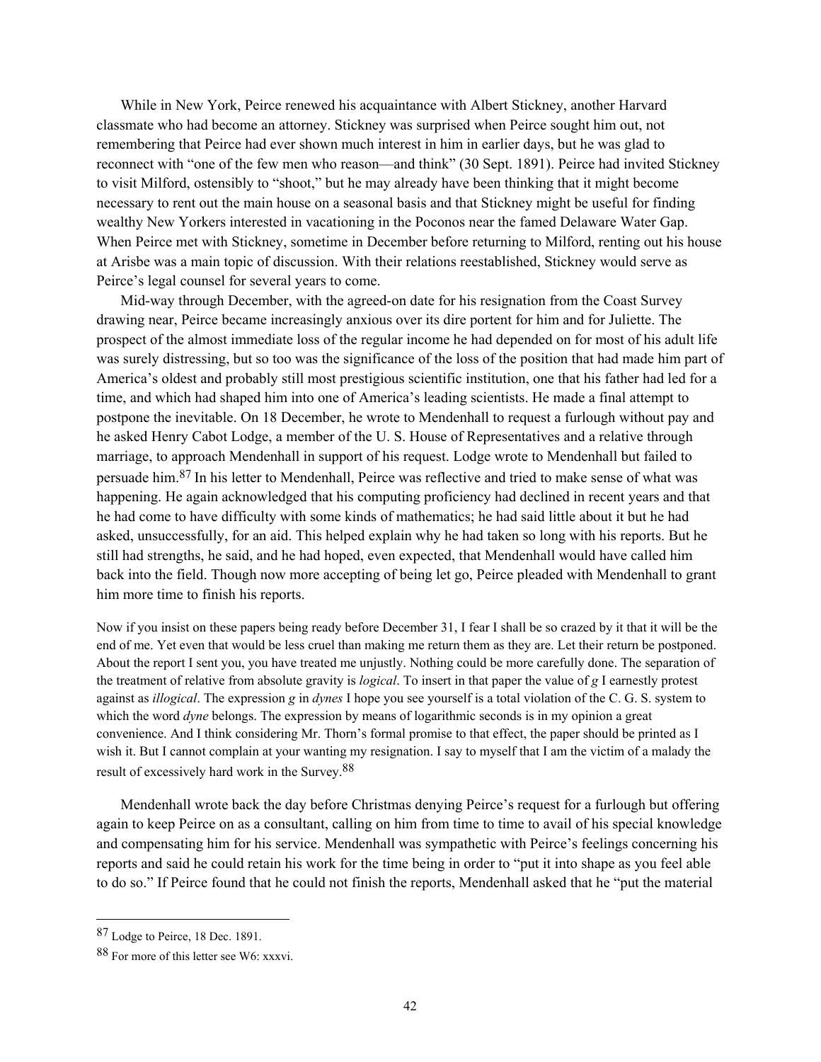While in New York, Peirce renewed his acquaintance with Albert Stickney, another Harvard classmate who had become an attorney. Stickney was surprised when Peirce sought him out, not remembering that Peirce had ever shown much interest in him in earlier days, but he was glad to reconnect with "one of the few men who reason—and think" (30 Sept. 1891). Peirce had invited Stickney to visit Milford, ostensibly to "shoot," but he may already have been thinking that it might become necessary to rent out the main house on a seasonal basis and that Stickney might be useful for finding wealthy New Yorkers interested in vacationing in the Poconos near the famed Delaware Water Gap. When Peirce met with Stickney, sometime in December before returning to Milford, renting out his house at Arisbe was a main topic of discussion. With their relations reestablished, Stickney would serve as Peirce's legal counsel for several years to come.

Mid-way through December, with the agreed-on date for his resignation from the Coast Survey drawing near, Peirce became increasingly anxious over its dire portent for him and for Juliette. The prospect of the almost immediate loss of the regular income he had depended on for most of his adult life was surely distressing, but so too was the significance of the loss of the position that had made him part of America's oldest and probably still most prestigious scientific institution, one that his father had led for a time, and which had shaped him into one of America's leading scientists. He made a final attempt to postpone the inevitable. On 18 December, he wrote to Mendenhall to request a furlough without pay and he asked Henry Cabot Lodge, a member of the U. S. House of Representatives and a relative through marriage, to approach Mendenhall in support of his request. Lodge wrote to Mendenhall but failed to persuade him.[87] In his letter to Mendenhall, Peirce was reflective and tried to make sense of what was happening. He again acknowledged that his computing proficiency had declined in recent years and that he had come to have difficulty with some kinds of mathematics; he had said little about it but he had asked, unsuccessfully, for an aid. This helped explain why he had taken so long with his reports. But he still had strengths, he said, and he had hoped, even expected, that Mendenhall would have called him back into the field. Though now more accepting of being let go, Peirce pleaded with Mendenhall to grant him more time to finish his reports.

> Now if you insist on these papers being ready before December 31, I fear I shall be so crazed by it that it will be the end of me. Yet even that would be less cruel than making me return them as they are. Let their return be postponed. About the report I sent you, you have treated me unjustly. Nothing could be more carefully done. The separation of the treatment of relative from absolute gravity is *logical*. To insert in that paper the value of *g* I earnestly protest against as *illogical*. The expression *g* in *dynes* I hope you see yourself is a total violation of the C. G. S. system to which the word *dyne* belongs. The expression by means of logarithmic seconds is in my opinion a great convenience. And I think considering Mr. Thorn's formal promise to that effect, the paper should be printed as I wish it. But I cannot complain at your wanting my resignation. I say to myself that I am the victim of a malady the result of excessively hard work in the Survey.[88]

Mendenhall wrote back the day before Christmas denying Peirce's request for a furlough but offering again to keep Peirce on as a consultant, calling on him from time to time to avail of his special knowledge and compensating him for his service. Mendenhall was sympathetic with Peirce's feelings concerning his reports and said he could retain his work for the time being in order to "put it into shape as you feel able to do so." If Peirce found that he could not finish the reports, Mendenhall asked that he "put the material

---

[87] Lodge to Peirce, 18 Dec. 1891.

[88] For more of this letter see W6: xxxvi.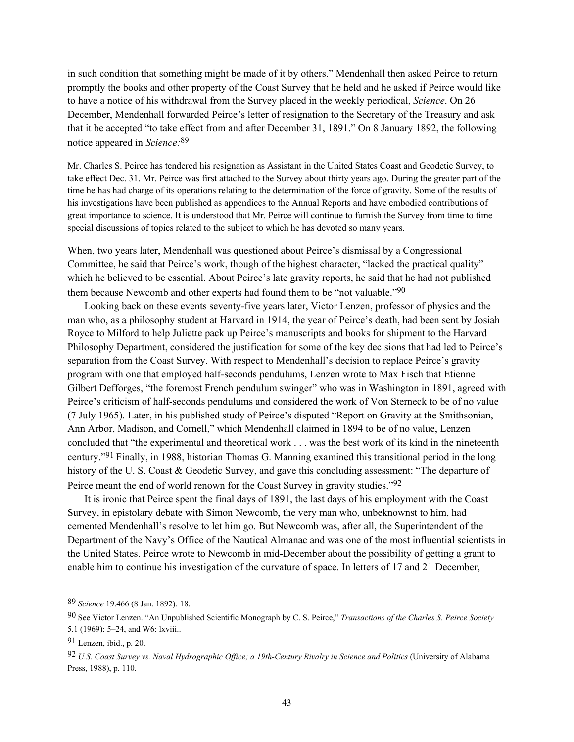in such condition that something might be made of it by others." Mendenhall then asked Peirce to return promptly the books and other property of the Coast Survey that he held and he asked if Peirce would like to have a notice of his withdrawal from the Survey placed in the weekly periodical, *Science*. On 26 December, Mendenhall forwarded Peirce's letter of resignation to the Secretary of the Treasury and ask that it be accepted "to take effect from and after December 31, 1891." On 8 January 1892, the following notice appeared in *Science:*[89]

> Mr. Charles S. Peirce has tendered his resignation as Assistant in the United States Coast and Geodetic Survey, to take effect Dec. 31. Mr. Peirce was first attached to the Survey about thirty years ago. During the greater part of the time he has had charge of its operations relating to the determination of the force of gravity. Some of the results of his investigations have been published as appendices to the Annual Reports and have embodied contributions of great importance to science. It is understood that Mr. Peirce will continue to furnish the Survey from time to time special discussions of topics related to the subject to which he has devoted so many years.

When, two years later, Mendenhall was questioned about Peirce's dismissal by a Congressional Committee, he said that Peirce's work, though of the highest character, "lacked the practical quality" which he believed to be essential. About Peirce's late gravity reports, he said that he had not published them because Newcomb and other experts had found them to be "not valuable."[90]

Looking back on these events seventy-five years later, Victor Lenzen, professor of physics and the man who, as a philosophy student at Harvard in 1914, the year of Peirce's death, had been sent by Josiah Royce to Milford to help Juliette pack up Peirce's manuscripts and books for shipment to the Harvard Philosophy Department, considered the justification for some of the key decisions that had led to Peirce's separation from the Coast Survey. With respect to Mendenhall's decision to replace Peirce's gravity program with one that employed half-seconds pendulums, Lenzen wrote to Max Fisch that Etienne Gilbert Defforges, "the foremost French pendulum swinger" who was in Washington in 1891, agreed with Peirce's criticism of half-seconds pendulums and considered the work of Von Sterneck to be of no value (7 July 1965). Later, in his published study of Peirce's disputed "Report on Gravity at the Smithsonian, Ann Arbor, Madison, and Cornell," which Mendenhall claimed in 1894 to be of no value, Lenzen concluded that "the experimental and theoretical work . . . was the best work of its kind in the nineteenth century."[91] Finally, in 1988, historian Thomas G. Manning examined this transitional period in the long history of the U. S. Coast & Geodetic Survey, and gave this concluding assessment: "The departure of Peirce meant the end of world renown for the Coast Survey in gravity studies."[92]

It is ironic that Peirce spent the final days of 1891, the last days of his employment with the Coast Survey, in epistolary debate with Simon Newcomb, the very man who, unbeknownst to him, had cemented Mendenhall's resolve to let him go. But Newcomb was, after all, the Superintendent of the Department of the Navy's Office of the Nautical Almanac and was one of the most influential scientists in the United States. Peirce wrote to Newcomb in mid-December about the possibility of getting a grant to enable him to continue his investigation of the curvature of space. In letters of 17 and 21 December,

---

[89] *Science* 19.466 (8 Jan. 1892): 18.

[90] See Victor Lenzen. "An Unpublished Scientific Monograph by C. S. Peirce," *Transactions of the Charles S. Peirce Society* 5.1 (1969): 5–24, and W6: lxviii..

[91] Lenzen, ibid., p. 20.

[92] *U.S. Coast Survey vs. Naval Hydrographic Office; a 19th-Century Rivalry in Science and Politics* (University of Alabama Press, 1988), p. 110.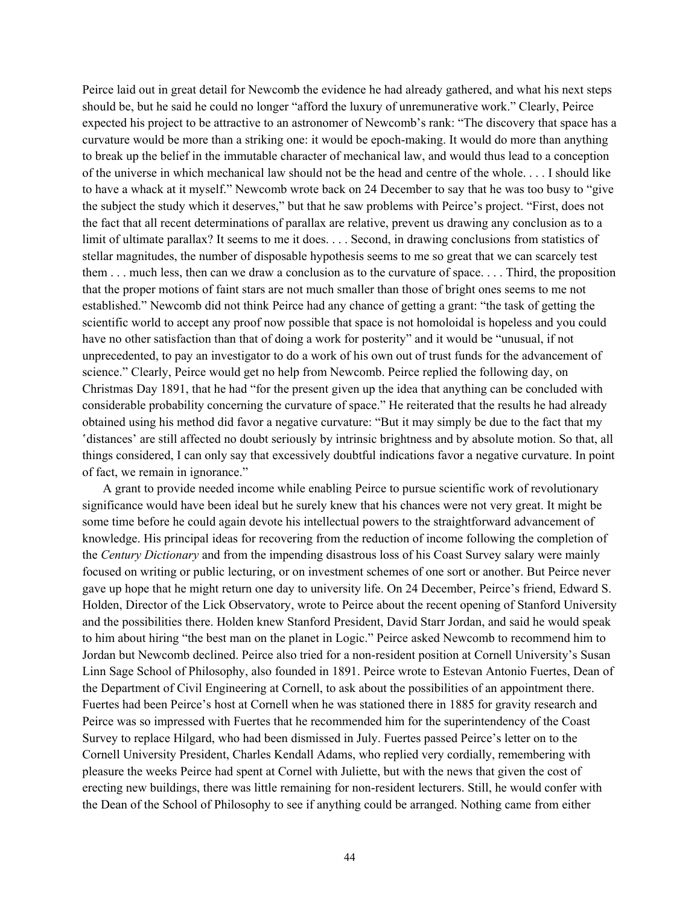Peirce laid out in great detail for Newcomb the evidence he had already gathered, and what his next steps should be, but he said he could no longer "afford the luxury of unremunerative work." Clearly, Peirce expected his project to be attractive to an astronomer of Newcomb's rank: "The discovery that space has a curvature would be more than a striking one: it would be epoch-making. It would do more than anything to break up the belief in the immutable character of mechanical law, and would thus lead to a conception of the universe in which mechanical law should not be the head and centre of the whole. . . . I should like to have a whack at it myself." Newcomb wrote back on 24 December to say that he was too busy to "give the subject the study which it deserves," but that he saw problems with Peirce's project. "First, does not the fact that all recent determinations of parallax are relative, prevent us drawing any conclusion as to a limit of ultimate parallax? It seems to me it does. . . . Second, in drawing conclusions from statistics of stellar magnitudes, the number of disposable hypothesis seems to me so great that we can scarcely test them . . . much less, then can we draw a conclusion as to the curvature of space. . . . Third, the proposition that the proper motions of faint stars are not much smaller than those of bright ones seems to me not established." Newcomb did not think Peirce had any chance of getting a grant: "the task of getting the scientific world to accept any proof now possible that space is not homoloidal is hopeless and you could have no other satisfaction than that of doing a work for posterity" and it would be "unusual, if not unprecedented, to pay an investigator to do a work of his own out of trust funds for the advancement of science." Clearly, Peirce would get no help from Newcomb. Peirce replied the following day, on Christmas Day 1891, that he had "for the present given up the idea that anything can be concluded with considerable probability concerning the curvature of space." He reiterated that the results he had already obtained using his method did favor a negative curvature: "But it may simply be due to the fact that my ′distances′ are still affected no doubt seriously by intrinsic brightness and by absolute motion. So that, all things considered, I can only say that excessively doubtful indications favor a negative curvature. In point of fact, we remain in ignorance."

A grant to provide needed income while enabling Peirce to pursue scientific work of revolutionary significance would have been ideal but he surely knew that his chances were not very great. It might be some time before he could again devote his intellectual powers to the straightforward advancement of knowledge. His principal ideas for recovering from the reduction of income following the completion of the *Century Dictionary* and from the impending disastrous loss of his Coast Survey salary were mainly focused on writing or public lecturing, or on investment schemes of one sort or another. But Peirce never gave up hope that he might return one day to university life. On 24 December, Peirce's friend, Edward S. Holden, Director of the Lick Observatory, wrote to Peirce about the recent opening of Stanford University and the possibilities there. Holden knew Stanford President, David Starr Jordan, and said he would speak to him about hiring "the best man on the planet in Logic." Peirce asked Newcomb to recommend him to Jordan but Newcomb declined. Peirce also tried for a non-resident position at Cornell University's Susan Linn Sage School of Philosophy, also founded in 1891. Peirce wrote to Estevan Antonio Fuertes, Dean of the Department of Civil Engineering at Cornell, to ask about the possibilities of an appointment there. Fuertes had been Peirce's host at Cornell when he was stationed there in 1885 for gravity research and Peirce was so impressed with Fuertes that he recommended him for the superintendency of the Coast Survey to replace Hilgard, who had been dismissed in July. Fuertes passed Peirce's letter on to the Cornell University President, Charles Kendall Adams, who replied very cordially, remembering with pleasure the weeks Peirce had spent at Cornel with Juliette, but with the news that given the cost of erecting new buildings, there was little remaining for non-resident lecturers. Still, he would confer with the Dean of the School of Philosophy to see if anything could be arranged. Nothing came from either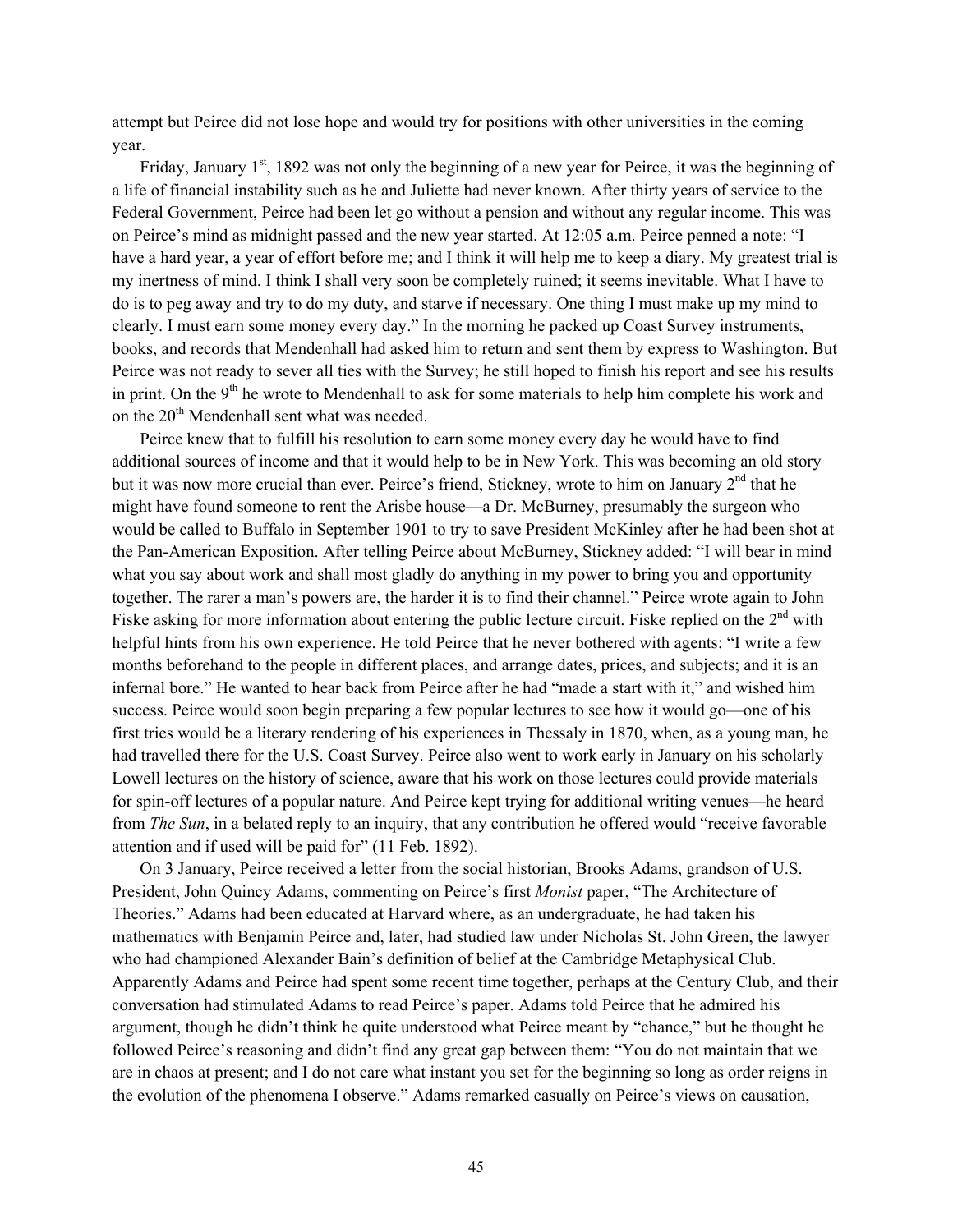attempt but Peirce did not lose hope and would try for positions with other universities in the coming year.

Friday, January 1st, 1892 was not only the beginning of a new year for Peirce, it was the beginning of a life of financial instability such as he and Juliette had never known. After thirty years of service to the Federal Government, Peirce had been let go without a pension and without any regular income. This was on Peirce's mind as midnight passed and the new year started. At 12:05 a.m. Peirce penned a note: "I have a hard year, a year of effort before me; and I think it will help me to keep a diary. My greatest trial is my inertness of mind. I think I shall very soon be completely ruined; it seems inevitable. What I have to do is to peg away and try to do my duty, and starve if necessary. One thing I must make up my mind to clearly. I must earn some money every day." In the morning he packed up Coast Survey instruments, books, and records that Mendenhall had asked him to return and sent them by express to Washington. But Peirce was not ready to sever all ties with the Survey; he still hoped to finish his report and see his results in print. On the 9th he wrote to Mendenhall to ask for some materials to help him complete his work and on the 20th Mendenhall sent what was needed.

Peirce knew that to fulfill his resolution to earn some money every day he would have to find additional sources of income and that it would help to be in New York. This was becoming an old story but it was now more crucial than ever. Peirce's friend, Stickney, wrote to him on January 2nd that he might have found someone to rent the Arisbe house—a Dr. McBurney, presumably the surgeon who would be called to Buffalo in September 1901 to try to save President McKinley after he had been shot at the Pan-American Exposition. After telling Peirce about McBurney, Stickney added: "I will bear in mind what you say about work and shall most gladly do anything in my power to bring you and opportunity together. The rarer a man's powers are, the harder it is to find their channel." Peirce wrote again to John Fiske asking for more information about entering the public lecture circuit. Fiske replied on the 2nd with helpful hints from his own experience. He told Peirce that he never bothered with agents: "I write a few months beforehand to the people in different places, and arrange dates, prices, and subjects; and it is an infernal bore." He wanted to hear back from Peirce after he had "made a start with it," and wished him success. Peirce would soon begin preparing a few popular lectures to see how it would go—one of his first tries would be a literary rendering of his experiences in Thessaly in 1870, when, as a young man, he had travelled there for the U.S. Coast Survey. Peirce also went to work early in January on his scholarly Lowell lectures on the history of science, aware that his work on those lectures could provide materials for spin-off lectures of a popular nature. And Peirce kept trying for additional writing venues—he heard from *The Sun*, in a belated reply to an inquiry, that any contribution he offered would "receive favorable attention and if used will be paid for" (11 Feb. 1892).

On 3 January, Peirce received a letter from the social historian, Brooks Adams, grandson of U.S. President, John Quincy Adams, commenting on Peirce's first *Monist* paper, "The Architecture of Theories." Adams had been educated at Harvard where, as an undergraduate, he had taken his mathematics with Benjamin Peirce and, later, had studied law under Nicholas St. John Green, the lawyer who had championed Alexander Bain's definition of belief at the Cambridge Metaphysical Club. Apparently Adams and Peirce had spent some recent time together, perhaps at the Century Club, and their conversation had stimulated Adams to read Peirce's paper. Adams told Peirce that he admired his argument, though he didn't think he quite understood what Peirce meant by "chance," but he thought he followed Peirce's reasoning and didn't find any great gap between them: "You do not maintain that we are in chaos at present; and I do not care what instant you set for the beginning so long as order reigns in the evolution of the phenomena I observe." Adams remarked casually on Peirce's views on causation,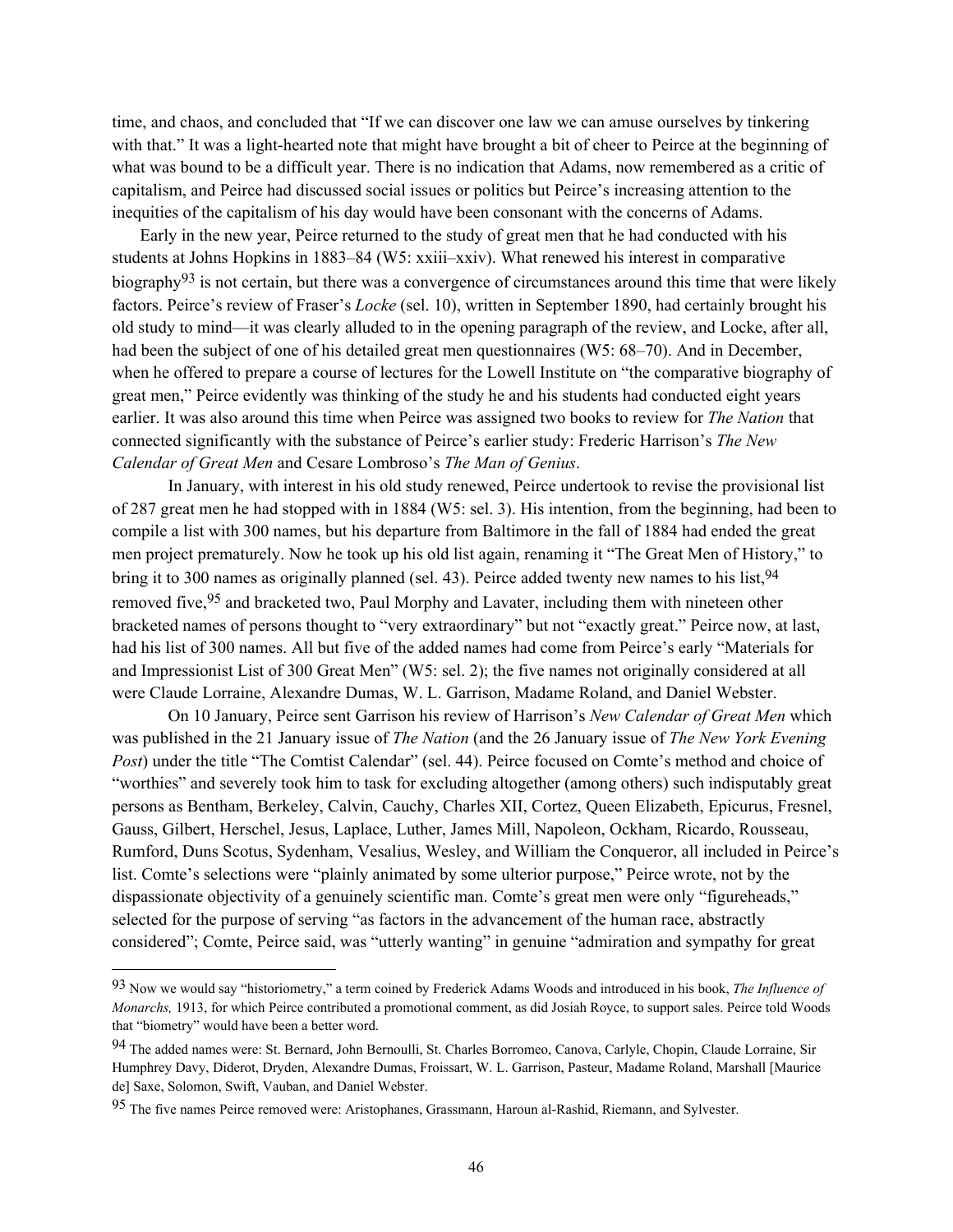time, and chaos, and concluded that "If we can discover one law we can amuse ourselves by tinkering with that." It was a light-hearted note that might have brought a bit of cheer to Peirce at the beginning of what was bound to be a difficult year. There is no indication that Adams, now remembered as a critic of capitalism, and Peirce had discussed social issues or politics but Peirce's increasing attention to the inequities of the capitalism of his day would have been consonant with the concerns of Adams.

Early in the new year, Peirce returned to the study of great men that he had conducted with his students at Johns Hopkins in 1883–84 (W5: xxiii–xxiv). What renewed his interest in comparative biography[93] is not certain, but there was a convergence of circumstances around this time that were likely factors. Peirce's review of Fraser's *Locke* (sel. 10), written in September 1890, had certainly brought his old study to mind—it was clearly alluded to in the opening paragraph of the review, and Locke, after all, had been the subject of one of his detailed great men questionnaires (W5: 68–70). And in December, when he offered to prepare a course of lectures for the Lowell Institute on "the comparative biography of great men," Peirce evidently was thinking of the study he and his students had conducted eight years earlier. It was also around this time when Peirce was assigned two books to review for *The Nation* that connected significantly with the substance of Peirce's earlier study: Frederic Harrison's *The New Calendar of Great Men* and Cesare Lombroso's *The Man of Genius*.

In January, with interest in his old study renewed, Peirce undertook to revise the provisional list of 287 great men he had stopped with in 1884 (W5: sel. 3). His intention, from the beginning, had been to compile a list with 300 names, but his departure from Baltimore in the fall of 1884 had ended the great men project prematurely. Now he took up his old list again, renaming it "The Great Men of History," to bring it to 300 names as originally planned (sel. 43). Peirce added twenty new names to his list,[94] removed five,[95] and bracketed two, Paul Morphy and Lavater, including them with nineteen other bracketed names of persons thought to "very extraordinary" but not "exactly great." Peirce now, at last, had his list of 300 names. All but five of the added names had come from Peirce's early "Materials for and Impressionist List of 300 Great Men" (W5: sel. 2); the five names not originally considered at all were Claude Lorraine, Alexandre Dumas, W. L. Garrison, Madame Roland, and Daniel Webster.

On 10 January, Peirce sent Garrison his review of Harrison's *New Calendar of Great Men* which was published in the 21 January issue of *The Nation* (and the 26 January issue of *The New York Evening Post*) under the title "The Comtist Calendar" (sel. 44). Peirce focused on Comte's method and choice of "worthies" and severely took him to task for excluding altogether (among others) such indisputably great persons as Bentham, Berkeley, Calvin, Cauchy, Charles XII, Cortez, Queen Elizabeth, Epicurus, Fresnel, Gauss, Gilbert, Herschel, Jesus, Laplace, Luther, James Mill, Napoleon, Ockham, Ricardo, Rousseau, Rumford, Duns Scotus, Sydenham, Vesalius, Wesley, and William the Conqueror, all included in Peirce's list. Comte's selections were "plainly animated by some ulterior purpose," Peirce wrote, not by the dispassionate objectivity of a genuinely scientific man. Comte's great men were only "figureheads," selected for the purpose of serving "as factors in the advancement of the human race, abstractly considered"; Comte, Peirce said, was "utterly wanting" in genuine "admiration and sympathy for great

---

[93] Now we would say "historiometry," a term coined by Frederick Adams Woods and introduced in his book, *The Influence of Monarchs,* 1913, for which Peirce contributed a promotional comment, as did Josiah Royce, to support sales. Peirce told Woods that "biometry" would have been a better word.

[94] The added names were: St. Bernard, John Bernoulli, St. Charles Borromeo, Canova, Carlyle, Chopin, Claude Lorraine, Sir Humphrey Davy, Diderot, Dryden, Alexandre Dumas, Froissart, W. L. Garrison, Pasteur, Madame Roland, Marshall [Maurice de] Saxe, Solomon, Swift, Vauban, and Daniel Webster.

[95] The five names Peirce removed were: Aristophanes, Grassmann, Haroun al-Rashid, Riemann, and Sylvester.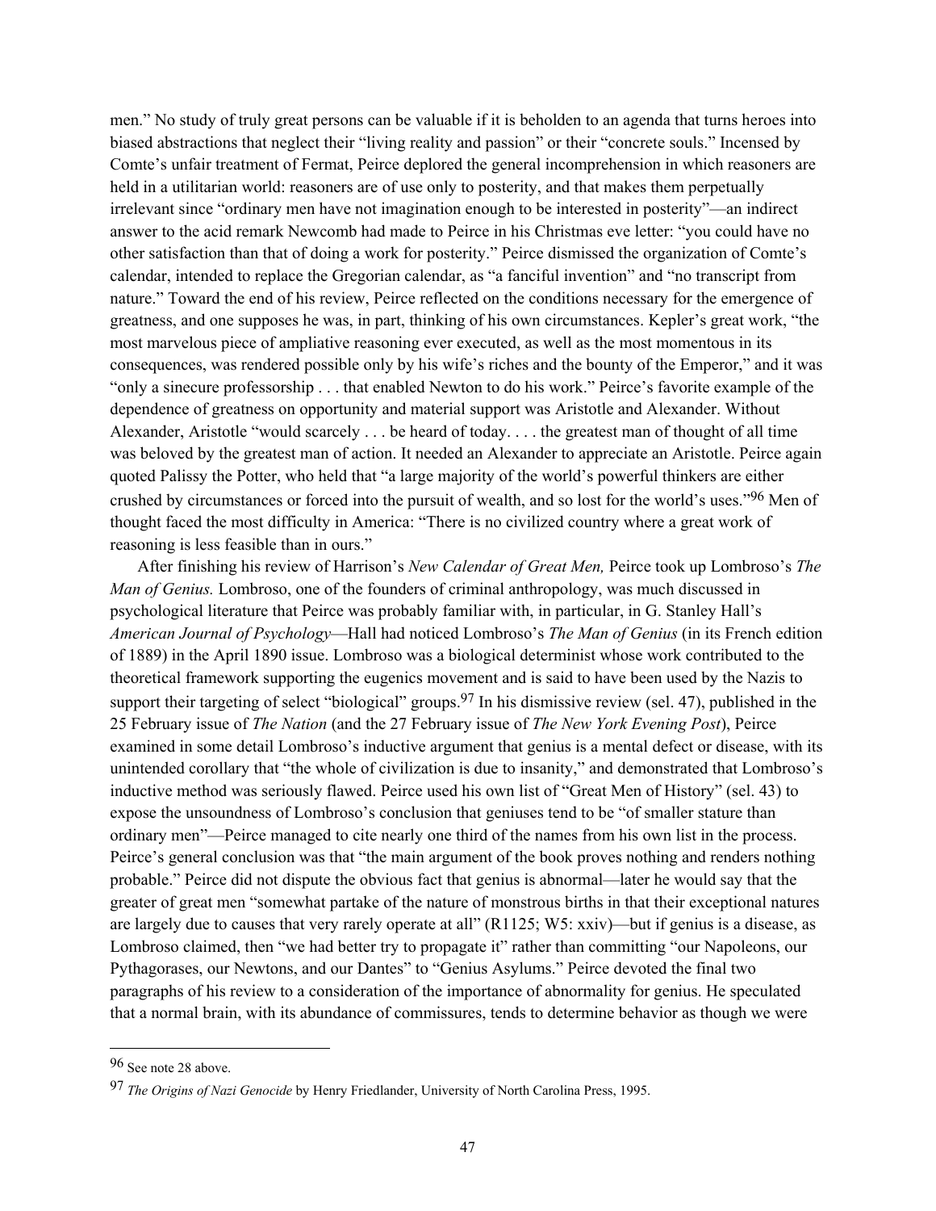men." No study of truly great persons can be valuable if it is beholden to an agenda that turns heroes into biased abstractions that neglect their "living reality and passion" or their "concrete souls." Incensed by Comte's unfair treatment of Fermat, Peirce deplored the general incomprehension in which reasoners are held in a utilitarian world: reasoners are of use only to posterity, and that makes them perpetually irrelevant since "ordinary men have not imagination enough to be interested in posterity"—an indirect answer to the acid remark Newcomb had made to Peirce in his Christmas eve letter: "you could have no other satisfaction than that of doing a work for posterity." Peirce dismissed the organization of Comte's calendar, intended to replace the Gregorian calendar, as "a fanciful invention" and "no transcript from nature." Toward the end of his review, Peirce reflected on the conditions necessary for the emergence of greatness, and one supposes he was, in part, thinking of his own circumstances. Kepler's great work, "the most marvelous piece of ampliative reasoning ever executed, as well as the most momentous in its consequences, was rendered possible only by his wife's riches and the bounty of the Emperor," and it was "only a sinecure professorship . . . that enabled Newton to do his work." Peirce's favorite example of the dependence of greatness on opportunity and material support was Aristotle and Alexander. Without Alexander, Aristotle "would scarcely . . . be heard of today. . . . the greatest man of thought of all time was beloved by the greatest man of action. It needed an Alexander to appreciate an Aristotle. Peirce again quoted Palissy the Potter, who held that "a large majority of the world's powerful thinkers are either crushed by circumstances or forced into the pursuit of wealth, and so lost for the world's uses."[96] Men of thought faced the most difficulty in America: "There is no civilized country where a great work of reasoning is less feasible than in ours."

After finishing his review of Harrison's *New Calendar of Great Men,* Peirce took up Lombroso's *The Man of Genius.* Lombroso, one of the founders of criminal anthropology, was much discussed in psychological literature that Peirce was probably familiar with, in particular, in G. Stanley Hall's *American Journal of Psychology*—Hall had noticed Lombroso's *The Man of Genius* (in its French edition of 1889) in the April 1890 issue. Lombroso was a biological determinist whose work contributed to the theoretical framework supporting the eugenics movement and is said to have been used by the Nazis to support their targeting of select "biological" groups.[97] In his dismissive review (sel. 47), published in the 25 February issue of *The Nation* (and the 27 February issue of *The New York Evening Post*), Peirce examined in some detail Lombroso's inductive argument that genius is a mental defect or disease, with its unintended corollary that "the whole of civilization is due to insanity," and demonstrated that Lombroso's inductive method was seriously flawed. Peirce used his own list of "Great Men of History" (sel. 43) to expose the unsoundness of Lombroso's conclusion that geniuses tend to be "of smaller stature than ordinary men"—Peirce managed to cite nearly one third of the names from his own list in the process. Peirce's general conclusion was that "the main argument of the book proves nothing and renders nothing probable." Peirce did not dispute the obvious fact that genius is abnormal—later he would say that the greater of great men "somewhat partake of the nature of monstrous births in that their exceptional natures are largely due to causes that very rarely operate at all" (R1125; W5: xxiv)—but if genius is a disease, as Lombroso claimed, then "we had better try to propagate it" rather than committing "our Napoleons, our Pythagorases, our Newtons, and our Dantes" to "Genius Asylums." Peirce devoted the final two paragraphs of his review to a consideration of the importance of abnormality for genius. He speculated that a normal brain, with its abundance of commissures, tends to determine behavior as though we were

---

[96] See note 28 above.

[97] *The Origins of Nazi Genocide* by Henry Friedlander, University of North Carolina Press, 1995.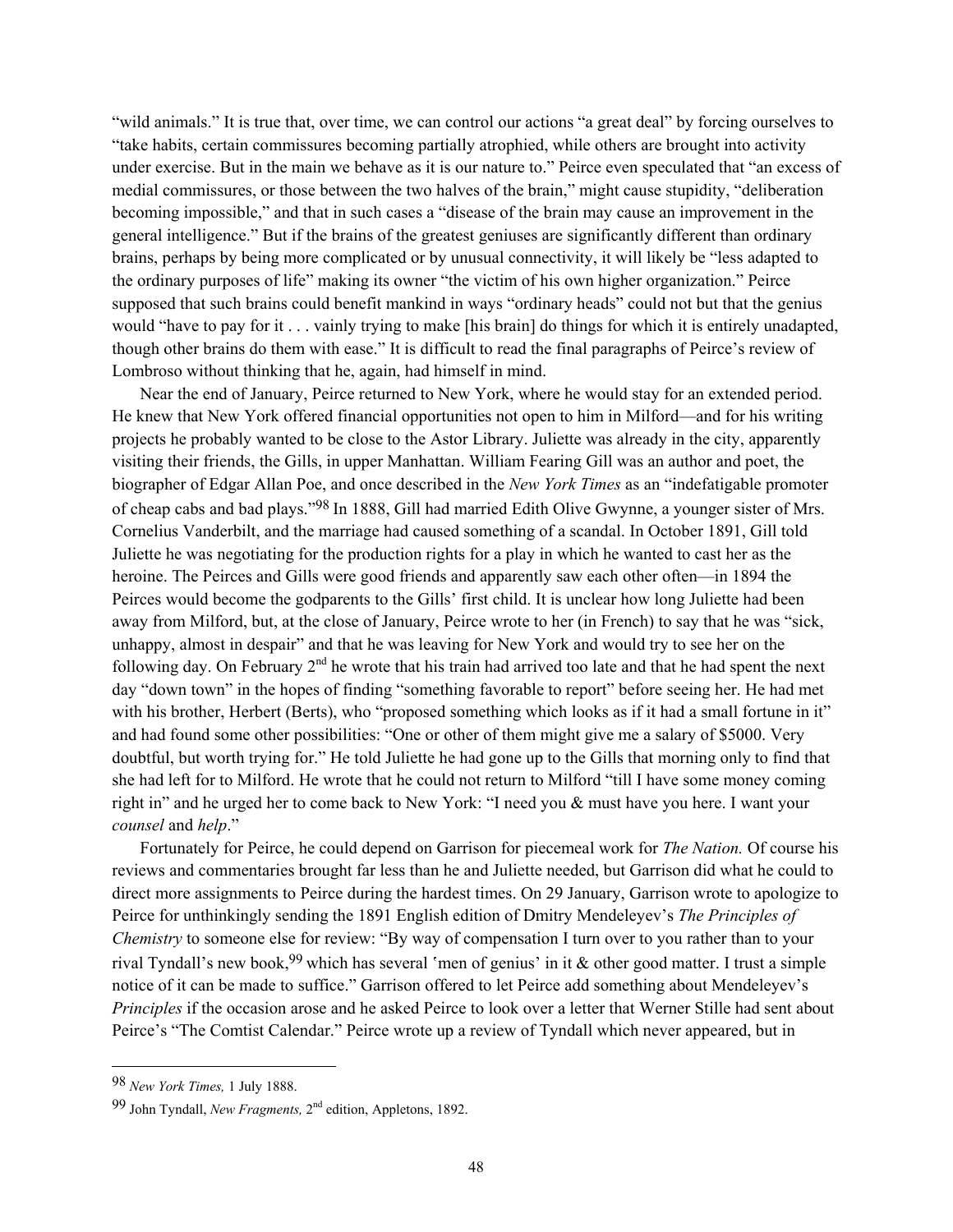"wild animals." It is true that, over time, we can control our actions "a great deal" by forcing ourselves to "take habits, certain commissures becoming partially atrophied, while others are brought into activity under exercise. But in the main we behave as it is our nature to." Peirce even speculated that "an excess of medial commissures, or those between the two halves of the brain," might cause stupidity, "deliberation becoming impossible," and that in such cases a "disease of the brain may cause an improvement in the general intelligence." But if the brains of the greatest geniuses are significantly different than ordinary brains, perhaps by being more complicated or by unusual connectivity, it will likely be "less adapted to the ordinary purposes of life" making its owner "the victim of his own higher organization." Peirce supposed that such brains could benefit mankind in ways "ordinary heads" could not but that the genius would "have to pay for it . . . vainly trying to make [his brain] do things for which it is entirely unadapted, though other brains do them with ease." It is difficult to read the final paragraphs of Peirce's review of Lombroso without thinking that he, again, had himself in mind.

Near the end of January, Peirce returned to New York, where he would stay for an extended period. He knew that New York offered financial opportunities not open to him in Milford—and for his writing projects he probably wanted to be close to the Astor Library. Juliette was already in the city, apparently visiting their friends, the Gills, in upper Manhattan. William Fearing Gill was an author and poet, the biographer of Edgar Allan Poe, and once described in the *New York Times* as an "indefatigable promoter of cheap cabs and bad plays."[98] In 1888, Gill had married Edith Olive Gwynne, a younger sister of Mrs. Cornelius Vanderbilt, and the marriage had caused something of a scandal. In October 1891, Gill told Juliette he was negotiating for the production rights for a play in which he wanted to cast her as the heroine. The Peirces and Gills were good friends and apparently saw each other often—in 1894 the Peirces would become the godparents to the Gills' first child. It is unclear how long Juliette had been away from Milford, but, at the close of January, Peirce wrote to her (in French) to say that he was "sick, unhappy, almost in despair" and that he was leaving for New York and would try to see her on the following day. On February 2nd he wrote that his train had arrived too late and that he had spent the next day "down town" in the hopes of finding "something favorable to report" before seeing her. He had met with his brother, Herbert (Berts), who "proposed something which looks as if it had a small fortune in it" and had found some other possibilities: "One or other of them might give me a salary of $5000. Very doubtful, but worth trying for." He told Juliette he had gone up to the Gills that morning only to find that she had left for to Milford. He wrote that he could not return to Milford "till I have some money coming right in" and he urged her to come back to New York: "I need you & must have you here. I want your *counsel* and *help*."

Fortunately for Peirce, he could depend on Garrison for piecemeal work for *The Nation.* Of course his reviews and commentaries brought far less than he and Juliette needed, but Garrison did what he could to direct more assignments to Peirce during the hardest times. On 29 January, Garrison wrote to apologize to Peirce for unthinkingly sending the 1891 English edition of Dmitry Mendeleyev's *The Principles of Chemistry* to someone else for review: "By way of compensation I turn over to you rather than to your rival Tyndall's new book,[99] which has several 'men of genius' in it & other good matter. I trust a simple notice of it can be made to suffice." Garrison offered to let Peirce add something about Mendeleyev's *Principles* if the occasion arose and he asked Peirce to look over a letter that Werner Stille had sent about Peirce's "The Comtist Calendar." Peirce wrote up a review of Tyndall which never appeared, but in

---

[98] *New York Times,* 1 July 1888.

[99] John Tyndall, *New Fragments,* 2nd edition, Appletons, 1892.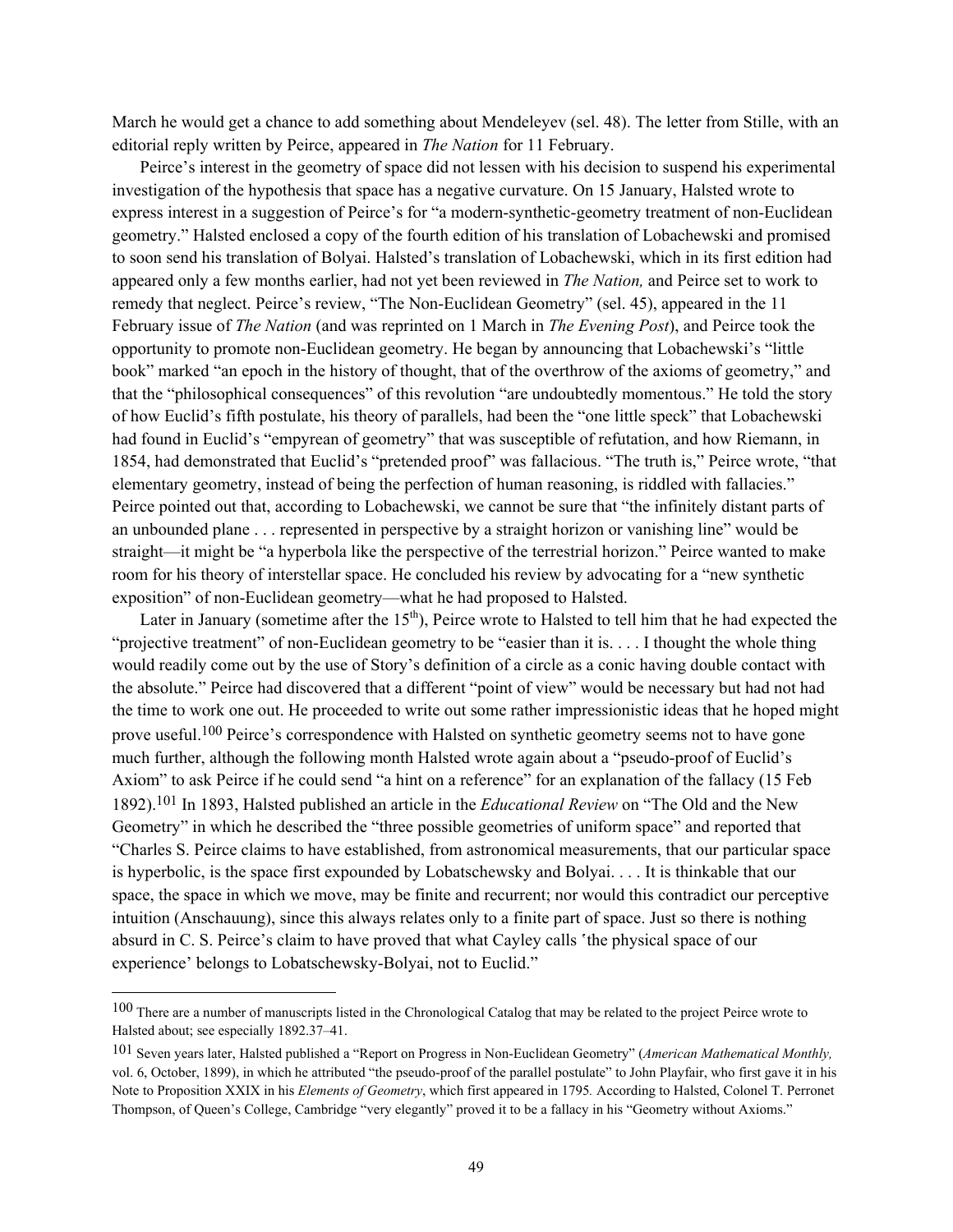March he would get a chance to add something about Mendeleyev (sel. 48). The letter from Stille, with an editorial reply written by Peirce, appeared in *The Nation* for 11 February.

Peirce's interest in the geometry of space did not lessen with his decision to suspend his experimental investigation of the hypothesis that space has a negative curvature. On 15 January, Halsted wrote to express interest in a suggestion of Peirce's for "a modern-synthetic-geometry treatment of non-Euclidean geometry." Halsted enclosed a copy of the fourth edition of his translation of Lobachewski and promised to soon send his translation of Bolyai. Halsted's translation of Lobachewski, which in its first edition had appeared only a few months earlier, had not yet been reviewed in *The Nation,* and Peirce set to work to remedy that neglect. Peirce's review, "The Non-Euclidean Geometry" (sel. 45), appeared in the 11 February issue of *The Nation* (and was reprinted on 1 March in *The Evening Post*), and Peirce took the opportunity to promote non-Euclidean geometry. He began by announcing that Lobachewski's "little book" marked "an epoch in the history of thought, that of the overthrow of the axioms of geometry," and that the "philosophical consequences" of this revolution "are undoubtedly momentous." He told the story of how Euclid's fifth postulate, his theory of parallels, had been the "one little speck" that Lobachewski had found in Euclid's "empyrean of geometry" that was susceptible of refutation, and how Riemann, in 1854, had demonstrated that Euclid's "pretended proof" was fallacious. "The truth is," Peirce wrote, "that elementary geometry, instead of being the perfection of human reasoning, is riddled with fallacies." Peirce pointed out that, according to Lobachewski, we cannot be sure that "the infinitely distant parts of an unbounded plane . . . represented in perspective by a straight horizon or vanishing line" would be straight—it might be "a hyperbola like the perspective of the terrestrial horizon." Peirce wanted to make room for his theory of interstellar space. He concluded his review by advocating for a "new synthetic exposition" of non-Euclidean geometry—what he had proposed to Halsted.

Later in January (sometime after the 15th), Peirce wrote to Halsted to tell him that he had expected the "projective treatment" of non-Euclidean geometry to be "easier than it is. . . . I thought the whole thing would readily come out by the use of Story's definition of a circle as a conic having double contact with the absolute." Peirce had discovered that a different "point of view" would be necessary but had not had the time to work one out. He proceeded to write out some rather impressionistic ideas that he hoped might prove useful.[100] Peirce's correspondence with Halsted on synthetic geometry seems not to have gone much further, although the following month Halsted wrote again about a "pseudo-proof of Euclid's Axiom" to ask Peirce if he could send "a hint on a reference" for an explanation of the fallacy (15 Feb 1892).[101] In 1893, Halsted published an article in the *Educational Review* on "The Old and the New Geometry" in which he described the "three possible geometries of uniform space" and reported that "Charles S. Peirce claims to have established, from astronomical measurements, that our particular space is hyperbolic, is the space first expounded by Lobatschewsky and Bolyai. . . . It is thinkable that our space, the space in which we move, may be finite and recurrent; nor would this contradict our perceptive intuition (Anschauung), since this always relates only to a finite part of space. Just so there is nothing absurd in C. S. Peirce's claim to have proved that what Cayley calls 'the physical space of our experience' belongs to Lobatschewsky-Bolyai, not to Euclid."

---

[100] There are a number of manuscripts listed in the Chronological Catalog that may be related to the project Peirce wrote to Halsted about; see especially 1892.37–41.

[101] Seven years later, Halsted published a "Report on Progress in Non-Euclidean Geometry" (*American Mathematical Monthly,* vol. 6, October, 1899), in which he attributed "the pseudo-proof of the parallel postulate" to John Playfair, who first gave it in his Note to Proposition XXIX in his *Elements of Geometry*, which first appeared in 1795*.* According to Halsted, Colonel T. Perronet Thompson, of Queen's College, Cambridge "very elegantly" proved it to be a fallacy in his "Geometry without Axioms."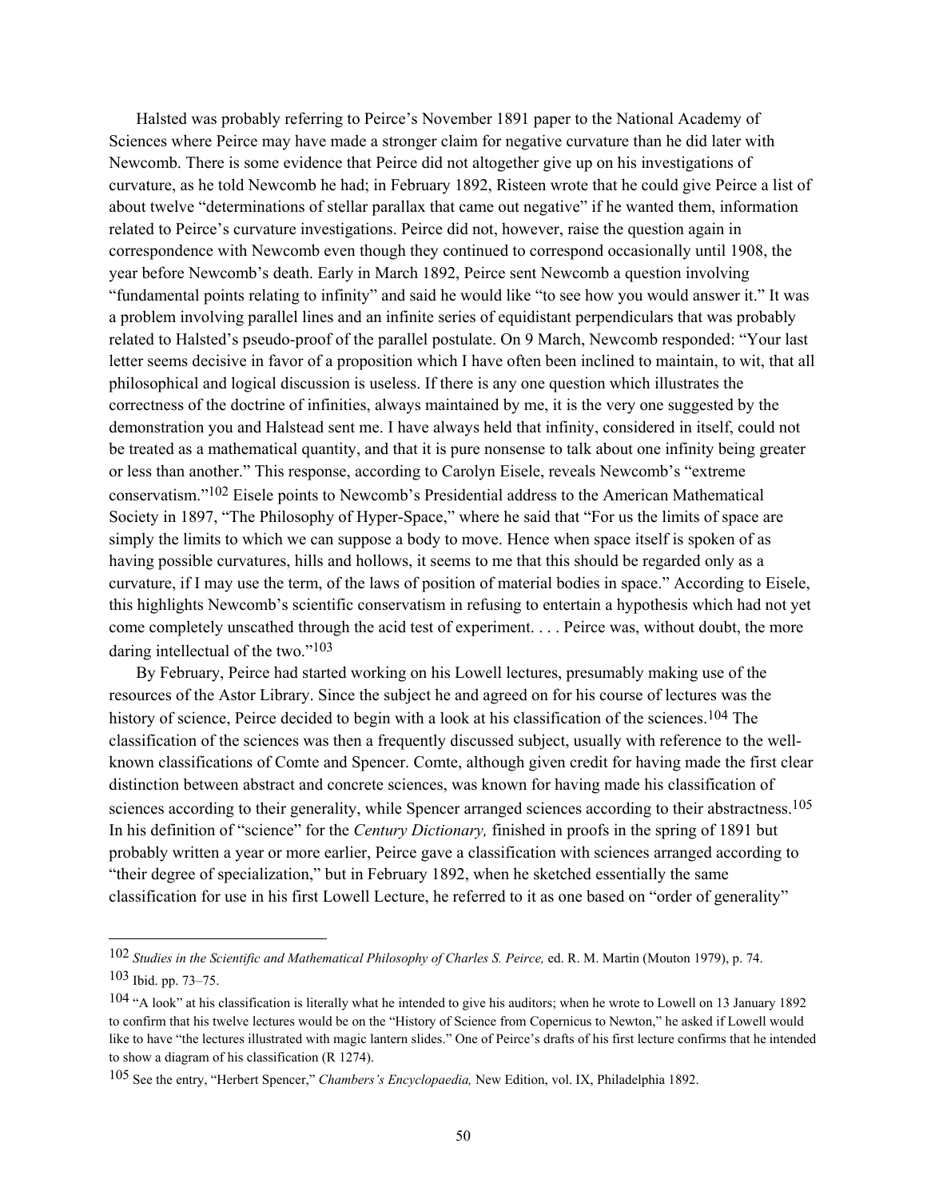Halsted was probably referring to Peirce's November 1891 paper to the National Academy of Sciences where Peirce may have made a stronger claim for negative curvature than he did later with Newcomb. There is some evidence that Peirce did not altogether give up on his investigations of curvature, as he told Newcomb he had; in February 1892, Risteen wrote that he could give Peirce a list of about twelve "determinations of stellar parallax that came out negative" if he wanted them, information related to Peirce's curvature investigations. Peirce did not, however, raise the question again in correspondence with Newcomb even though they continued to correspond occasionally until 1908, the year before Newcomb's death. Early in March 1892, Peirce sent Newcomb a question involving "fundamental points relating to infinity" and said he would like "to see how you would answer it." It was a problem involving parallel lines and an infinite series of equidistant perpendiculars that was probably related to Halsted's pseudo-proof of the parallel postulate. On 9 March, Newcomb responded: "Your last letter seems decisive in favor of a proposition which I have often been inclined to maintain, to wit, that all philosophical and logical discussion is useless. If there is any one question which illustrates the correctness of the doctrine of infinities, always maintained by me, it is the very one suggested by the demonstration you and Halstead sent me. I have always held that infinity, considered in itself, could not be treated as a mathematical quantity, and that it is pure nonsense to talk about one infinity being greater or less than another." This response, according to Carolyn Eisele, reveals Newcomb's "extreme conservatism."[102] Eisele points to Newcomb's Presidential address to the American Mathematical Society in 1897, "The Philosophy of Hyper-Space," where he said that "For us the limits of space are simply the limits to which we can suppose a body to move. Hence when space itself is spoken of as having possible curvatures, hills and hollows, it seems to me that this should be regarded only as a curvature, if I may use the term, of the laws of position of material bodies in space." According to Eisele, this highlights Newcomb's scientific conservatism in refusing to entertain a hypothesis which had not yet come completely unscathed through the acid test of experiment. . . . Peirce was, without doubt, the more daring intellectual of the two."[103]

By February, Peirce had started working on his Lowell lectures, presumably making use of the resources of the Astor Library. Since the subject he and agreed on for his course of lectures was the history of science, Peirce decided to begin with a look at his classification of the sciences.[104] The classification of the sciences was then a frequently discussed subject, usually with reference to the well-known classifications of Comte and Spencer. Comte, although given credit for having made the first clear distinction between abstract and concrete sciences, was known for having made his classification of sciences according to their generality, while Spencer arranged sciences according to their abstractness.[105] In his definition of "science" for the *Century Dictionary,* finished in proofs in the spring of 1891 but probably written a year or more earlier, Peirce gave a classification with sciences arranged according to "their degree of specialization," but in February 1892, when he sketched essentially the same classification for use in his first Lowell Lecture, he referred to it as one based on "order of generality"

---

[102] *Studies in the Scientific and Mathematical Philosophy of Charles S. Peirce,* ed. R. M. Martin (Mouton 1979), p. 74.

[103] Ibid. pp. 73–75.

[104] "A look" at his classification is literally what he intended to give his auditors; when he wrote to Lowell on 13 January 1892 to confirm that his twelve lectures would be on the "History of Science from Copernicus to Newton," he asked if Lowell would like to have "the lectures illustrated with magic lantern slides." One of Peirce's drafts of his first lecture confirms that he intended to show a diagram of his classification (R 1274).

[105] See the entry, "Herbert Spencer," *Chambers's Encyclopaedia,* New Edition, vol. IX, Philadelphia 1892.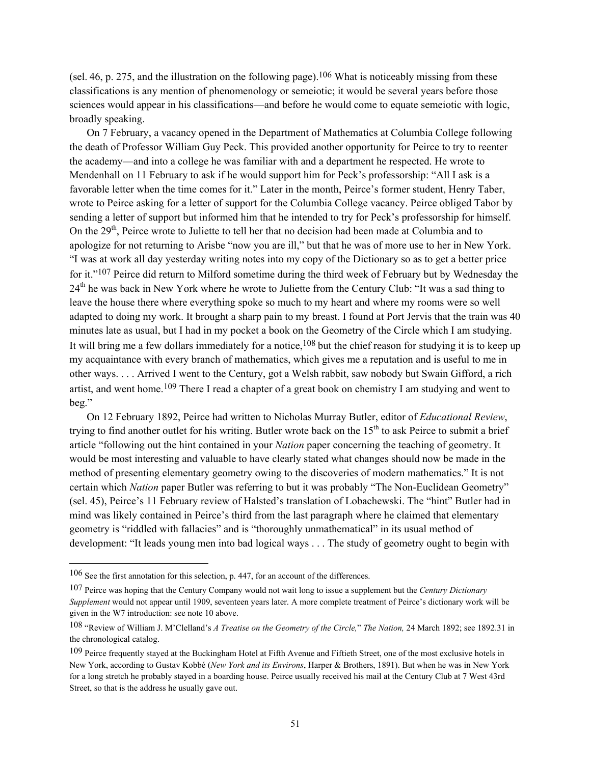(sel. 46, p. 275, and the illustration on the following page).[106] What is noticeably missing from these classifications is any mention of phenomenology or semeiotic; it would be several years before those sciences would appear in his classifications—and before he would come to equate semeiotic with logic, broadly speaking.

On 7 February, a vacancy opened in the Department of Mathematics at Columbia College following the death of Professor William Guy Peck. This provided another opportunity for Peirce to try to reenter the academy—and into a college he was familiar with and a department he respected. He wrote to Mendenhall on 11 February to ask if he would support him for Peck's professorship: "All I ask is a favorable letter when the time comes for it." Later in the month, Peirce's former student, Henry Taber, wrote to Peirce asking for a letter of support for the Columbia College vacancy. Peirce obliged Tabor by sending a letter of support but informed him that he intended to try for Peck's professorship for himself. On the 29th, Peirce wrote to Juliette to tell her that no decision had been made at Columbia and to apologize for not returning to Arisbe "now you are ill," but that he was of more use to her in New York. "I was at work all day yesterday writing notes into my copy of the Dictionary so as to get a better price for it."[107] Peirce did return to Milford sometime during the third week of February but by Wednesday the 24th he was back in New York where he wrote to Juliette from the Century Club: "It was a sad thing to leave the house there where everything spoke so much to my heart and where my rooms were so well adapted to doing my work. It brought a sharp pain to my breast. I found at Port Jervis that the train was 40 minutes late as usual, but I had in my pocket a book on the Geometry of the Circle which I am studying. It will bring me a few dollars immediately for a notice,[108] but the chief reason for studying it is to keep up my acquaintance with every branch of mathematics, which gives me a reputation and is useful to me in other ways. . . . Arrived I went to the Century, got a Welsh rabbit, saw nobody but Swain Gifford, a rich artist, and went home.[109] There I read a chapter of a great book on chemistry I am studying and went to beg."

On 12 February 1892, Peirce had written to Nicholas Murray Butler, editor of *Educational Review*, trying to find another outlet for his writing. Butler wrote back on the 15th to ask Peirce to submit a brief article "following out the hint contained in your *Nation* paper concerning the teaching of geometry. It would be most interesting and valuable to have clearly stated what changes should now be made in the method of presenting elementary geometry owing to the discoveries of modern mathematics." It is not certain which *Nation* paper Butler was referring to but it was probably "The Non-Euclidean Geometry" (sel. 45), Peirce's 11 February review of Halsted's translation of Lobachewski. The "hint" Butler had in mind was likely contained in Peirce's third from the last paragraph where he claimed that elementary geometry is "riddled with fallacies" and is "thoroughly unmathematical" in its usual method of development: "It leads young men into bad logical ways . . . The study of geometry ought to begin with

---

[106] See the first annotation for this selection, p. 447, for an account of the differences.

[107] Peirce was hoping that the Century Company would not wait long to issue a supplement but the *Century Dictionary Supplement* would not appear until 1909, seventeen years later. A more complete treatment of Peirce's dictionary work will be given in the W7 introduction: see note 10 above.

[108] "Review of William J. M'Clelland's *A Treatise on the Geometry of the Circle,*" *The Nation,* 24 March 1892; see 1892.31 in the chronological catalog.

[109] Peirce frequently stayed at the Buckingham Hotel at Fifth Avenue and Fiftieth Street, one of the most exclusive hotels in New York, according to Gustav Kobbé (*New York and its Environs*, Harper & Brothers, 1891). But when he was in New York for a long stretch he probably stayed in a boarding house. Peirce usually received his mail at the Century Club at 7 West 43rd Street, so that is the address he usually gave out.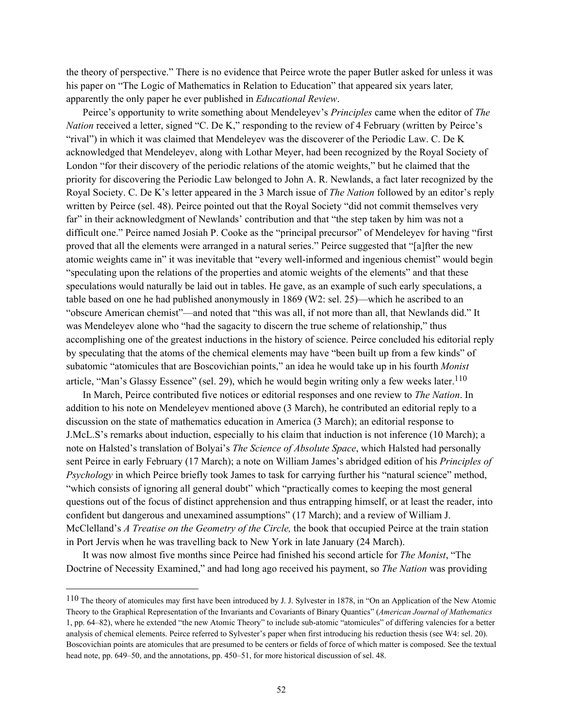the theory of perspective." There is no evidence that Peirce wrote the paper Butler asked for unless it was his paper on "The Logic of Mathematics in Relation to Education" that appeared six years later, apparently the only paper he ever published in *Educational Review*.

Peirce's opportunity to write something about Mendeleyev's *Principles* came when the editor of *The Nation* received a letter, signed "C. De K," responding to the review of 4 February (written by Peirce's "rival") in which it was claimed that Mendeleyev was the discoverer of the Periodic Law. C. De K acknowledged that Mendeleyev, along with Lothar Meyer, had been recognized by the Royal Society of London "for their discovery of the periodic relations of the atomic weights," but he claimed that the priority for discovering the Periodic Law belonged to John A. R. Newlands, a fact later recognized by the Royal Society. C. De K's letter appeared in the 3 March issue of *The Nation* followed by an editor's reply written by Peirce (sel. 48). Peirce pointed out that the Royal Society "did not commit themselves very far" in their acknowledgment of Newlands' contribution and that "the step taken by him was not a difficult one." Peirce named Josiah P. Cooke as the "principal precursor" of Mendeleyev for having "first proved that all the elements were arranged in a natural series." Peirce suggested that "[a]fter the new atomic weights came in" it was inevitable that "every well-informed and ingenious chemist" would begin "speculating upon the relations of the properties and atomic weights of the elements" and that these speculations would naturally be laid out in tables. He gave, as an example of such early speculations, a table based on one he had published anonymously in 1869 (W2: sel. 25)—which he ascribed to an "obscure American chemist"—and noted that "this was all, if not more than all, that Newlands did." It was Mendeleyev alone who "had the sagacity to discern the true scheme of relationship," thus accomplishing one of the greatest inductions in the history of science. Peirce concluded his editorial reply by speculating that the atoms of the chemical elements may have "been built up from a few kinds" of subatomic "atomicules that are Boscovichian points," an idea he would take up in his fourth *Monist* article, "Man's Glassy Essence" (sel. 29), which he would begin writing only a few weeks later.[110]

In March, Peirce contributed five notices or editorial responses and one review to *The Nation*. In addition to his note on Mendeleyev mentioned above (3 March), he contributed an editorial reply to a discussion on the state of mathematics education in America (3 March); an editorial response to J.McL.S's remarks about induction, especially to his claim that induction is not inference (10 March); a note on Halsted's translation of Bolyai's *The Science of Absolute Space*, which Halsted had personally sent Peirce in early February (17 March); a note on William James's abridged edition of his *Principles of Psychology* in which Peirce briefly took James to task for carrying further his "natural science" method, "which consists of ignoring all general doubt" which "practically comes to keeping the most general questions out of the focus of distinct apprehension and thus entrapping himself, or at least the reader, into confident but dangerous and unexamined assumptions" (17 March); and a review of William J. McClelland's *A Treatise on the Geometry of the Circle,* the book that occupied Peirce at the train station in Port Jervis when he was travelling back to New York in late January (24 March).

It was now almost five months since Peirce had finished his second article for *The Monist*, "The Doctrine of Necessity Examined," and had long ago received his payment, so *The Nation* was providing

---

[110] The theory of atomicules may first have been introduced by J. J. Sylvester in 1878, in "On an Application of the New Atomic Theory to the Graphical Representation of the Invariants and Covariants of Binary Quantics" (*American Journal of Mathematics* 1, pp. 64–82), where he extended "the new Atomic Theory" to include sub-atomic "atomicules" of differing valencies for a better analysis of chemical elements. Peirce referred to Sylvester's paper when first introducing his reduction thesis (see W4: sel. 20). Boscovichian points are atomicules that are presumed to be centers or fields of force of which matter is composed. See the textual head note, pp. 649–50, and the annotations, pp. 450–51, for more historical discussion of sel. 48.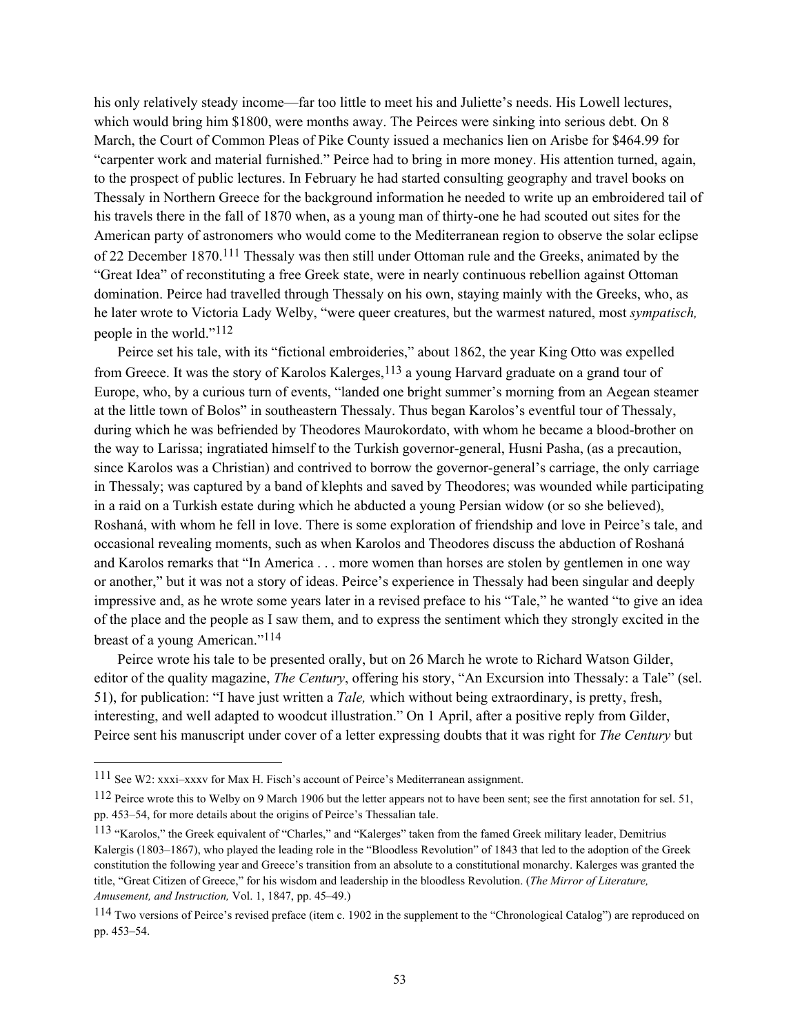his only relatively steady income—far too little to meet his and Juliette's needs. His Lowell lectures, which would bring him $1800, were months away. The Peirces were sinking into serious debt. On 8 March, the Court of Common Pleas of Pike County issued a mechanics lien on Arisbe for $464.99 for "carpenter work and material furnished." Peirce had to bring in more money. His attention turned, again, to the prospect of public lectures. In February he had started consulting geography and travel books on Thessaly in Northern Greece for the background information he needed to write up an embroidered tail of his travels there in the fall of 1870 when, as a young man of thirty-one he had scouted out sites for the American party of astronomers who would come to the Mediterranean region to observe the solar eclipse of 22 December 1870.[111] Thessaly was then still under Ottoman rule and the Greeks, animated by the "Great Idea" of reconstituting a free Greek state, were in nearly continuous rebellion against Ottoman domination. Peirce had travelled through Thessaly on his own, staying mainly with the Greeks, who, as he later wrote to Victoria Lady Welby, "were queer creatures, but the warmest natured, most *sympatisch,* people in the world."[112]

Peirce set his tale, with its "fictional embroideries," about 1862, the year King Otto was expelled from Greece. It was the story of Karolos Kalerges,[113] a young Harvard graduate on a grand tour of Europe, who, by a curious turn of events, "landed one bright summer's morning from an Aegean steamer at the little town of Bolos" in southeastern Thessaly. Thus began Karolos's eventful tour of Thessaly, during which he was befriended by Theodores Maurokordato, with whom he became a blood-brother on the way to Larissa; ingratiated himself to the Turkish governor-general, Husni Pasha, (as a precaution, since Karolos was a Christian) and contrived to borrow the governor-general's carriage, the only carriage in Thessaly; was captured by a band of klephts and saved by Theodores; was wounded while participating in a raid on a Turkish estate during which he abducted a young Persian widow (or so she believed), Roshaná, with whom he fell in love. There is some exploration of friendship and love in Peirce's tale, and occasional revealing moments, such as when Karolos and Theodores discuss the abduction of Roshaná and Karolos remarks that "In America . . . more women than horses are stolen by gentlemen in one way or another," but it was not a story of ideas. Peirce's experience in Thessaly had been singular and deeply impressive and, as he wrote some years later in a revised preface to his "Tale," he wanted "to give an idea of the place and the people as I saw them, and to express the sentiment which they strongly excited in the breast of a young American."[114]

Peirce wrote his tale to be presented orally, but on 26 March he wrote to Richard Watson Gilder, editor of the quality magazine, *The Century*, offering his story, "An Excursion into Thessaly: a Tale" (sel. 51), for publication: "I have just written a *Tale,* which without being extraordinary, is pretty, fresh, interesting, and well adapted to woodcut illustration." On 1 April, after a positive reply from Gilder, Peirce sent his manuscript under cover of a letter expressing doubts that it was right for *The Century* but

---

[111] See W2: xxxi–xxxv for Max H. Fisch's account of Peirce's Mediterranean assignment.

[112] Peirce wrote this to Welby on 9 March 1906 but the letter appears not to have been sent; see the first annotation for sel. 51, pp. 453–54, for more details about the origins of Peirce's Thessalian tale.

[113] "Karolos," the Greek equivalent of "Charles," and "Kalerges" taken from the famed Greek military leader, Demitrius Kalergis (1803–1867), who played the leading role in the "Bloodless Revolution" of 1843 that led to the adoption of the Greek constitution the following year and Greece's transition from an absolute to a constitutional monarchy. Kalerges was granted the title, "Great Citizen of Greece," for his wisdom and leadership in the bloodless Revolution. (*The Mirror of Literature, Amusement, and Instruction,* Vol. 1, 1847, pp. 45–49.)

[114] Two versions of Peirce's revised preface (item c. 1902 in the supplement to the "Chronological Catalog") are reproduced on pp. 453–54.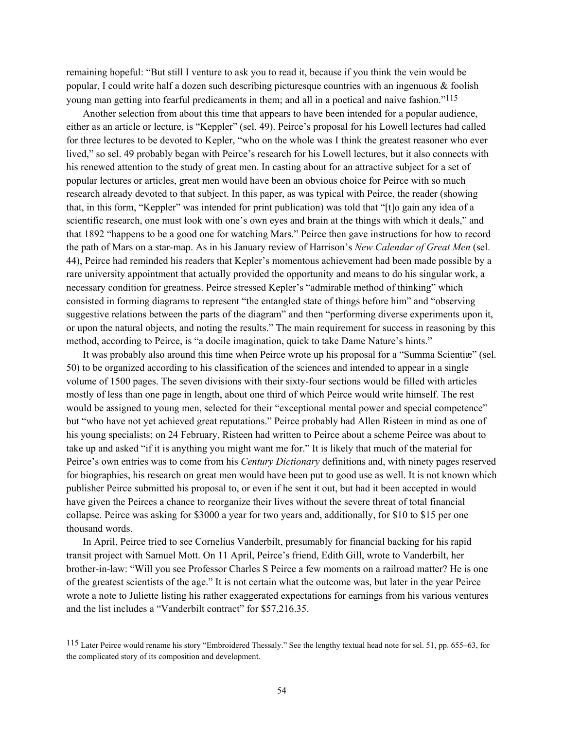remaining hopeful: "But still I venture to ask you to read it, because if you think the vein would be popular, I could write half a dozen such describing picturesque countries with an ingenuous & foolish young man getting into fearful predicaments in them; and all in a poetical and naive fashion."[115]

Another selection from about this time that appears to have been intended for a popular audience, either as an article or lecture, is "Keppler" (sel. 49). Peirce's proposal for his Lowell lectures had called for three lectures to be devoted to Kepler, "who on the whole was I think the greatest reasoner who ever lived," so sel. 49 probably began with Peirce's research for his Lowell lectures, but it also connects with his renewed attention to the study of great men. In casting about for an attractive subject for a set of popular lectures or articles, great men would have been an obvious choice for Peirce with so much research already devoted to that subject. In this paper, as was typical with Peirce, the reader (showing that, in this form, "Keppler" was intended for print publication) was told that "[t]o gain any idea of a scientific research, one must look with one's own eyes and brain at the things with which it deals," and that 1892 "happens to be a good one for watching Mars." Peirce then gave instructions for how to record the path of Mars on a star-map. As in his January review of Harrison's *New Calendar of Great Men* (sel. 44), Peirce had reminded his readers that Kepler's momentous achievement had been made possible by a rare university appointment that actually provided the opportunity and means to do his singular work, a necessary condition for greatness. Peirce stressed Kepler's "admirable method of thinking" which consisted in forming diagrams to represent "the entangled state of things before him" and "observing suggestive relations between the parts of the diagram" and then "performing diverse experiments upon it, or upon the natural objects, and noting the results." The main requirement for success in reasoning by this method, according to Peirce, is "a docile imagination, quick to take Dame Nature's hints."

It was probably also around this time when Peirce wrote up his proposal for a "Summa Scientiæ" (sel. 50) to be organized according to his classification of the sciences and intended to appear in a single volume of 1500 pages. The seven divisions with their sixty-four sections would be filled with articles mostly of less than one page in length, about one third of which Peirce would write himself. The rest would be assigned to young men, selected for their "exceptional mental power and special competence" but "who have not yet achieved great reputations." Peirce probably had Allen Risteen in mind as one of his young specialists; on 24 February, Risteen had written to Peirce about a scheme Peirce was about to take up and asked "if it is anything you might want me for." It is likely that much of the material for Peirce's own entries was to come from his *Century Dictionary* definitions and, with ninety pages reserved for biographies, his research on great men would have been put to good use as well. It is not known which publisher Peirce submitted his proposal to, or even if he sent it out, but had it been accepted in would have given the Peirces a chance to reorganize their lives without the severe threat of total financial collapse. Peirce was asking for $3000 a year for two years and, additionally, for $10 to $15 per one thousand words.

In April, Peirce tried to see Cornelius Vanderbilt, presumably for financial backing for his rapid transit project with Samuel Mott. On 11 April, Peirce's friend, Edith Gill, wrote to Vanderbilt, her brother-in-law: "Will you see Professor Charles S Peirce a few moments on a railroad matter? He is one of the greatest scientists of the age." It is not certain what the outcome was, but later in the year Peirce wrote a note to Juliette listing his rather exaggerated expectations for earnings from his various ventures and the list includes a "Vanderbilt contract" for $57,216.35.

---

[115] Later Peirce would rename his story "Embroidered Thessaly." See the lengthy textual head note for sel. 51, pp. 655–63, for the complicated story of its composition and development.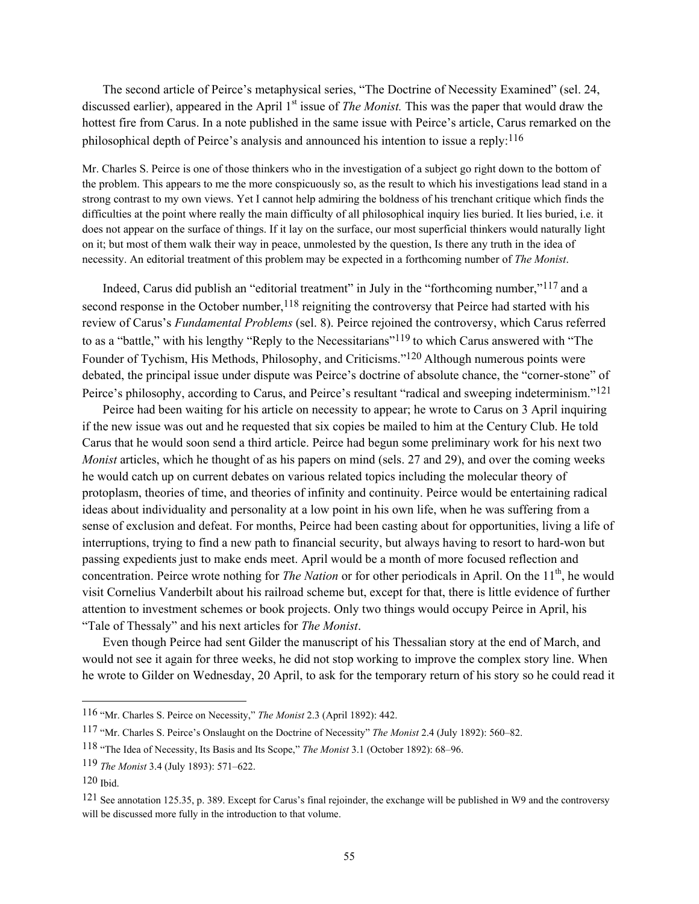The second article of Peirce's metaphysical series, "The Doctrine of Necessity Examined" (sel. 24, discussed earlier), appeared in the April 1st issue of *The Monist.* This was the paper that would draw the hottest fire from Carus. In a note published in the same issue with Peirce's article, Carus remarked on the philosophical depth of Peirce's analysis and announced his intention to issue a reply:[116]

> Mr. Charles S. Peirce is one of those thinkers who in the investigation of a subject go right down to the bottom of the problem. This appears to me the more conspicuously so, as the result to which his investigations lead stand in a strong contrast to my own views. Yet I cannot help admiring the boldness of his trenchant critique which finds the difficulties at the point where really the main difficulty of all philosophical inquiry lies buried. It lies buried, i.e. it does not appear on the surface of things. If it lay on the surface, our most superficial thinkers would naturally light on it; but most of them walk their way in peace, unmolested by the question, Is there any truth in the idea of necessity. An editorial treatment of this problem may be expected in a forthcoming number of *The Monist*.

Indeed, Carus did publish an "editorial treatment" in July in the "forthcoming number,"[117] and a second response in the October number,[118] reigniting the controversy that Peirce had started with his review of Carus's *Fundamental Problems* (sel. 8). Peirce rejoined the controversy, which Carus referred to as a "battle," with his lengthy "Reply to the Necessitarians"[119] to which Carus answered with "The Founder of Tychism, His Methods, Philosophy, and Criticisms."[120] Although numerous points were debated, the principal issue under dispute was Peirce's doctrine of absolute chance, the "corner-stone" of Peirce's philosophy, according to Carus, and Peirce's resultant "radical and sweeping indeterminism."[121]

Peirce had been waiting for his article on necessity to appear; he wrote to Carus on 3 April inquiring if the new issue was out and he requested that six copies be mailed to him at the Century Club. He told Carus that he would soon send a third article. Peirce had begun some preliminary work for his next two *Monist* articles, which he thought of as his papers on mind (sels. 27 and 29), and over the coming weeks he would catch up on current debates on various related topics including the molecular theory of protoplasm, theories of time, and theories of infinity and continuity. Peirce would be entertaining radical ideas about individuality and personality at a low point in his own life, when he was suffering from a sense of exclusion and defeat. For months, Peirce had been casting about for opportunities, living a life of interruptions, trying to find a new path to financial security, but always having to resort to hard-won but passing expedients just to make ends meet. April would be a month of more focused reflection and concentration. Peirce wrote nothing for *The Nation* or for other periodicals in April. On the 11th, he would visit Cornelius Vanderbilt about his railroad scheme but, except for that, there is little evidence of further attention to investment schemes or book projects. Only two things would occupy Peirce in April, his "Tale of Thessaly" and his next articles for *The Monist*.

Even though Peirce had sent Gilder the manuscript of his Thessalian story at the end of March, and would not see it again for three weeks, he did not stop working to improve the complex story line. When he wrote to Gilder on Wednesday, 20 April, to ask for the temporary return of his story so he could read it

---

[116] "Mr. Charles S. Peirce on Necessity," *The Monist* 2.3 (April 1892): 442.

[117] "Mr. Charles S. Peirce's Onslaught on the Doctrine of Necessity" *The Monist* 2.4 (July 1892): 560–82.

[118] "The Idea of Necessity, Its Basis and Its Scope," *The Monist* 3.1 (October 1892): 68–96.

[119] *The Monist* 3.4 (July 1893): 571–622.

[120] Ibid.

[121] See annotation 125.35, p. 389. Except for Carus's final rejoinder, the exchange will be published in W9 and the controversy will be discussed more fully in the introduction to that volume.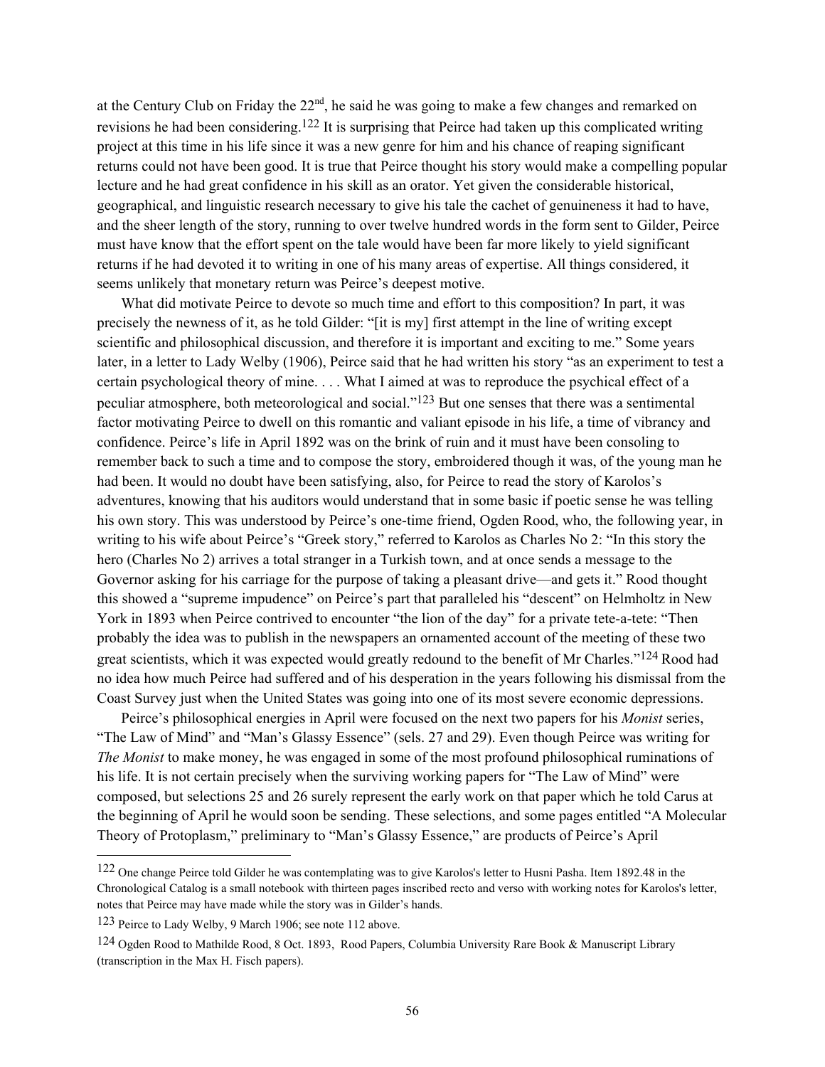at the Century Club on Friday the 22nd, he said he was going to make a few changes and remarked on revisions he had been considering.[122] It is surprising that Peirce had taken up this complicated writing project at this time in his life since it was a new genre for him and his chance of reaping significant returns could not have been good. It is true that Peirce thought his story would make a compelling popular lecture and he had great confidence in his skill as an orator. Yet given the considerable historical, geographical, and linguistic research necessary to give his tale the cachet of genuineness it had to have, and the sheer length of the story, running to over twelve hundred words in the form sent to Gilder, Peirce must have know that the effort spent on the tale would have been far more likely to yield significant returns if he had devoted it to writing in one of his many areas of expertise. All things considered, it seems unlikely that monetary return was Peirce's deepest motive.

What did motivate Peirce to devote so much time and effort to this composition? In part, it was precisely the newness of it, as he told Gilder: "[it is my] first attempt in the line of writing except scientific and philosophical discussion, and therefore it is important and exciting to me." Some years later, in a letter to Lady Welby (1906), Peirce said that he had written his story "as an experiment to test a certain psychological theory of mine. . . . What I aimed at was to reproduce the psychical effect of a peculiar atmosphere, both meteorological and social."[123] But one senses that there was a sentimental factor motivating Peirce to dwell on this romantic and valiant episode in his life, a time of vibrancy and confidence. Peirce's life in April 1892 was on the brink of ruin and it must have been consoling to remember back to such a time and to compose the story, embroidered though it was, of the young man he had been. It would no doubt have been satisfying, also, for Peirce to read the story of Karolos's adventures, knowing that his auditors would understand that in some basic if poetic sense he was telling his own story. This was understood by Peirce's one-time friend, Ogden Rood, who, the following year, in writing to his wife about Peirce's "Greek story," referred to Karolos as Charles No 2: "In this story the hero (Charles No 2) arrives a total stranger in a Turkish town, and at once sends a message to the Governor asking for his carriage for the purpose of taking a pleasant drive—and gets it." Rood thought this showed a "supreme impudence" on Peirce's part that paralleled his "descent" on Helmholtz in New York in 1893 when Peirce contrived to encounter "the lion of the day" for a private tete-a-tete: "Then probably the idea was to publish in the newspapers an ornamented account of the meeting of these two great scientists, which it was expected would greatly redound to the benefit of Mr Charles."[124] Rood had no idea how much Peirce had suffered and of his desperation in the years following his dismissal from the Coast Survey just when the United States was going into one of its most severe economic depressions.

Peirce's philosophical energies in April were focused on the next two papers for his *Monist* series, "The Law of Mind" and "Man's Glassy Essence" (sels. 27 and 29). Even though Peirce was writing for *The Monist* to make money, he was engaged in some of the most profound philosophical ruminations of his life. It is not certain precisely when the surviving working papers for "The Law of Mind" were composed, but selections 25 and 26 surely represent the early work on that paper which he told Carus at the beginning of April he would soon be sending. These selections, and some pages entitled "A Molecular Theory of Protoplasm," preliminary to "Man's Glassy Essence," are products of Peirce's April

---

122 One change Peirce told Gilder he was contemplating was to give Karolos's letter to Husni Pasha. Item 1892.48 in the Chronological Catalog is a small notebook with thirteen pages inscribed recto and verso with working notes for Karolos's letter, notes that Peirce may have made while the story was in Gilder's hands.

123 Peirce to Lady Welby, 9 March 1906; see note 112 above.

124 Ogden Rood to Mathilde Rood, 8 Oct. 1893, Rood Papers, Columbia University Rare Book & Manuscript Library (transcription in the Max H. Fisch papers).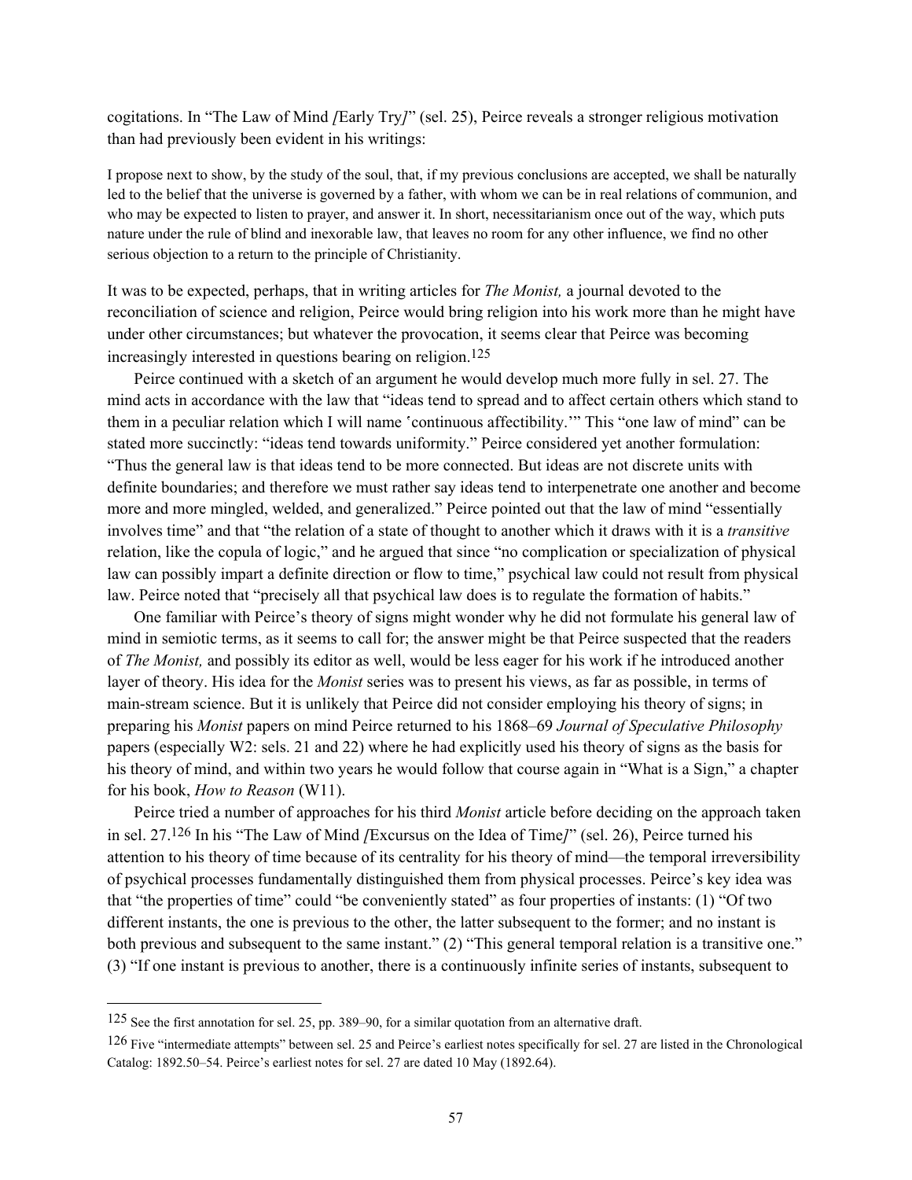cogitations. In "The Law of Mind *[*Early Try*]*" (sel. 25), Peirce reveals a stronger religious motivation than had previously been evident in his writings:

> I propose next to show, by the study of the soul, that, if my previous conclusions are accepted, we shall be naturally led to the belief that the universe is governed by a father, with whom we can be in real relations of communion, and who may be expected to listen to prayer, and answer it. In short, necessitarianism once out of the way, which puts nature under the rule of blind and inexorable law, that leaves no room for any other influence, we find no other serious objection to a return to the principle of Christianity.

It was to be expected, perhaps, that in writing articles for *The Monist,* a journal devoted to the reconciliation of science and religion, Peirce would bring religion into his work more than he might have under other circumstances; but whatever the provocation, it seems clear that Peirce was becoming increasingly interested in questions bearing on religion.[125]

Peirce continued with a sketch of an argument he would develop much more fully in sel. 27. The mind acts in accordance with the law that "ideas tend to spread and to affect certain others which stand to them in a peculiar relation which I will name ʹcontinuous affectibility.ʹ" This "one law of mind" can be stated more succinctly: "ideas tend towards uniformity." Peirce considered yet another formulation: "Thus the general law is that ideas tend to be more connected. But ideas are not discrete units with definite boundaries; and therefore we must rather say ideas tend to interpenetrate one another and become more and more mingled, welded, and generalized." Peirce pointed out that the law of mind "essentially involves time" and that "the relation of a state of thought to another which it draws with it is a *transitive* relation, like the copula of logic," and he argued that since "no complication or specialization of physical law can possibly impart a definite direction or flow to time," psychical law could not result from physical law. Peirce noted that "precisely all that psychical law does is to regulate the formation of habits."

One familiar with Peirce's theory of signs might wonder why he did not formulate his general law of mind in semiotic terms, as it seems to call for; the answer might be that Peirce suspected that the readers of *The Monist,* and possibly its editor as well, would be less eager for his work if he introduced another layer of theory. His idea for the *Monist* series was to present his views, as far as possible, in terms of main-stream science. But it is unlikely that Peirce did not consider employing his theory of signs; in preparing his *Monist* papers on mind Peirce returned to his 1868–69 *Journal of Speculative Philosophy* papers (especially W2: sels. 21 and 22) where he had explicitly used his theory of signs as the basis for his theory of mind, and within two years he would follow that course again in "What is a Sign," a chapter for his book, *How to Reason* (W11).

Peirce tried a number of approaches for his third *Monist* article before deciding on the approach taken in sel. 27.[126] In his "The Law of Mind *[*Excursus on the Idea of Time*]*" (sel. 26), Peirce turned his attention to his theory of time because of its centrality for his theory of mind—the temporal irreversibility of psychical processes fundamentally distinguished them from physical processes. Peirce's key idea was that "the properties of time" could "be conveniently stated" as four properties of instants: (1) "Of two different instants, the one is previous to the other, the latter subsequent to the former; and no instant is both previous and subsequent to the same instant." (2) "This general temporal relation is a transitive one." (3) "If one instant is previous to another, there is a continuously infinite series of instants, subsequent to

---

[125] See the first annotation for sel. 25, pp. 389–90, for a similar quotation from an alternative draft.

[126] Five "intermediate attempts" between sel. 25 and Peirce's earliest notes specifically for sel. 27 are listed in the Chronological Catalog: 1892.50–54. Peirce's earliest notes for sel. 27 are dated 10 May (1892.64).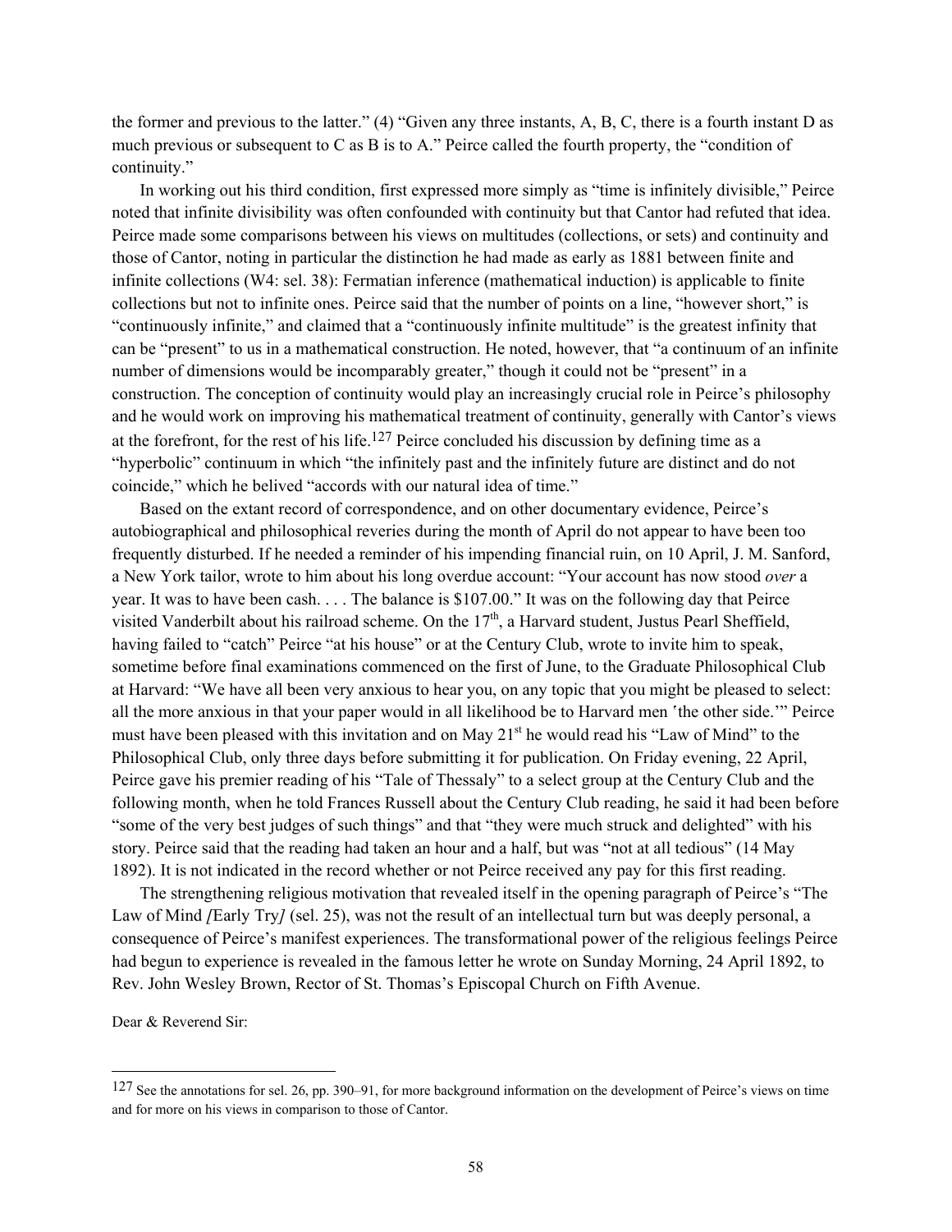the former and previous to the latter." (4) "Given any three instants, A, B, C, there is a fourth instant D as much previous or subsequent to C as B is to A." Peirce called the fourth property, the "condition of continuity."

In working out his third condition, first expressed more simply as "time is infinitely divisible," Peirce noted that infinite divisibility was often confounded with continuity but that Cantor had refuted that idea. Peirce made some comparisons between his views on multitudes (collections, or sets) and continuity and those of Cantor, noting in particular the distinction he had made as early as 1881 between finite and infinite collections (W4: sel. 38): Fermatian inference (mathematical induction) is applicable to finite collections but not to infinite ones. Peirce said that the number of points on a line, "however short," is "continuously infinite," and claimed that a "continuously infinite multitude" is the greatest infinity that can be "present" to us in a mathematical construction. He noted, however, that "a continuum of an infinite number of dimensions would be incomparably greater," though it could not be "present" in a construction. The conception of continuity would play an increasingly crucial role in Peirce's philosophy and he would work on improving his mathematical treatment of continuity, generally with Cantor's views at the forefront, for the rest of his life.[127] Peirce concluded his discussion by defining time as a "hyperbolic" continuum in which "the infinitely past and the infinitely future are distinct and do not coincide," which he belived "accords with our natural idea of time."

Based on the extant record of correspondence, and on other documentary evidence, Peirce's autobiographical and philosophical reveries during the month of April do not appear to have been too frequently disturbed. If he needed a reminder of his impending financial ruin, on 10 April, J. M. Sanford, a New York tailor, wrote to him about his long overdue account: "Your account has now stood *over* a year. It was to have been cash. . . . The balance is $107.00." It was on the following day that Peirce visited Vanderbilt about his railroad scheme. On the 17th, a Harvard student, Justus Pearl Sheffield, having failed to "catch" Peirce "at his house" or at the Century Club, wrote to invite him to speak, sometime before final examinations commenced on the first of June, to the Graduate Philosophical Club at Harvard: "We have all been very anxious to hear you, on any topic that you might be pleased to select: all the more anxious in that your paper would in all likelihood be to Harvard men 'the other side.'" Peirce must have been pleased with this invitation and on May 21st he would read his "Law of Mind" to the Philosophical Club, only three days before submitting it for publication. On Friday evening, 22 April, Peirce gave his premier reading of his "Tale of Thessaly" to a select group at the Century Club and the following month, when he told Frances Russell about the Century Club reading, he said it had been before "some of the very best judges of such things" and that "they were much struck and delighted" with his story. Peirce said that the reading had taken an hour and a half, but was "not at all tedious" (14 May 1892). It is not indicated in the record whether or not Peirce received any pay for this first reading.

The strengthening religious motivation that revealed itself in the opening paragraph of Peirce's "The Law of Mind *[*Early Try*]* (sel. 25), was not the result of an intellectual turn but was deeply personal, a consequence of Peirce's manifest experiences. The transformational power of the religious feelings Peirce had begun to experience is revealed in the famous letter he wrote on Sunday Morning, 24 April 1892, to Rev. John Wesley Brown, Rector of St. Thomas's Episcopal Church on Fifth Avenue.

Dear & Reverend Sir:

---

[127] See the annotations for sel. 26, pp. 390–91, for more background information on the development of Peirce's views on time and for more on his views in comparison to those of Cantor.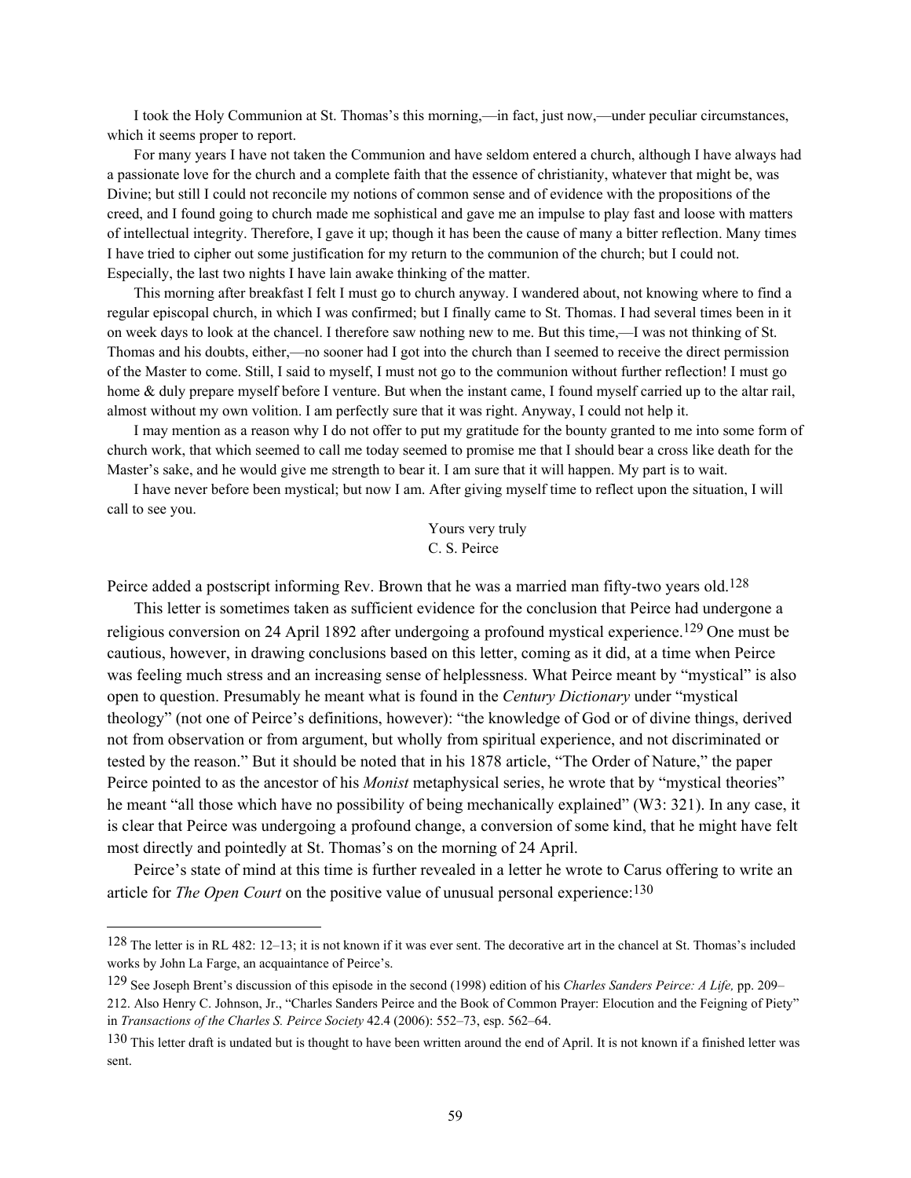I took the Holy Communion at St. Thomas's this morning,—in fact, just now,—under peculiar circumstances, which it seems proper to report.

For many years I have not taken the Communion and have seldom entered a church, although I have always had a passionate love for the church and a complete faith that the essence of christianity, whatever that might be, was Divine; but still I could not reconcile my notions of common sense and of evidence with the propositions of the creed, and I found going to church made me sophistical and gave me an impulse to play fast and loose with matters of intellectual integrity. Therefore, I gave it up; though it has been the cause of many a bitter reflection. Many times I have tried to cipher out some justification for my return to the communion of the church; but I could not. Especially, the last two nights I have lain awake thinking of the matter.

This morning after breakfast I felt I must go to church anyway. I wandered about, not knowing where to find a regular episcopal church, in which I was confirmed; but I finally came to St. Thomas. I had several times been in it on week days to look at the chancel. I therefore saw nothing new to me. But this time,—I was not thinking of St. Thomas and his doubts, either,—no sooner had I got into the church than I seemed to receive the direct permission of the Master to come. Still, I said to myself, I must not go to the communion without further reflection! I must go home & duly prepare myself before I venture. But when the instant came, I found myself carried up to the altar rail, almost without my own volition. I am perfectly sure that it was right. Anyway, I could not help it.

I may mention as a reason why I do not offer to put my gratitude for the bounty granted to me into some form of church work, that which seemed to call me today seemed to promise me that I should bear a cross like death for the Master's sake, and he would give me strength to bear it. I am sure that it will happen. My part is to wait.

I have never before been mystical; but now I am. After giving myself time to reflect upon the situation, I will call to see you.

Yours very truly
C. S. Peirce

Peirce added a postscript informing Rev. Brown that he was a married man fifty-two years old.[128]

This letter is sometimes taken as sufficient evidence for the conclusion that Peirce had undergone a religious conversion on 24 April 1892 after undergoing a profound mystical experience.[129] One must be cautious, however, in drawing conclusions based on this letter, coming as it did, at a time when Peirce was feeling much stress and an increasing sense of helplessness. What Peirce meant by "mystical" is also open to question. Presumably he meant what is found in the *Century Dictionary* under "mystical theology" (not one of Peirce's definitions, however): "the knowledge of God or of divine things, derived not from observation or from argument, but wholly from spiritual experience, and not discriminated or tested by the reason." But it should be noted that in his 1878 article, "The Order of Nature," the paper Peirce pointed to as the ancestor of his *Monist* metaphysical series, he wrote that by "mystical theories" he meant "all those which have no possibility of being mechanically explained" (W3: 321). In any case, it is clear that Peirce was undergoing a profound change, a conversion of some kind, that he might have felt most directly and pointedly at St. Thomas's on the morning of 24 April.

Peirce's state of mind at this time is further revealed in a letter he wrote to Carus offering to write an article for *The Open Court* on the positive value of unusual personal experience:[130]

---

[128] The letter is in RL 482: 12–13; it is not known if it was ever sent. The decorative art in the chancel at St. Thomas's included works by John La Farge, an acquaintance of Peirce's.

[129] See Joseph Brent's discussion of this episode in the second (1998) edition of his *Charles Sanders Peirce: A Life,* pp. 209–212. Also Henry C. Johnson, Jr., "Charles Sanders Peirce and the Book of Common Prayer: Elocution and the Feigning of Piety" in *Transactions of the Charles S. Peirce Society* 42.4 (2006): 552–73, esp. 562–64.

[130] This letter draft is undated but is thought to have been written around the end of April. It is not known if a finished letter was sent.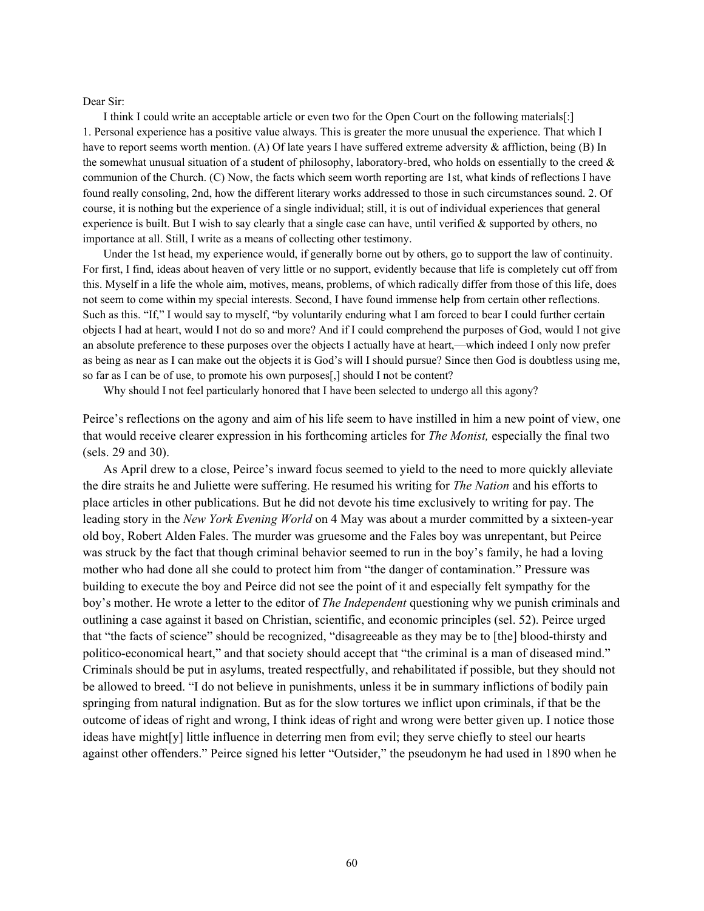Dear Sir:

I think I could write an acceptable article or even two for the Open Court on the following materials[:]
1. Personal experience has a positive value always. This is greater the more unusual the experience. That which I have to report seems worth mention. (A) Of late years I have suffered extreme adversity & affliction, being (B) In the somewhat unusual situation of a student of philosophy, laboratory-bred, who holds on essentially to the creed & communion of the Church. (C) Now, the facts which seem worth reporting are 1st, what kinds of reflections I have found really consoling, 2nd, how the different literary works addressed to those in such circumstances sound. 2. Of course, it is nothing but the experience of a single individual; still, it is out of individual experiences that general experience is built. But I wish to say clearly that a single case can have, until verified & supported by others, no importance at all. Still, I write as a means of collecting other testimony.

Under the 1st head, my experience would, if generally borne out by others, go to support the law of continuity. For first, I find, ideas about heaven of very little or no support, evidently because that life is completely cut off from this. Myself in a life the whole aim, motives, means, problems, of which radically differ from those of this life, does not seem to come within my special interests. Second, I have found immense help from certain other reflections. Such as this. "If," I would say to myself, "by voluntarily enduring what I am forced to bear I could further certain objects I had at heart, would I not do so and more? And if I could comprehend the purposes of God, would I not give an absolute preference to these purposes over the objects I actually have at heart,—which indeed I only now prefer as being as near as I can make out the objects it is God's will I should pursue? Since then God is doubtless using me, so far as I can be of use, to promote his own purposes[,] should I not be content?

Why should I not feel particularly honored that I have been selected to undergo all this agony?

Peirce's reflections on the agony and aim of his life seem to have instilled in him a new point of view, one that would receive clearer expression in his forthcoming articles for *The Monist,* especially the final two (sels. 29 and 30).

As April drew to a close, Peirce's inward focus seemed to yield to the need to more quickly alleviate the dire straits he and Juliette were suffering. He resumed his writing for *The Nation* and his efforts to place articles in other publications. But he did not devote his time exclusively to writing for pay. The leading story in the *New York Evening World* on 4 May was about a murder committed by a sixteen-year old boy, Robert Alden Fales. The murder was gruesome and the Fales boy was unrepentant, but Peirce was struck by the fact that though criminal behavior seemed to run in the boy's family, he had a loving mother who had done all she could to protect him from "the danger of contamination." Pressure was building to execute the boy and Peirce did not see the point of it and especially felt sympathy for the boy's mother. He wrote a letter to the editor of *The Independent* questioning why we punish criminals and outlining a case against it based on Christian, scientific, and economic principles (sel. 52). Peirce urged that "the facts of science" should be recognized, "disagreeable as they may be to [the] blood-thirsty and politico-economical heart," and that society should accept that "the criminal is a man of diseased mind." Criminals should be put in asylums, treated respectfully, and rehabilitated if possible, but they should not be allowed to breed. "I do not believe in punishments, unless it be in summary inflictions of bodily pain springing from natural indignation. But as for the slow tortures we inflict upon criminals, if that be the outcome of ideas of right and wrong, I think ideas of right and wrong were better given up. I notice those ideas have might[y] little influence in deterring men from evil; they serve chiefly to steel our hearts against other offenders." Peirce signed his letter "Outsider," the pseudonym he had used in 1890 when he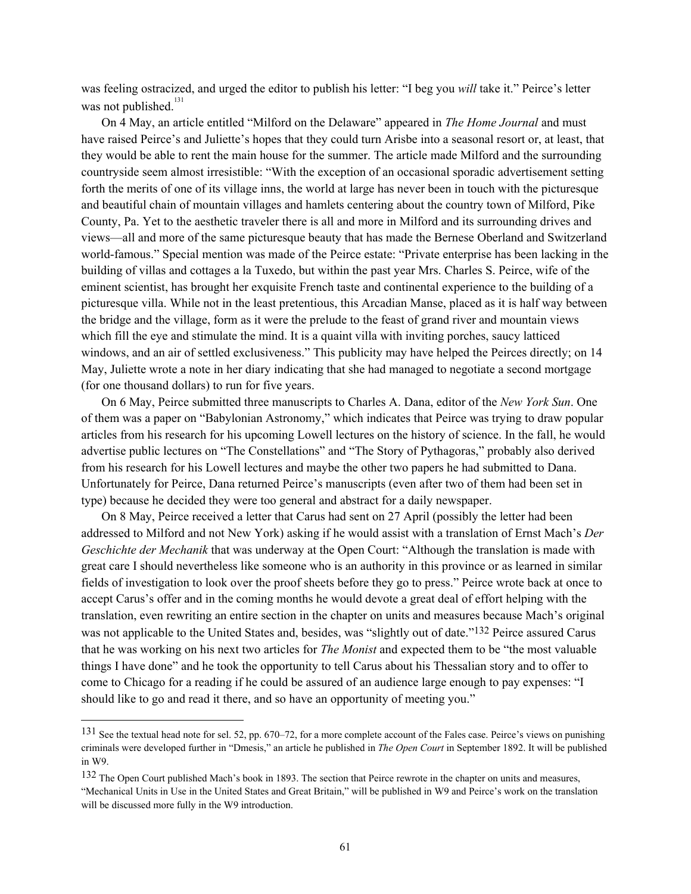was feeling ostracized, and urged the editor to publish his letter: "I beg you *will* take it." Peirce's letter was not published.[131]

On 4 May, an article entitled "Milford on the Delaware" appeared in *The Home Journal* and must have raised Peirce's and Juliette's hopes that they could turn Arisbe into a seasonal resort or, at least, that they would be able to rent the main house for the summer. The article made Milford and the surrounding countryside seem almost irresistible: "With the exception of an occasional sporadic advertisement setting forth the merits of one of its village inns, the world at large has never been in touch with the picturesque and beautiful chain of mountain villages and hamlets centering about the country town of Milford, Pike County, Pa. Yet to the aesthetic traveler there is all and more in Milford and its surrounding drives and views—all and more of the same picturesque beauty that has made the Bernese Oberland and Switzerland world-famous." Special mention was made of the Peirce estate: "Private enterprise has been lacking in the building of villas and cottages a la Tuxedo, but within the past year Mrs. Charles S. Peirce, wife of the eminent scientist, has brought her exquisite French taste and continental experience to the building of a picturesque villa. While not in the least pretentious, this Arcadian Manse, placed as it is half way between the bridge and the village, form as it were the prelude to the feast of grand river and mountain views which fill the eye and stimulate the mind. It is a quaint villa with inviting porches, saucy latticed windows, and an air of settled exclusiveness." This publicity may have helped the Peirces directly; on 14 May, Juliette wrote a note in her diary indicating that she had managed to negotiate a second mortgage (for one thousand dollars) to run for five years.

On 6 May, Peirce submitted three manuscripts to Charles A. Dana, editor of the *New York Sun*. One of them was a paper on "Babylonian Astronomy," which indicates that Peirce was trying to draw popular articles from his research for his upcoming Lowell lectures on the history of science. In the fall, he would advertise public lectures on "The Constellations" and "The Story of Pythagoras," probably also derived from his research for his Lowell lectures and maybe the other two papers he had submitted to Dana. Unfortunately for Peirce, Dana returned Peirce's manuscripts (even after two of them had been set in type) because he decided they were too general and abstract for a daily newspaper.

On 8 May, Peirce received a letter that Carus had sent on 27 April (possibly the letter had been addressed to Milford and not New York) asking if he would assist with a translation of Ernst Mach's *Der Geschichte der Mechanik* that was underway at the Open Court: "Although the translation is made with great care I should nevertheless like someone who is an authority in this province or as learned in similar fields of investigation to look over the proof sheets before they go to press." Peirce wrote back at once to accept Carus's offer and in the coming months he would devote a great deal of effort helping with the translation, even rewriting an entire section in the chapter on units and measures because Mach's original was not applicable to the United States and, besides, was "slightly out of date."[132] Peirce assured Carus that he was working on his next two articles for *The Monist* and expected them to be "the most valuable things I have done" and he took the opportunity to tell Carus about his Thessalian story and to offer to come to Chicago for a reading if he could be assured of an audience large enough to pay expenses: "I should like to go and read it there, and so have an opportunity of meeting you."

---

[131] See the textual head note for sel. 52, pp. 670–72, for a more complete account of the Fales case. Peirce's views on punishing criminals were developed further in "Dmesis," an article he published in *The Open Court* in September 1892. It will be published in W9.

[132] The Open Court published Mach's book in 1893. The section that Peirce rewrote in the chapter on units and measures, "Mechanical Units in Use in the United States and Great Britain," will be published in W9 and Peirce's work on the translation will be discussed more fully in the W9 introduction.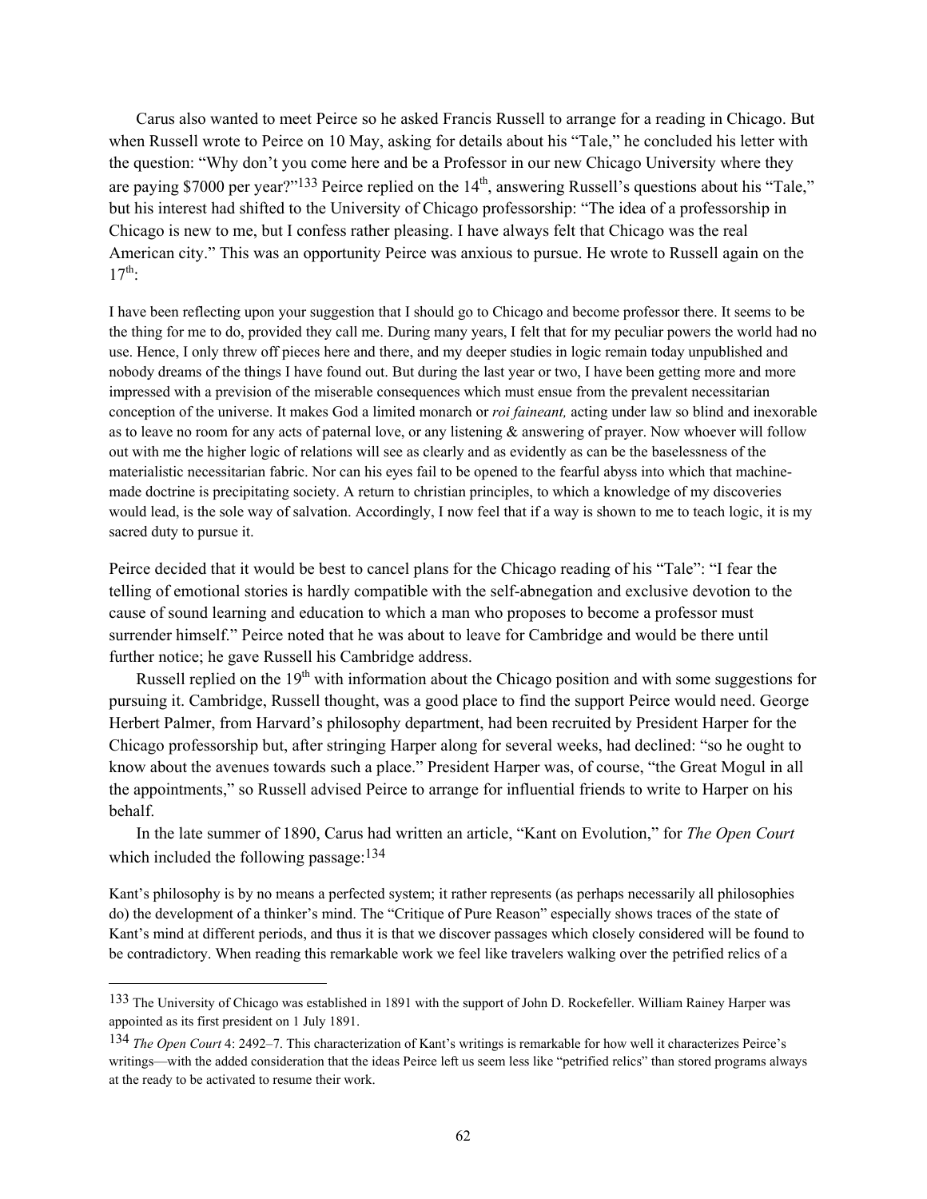Carus also wanted to meet Peirce so he asked Francis Russell to arrange for a reading in Chicago. But when Russell wrote to Peirce on 10 May, asking for details about his "Tale," he concluded his letter with the question: "Why don't you come here and be a Professor in our new Chicago University where they are paying $7000 per year?"[133] Peirce replied on the 14th, answering Russell's questions about his "Tale," but his interest had shifted to the University of Chicago professorship: "The idea of a professorship in Chicago is new to me, but I confess rather pleasing. I have always felt that Chicago was the real American city." This was an opportunity Peirce was anxious to pursue. He wrote to Russell again on the 17th:

> I have been reflecting upon your suggestion that I should go to Chicago and become professor there. It seems to be the thing for me to do, provided they call me. During many years, I felt that for my peculiar powers the world had no use. Hence, I only threw off pieces here and there, and my deeper studies in logic remain today unpublished and nobody dreams of the things I have found out. But during the last year or two, I have been getting more and more impressed with a prevision of the miserable consequences which must ensue from the prevalent necessitarian conception of the universe. It makes God a limited monarch or *roi faineant,* acting under law so blind and inexorable as to leave no room for any acts of paternal love, or any listening & answering of prayer. Now whoever will follow out with me the higher logic of relations will see as clearly and as evidently as can be the baselessness of the materialistic necessitarian fabric. Nor can his eyes fail to be opened to the fearful abyss into which that machine-made doctrine is precipitating society. A return to christian principles, to which a knowledge of my discoveries would lead, is the sole way of salvation. Accordingly, I now feel that if a way is shown to me to teach logic, it is my sacred duty to pursue it.

Peirce decided that it would be best to cancel plans for the Chicago reading of his "Tale": "I fear the telling of emotional stories is hardly compatible with the self-abnegation and exclusive devotion to the cause of sound learning and education to which a man who proposes to become a professor must surrender himself." Peirce noted that he was about to leave for Cambridge and would be there until further notice; he gave Russell his Cambridge address.

Russell replied on the 19th with information about the Chicago position and with some suggestions for pursuing it. Cambridge, Russell thought, was a good place to find the support Peirce would need. George Herbert Palmer, from Harvard's philosophy department, had been recruited by President Harper for the Chicago professorship but, after stringing Harper along for several weeks, had declined: "so he ought to know about the avenues towards such a place." President Harper was, of course, "the Great Mogul in all the appointments," so Russell advised Peirce to arrange for influential friends to write to Harper on his behalf.

In the late summer of 1890, Carus had written an article, "Kant on Evolution," for *The Open Court* which included the following passage:[134]

> Kant's philosophy is by no means a perfected system; it rather represents (as perhaps necessarily all philosophies do) the development of a thinker's mind. The "Critique of Pure Reason" especially shows traces of the state of Kant's mind at different periods, and thus it is that we discover passages which closely considered will be found to be contradictory. When reading this remarkable work we feel like travelers walking over the petrified relics of a

---

[133] The University of Chicago was established in 1891 with the support of John D. Rockefeller. William Rainey Harper was appointed as its first president on 1 July 1891.

[134] *The Open Court* 4: 2492–7. This characterization of Kant's writings is remarkable for how well it characterizes Peirce's writings—with the added consideration that the ideas Peirce left us seem less like "petrified relics" than stored programs always at the ready to be activated to resume their work.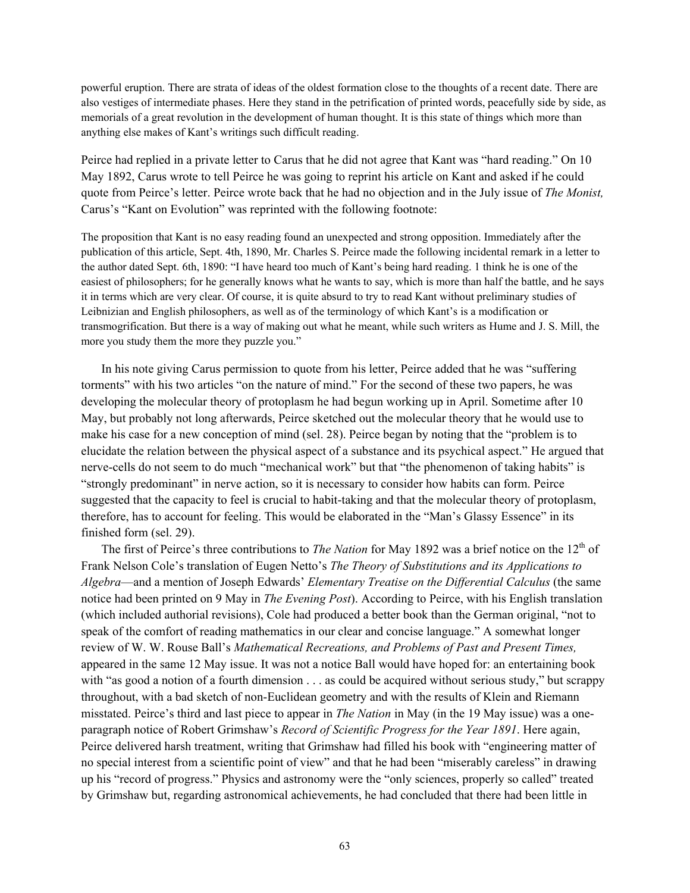powerful eruption. There are strata of ideas of the oldest formation close to the thoughts of a recent date. There are also vestiges of intermediate phases. Here they stand in the petrification of printed words, peacefully side by side, as memorials of a great revolution in the development of human thought. It is this state of things which more than anything else makes of Kant's writings such difficult reading.

Peirce had replied in a private letter to Carus that he did not agree that Kant was "hard reading." On 10 May 1892, Carus wrote to tell Peirce he was going to reprint his article on Kant and asked if he could quote from Peirce's letter. Peirce wrote back that he had no objection and in the July issue of *The Monist,* Carus's "Kant on Evolution" was reprinted with the following footnote:

The proposition that Kant is no easy reading found an unexpected and strong opposition. Immediately after the publication of this article, Sept. 4th, 1890, Mr. Charles S. Peirce made the following incidental remark in a letter to the author dated Sept. 6th, 1890: "I have heard too much of Kant's being hard reading. 1 think he is one of the easiest of philosophers; for he generally knows what he wants to say, which is more than half the battle, and he says it in terms which are very clear. Of course, it is quite absurd to try to read Kant without preliminary studies of Leibnizian and English philosophers, as well as of the terminology of which Kant's is a modification or transmogrification. But there is a way of making out what he meant, while such writers as Hume and J. S. Mill, the more you study them the more they puzzle you."

In his note giving Carus permission to quote from his letter, Peirce added that he was "suffering torments" with his two articles "on the nature of mind." For the second of these two papers, he was developing the molecular theory of protoplasm he had begun working up in April. Sometime after 10 May, but probably not long afterwards, Peirce sketched out the molecular theory that he would use to make his case for a new conception of mind (sel. 28). Peirce began by noting that the "problem is to elucidate the relation between the physical aspect of a substance and its psychical aspect." He argued that nerve-cells do not seem to do much "mechanical work" but that "the phenomenon of taking habits" is "strongly predominant" in nerve action, so it is necessary to consider how habits can form. Peirce suggested that the capacity to feel is crucial to habit-taking and that the molecular theory of protoplasm, therefore, has to account for feeling. This would be elaborated in the "Man's Glassy Essence" in its finished form (sel. 29).

The first of Peirce's three contributions to *The Nation* for May 1892 was a brief notice on the 12th of Frank Nelson Cole's translation of Eugen Netto's *The Theory of Substitutions and its Applications to Algebra*—and a mention of Joseph Edwards' *Elementary Treatise on the Differential Calculus* (the same notice had been printed on 9 May in *The Evening Post*). According to Peirce, with his English translation (which included authorial revisions), Cole had produced a better book than the German original, "not to speak of the comfort of reading mathematics in our clear and concise language." A somewhat longer review of W. W. Rouse Ball's *Mathematical Recreations, and Problems of Past and Present Times,* appeared in the same 12 May issue. It was not a notice Ball would have hoped for: an entertaining book with "as good a notion of a fourth dimension . . . as could be acquired without serious study," but scrappy throughout, with a bad sketch of non-Euclidean geometry and with the results of Klein and Riemann misstated. Peirce's third and last piece to appear in *The Nation* in May (in the 19 May issue) was a one-paragraph notice of Robert Grimshaw's *Record of Scientific Progress for the Year 1891*. Here again, Peirce delivered harsh treatment, writing that Grimshaw had filled his book with "engineering matter of no special interest from a scientific point of view" and that he had been "miserably careless" in drawing up his "record of progress." Physics and astronomy were the "only sciences, properly so called" treated by Grimshaw but, regarding astronomical achievements, he had concluded that there had been little in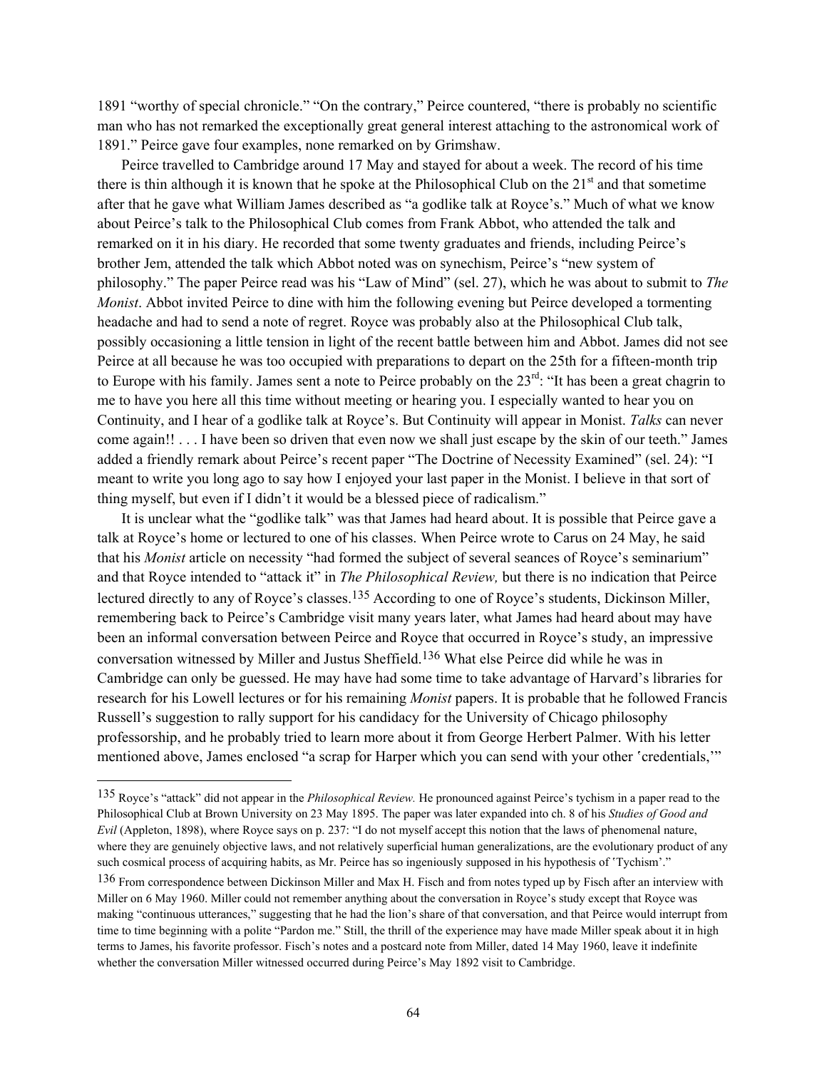1891 "worthy of special chronicle." "On the contrary," Peirce countered, "there is probably no scientific man who has not remarked the exceptionally great general interest attaching to the astronomical work of 1891." Peirce gave four examples, none remarked on by Grimshaw.

Peirce travelled to Cambridge around 17 May and stayed for about a week. The record of his time there is thin although it is known that he spoke at the Philosophical Club on the 21st and that sometime after that he gave what William James described as "a godlike talk at Royce's." Much of what we know about Peirce's talk to the Philosophical Club comes from Frank Abbot, who attended the talk and remarked on it in his diary. He recorded that some twenty graduates and friends, including Peirce's brother Jem, attended the talk which Abbot noted was on synechism, Peirce's "new system of philosophy." The paper Peirce read was his "Law of Mind" (sel. 27), which he was about to submit to *The Monist*. Abbot invited Peirce to dine with him the following evening but Peirce developed a tormenting headache and had to send a note of regret. Royce was probably also at the Philosophical Club talk, possibly occasioning a little tension in light of the recent battle between him and Abbot. James did not see Peirce at all because he was too occupied with preparations to depart on the 25th for a fifteen-month trip to Europe with his family. James sent a note to Peirce probably on the 23rd: "It has been a great chagrin to me to have you here all this time without meeting or hearing you. I especially wanted to hear you on Continuity, and I hear of a godlike talk at Royce's. But Continuity will appear in Monist. *Talks* can never come again!! . . . I have been so driven that even now we shall just escape by the skin of our teeth." James added a friendly remark about Peirce's recent paper "The Doctrine of Necessity Examined" (sel. 24): "I meant to write you long ago to say how I enjoyed your last paper in the Monist. I believe in that sort of thing myself, but even if I didn't it would be a blessed piece of radicalism."

It is unclear what the "godlike talk" was that James had heard about. It is possible that Peirce gave a talk at Royce's home or lectured to one of his classes. When Peirce wrote to Carus on 24 May, he said that his *Monist* article on necessity "had formed the subject of several seances of Royce's seminarium" and that Royce intended to "attack it" in *The Philosophical Review,* but there is no indication that Peirce lectured directly to any of Royce's classes.[135] According to one of Royce's students, Dickinson Miller, remembering back to Peirce's Cambridge visit many years later, what James had heard about may have been an informal conversation between Peirce and Royce that occurred in Royce's study, an impressive conversation witnessed by Miller and Justus Sheffield.[136] What else Peirce did while he was in Cambridge can only be guessed. He may have had some time to take advantage of Harvard's libraries for research for his Lowell lectures or for his remaining *Monist* papers. It is probable that he followed Francis Russell's suggestion to rally support for his candidacy for the University of Chicago philosophy professorship, and he probably tried to learn more about it from George Herbert Palmer. With his letter mentioned above, James enclosed "a scrap for Harper which you can send with your other 'credentials,'"

---

[135] Royce's "attack" did not appear in the *Philosophical Review.* He pronounced against Peirce's tychism in a paper read to the Philosophical Club at Brown University on 23 May 1895. The paper was later expanded into ch. 8 of his *Studies of Good and Evil* (Appleton, 1898), where Royce says on p. 237: "I do not myself accept this notion that the laws of phenomenal nature, where they are genuinely objective laws, and not relatively superficial human generalizations, are the evolutionary product of any such cosmical process of acquiring habits, as Mr. Peirce has so ingeniously supposed in his hypothesis of 'Tychism'."

[136] From correspondence between Dickinson Miller and Max H. Fisch and from notes typed up by Fisch after an interview with Miller on 6 May 1960. Miller could not remember anything about the conversation in Royce's study except that Royce was making "continuous utterances," suggesting that he had the lion's share of that conversation, and that Peirce would interrupt from time to time beginning with a polite "Pardon me." Still, the thrill of the experience may have made Miller speak about it in high terms to James, his favorite professor. Fisch's notes and a postcard note from Miller, dated 14 May 1960, leave it indefinite whether the conversation Miller witnessed occurred during Peirce's May 1892 visit to Cambridge.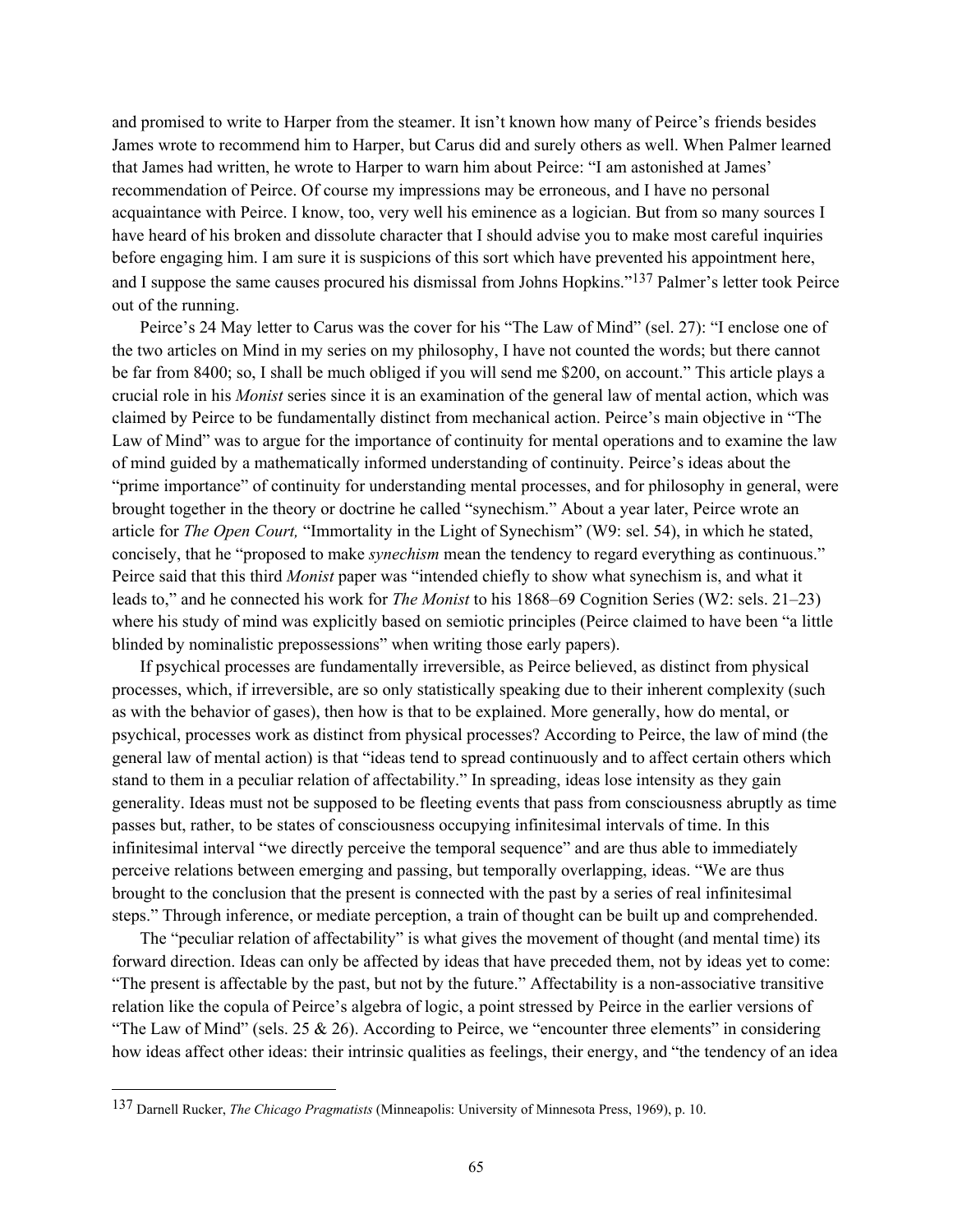and promised to write to Harper from the steamer. It isn't known how many of Peirce's friends besides James wrote to recommend him to Harper, but Carus did and surely others as well. When Palmer learned that James had written, he wrote to Harper to warn him about Peirce: "I am astonished at James' recommendation of Peirce. Of course my impressions may be erroneous, and I have no personal acquaintance with Peirce. I know, too, very well his eminence as a logician. But from so many sources I have heard of his broken and dissolute character that I should advise you to make most careful inquiries before engaging him. I am sure it is suspicions of this sort which have prevented his appointment here, and I suppose the same causes procured his dismissal from Johns Hopkins."[137] Palmer's letter took Peirce out of the running.

Peirce's 24 May letter to Carus was the cover for his "The Law of Mind" (sel. 27): "I enclose one of the two articles on Mind in my series on my philosophy, I have not counted the words; but there cannot be far from 8400; so, I shall be much obliged if you will send me $200, on account." This article plays a crucial role in his *Monist* series since it is an examination of the general law of mental action, which was claimed by Peirce to be fundamentally distinct from mechanical action. Peirce's main objective in "The Law of Mind" was to argue for the importance of continuity for mental operations and to examine the law of mind guided by a mathematically informed understanding of continuity. Peirce's ideas about the "prime importance" of continuity for understanding mental processes, and for philosophy in general, were brought together in the theory or doctrine he called "synechism." About a year later, Peirce wrote an article for *The Open Court,* "Immortality in the Light of Synechism" (W9: sel. 54), in which he stated, concisely, that he "proposed to make *synechism* mean the tendency to regard everything as continuous." Peirce said that this third *Monist* paper was "intended chiefly to show what synechism is, and what it leads to," and he connected his work for *The Monist* to his 1868–69 Cognition Series (W2: sels. 21–23) where his study of mind was explicitly based on semiotic principles (Peirce claimed to have been "a little blinded by nominalistic prepossessions" when writing those early papers).

If psychical processes are fundamentally irreversible, as Peirce believed, as distinct from physical processes, which, if irreversible, are so only statistically speaking due to their inherent complexity (such as with the behavior of gases), then how is that to be explained. More generally, how do mental, or psychical, processes work as distinct from physical processes? According to Peirce, the law of mind (the general law of mental action) is that "ideas tend to spread continuously and to affect certain others which stand to them in a peculiar relation of affectability." In spreading, ideas lose intensity as they gain generality. Ideas must not be supposed to be fleeting events that pass from consciousness abruptly as time passes but, rather, to be states of consciousness occupying infinitesimal intervals of time. In this infinitesimal interval "we directly perceive the temporal sequence" and are thus able to immediately perceive relations between emerging and passing, but temporally overlapping, ideas. "We are thus brought to the conclusion that the present is connected with the past by a series of real infinitesimal steps." Through inference, or mediate perception, a train of thought can be built up and comprehended.

The "peculiar relation of affectability" is what gives the movement of thought (and mental time) its forward direction. Ideas can only be affected by ideas that have preceded them, not by ideas yet to come: "The present is affectable by the past, but not by the future." Affectability is a non-associative transitive relation like the copula of Peirce's algebra of logic, a point stressed by Peirce in the earlier versions of "The Law of Mind" (sels. 25 & 26). According to Peirce, we "encounter three elements" in considering how ideas affect other ideas: their intrinsic qualities as feelings, their energy, and "the tendency of an idea

---

[137] Darnell Rucker, *The Chicago Pragmatists* (Minneapolis: University of Minnesota Press, 1969), p. 10.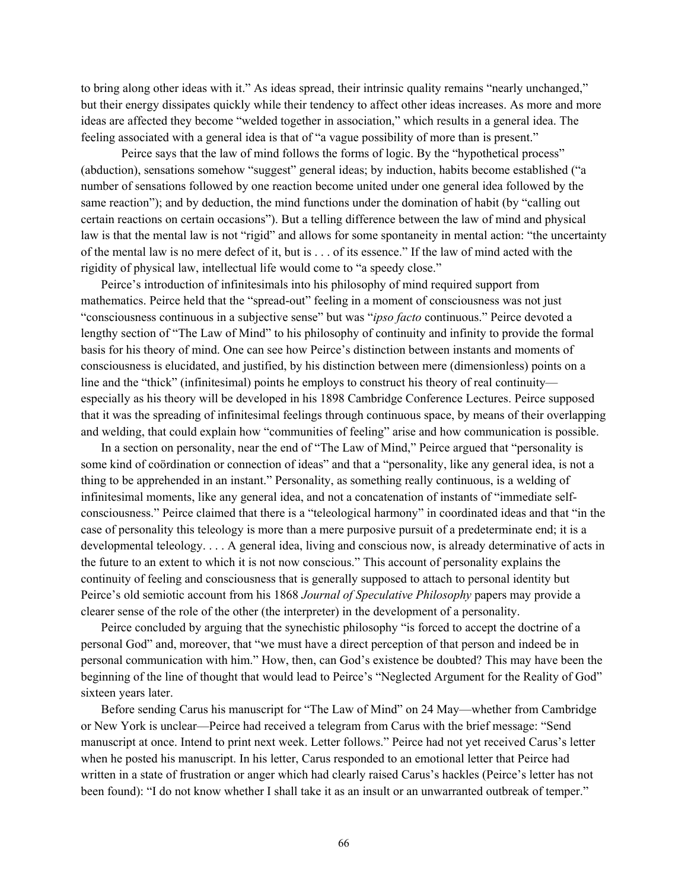to bring along other ideas with it." As ideas spread, their intrinsic quality remains "nearly unchanged," but their energy dissipates quickly while their tendency to affect other ideas increases. As more and more ideas are affected they become "welded together in association," which results in a general idea. The feeling associated with a general idea is that of "a vague possibility of more than is present."

Peirce says that the law of mind follows the forms of logic. By the "hypothetical process" (abduction), sensations somehow "suggest" general ideas; by induction, habits become established ("a number of sensations followed by one reaction become united under one general idea followed by the same reaction"); and by deduction, the mind functions under the domination of habit (by "calling out certain reactions on certain occasions"). But a telling difference between the law of mind and physical law is that the mental law is not "rigid" and allows for some spontaneity in mental action: "the uncertainty of the mental law is no mere defect of it, but is . . . of its essence." If the law of mind acted with the rigidity of physical law, intellectual life would come to "a speedy close."

Peirce's introduction of infinitesimals into his philosophy of mind required support from mathematics. Peirce held that the "spread-out" feeling in a moment of consciousness was not just "consciousness continuous in a subjective sense" but was "*ipso facto* continuous." Peirce devoted a lengthy section of "The Law of Mind" to his philosophy of continuity and infinity to provide the formal basis for his theory of mind. One can see how Peirce's distinction between instants and moments of consciousness is elucidated, and justified, by his distinction between mere (dimensionless) points on a line and the "thick" (infinitesimal) points he employs to construct his theory of real continuity—especially as his theory will be developed in his 1898 Cambridge Conference Lectures. Peirce supposed that it was the spreading of infinitesimal feelings through continuous space, by means of their overlapping and welding, that could explain how "communities of feeling" arise and how communication is possible.

In a section on personality, near the end of "The Law of Mind," Peirce argued that "personality is some kind of coördination or connection of ideas" and that a "personality, like any general idea, is not a thing to be apprehended in an instant." Personality, as something really continuous, is a welding of infinitesimal moments, like any general idea, and not a concatenation of instants of "immediate self-consciousness." Peirce claimed that there is a "teleological harmony" in coordinated ideas and that "in the case of personality this teleology is more than a mere purposive pursuit of a predeterminate end; it is a developmental teleology. . . . A general idea, living and conscious now, is already determinative of acts in the future to an extent to which it is not now conscious." This account of personality explains the continuity of feeling and consciousness that is generally supposed to attach to personal identity but Peirce's old semiotic account from his 1868 *Journal of Speculative Philosophy* papers may provide a clearer sense of the role of the other (the interpreter) in the development of a personality.

Peirce concluded by arguing that the synechistic philosophy "is forced to accept the doctrine of a personal God" and, moreover, that "we must have a direct perception of that person and indeed be in personal communication with him." How, then, can God's existence be doubted? This may have been the beginning of the line of thought that would lead to Peirce's "Neglected Argument for the Reality of God" sixteen years later.

Before sending Carus his manuscript for "The Law of Mind" on 24 May—whether from Cambridge or New York is unclear—Peirce had received a telegram from Carus with the brief message: "Send manuscript at once. Intend to print next week. Letter follows." Peirce had not yet received Carus's letter when he posted his manuscript. In his letter, Carus responded to an emotional letter that Peirce had written in a state of frustration or anger which had clearly raised Carus's hackles (Peirce's letter has not been found): "I do not know whether I shall take it as an insult or an unwarranted outbreak of temper."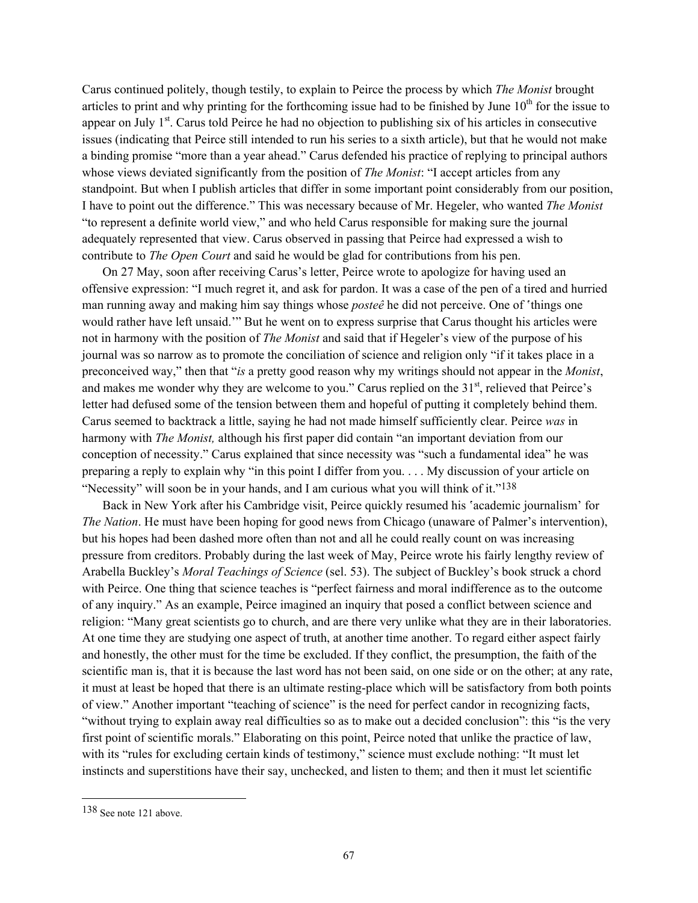Carus continued politely, though testily, to explain to Peirce the process by which *The Monist* brought articles to print and why printing for the forthcoming issue had to be finished by June 10th for the issue to appear on July 1st. Carus told Peirce he had no objection to publishing six of his articles in consecutive issues (indicating that Peirce still intended to run his series to a sixth article), but that he would not make a binding promise "more than a year ahead." Carus defended his practice of replying to principal authors whose views deviated significantly from the position of *The Monist*: "I accept articles from any standpoint. But when I publish articles that differ in some important point considerably from our position, I have to point out the difference." This was necessary because of Mr. Hegeler, who wanted *The Monist* "to represent a definite world view," and who held Carus responsible for making sure the journal adequately represented that view. Carus observed in passing that Peirce had expressed a wish to contribute to *The Open Court* and said he would be glad for contributions from his pen.

On 27 May, soon after receiving Carus's letter, Peirce wrote to apologize for having used an offensive expression: "I much regret it, and ask for pardon. It was a case of the pen of a tired and hurried man running away and making him say things whose *posteê* he did not perceive. One of 'things one would rather have left unsaid.'" But he went on to express surprise that Carus thought his articles were not in harmony with the position of *The Monist* and said that if Hegeler's view of the purpose of his journal was so narrow as to promote the conciliation of science and religion only "if it takes place in a preconceived way," then that "*is* a pretty good reason why my writings should not appear in the *Monist*, and makes me wonder why they are welcome to you." Carus replied on the 31st, relieved that Peirce's letter had defused some of the tension between them and hopeful of putting it completely behind them. Carus seemed to backtrack a little, saying he had not made himself sufficiently clear. Peirce *was* in harmony with *The Monist,* although his first paper did contain "an important deviation from our conception of necessity." Carus explained that since necessity was "such a fundamental idea" he was preparing a reply to explain why "in this point I differ from you. . . . My discussion of your article on "Necessity" will soon be in your hands, and I am curious what you will think of it."[138]

Back in New York after his Cambridge visit, Peirce quickly resumed his 'academic journalism' for *The Nation*. He must have been hoping for good news from Chicago (unaware of Palmer's intervention), but his hopes had been dashed more often than not and all he could really count on was increasing pressure from creditors. Probably during the last week of May, Peirce wrote his fairly lengthy review of Arabella Buckley's *Moral Teachings of Science* (sel. 53). The subject of Buckley's book struck a chord with Peirce. One thing that science teaches is "perfect fairness and moral indifference as to the outcome of any inquiry." As an example, Peirce imagined an inquiry that posed a conflict between science and religion: "Many great scientists go to church, and are there very unlike what they are in their laboratories. At one time they are studying one aspect of truth, at another time another. To regard either aspect fairly and honestly, the other must for the time be excluded. If they conflict, the presumption, the faith of the scientific man is, that it is because the last word has not been said, on one side or on the other; at any rate, it must at least be hoped that there is an ultimate resting-place which will be satisfactory from both points of view." Another important "teaching of science" is the need for perfect candor in recognizing facts, "without trying to explain away real difficulties so as to make out a decided conclusion": this "is the very first point of scientific morals." Elaborating on this point, Peirce noted that unlike the practice of law, with its "rules for excluding certain kinds of testimony," science must exclude nothing: "It must let instincts and superstitions have their say, unchecked, and listen to them; and then it must let scientific

---

[138] See note 121 above.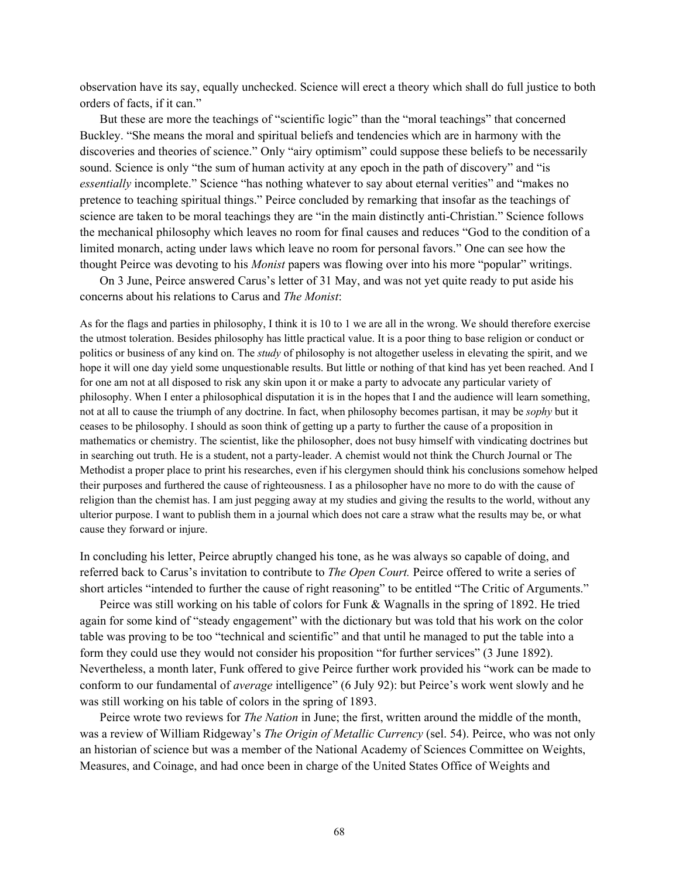observation have its say, equally unchecked. Science will erect a theory which shall do full justice to both orders of facts, if it can."

But these are more the teachings of "scientific logic" than the "moral teachings" that concerned Buckley. "She means the moral and spiritual beliefs and tendencies which are in harmony with the discoveries and theories of science." Only "airy optimism" could suppose these beliefs to be necessarily sound. Science is only "the sum of human activity at any epoch in the path of discovery" and "is *essentially* incomplete." Science "has nothing whatever to say about eternal verities" and "makes no pretence to teaching spiritual things." Peirce concluded by remarking that insofar as the teachings of science are taken to be moral teachings they are "in the main distinctly anti-Christian." Science follows the mechanical philosophy which leaves no room for final causes and reduces "God to the condition of a limited monarch, acting under laws which leave no room for personal favors." One can see how the thought Peirce was devoting to his *Monist* papers was flowing over into his more "popular" writings.

On 3 June, Peirce answered Carus's letter of 31 May, and was not yet quite ready to put aside his concerns about his relations to Carus and *The Monist*:

> As for the flags and parties in philosophy, I think it is 10 to 1 we are all in the wrong. We should therefore exercise the utmost toleration. Besides philosophy has little practical value. It is a poor thing to base religion or conduct or politics or business of any kind on. The *study* of philosophy is not altogether useless in elevating the spirit, and we hope it will one day yield some unquestionable results. But little or nothing of that kind has yet been reached. And I for one am not at all disposed to risk any skin upon it or make a party to advocate any particular variety of philosophy. When I enter a philosophical disputation it is in the hopes that I and the audience will learn something, not at all to cause the triumph of any doctrine. In fact, when philosophy becomes partisan, it may be *sophy* but it ceases to be philosophy. I should as soon think of getting up a party to further the cause of a proposition in mathematics or chemistry. The scientist, like the philosopher, does not busy himself with vindicating doctrines but in searching out truth. He is a student, not a party-leader. A chemist would not think the Church Journal or The Methodist a proper place to print his researches, even if his clergymen should think his conclusions somehow helped their purposes and furthered the cause of righteousness. I as a philosopher have no more to do with the cause of religion than the chemist has. I am just pegging away at my studies and giving the results to the world, without any ulterior purpose. I want to publish them in a journal which does not care a straw what the results may be, or what cause they forward or injure.

In concluding his letter, Peirce abruptly changed his tone, as he was always so capable of doing, and referred back to Carus's invitation to contribute to *The Open Court.* Peirce offered to write a series of short articles "intended to further the cause of right reasoning" to be entitled "The Critic of Arguments."

Peirce was still working on his table of colors for Funk & Wagnalls in the spring of 1892. He tried again for some kind of "steady engagement" with the dictionary but was told that his work on the color table was proving to be too "technical and scientific" and that until he managed to put the table into a form they could use they would not consider his proposition "for further services" (3 June 1892). Nevertheless, a month later, Funk offered to give Peirce further work provided his "work can be made to conform to our fundamental of *average* intelligence" (6 July 92): but Peirce's work went slowly and he was still working on his table of colors in the spring of 1893.

Peirce wrote two reviews for *The Nation* in June; the first, written around the middle of the month, was a review of William Ridgeway's *The Origin of Metallic Currency* (sel. 54). Peirce, who was not only an historian of science but was a member of the National Academy of Sciences Committee on Weights, Measures, and Coinage, and had once been in charge of the United States Office of Weights and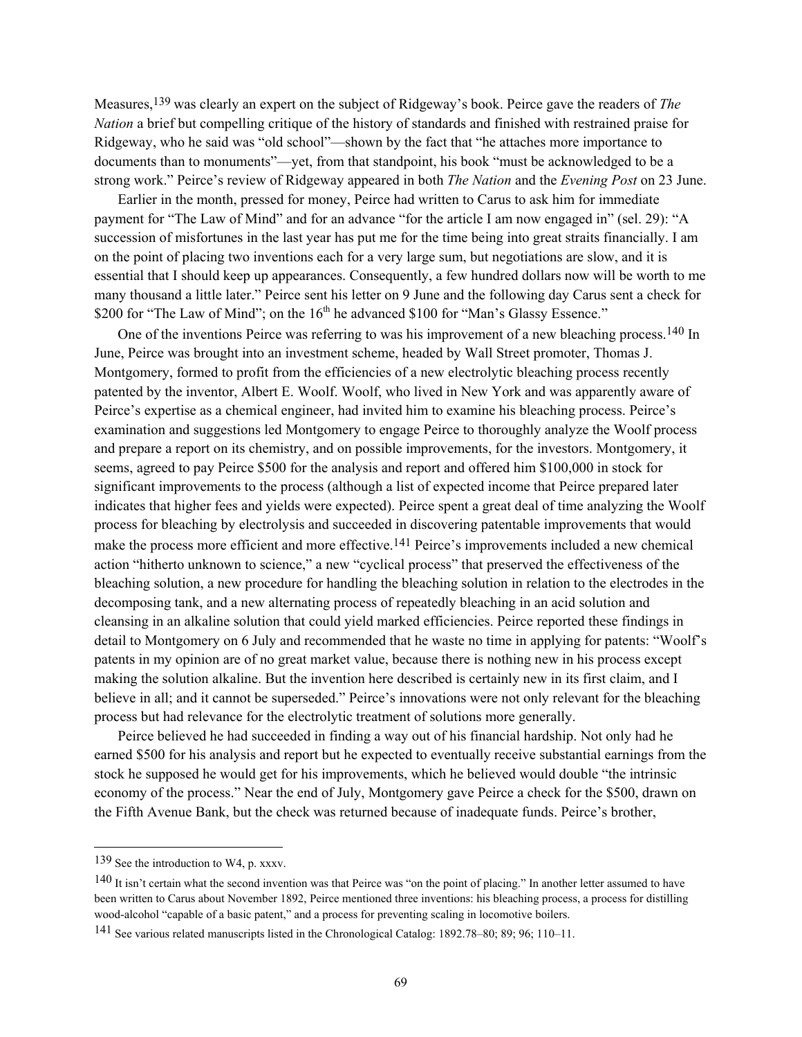Measures,[139] was clearly an expert on the subject of Ridgeway's book. Peirce gave the readers of *The Nation* a brief but compelling critique of the history of standards and finished with restrained praise for Ridgeway, who he said was "old school"—shown by the fact that "he attaches more importance to documents than to monuments"—yet, from that standpoint, his book "must be acknowledged to be a strong work." Peirce's review of Ridgeway appeared in both *The Nation* and the *Evening Post* on 23 June.

Earlier in the month, pressed for money, Peirce had written to Carus to ask him for immediate payment for "The Law of Mind" and for an advance "for the article I am now engaged in" (sel. 29): "A succession of misfortunes in the last year has put me for the time being into great straits financially. I am on the point of placing two inventions each for a very large sum, but negotiations are slow, and it is essential that I should keep up appearances. Consequently, a few hundred dollars now will be worth to me many thousand a little later." Peirce sent his letter on 9 June and the following day Carus sent a check for \$200 for "The Law of Mind"; on the 16th he advanced \$100 for "Man's Glassy Essence."

One of the inventions Peirce was referring to was his improvement of a new bleaching process.[140] In June, Peirce was brought into an investment scheme, headed by Wall Street promoter, Thomas J. Montgomery, formed to profit from the efficiencies of a new electrolytic bleaching process recently patented by the inventor, Albert E. Woolf. Woolf, who lived in New York and was apparently aware of Peirce's expertise as a chemical engineer, had invited him to examine his bleaching process. Peirce's examination and suggestions led Montgomery to engage Peirce to thoroughly analyze the Woolf process and prepare a report on its chemistry, and on possible improvements, for the investors. Montgomery, it seems, agreed to pay Peirce \$500 for the analysis and report and offered him \$100,000 in stock for significant improvements to the process (although a list of expected income that Peirce prepared later indicates that higher fees and yields were expected). Peirce spent a great deal of time analyzing the Woolf process for bleaching by electrolysis and succeeded in discovering patentable improvements that would make the process more efficient and more effective.[141] Peirce's improvements included a new chemical action "hitherto unknown to science," a new "cyclical process" that preserved the effectiveness of the bleaching solution, a new procedure for handling the bleaching solution in relation to the electrodes in the decomposing tank, and a new alternating process of repeatedly bleaching in an acid solution and cleansing in an alkaline solution that could yield marked efficiencies. Peirce reported these findings in detail to Montgomery on 6 July and recommended that he waste no time in applying for patents: "Woolf's patents in my opinion are of no great market value, because there is nothing new in his process except making the solution alkaline. But the invention here described is certainly new in its first claim, and I believe in all; and it cannot be superseded." Peirce's innovations were not only relevant for the bleaching process but had relevance for the electrolytic treatment of solutions more generally.

Peirce believed he had succeeded in finding a way out of his financial hardship. Not only had he earned \$500 for his analysis and report but he expected to eventually receive substantial earnings from the stock he supposed he would get for his improvements, which he believed would double "the intrinsic economy of the process." Near the end of July, Montgomery gave Peirce a check for the \$500, drawn on the Fifth Avenue Bank, but the check was returned because of inadequate funds. Peirce's brother,

---

[139] See the introduction to W4, p. xxxv.

[140] It isn't certain what the second invention was that Peirce was "on the point of placing." In another letter assumed to have been written to Carus about November 1892, Peirce mentioned three inventions: his bleaching process, a process for distilling wood-alcohol "capable of a basic patent," and a process for preventing scaling in locomotive boilers.

[141] See various related manuscripts listed in the Chronological Catalog: 1892.78–80; 89; 96; 110–11.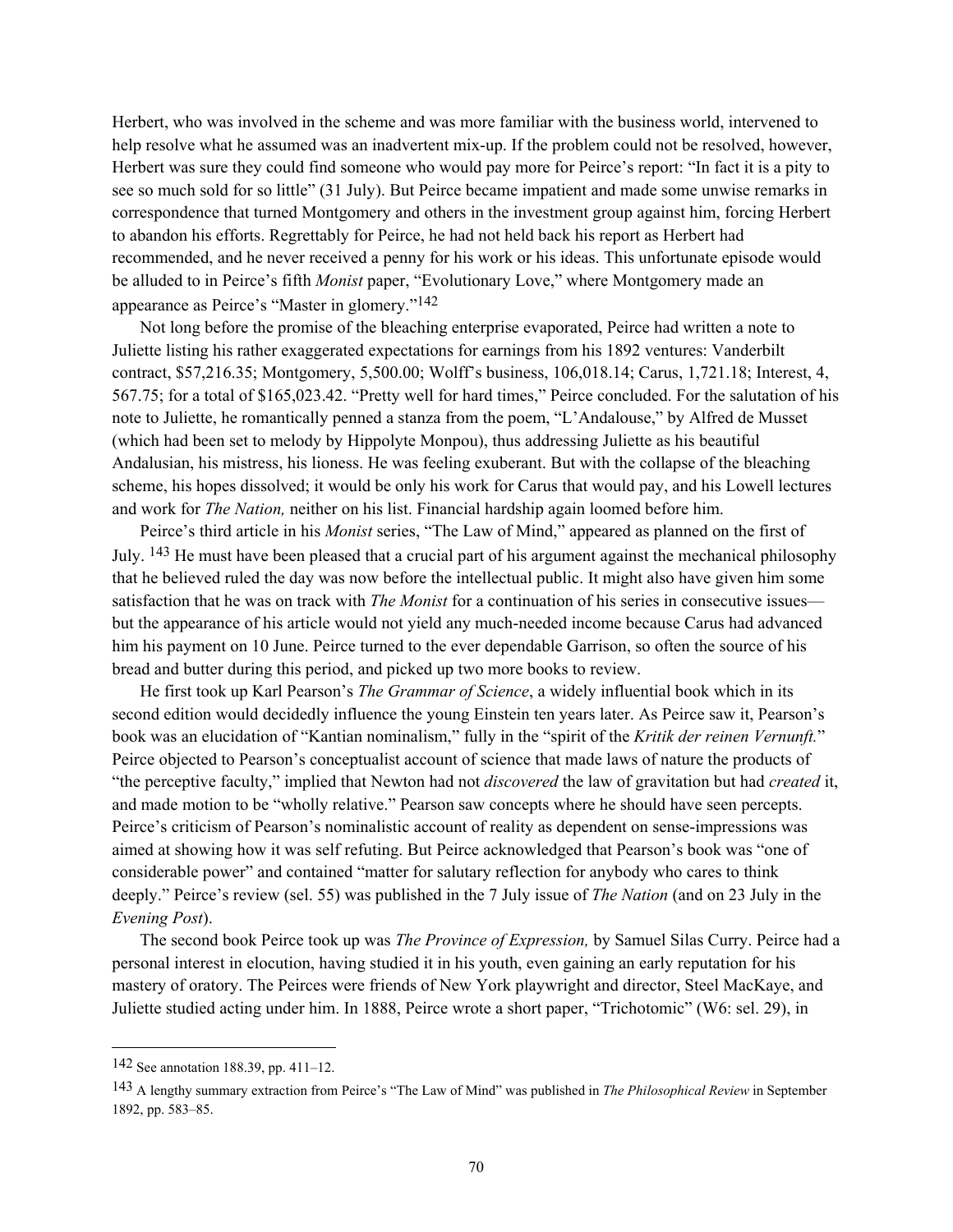Herbert, who was involved in the scheme and was more familiar with the business world, intervened to help resolve what he assumed was an inadvertent mix-up. If the problem could not be resolved, however, Herbert was sure they could find someone who would pay more for Peirce's report: "In fact it is a pity to see so much sold for so little" (31 July). But Peirce became impatient and made some unwise remarks in correspondence that turned Montgomery and others in the investment group against him, forcing Herbert to abandon his efforts. Regrettably for Peirce, he had not held back his report as Herbert had recommended, and he never received a penny for his work or his ideas. This unfortunate episode would be alluded to in Peirce's fifth *Monist* paper, "Evolutionary Love," where Montgomery made an appearance as Peirce's "Master in glomery."[142]

Not long before the promise of the bleaching enterprise evaporated, Peirce had written a note to Juliette listing his rather exaggerated expectations for earnings from his 1892 ventures: Vanderbilt contract, $57,216.35; Montgomery, 5,500.00; Wolff's business, 106,018.14; Carus, 1,721.18; Interest, 4, 567.75; for a total of $165,023.42. "Pretty well for hard times," Peirce concluded. For the salutation of his note to Juliette, he romantically penned a stanza from the poem, "L'Andalouse," by Alfred de Musset (which had been set to melody by Hippolyte Monpou), thus addressing Juliette as his beautiful Andalusian, his mistress, his lioness. He was feeling exuberant. But with the collapse of the bleaching scheme, his hopes dissolved; it would be only his work for Carus that would pay, and his Lowell lectures and work for *The Nation,* neither on his list. Financial hardship again loomed before him.

Peirce's third article in his *Monist* series, "The Law of Mind," appeared as planned on the first of July. [143] He must have been pleased that a crucial part of his argument against the mechanical philosophy that he believed ruled the day was now before the intellectual public. It might also have given him some satisfaction that he was on track with *The Monist* for a continuation of his series in consecutive issues—but the appearance of his article would not yield any much-needed income because Carus had advanced him his payment on 10 June. Peirce turned to the ever dependable Garrison, so often the source of his bread and butter during this period, and picked up two more books to review.

He first took up Karl Pearson's *The Grammar of Science*, a widely influential book which in its second edition would decidedly influence the young Einstein ten years later. As Peirce saw it, Pearson's book was an elucidation of "Kantian nominalism," fully in the "spirit of the *Kritik der reinen Vernunft.*" Peirce objected to Pearson's conceptualist account of science that made laws of nature the products of "the perceptive faculty," implied that Newton had not *discovered* the law of gravitation but had *created* it, and made motion to be "wholly relative." Pearson saw concepts where he should have seen percepts. Peirce's criticism of Pearson's nominalistic account of reality as dependent on sense-impressions was aimed at showing how it was self refuting. But Peirce acknowledged that Pearson's book was "one of considerable power" and contained "matter for salutary reflection for anybody who cares to think deeply." Peirce's review (sel. 55) was published in the 7 July issue of *The Nation* (and on 23 July in the *Evening Post*).

The second book Peirce took up was *The Province of Expression,* by Samuel Silas Curry. Peirce had a personal interest in elocution, having studied it in his youth, even gaining an early reputation for his mastery of oratory. The Peirces were friends of New York playwright and director, Steel MacKaye, and Juliette studied acting under him. In 1888, Peirce wrote a short paper, "Trichotomic" (W6: sel. 29), in

---

[142] See annotation 188.39, pp. 411–12.

[143] A lengthy summary extraction from Peirce's "The Law of Mind" was published in *The Philosophical Review* in September 1892, pp. 583–85.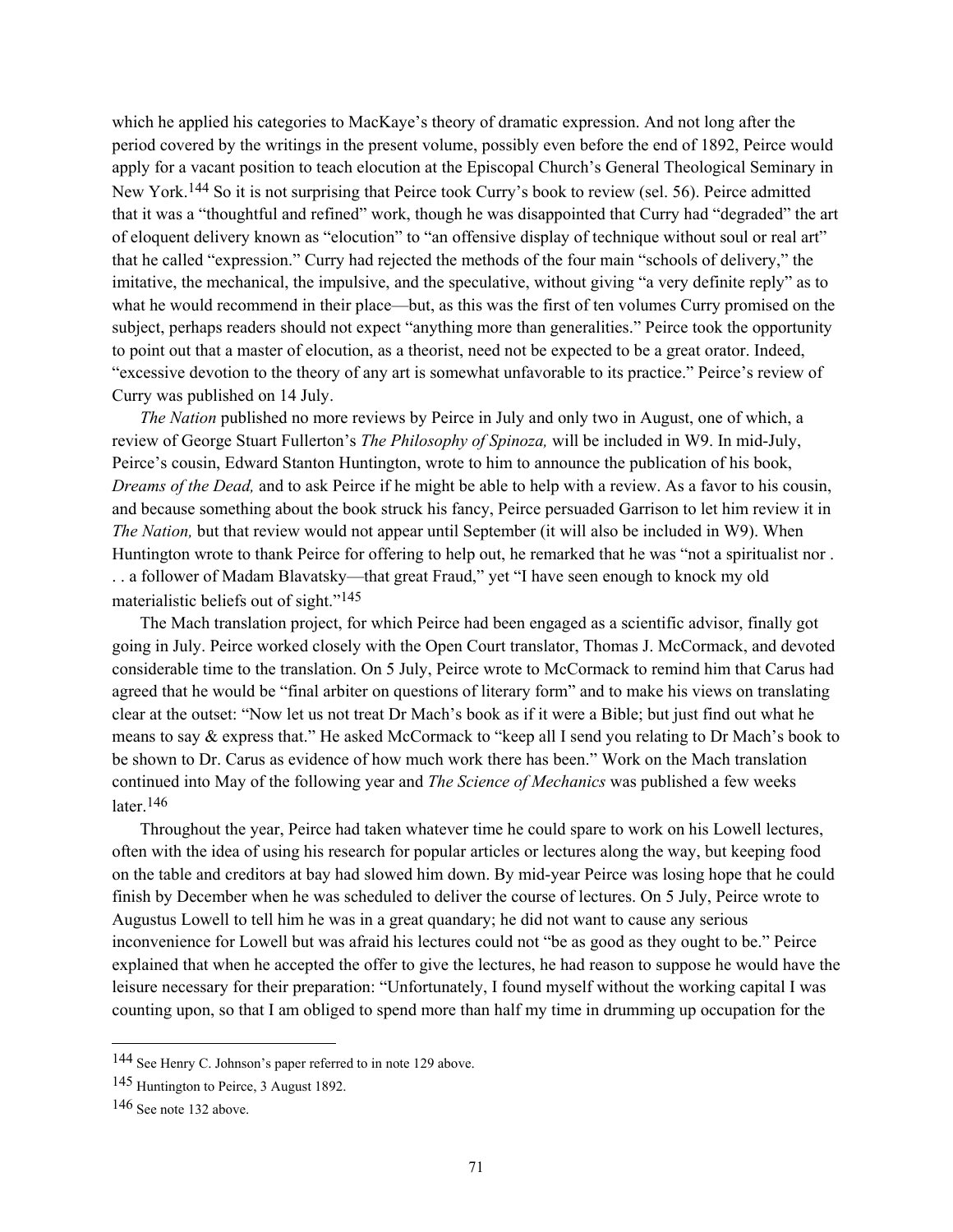which he applied his categories to MacKaye's theory of dramatic expression. And not long after the period covered by the writings in the present volume, possibly even before the end of 1892, Peirce would apply for a vacant position to teach elocution at the Episcopal Church's General Theological Seminary in New York.[144] So it is not surprising that Peirce took Curry's book to review (sel. 56). Peirce admitted that it was a "thoughtful and refined" work, though he was disappointed that Curry had "degraded" the art of eloquent delivery known as "elocution" to "an offensive display of technique without soul or real art" that he called "expression." Curry had rejected the methods of the four main "schools of delivery," the imitative, the mechanical, the impulsive, and the speculative, without giving "a very definite reply" as to what he would recommend in their place—but, as this was the first of ten volumes Curry promised on the subject, perhaps readers should not expect "anything more than generalities." Peirce took the opportunity to point out that a master of elocution, as a theorist, need not be expected to be a great orator. Indeed, "excessive devotion to the theory of any art is somewhat unfavorable to its practice." Peirce's review of Curry was published on 14 July.

*The Nation* published no more reviews by Peirce in July and only two in August, one of which, a review of George Stuart Fullerton's *The Philosophy of Spinoza,* will be included in W9. In mid-July, Peirce's cousin, Edward Stanton Huntington, wrote to him to announce the publication of his book, *Dreams of the Dead,* and to ask Peirce if he might be able to help with a review. As a favor to his cousin, and because something about the book struck his fancy, Peirce persuaded Garrison to let him review it in *The Nation,* but that review would not appear until September (it will also be included in W9). When Huntington wrote to thank Peirce for offering to help out, he remarked that he was "not a spiritualist nor . . . a follower of Madam Blavatsky—that great Fraud," yet "I have seen enough to knock my old materialistic beliefs out of sight."[145]

The Mach translation project, for which Peirce had been engaged as a scientific advisor, finally got going in July. Peirce worked closely with the Open Court translator, Thomas J. McCormack, and devoted considerable time to the translation. On 5 July, Peirce wrote to McCormack to remind him that Carus had agreed that he would be "final arbiter on questions of literary form" and to make his views on translating clear at the outset: "Now let us not treat Dr Mach's book as if it were a Bible; but just find out what he means to say & express that." He asked McCormack to "keep all I send you relating to Dr Mach's book to be shown to Dr. Carus as evidence of how much work there has been." Work on the Mach translation continued into May of the following year and *The Science of Mechanics* was published a few weeks later.[146]

Throughout the year, Peirce had taken whatever time he could spare to work on his Lowell lectures, often with the idea of using his research for popular articles or lectures along the way, but keeping food on the table and creditors at bay had slowed him down. By mid-year Peirce was losing hope that he could finish by December when he was scheduled to deliver the course of lectures. On 5 July, Peirce wrote to Augustus Lowell to tell him he was in a great quandary; he did not want to cause any serious inconvenience for Lowell but was afraid his lectures could not "be as good as they ought to be." Peirce explained that when he accepted the offer to give the lectures, he had reason to suppose he would have the leisure necessary for their preparation: "Unfortunately, I found myself without the working capital I was counting upon, so that I am obliged to spend more than half my time in drumming up occupation for the

---

[144] See Henry C. Johnson's paper referred to in note 129 above.

[145] Huntington to Peirce, 3 August 1892.

[146] See note 132 above.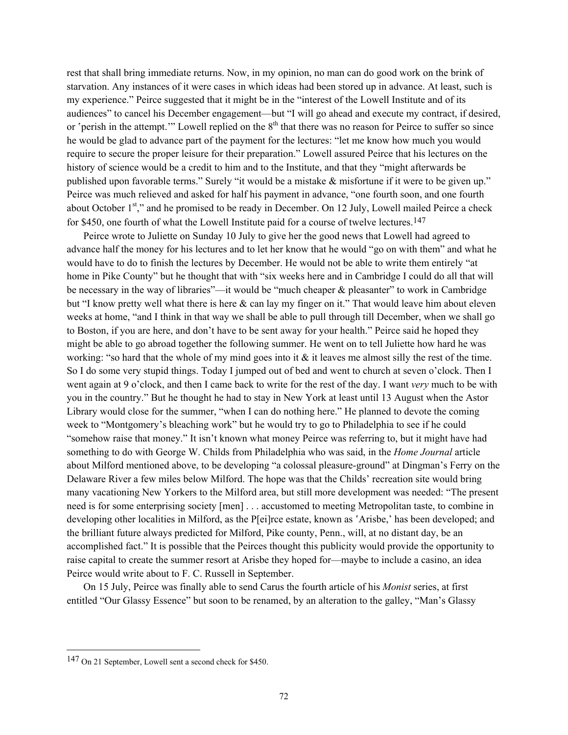rest that shall bring immediate returns. Now, in my opinion, no man can do good work on the brink of starvation. Any instances of it were cases in which ideas had been stored up in advance. At least, such is my experience." Peirce suggested that it might be in the "interest of the Lowell Institute and of its audiences" to cancel his December engagement—but "I will go ahead and execute my contract, if desired, or 'perish in the attempt.'" Lowell replied on the 8th that there was no reason for Peirce to suffer so since he would be glad to advance part of the payment for the lectures: "let me know how much you would require to secure the proper leisure for their preparation." Lowell assured Peirce that his lectures on the history of science would be a credit to him and to the Institute, and that they "might afterwards be published upon favorable terms." Surely "it would be a mistake & misfortune if it were to be given up." Peirce was much relieved and asked for half his payment in advance, "one fourth soon, and one fourth about October 1st," and he promised to be ready in December. On 12 July, Lowell mailed Peirce a check for $450, one fourth of what the Lowell Institute paid for a course of twelve lectures.[147]

Peirce wrote to Juliette on Sunday 10 July to give her the good news that Lowell had agreed to advance half the money for his lectures and to let her know that he would "go on with them" and what he would have to do to finish the lectures by December. He would not be able to write them entirely "at home in Pike County" but he thought that with "six weeks here and in Cambridge I could do all that will be necessary in the way of libraries"—it would be "much cheaper & pleasanter" to work in Cambridge but "I know pretty well what there is here & can lay my finger on it." That would leave him about eleven weeks at home, "and I think in that way we shall be able to pull through till December, when we shall go to Boston, if you are here, and don't have to be sent away for your health." Peirce said he hoped they might be able to go abroad together the following summer. He went on to tell Juliette how hard he was working: "so hard that the whole of my mind goes into it & it leaves me almost silly the rest of the time. So I do some very stupid things. Today I jumped out of bed and went to church at seven o'clock. Then I went again at 9 o'clock, and then I came back to write for the rest of the day. I want *very* much to be with you in the country." But he thought he had to stay in New York at least until 13 August when the Astor Library would close for the summer, "when I can do nothing here." He planned to devote the coming week to "Montgomery's bleaching work" but he would try to go to Philadelphia to see if he could "somehow raise that money." It isn't known what money Peirce was referring to, but it might have had something to do with George W. Childs from Philadelphia who was said, in the *Home Journal* article about Milford mentioned above, to be developing "a colossal pleasure-ground" at Dingman's Ferry on the Delaware River a few miles below Milford. The hope was that the Childs' recreation site would bring many vacationing New Yorkers to the Milford area, but still more development was needed: "The present need is for some enterprising society [men] . . . accustomed to meeting Metropolitan taste, to combine in developing other localities in Milford, as the P[ei]rce estate, known as 'Arisbe,' has been developed; and the brilliant future always predicted for Milford, Pike county, Penn., will, at no distant day, be an accomplished fact." It is possible that the Peirces thought this publicity would provide the opportunity to raise capital to create the summer resort at Arisbe they hoped for—maybe to include a casino, an idea Peirce would write about to F. C. Russell in September.

On 15 July, Peirce was finally able to send Carus the fourth article of his *Monist* series, at first entitled "Our Glassy Essence" but soon to be renamed, by an alteration to the galley, "Man's Glassy

[147] On 21 September, Lowell sent a second check for $450.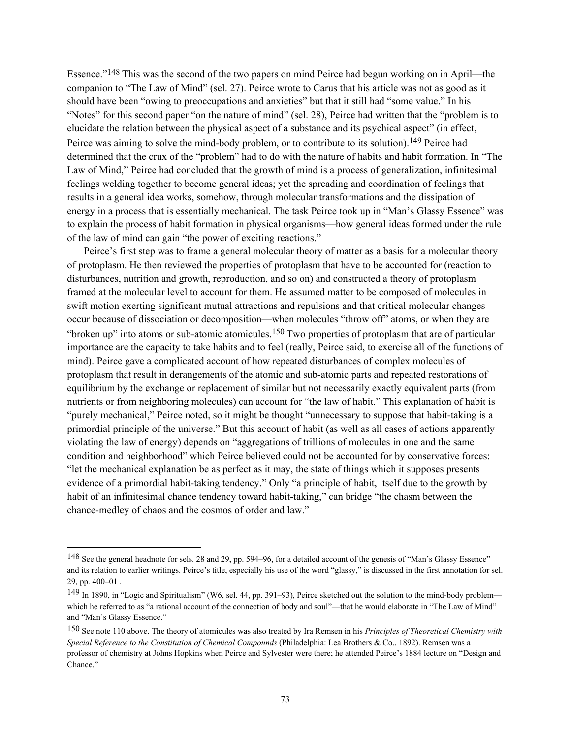Essence."[148] This was the second of the two papers on mind Peirce had begun working on in April—the companion to "The Law of Mind" (sel. 27). Peirce wrote to Carus that his article was not as good as it should have been "owing to preoccupations and anxieties" but that it still had "some value." In his "Notes" for this second paper "on the nature of mind" (sel. 28), Peirce had written that the "problem is to elucidate the relation between the physical aspect of a substance and its psychical aspect" (in effect, Peirce was aiming to solve the mind-body problem, or to contribute to its solution).[149] Peirce had determined that the crux of the "problem" had to do with the nature of habits and habit formation. In "The Law of Mind," Peirce had concluded that the growth of mind is a process of generalization, infinitesimal feelings welding together to become general ideas; yet the spreading and coordination of feelings that results in a general idea works, somehow, through molecular transformations and the dissipation of energy in a process that is essentially mechanical. The task Peirce took up in "Man's Glassy Essence" was to explain the process of habit formation in physical organisms—how general ideas formed under the rule of the law of mind can gain "the power of exciting reactions."

Peirce's first step was to frame a general molecular theory of matter as a basis for a molecular theory of protoplasm. He then reviewed the properties of protoplasm that have to be accounted for (reaction to disturbances, nutrition and growth, reproduction, and so on) and constructed a theory of protoplasm framed at the molecular level to account for them. He assumed matter to be composed of molecules in swift motion exerting significant mutual attractions and repulsions and that critical molecular changes occur because of dissociation or decomposition—when molecules "throw off" atoms, or when they are "broken up" into atoms or sub-atomic atomicules.[150] Two properties of protoplasm that are of particular importance are the capacity to take habits and to feel (really, Peirce said, to exercise all of the functions of mind). Peirce gave a complicated account of how repeated disturbances of complex molecules of protoplasm that result in derangements of the atomic and sub-atomic parts and repeated restorations of equilibrium by the exchange or replacement of similar but not necessarily exactly equivalent parts (from nutrients or from neighboring molecules) can account for "the law of habit." This explanation of habit is "purely mechanical," Peirce noted, so it might be thought "unnecessary to suppose that habit-taking is a primordial principle of the universe." But this account of habit (as well as all cases of actions apparently violating the law of energy) depends on "aggregations of trillions of molecules in one and the same condition and neighborhood" which Peirce believed could not be accounted for by conservative forces: "let the mechanical explanation be as perfect as it may, the state of things which it supposes presents evidence of a primordial habit-taking tendency." Only "a principle of habit, itself due to the growth by habit of an infinitesimal chance tendency toward habit-taking," can bridge "the chasm between the chance-medley of chaos and the cosmos of order and law."

---

[148] See the general headnote for sels. 28 and 29, pp. 594–96, for a detailed account of the genesis of "Man's Glassy Essence" and its relation to earlier writings. Peirce's title, especially his use of the word "glassy," is discussed in the first annotation for sel. 29, pp. 400–01 .

[149] In 1890, in "Logic and Spiritualism" (W6, sel. 44, pp. 391–93), Peirce sketched out the solution to the mind-body problem—which he referred to as "a rational account of the connection of body and soul"—that he would elaborate in "The Law of Mind" and "Man's Glassy Essence."

[150] See note 110 above. The theory of atomicules was also treated by Ira Remsen in his *Principles of Theoretical Chemistry with Special Reference to the Constitution of Chemical Compounds* (Philadelphia: Lea Brothers & Co., 1892). Remsen was a professor of chemistry at Johns Hopkins when Peirce and Sylvester were there; he attended Peirce's 1884 lecture on "Design and Chance."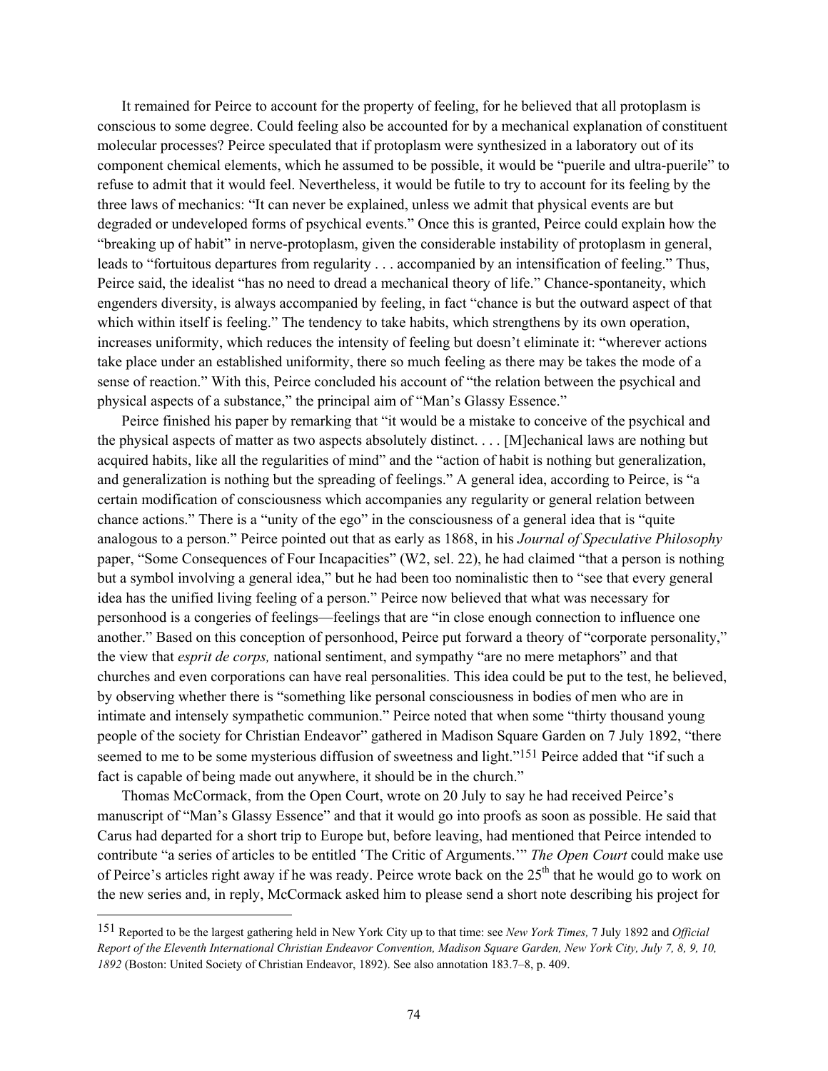It remained for Peirce to account for the property of feeling, for he believed that all protoplasm is conscious to some degree. Could feeling also be accounted for by a mechanical explanation of constituent molecular processes? Peirce speculated that if protoplasm were synthesized in a laboratory out of its component chemical elements, which he assumed to be possible, it would be "puerile and ultra-puerile" to refuse to admit that it would feel. Nevertheless, it would be futile to try to account for its feeling by the three laws of mechanics: "It can never be explained, unless we admit that physical events are but degraded or undeveloped forms of psychical events." Once this is granted, Peirce could explain how the "breaking up of habit" in nerve-protoplasm, given the considerable instability of protoplasm in general, leads to "fortuitous departures from regularity . . . accompanied by an intensification of feeling." Thus, Peirce said, the idealist "has no need to dread a mechanical theory of life." Chance-spontaneity, which engenders diversity, is always accompanied by feeling, in fact "chance is but the outward aspect of that which within itself is feeling." The tendency to take habits, which strengthens by its own operation, increases uniformity, which reduces the intensity of feeling but doesn't eliminate it: "wherever actions take place under an established uniformity, there so much feeling as there may be takes the mode of a sense of reaction." With this, Peirce concluded his account of "the relation between the psychical and physical aspects of a substance," the principal aim of "Man's Glassy Essence."

Peirce finished his paper by remarking that "it would be a mistake to conceive of the psychical and the physical aspects of matter as two aspects absolutely distinct. . . . [M]echanical laws are nothing but acquired habits, like all the regularities of mind" and the "action of habit is nothing but generalization, and generalization is nothing but the spreading of feelings." A general idea, according to Peirce, is "a certain modification of consciousness which accompanies any regularity or general relation between chance actions." There is a "unity of the ego" in the consciousness of a general idea that is "quite analogous to a person." Peirce pointed out that as early as 1868, in his *Journal of Speculative Philosophy* paper, "Some Consequences of Four Incapacities" (W2, sel. 22), he had claimed "that a person is nothing but a symbol involving a general idea," but he had been too nominalistic then to "see that every general idea has the unified living feeling of a person." Peirce now believed that what was necessary for personhood is a congeries of feelings—feelings that are "in close enough connection to influence one another." Based on this conception of personhood, Peirce put forward a theory of "corporate personality," the view that *esprit de corps,* national sentiment, and sympathy "are no mere metaphors" and that churches and even corporations can have real personalities. This idea could be put to the test, he believed, by observing whether there is "something like personal consciousness in bodies of men who are in intimate and intensely sympathetic communion." Peirce noted that when some "thirty thousand young people of the society for Christian Endeavor" gathered in Madison Square Garden on 7 July 1892, "there seemed to me to be some mysterious diffusion of sweetness and light."[151] Peirce added that "if such a fact is capable of being made out anywhere, it should be in the church."

Thomas McCormack, from the Open Court, wrote on 20 July to say he had received Peirce's manuscript of "Man's Glassy Essence" and that it would go into proofs as soon as possible. He said that Carus had departed for a short trip to Europe but, before leaving, had mentioned that Peirce intended to contribute "a series of articles to be entitled 'The Critic of Arguments.'" *The Open Court* could make use of Peirce's articles right away if he was ready. Peirce wrote back on the 25th that he would go to work on the new series and, in reply, McCormack asked him to please send a short note describing his project for

---

[151] Reported to be the largest gathering held in New York City up to that time: see *New York Times,* 7 July 1892 and *Official Report of the Eleventh International Christian Endeavor Convention, Madison Square Garden, New York City, July 7, 8, 9, 10, 1892* (Boston: United Society of Christian Endeavor, 1892). See also annotation 183.7–8, p. 409.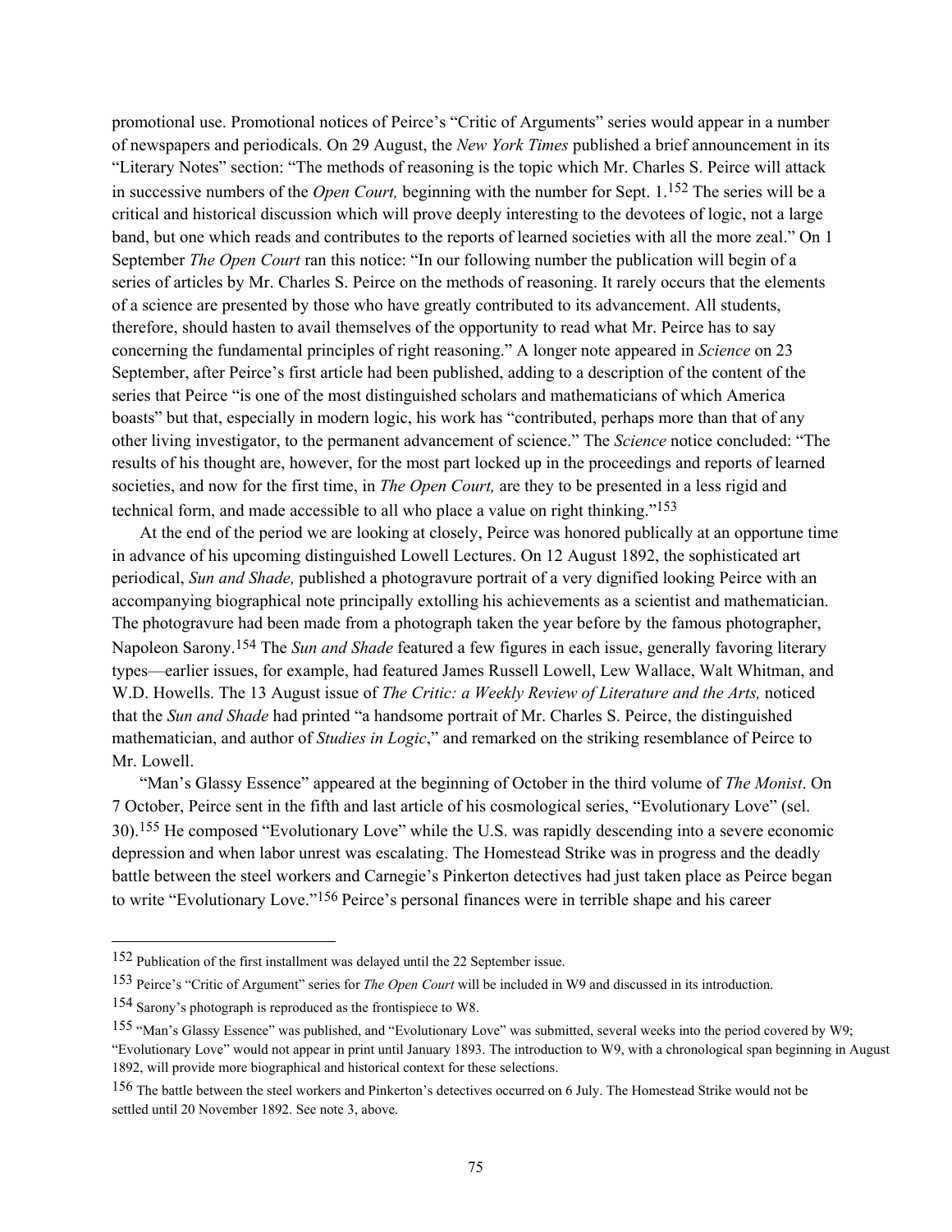promotional use. Promotional notices of Peirce's "Critic of Arguments" series would appear in a number of newspapers and periodicals. On 29 August, the *New York Times* published a brief announcement in its "Literary Notes" section: "The methods of reasoning is the topic which Mr. Charles S. Peirce will attack in successive numbers of the *Open Court,* beginning with the number for Sept. 1.[152] The series will be a critical and historical discussion which will prove deeply interesting to the devotees of logic, not a large band, but one which reads and contributes to the reports of learned societies with all the more zeal." On 1 September *The Open Court* ran this notice: "In our following number the publication will begin of a series of articles by Mr. Charles S. Peirce on the methods of reasoning. It rarely occurs that the elements of a science are presented by those who have greatly contributed to its advancement. All students, therefore, should hasten to avail themselves of the opportunity to read what Mr. Peirce has to say concerning the fundamental principles of right reasoning." A longer note appeared in *Science* on 23 September, after Peirce's first article had been published, adding to a description of the content of the series that Peirce "is one of the most distinguished scholars and mathematicians of which America boasts" but that, especially in modern logic, his work has "contributed, perhaps more than that of any other living investigator, to the permanent advancement of science." The *Science* notice concluded: "The results of his thought are, however, for the most part locked up in the proceedings and reports of learned societies, and now for the first time, in *The Open Court,* are they to be presented in a less rigid and technical form, and made accessible to all who place a value on right thinking."[153]

At the end of the period we are looking at closely, Peirce was honored publically at an opportune time in advance of his upcoming distinguished Lowell Lectures. On 12 August 1892, the sophisticated art periodical, *Sun and Shade,* published a photogravure portrait of a very dignified looking Peirce with an accompanying biographical note principally extolling his achievements as a scientist and mathematician. The photogravure had been made from a photograph taken the year before by the famous photographer, Napoleon Sarony.[154] The *Sun and Shade* featured a few figures in each issue, generally favoring literary types—earlier issues, for example, had featured James Russell Lowell, Lew Wallace, Walt Whitman, and W.D. Howells. The 13 August issue of *The Critic: a Weekly Review of Literature and the Arts,* noticed that the *Sun and Shade* had printed "a handsome portrait of Mr. Charles S. Peirce, the distinguished mathematician, and author of *Studies in Logic*," and remarked on the striking resemblance of Peirce to Mr. Lowell.

"Man's Glassy Essence" appeared at the beginning of October in the third volume of *The Monist*. On 7 October, Peirce sent in the fifth and last article of his cosmological series, "Evolutionary Love" (sel. 30).[155] He composed "Evolutionary Love" while the U.S. was rapidly descending into a severe economic depression and when labor unrest was escalating. The Homestead Strike was in progress and the deadly battle between the steel workers and Carnegie's Pinkerton detectives had just taken place as Peirce began to write "Evolutionary Love."[156] Peirce's personal finances were in terrible shape and his career

---

[152] Publication of the first installment was delayed until the 22 September issue.

[153] Peirce's "Critic of Argument" series for *The Open Court* will be included in W9 and discussed in its introduction.

[154] Sarony's photograph is reproduced as the frontispiece to W8.

[155] "Man's Glassy Essence" was published, and "Evolutionary Love" was submitted, several weeks into the period covered by W9; "Evolutionary Love" would not appear in print until January 1893. The introduction to W9, with a chronological span beginning in August 1892, will provide more biographical and historical context for these selections.

[156] The battle between the steel workers and Pinkerton's detectives occurred on 6 July. The Homestead Strike would not be settled until 20 November 1892. See note 3, above.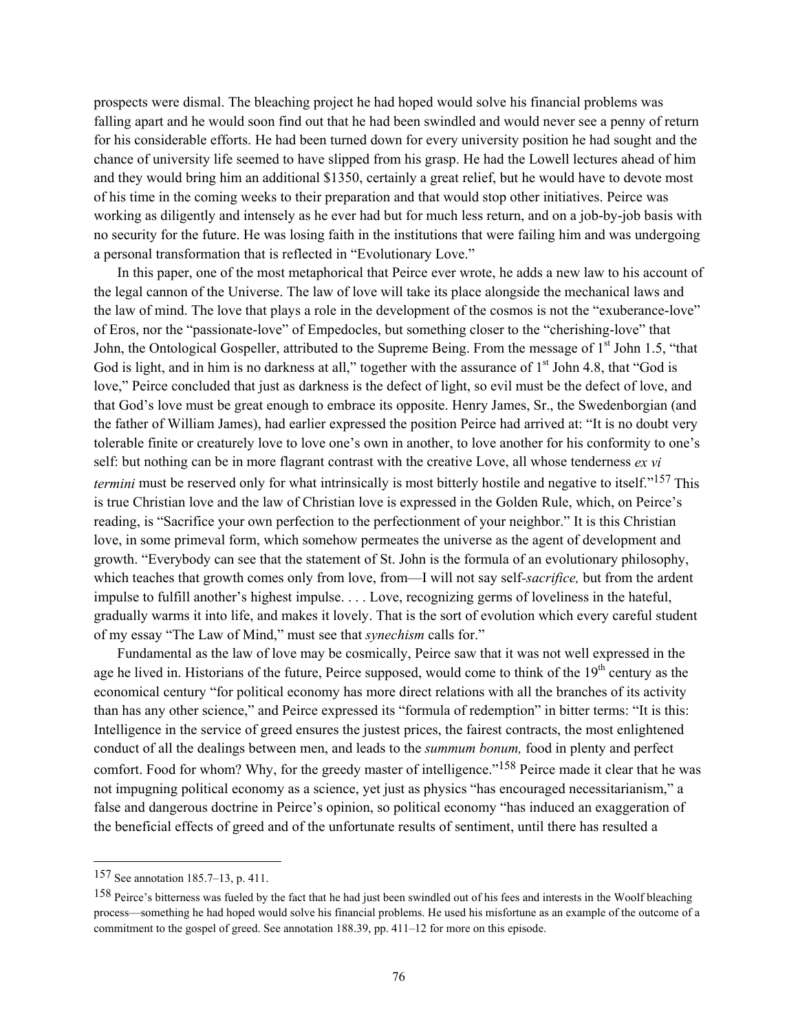prospects were dismal. The bleaching project he had hoped would solve his financial problems was falling apart and he would soon find out that he had been swindled and would never see a penny of return for his considerable efforts. He had been turned down for every university position he had sought and the chance of university life seemed to have slipped from his grasp. He had the Lowell lectures ahead of him and they would bring him an additional $1350, certainly a great relief, but he would have to devote most of his time in the coming weeks to their preparation and that would stop other initiatives. Peirce was working as diligently and intensely as he ever had but for much less return, and on a job-by-job basis with no security for the future. He was losing faith in the institutions that were failing him and was undergoing a personal transformation that is reflected in "Evolutionary Love."

In this paper, one of the most metaphorical that Peirce ever wrote, he adds a new law to his account of the legal cannon of the Universe. The law of love will take its place alongside the mechanical laws and the law of mind. The love that plays a role in the development of the cosmos is not the "exuberance-love" of Eros, nor the "passionate-love" of Empedocles, but something closer to the "cherishing-love" that John, the Ontological Gospeller, attributed to the Supreme Being. From the message of 1st John 1.5, "that God is light, and in him is no darkness at all," together with the assurance of 1st John 4.8, that "God is love," Peirce concluded that just as darkness is the defect of light, so evil must be the defect of love, and that God's love must be great enough to embrace its opposite. Henry James, Sr., the Swedenborgian (and the father of William James), had earlier expressed the position Peirce had arrived at: "It is no doubt very tolerable finite or creaturely love to love one's own in another, to love another for his conformity to one's self: but nothing can be in more flagrant contrast with the creative Love, all whose tenderness *ex vi termini* must be reserved only for what intrinsically is most bitterly hostile and negative to itself."[157] This is true Christian love and the law of Christian love is expressed in the Golden Rule, which, on Peirce's reading, is "Sacrifice your own perfection to the perfectionment of your neighbor." It is this Christian love, in some primeval form, which somehow permeates the universe as the agent of development and growth. "Everybody can see that the statement of St. John is the formula of an evolutionary philosophy, which teaches that growth comes only from love, from—I will not say self-*sacrifice,* but from the ardent impulse to fulfill another's highest impulse. . . . Love, recognizing germs of loveliness in the hateful, gradually warms it into life, and makes it lovely. That is the sort of evolution which every careful student of my essay "The Law of Mind," must see that *synechism* calls for."

Fundamental as the law of love may be cosmically, Peirce saw that it was not well expressed in the age he lived in. Historians of the future, Peirce supposed, would come to think of the 19th century as the economical century "for political economy has more direct relations with all the branches of its activity than has any other science," and Peirce expressed its "formula of redemption" in bitter terms: "It is this: Intelligence in the service of greed ensures the justest prices, the fairest contracts, the most enlightened conduct of all the dealings between men, and leads to the *summum bonum,* food in plenty and perfect comfort. Food for whom? Why, for the greedy master of intelligence."[158] Peirce made it clear that he was not impugning political economy as a science, yet just as physics "has encouraged necessitarianism," a false and dangerous doctrine in Peirce's opinion, so political economy "has induced an exaggeration of the beneficial effects of greed and of the unfortunate results of sentiment, until there has resulted a

---

[157] See annotation 185.7–13, p. 411.

[158] Peirce's bitterness was fueled by the fact that he had just been swindled out of his fees and interests in the Woolf bleaching process—something he had hoped would solve his financial problems. He used his misfortune as an example of the outcome of a commitment to the gospel of greed. See annotation 188.39, pp. 411–12 for more on this episode.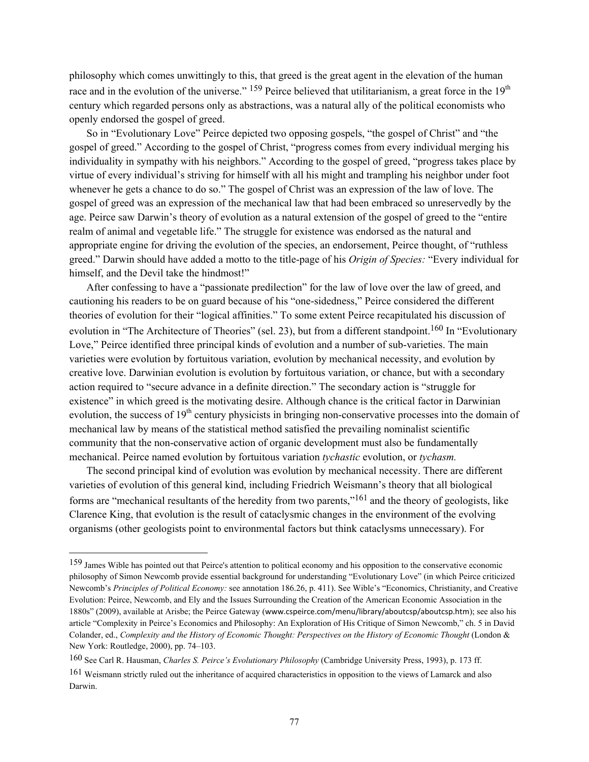philosophy which comes unwittingly to this, that greed is the great agent in the elevation of the human race and in the evolution of the universe." [159] Peirce believed that utilitarianism, a great force in the 19th century which regarded persons only as abstractions, was a natural ally of the political economists who openly endorsed the gospel of greed.

So in "Evolutionary Love" Peirce depicted two opposing gospels, "the gospel of Christ" and "the gospel of greed." According to the gospel of Christ, "progress comes from every individual merging his individuality in sympathy with his neighbors." According to the gospel of greed, "progress takes place by virtue of every individual's striving for himself with all his might and trampling his neighbor under foot whenever he gets a chance to do so." The gospel of Christ was an expression of the law of love. The gospel of greed was an expression of the mechanical law that had been embraced so unreservedly by the age. Peirce saw Darwin's theory of evolution as a natural extension of the gospel of greed to the "entire realm of animal and vegetable life." The struggle for existence was endorsed as the natural and appropriate engine for driving the evolution of the species, an endorsement, Peirce thought, of "ruthless greed." Darwin should have added a motto to the title-page of his *Origin of Species:* "Every individual for himself, and the Devil take the hindmost!"

After confessing to have a "passionate predilection" for the law of love over the law of greed, and cautioning his readers to be on guard because of his "one-sidedness," Peirce considered the different theories of evolution for their "logical affinities." To some extent Peirce recapitulated his discussion of evolution in "The Architecture of Theories" (sel. 23), but from a different standpoint.[160] In "Evolutionary Love," Peirce identified three principal kinds of evolution and a number of sub-varieties. The main varieties were evolution by fortuitous variation, evolution by mechanical necessity, and evolution by creative love. Darwinian evolution is evolution by fortuitous variation, or chance, but with a secondary action required to "secure advance in a definite direction." The secondary action is "struggle for existence" in which greed is the motivating desire. Although chance is the critical factor in Darwinian evolution, the success of 19th century physicists in bringing non-conservative processes into the domain of mechanical law by means of the statistical method satisfied the prevailing nominalist scientific community that the non-conservative action of organic development must also be fundamentally mechanical. Peirce named evolution by fortuitous variation *tychastic* evolution, or *tychasm.*

The second principal kind of evolution was evolution by mechanical necessity. There are different varieties of evolution of this general kind, including Friedrich Weismann's theory that all biological forms are "mechanical resultants of the heredity from two parents,"[161] and the theory of geologists, like Clarence King, that evolution is the result of cataclysmic changes in the environment of the evolving organisms (other geologists point to environmental factors but think cataclysms unnecessary). For

---

[159] James Wible has pointed out that Peirce's attention to political economy and his opposition to the conservative economic philosophy of Simon Newcomb provide essential background for understanding "Evolutionary Love" (in which Peirce criticized Newcomb's *Principles of Political Economy:* see annotation 186.26, p. 411). See Wible's "Economics, Christianity, and Creative Evolution: Peirce, Newcomb, and Ely and the Issues Surrounding the Creation of the American Economic Association in the 1880s" (2009), available at Arisbe; the Peirce Gateway (www.cspeirce.com/menu/library/aboutcsp/aboutcsp.htm); see also his article "Complexity in Peirce's Economics and Philosophy: An Exploration of His Critique of Simon Newcomb," ch. 5 in David Colander, ed., *Complexity and the History of Economic Thought: Perspectives on the History of Economic Thought* (London & New York: Routledge, 2000), pp. 74–103.

[160] See Carl R. Hausman, *Charles S. Peirce's Evolutionary Philosophy* (Cambridge University Press, 1993), p. 173 ff.

[161] Weismann strictly ruled out the inheritance of acquired characteristics in opposition to the views of Lamarck and also Darwin.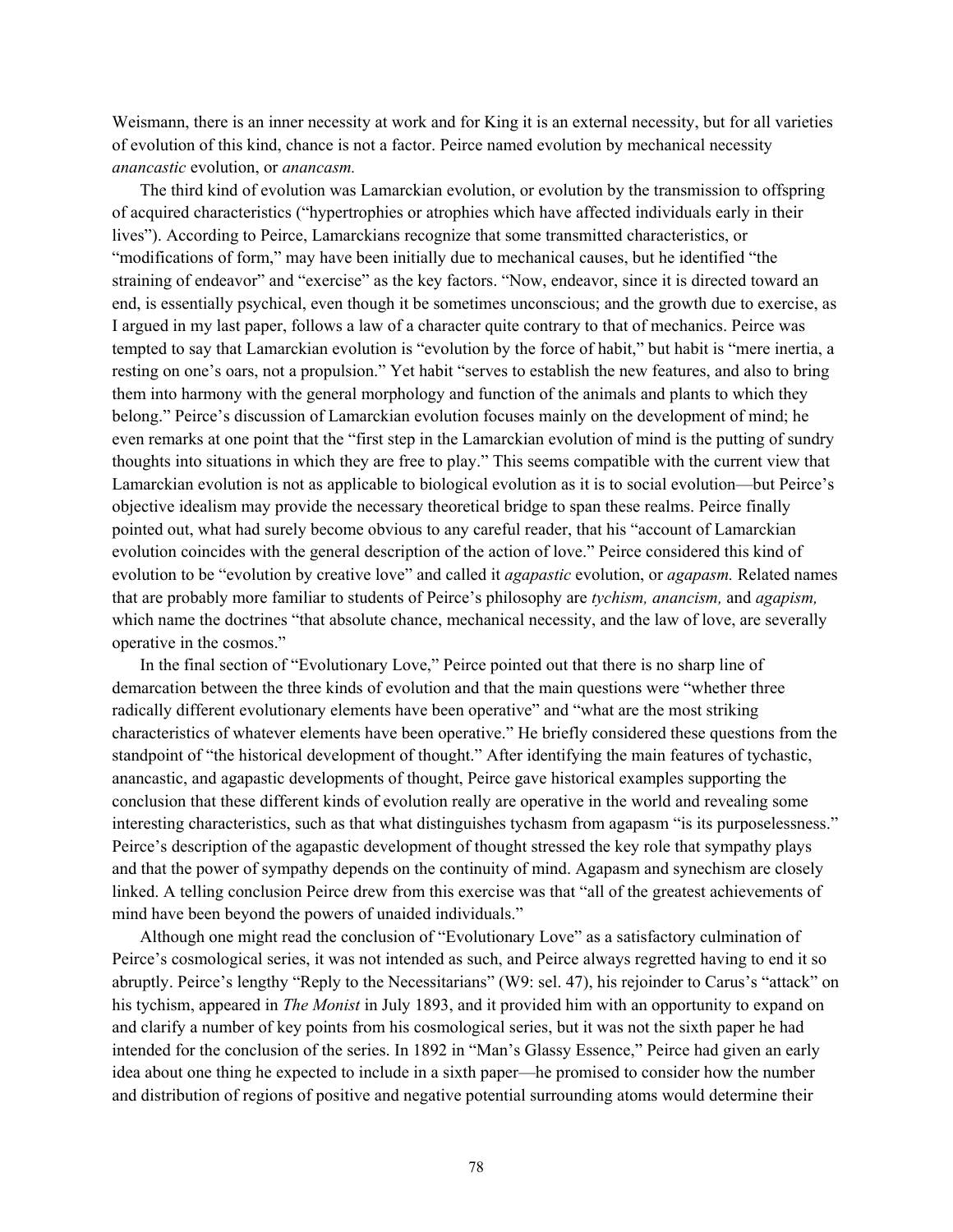Weismann, there is an inner necessity at work and for King it is an external necessity, but for all varieties of evolution of this kind, chance is not a factor. Peirce named evolution by mechanical necessity *anancastic* evolution, or *anancasm.*

The third kind of evolution was Lamarckian evolution, or evolution by the transmission to offspring of acquired characteristics ("hypertrophies or atrophies which have affected individuals early in their lives"). According to Peirce, Lamarckians recognize that some transmitted characteristics, or "modifications of form," may have been initially due to mechanical causes, but he identified "the straining of endeavor" and "exercise" as the key factors. "Now, endeavor, since it is directed toward an end, is essentially psychical, even though it be sometimes unconscious; and the growth due to exercise, as I argued in my last paper, follows a law of a character quite contrary to that of mechanics. Peirce was tempted to say that Lamarckian evolution is "evolution by the force of habit," but habit is "mere inertia, a resting on one's oars, not a propulsion." Yet habit "serves to establish the new features, and also to bring them into harmony with the general morphology and function of the animals and plants to which they belong." Peirce's discussion of Lamarckian evolution focuses mainly on the development of mind; he even remarks at one point that the "first step in the Lamarckian evolution of mind is the putting of sundry thoughts into situations in which they are free to play." This seems compatible with the current view that Lamarckian evolution is not as applicable to biological evolution as it is to social evolution—but Peirce's objective idealism may provide the necessary theoretical bridge to span these realms. Peirce finally pointed out, what had surely become obvious to any careful reader, that his "account of Lamarckian evolution coincides with the general description of the action of love." Peirce considered this kind of evolution to be "evolution by creative love" and called it *agapastic* evolution, or *agapasm.* Related names that are probably more familiar to students of Peirce's philosophy are *tychism, anancism,* and *agapism,* which name the doctrines "that absolute chance, mechanical necessity, and the law of love, are severally operative in the cosmos."

In the final section of "Evolutionary Love," Peirce pointed out that there is no sharp line of demarcation between the three kinds of evolution and that the main questions were "whether three radically different evolutionary elements have been operative" and "what are the most striking characteristics of whatever elements have been operative." He briefly considered these questions from the standpoint of "the historical development of thought." After identifying the main features of tychastic, anancastic, and agapastic developments of thought, Peirce gave historical examples supporting the conclusion that these different kinds of evolution really are operative in the world and revealing some interesting characteristics, such as that what distinguishes tychasm from agapasm "is its purposelessness." Peirce's description of the agapastic development of thought stressed the key role that sympathy plays and that the power of sympathy depends on the continuity of mind. Agapasm and synechism are closely linked. A telling conclusion Peirce drew from this exercise was that "all of the greatest achievements of mind have been beyond the powers of unaided individuals."

Although one might read the conclusion of "Evolutionary Love" as a satisfactory culmination of Peirce's cosmological series, it was not intended as such, and Peirce always regretted having to end it so abruptly. Peirce's lengthy "Reply to the Necessitarians" (W9: sel. 47), his rejoinder to Carus's "attack" on his tychism, appeared in *The Monist* in July 1893, and it provided him with an opportunity to expand on and clarify a number of key points from his cosmological series, but it was not the sixth paper he had intended for the conclusion of the series. In 1892 in "Man's Glassy Essence," Peirce had given an early idea about one thing he expected to include in a sixth paper—he promised to consider how the number and distribution of regions of positive and negative potential surrounding atoms would determine their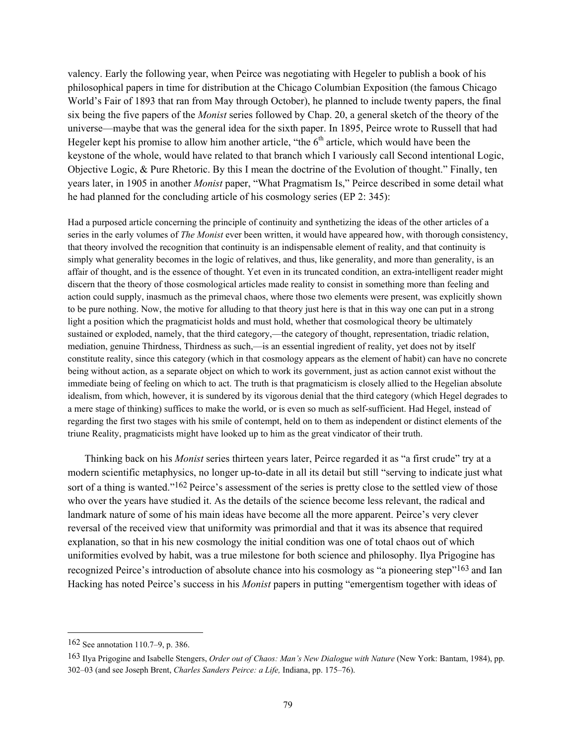valency. Early the following year, when Peirce was negotiating with Hegeler to publish a book of his philosophical papers in time for distribution at the Chicago Columbian Exposition (the famous Chicago World's Fair of 1893 that ran from May through October), he planned to include twenty papers, the final six being the five papers of the *Monist* series followed by Chap. 20, a general sketch of the theory of the universe—maybe that was the general idea for the sixth paper. In 1895, Peirce wrote to Russell that had Hegeler kept his promise to allow him another article, "the 6th article, which would have been the keystone of the whole, would have related to that branch which I variously call Second intentional Logic, Objective Logic, & Pure Rhetoric. By this I mean the doctrine of the Evolution of thought." Finally, ten years later, in 1905 in another *Monist* paper, "What Pragmatism Is," Peirce described in some detail what he had planned for the concluding article of his cosmology series (EP 2: 345):

> Had a purposed article concerning the principle of continuity and synthetizing the ideas of the other articles of a series in the early volumes of *The Monist* ever been written, it would have appeared how, with thorough consistency, that theory involved the recognition that continuity is an indispensable element of reality, and that continuity is simply what generality becomes in the logic of relatives, and thus, like generality, and more than generality, is an affair of thought, and is the essence of thought. Yet even in its truncated condition, an extra-intelligent reader might discern that the theory of those cosmological articles made reality to consist in something more than feeling and action could supply, inasmuch as the primeval chaos, where those two elements were present, was explicitly shown to be pure nothing. Now, the motive for alluding to that theory just here is that in this way one can put in a strong light a position which the pragmaticist holds and must hold, whether that cosmological theory be ultimately sustained or exploded, namely, that the third category,—the category of thought, representation, triadic relation, mediation, genuine Thirdness, Thirdness as such,—is an essential ingredient of reality, yet does not by itself constitute reality, since this category (which in that cosmology appears as the element of habit) can have no concrete being without action, as a separate object on which to work its government, just as action cannot exist without the immediate being of feeling on which to act. The truth is that pragmaticism is closely allied to the Hegelian absolute idealism, from which, however, it is sundered by its vigorous denial that the third category (which Hegel degrades to a mere stage of thinking) suffices to make the world, or is even so much as self-sufficient. Had Hegel, instead of regarding the first two stages with his smile of contempt, held on to them as independent or distinct elements of the triune Reality, pragmaticists might have looked up to him as the great vindicator of their truth.

Thinking back on his *Monist* series thirteen years later, Peirce regarded it as "a first crude" try at a modern scientific metaphysics, no longer up-to-date in all its detail but still "serving to indicate just what sort of a thing is wanted."[162] Peirce's assessment of the series is pretty close to the settled view of those who over the years have studied it. As the details of the science become less relevant, the radical and landmark nature of some of his main ideas have become all the more apparent. Peirce's very clever reversal of the received view that uniformity was primordial and that it was its absence that required explanation, so that in his new cosmology the initial condition was one of total chaos out of which uniformities evolved by habit, was a true milestone for both science and philosophy. Ilya Prigogine has recognized Peirce's introduction of absolute chance into his cosmology as "a pioneering step"[163] and Ian Hacking has noted Peirce's success in his *Monist* papers in putting "emergentism together with ideas of

---

[162] See annotation 110.7–9, p. 386.

[163] Ilya Prigogine and Isabelle Stengers, *Order out of Chaos: Man's New Dialogue with Nature* (New York: Bantam, 1984), pp. 302–03 (and see Joseph Brent, *Charles Sanders Peirce: a Life,* Indiana, pp. 175–76).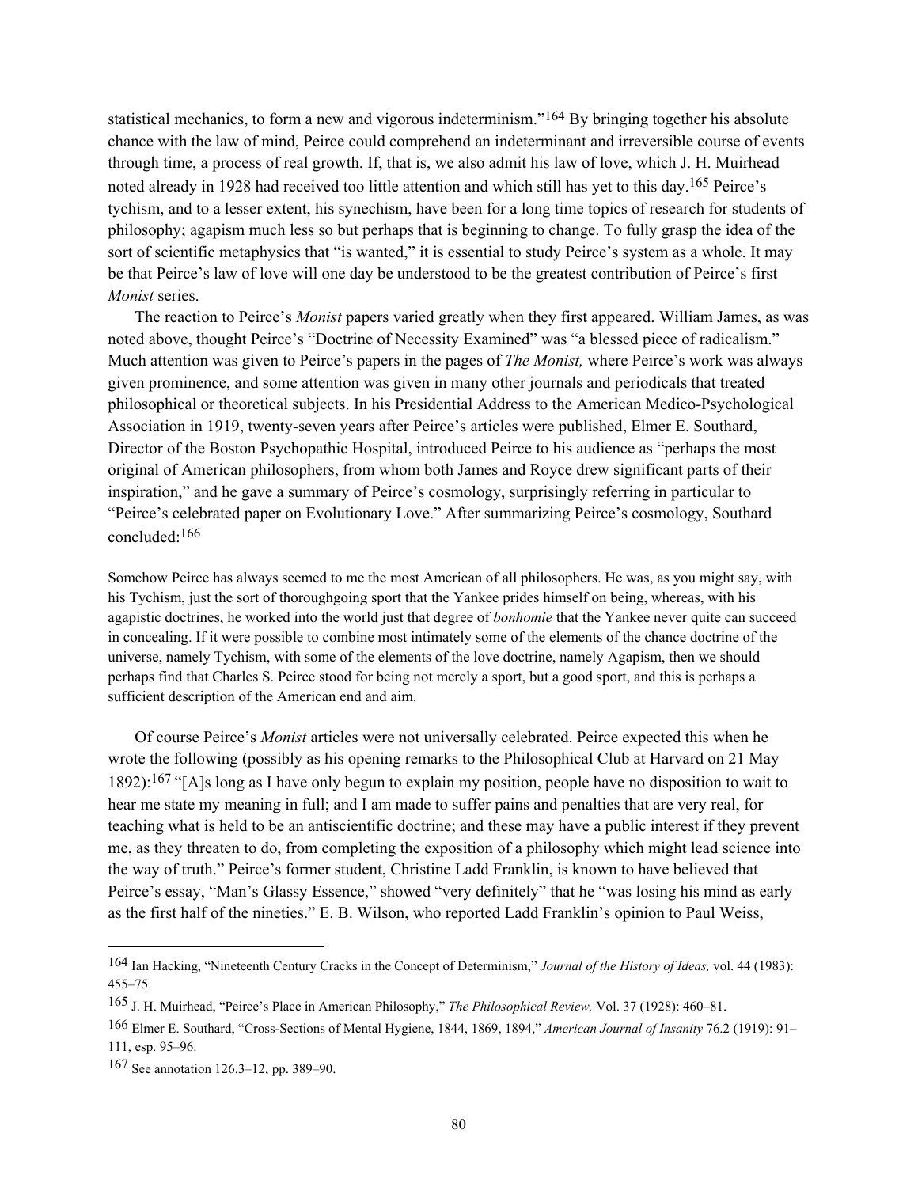statistical mechanics, to form a new and vigorous indeterminism."[164] By bringing together his absolute chance with the law of mind, Peirce could comprehend an indeterminant and irreversible course of events through time, a process of real growth. If, that is, we also admit his law of love, which J. H. Muirhead noted already in 1928 had received too little attention and which still has yet to this day.[165] Peirce's tychism, and to a lesser extent, his synechism, have been for a long time topics of research for students of philosophy; agapism much less so but perhaps that is beginning to change. To fully grasp the idea of the sort of scientific metaphysics that "is wanted," it is essential to study Peirce's system as a whole. It may be that Peirce's law of love will one day be understood to be the greatest contribution of Peirce's first *Monist* series.

The reaction to Peirce's *Monist* papers varied greatly when they first appeared. William James, as was noted above, thought Peirce's "Doctrine of Necessity Examined" was "a blessed piece of radicalism." Much attention was given to Peirce's papers in the pages of *The Monist,* where Peirce's work was always given prominence, and some attention was given in many other journals and periodicals that treated philosophical or theoretical subjects. In his Presidential Address to the American Medico-Psychological Association in 1919, twenty-seven years after Peirce's articles were published, Elmer E. Southard, Director of the Boston Psychopathic Hospital, introduced Peirce to his audience as "perhaps the most original of American philosophers, from whom both James and Royce drew significant parts of their inspiration," and he gave a summary of Peirce's cosmology, surprisingly referring in particular to "Peirce's celebrated paper on Evolutionary Love." After summarizing Peirce's cosmology, Southard concluded:[166]

> Somehow Peirce has always seemed to me the most American of all philosophers. He was, as you might say, with his Tychism, just the sort of thoroughgoing sport that the Yankee prides himself on being, whereas, with his agapistic doctrines, he worked into the world just that degree of *bonhomie* that the Yankee never quite can succeed in concealing. If it were possible to combine most intimately some of the elements of the chance doctrine of the universe, namely Tychism, with some of the elements of the love doctrine, namely Agapism, then we should perhaps find that Charles S. Peirce stood for being not merely a sport, but a good sport, and this is perhaps a sufficient description of the American end and aim.

Of course Peirce's *Monist* articles were not universally celebrated. Peirce expected this when he wrote the following (possibly as his opening remarks to the Philosophical Club at Harvard on 21 May 1892):[167] "[A]s long as I have only begun to explain my position, people have no disposition to wait to hear me state my meaning in full; and I am made to suffer pains and penalties that are very real, for teaching what is held to be an antiscientific doctrine; and these may have a public interest if they prevent me, as they threaten to do, from completing the exposition of a philosophy which might lead science into the way of truth." Peirce's former student, Christine Ladd Franklin, is known to have believed that Peirce's essay, "Man's Glassy Essence," showed "very definitely" that he "was losing his mind as early as the first half of the nineties." E. B. Wilson, who reported Ladd Franklin's opinion to Paul Weiss,

---

[164] Ian Hacking, "Nineteenth Century Cracks in the Concept of Determinism," *Journal of the History of Ideas,* vol. 44 (1983): 455–75.

[165] J. H. Muirhead, "Peirce's Place in American Philosophy," *The Philosophical Review,* Vol. 37 (1928): 460–81.

[166] Elmer E. Southard, "Cross-Sections of Mental Hygiene, 1844, 1869, 1894," *American Journal of Insanity* 76.2 (1919): 91–111, esp. 95–96.

[167] See annotation 126.3–12, pp. 389–90.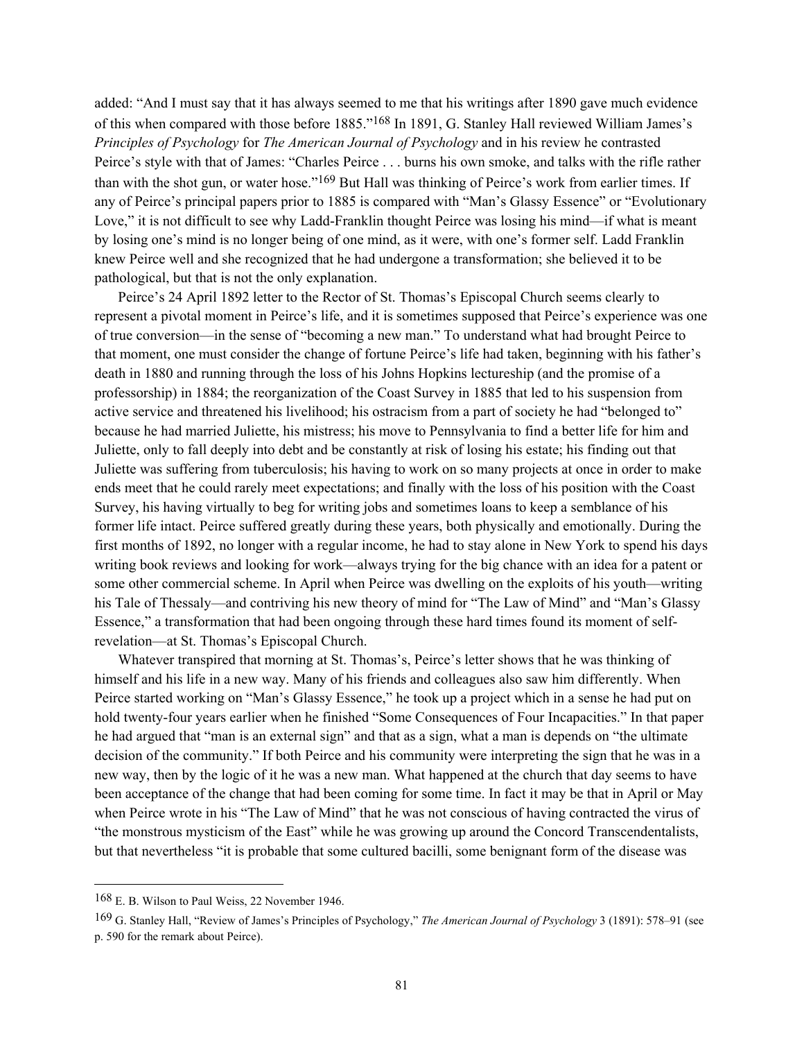added: "And I must say that it has always seemed to me that his writings after 1890 gave much evidence of this when compared with those before 1885."[168] In 1891, G. Stanley Hall reviewed William James's *Principles of Psychology* for *The American Journal of Psychology* and in his review he contrasted Peirce's style with that of James: "Charles Peirce . . . burns his own smoke, and talks with the rifle rather than with the shot gun, or water hose."[169] But Hall was thinking of Peirce's work from earlier times. If any of Peirce's principal papers prior to 1885 is compared with "Man's Glassy Essence" or "Evolutionary Love," it is not difficult to see why Ladd-Franklin thought Peirce was losing his mind—if what is meant by losing one's mind is no longer being of one mind, as it were, with one's former self. Ladd Franklin knew Peirce well and she recognized that he had undergone a transformation; she believed it to be pathological, but that is not the only explanation.

Peirce's 24 April 1892 letter to the Rector of St. Thomas's Episcopal Church seems clearly to represent a pivotal moment in Peirce's life, and it is sometimes supposed that Peirce's experience was one of true conversion—in the sense of "becoming a new man." To understand what had brought Peirce to that moment, one must consider the change of fortune Peirce's life had taken, beginning with his father's death in 1880 and running through the loss of his Johns Hopkins lectureship (and the promise of a professorship) in 1884; the reorganization of the Coast Survey in 1885 that led to his suspension from active service and threatened his livelihood; his ostracism from a part of society he had "belonged to" because he had married Juliette, his mistress; his move to Pennsylvania to find a better life for him and Juliette, only to fall deeply into debt and be constantly at risk of losing his estate; his finding out that Juliette was suffering from tuberculosis; his having to work on so many projects at once in order to make ends meet that he could rarely meet expectations; and finally with the loss of his position with the Coast Survey, his having virtually to beg for writing jobs and sometimes loans to keep a semblance of his former life intact. Peirce suffered greatly during these years, both physically and emotionally. During the first months of 1892, no longer with a regular income, he had to stay alone in New York to spend his days writing book reviews and looking for work—always trying for the big chance with an idea for a patent or some other commercial scheme. In April when Peirce was dwelling on the exploits of his youth—writing his Tale of Thessaly—and contriving his new theory of mind for "The Law of Mind" and "Man's Glassy Essence," a transformation that had been ongoing through these hard times found its moment of self-revelation—at St. Thomas's Episcopal Church.

Whatever transpired that morning at St. Thomas's, Peirce's letter shows that he was thinking of himself and his life in a new way. Many of his friends and colleagues also saw him differently. When Peirce started working on "Man's Glassy Essence," he took up a project which in a sense he had put on hold twenty-four years earlier when he finished "Some Consequences of Four Incapacities." In that paper he had argued that "man is an external sign" and that as a sign, what a man is depends on "the ultimate decision of the community." If both Peirce and his community were interpreting the sign that he was in a new way, then by the logic of it he was a new man. What happened at the church that day seems to have been acceptance of the change that had been coming for some time. In fact it may be that in April or May when Peirce wrote in his "The Law of Mind" that he was not conscious of having contracted the virus of "the monstrous mysticism of the East" while he was growing up around the Concord Transcendentalists, but that nevertheless "it is probable that some cultured bacilli, some benignant form of the disease was

---

[168] E. B. Wilson to Paul Weiss, 22 November 1946.

[169] G. Stanley Hall, "Review of James's Principles of Psychology," *The American Journal of Psychology* 3 (1891): 578–91 (see p. 590 for the remark about Peirce).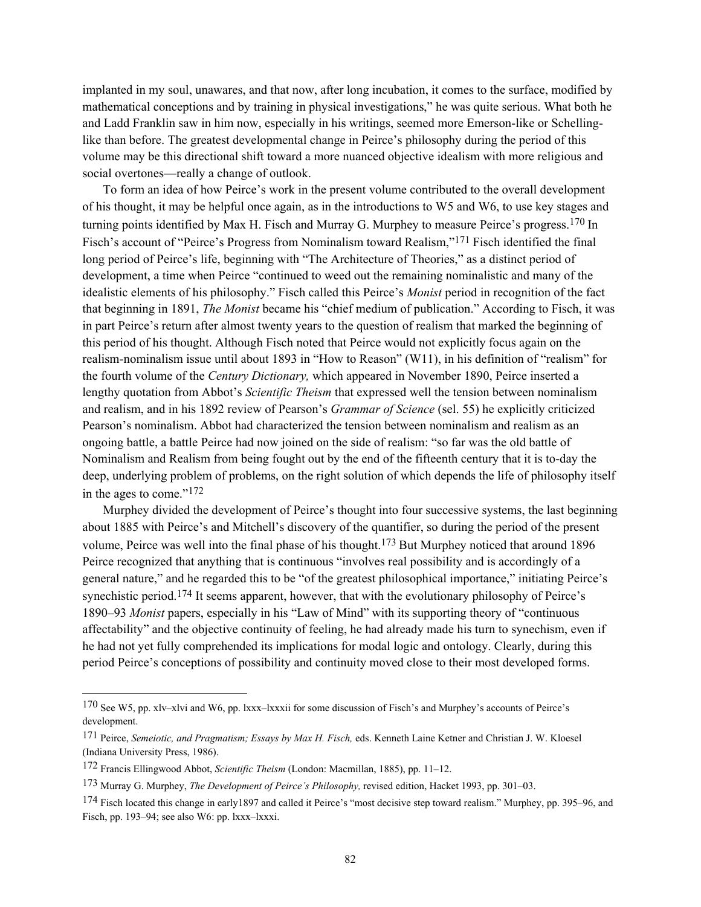implanted in my soul, unawares, and that now, after long incubation, it comes to the surface, modified by mathematical conceptions and by training in physical investigations," he was quite serious. What both he and Ladd Franklin saw in him now, especially in his writings, seemed more Emerson-like or Schelling-like than before. The greatest developmental change in Peirce's philosophy during the period of this volume may be this directional shift toward a more nuanced objective idealism with more religious and social overtones—really a change of outlook.

To form an idea of how Peirce's work in the present volume contributed to the overall development of his thought, it may be helpful once again, as in the introductions to W5 and W6, to use key stages and turning points identified by Max H. Fisch and Murray G. Murphey to measure Peirce's progress.[170] In Fisch's account of "Peirce's Progress from Nominalism toward Realism,"[171] Fisch identified the final long period of Peirce's life, beginning with "The Architecture of Theories," as a distinct period of development, a time when Peirce "continued to weed out the remaining nominalistic and many of the idealistic elements of his philosophy." Fisch called this Peirce's *Monist* period in recognition of the fact that beginning in 1891, *The Monist* became his "chief medium of publication." According to Fisch, it was in part Peirce's return after almost twenty years to the question of realism that marked the beginning of this period of his thought. Although Fisch noted that Peirce would not explicitly focus again on the realism-nominalism issue until about 1893 in "How to Reason" (W11), in his definition of "realism" for the fourth volume of the *Century Dictionary,* which appeared in November 1890, Peirce inserted a lengthy quotation from Abbot's *Scientific Theism* that expressed well the tension between nominalism and realism, and in his 1892 review of Pearson's *Grammar of Science* (sel. 55) he explicitly criticized Pearson's nominalism. Abbot had characterized the tension between nominalism and realism as an ongoing battle, a battle Peirce had now joined on the side of realism: "so far was the old battle of Nominalism and Realism from being fought out by the end of the fifteenth century that it is to-day the deep, underlying problem of problems, on the right solution of which depends the life of philosophy itself in the ages to come."[172]

Murphey divided the development of Peirce's thought into four successive systems, the last beginning about 1885 with Peirce's and Mitchell's discovery of the quantifier, so during the period of the present volume, Peirce was well into the final phase of his thought.[173] But Murphey noticed that around 1896 Peirce recognized that anything that is continuous "involves real possibility and is accordingly of a general nature," and he regarded this to be "of the greatest philosophical importance," initiating Peirce's synechistic period.[174] It seems apparent, however, that with the evolutionary philosophy of Peirce's 1890–93 *Monist* papers, especially in his "Law of Mind" with its supporting theory of "continuous affectability" and the objective continuity of feeling, he had already made his turn to synechism, even if he had not yet fully comprehended its implications for modal logic and ontology. Clearly, during this period Peirce's conceptions of possibility and continuity moved close to their most developed forms.

---

[170] See W5, pp. xlv–xlvi and W6, pp. lxxx–lxxxii for some discussion of Fisch's and Murphey's accounts of Peirce's development.

[171] Peirce, *Semeiotic, and Pragmatism; Essays by Max H. Fisch,* eds. Kenneth Laine Ketner and Christian J. W. Kloesel (Indiana University Press, 1986).

[172] Francis Ellingwood Abbot, *Scientific Theism* (London: Macmillan, 1885), pp. 11–12.

[173] Murray G. Murphey, *The Development of Peirce's Philosophy,* revised edition, Hacket 1993, pp. 301–03.

[174] Fisch located this change in early1897 and called it Peirce's "most decisive step toward realism." Murphey, pp. 395–96, and Fisch, pp. 193–94; see also W6: pp. lxxx–lxxxi.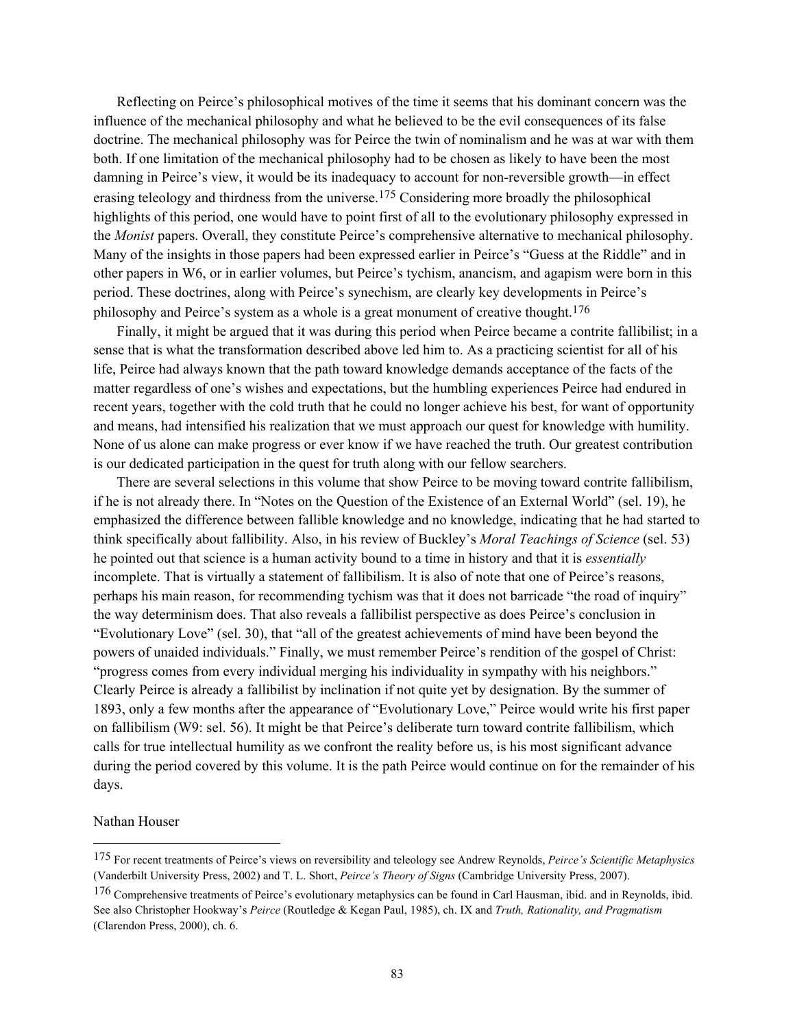Reflecting on Peirce's philosophical motives of the time it seems that his dominant concern was the influence of the mechanical philosophy and what he believed to be the evil consequences of its false doctrine. The mechanical philosophy was for Peirce the twin of nominalism and he was at war with them both. If one limitation of the mechanical philosophy had to be chosen as likely to have been the most damning in Peirce's view, it would be its inadequacy to account for non-reversible growth—in effect erasing teleology and thirdness from the universe.[175] Considering more broadly the philosophical highlights of this period, one would have to point first of all to the evolutionary philosophy expressed in the *Monist* papers. Overall, they constitute Peirce's comprehensive alternative to mechanical philosophy. Many of the insights in those papers had been expressed earlier in Peirce's "Guess at the Riddle" and in other papers in W6, or in earlier volumes, but Peirce's tychism, anancism, and agapism were born in this period. These doctrines, along with Peirce's synechism, are clearly key developments in Peirce's philosophy and Peirce's system as a whole is a great monument of creative thought.[176]

Finally, it might be argued that it was during this period when Peirce became a contrite fallibilist; in a sense that is what the transformation described above led him to. As a practicing scientist for all of his life, Peirce had always known that the path toward knowledge demands acceptance of the facts of the matter regardless of one's wishes and expectations, but the humbling experiences Peirce had endured in recent years, together with the cold truth that he could no longer achieve his best, for want of opportunity and means, had intensified his realization that we must approach our quest for knowledge with humility. None of us alone can make progress or ever know if we have reached the truth. Our greatest contribution is our dedicated participation in the quest for truth along with our fellow searchers.

There are several selections in this volume that show Peirce to be moving toward contrite fallibilism, if he is not already there. In "Notes on the Question of the Existence of an External World" (sel. 19), he emphasized the difference between fallible knowledge and no knowledge, indicating that he had started to think specifically about fallibility. Also, in his review of Buckley's *Moral Teachings of Science* (sel. 53) he pointed out that science is a human activity bound to a time in history and that it is *essentially* incomplete. That is virtually a statement of fallibilism. It is also of note that one of Peirce's reasons, perhaps his main reason, for recommending tychism was that it does not barricade "the road of inquiry" the way determinism does. That also reveals a fallibilist perspective as does Peirce's conclusion in "Evolutionary Love" (sel. 30), that "all of the greatest achievements of mind have been beyond the powers of unaided individuals." Finally, we must remember Peirce's rendition of the gospel of Christ: "progress comes from every individual merging his individuality in sympathy with his neighbors." Clearly Peirce is already a fallibilist by inclination if not quite yet by designation. By the summer of 1893, only a few months after the appearance of "Evolutionary Love," Peirce would write his first paper on fallibilism (W9: sel. 56). It might be that Peirce's deliberate turn toward contrite fallibilism, which calls for true intellectual humility as we confront the reality before us, is his most significant advance during the period covered by this volume. It is the path Peirce would continue on for the remainder of his days.

Nathan Houser

---

[175] For recent treatments of Peirce's views on reversibility and teleology see Andrew Reynolds, *Peirce's Scientific Metaphysics* (Vanderbilt University Press, 2002) and T. L. Short, *Peirce's Theory of Signs* (Cambridge University Press, 2007).

[176] Comprehensive treatments of Peirce's evolutionary metaphysics can be found in Carl Hausman, ibid. and in Reynolds, ibid. See also Christopher Hookway's *Peirce* (Routledge & Kegan Paul, 1985), ch. IX and *Truth, Rationality, and Pragmatism* (Clarendon Press, 2000), ch. 6.